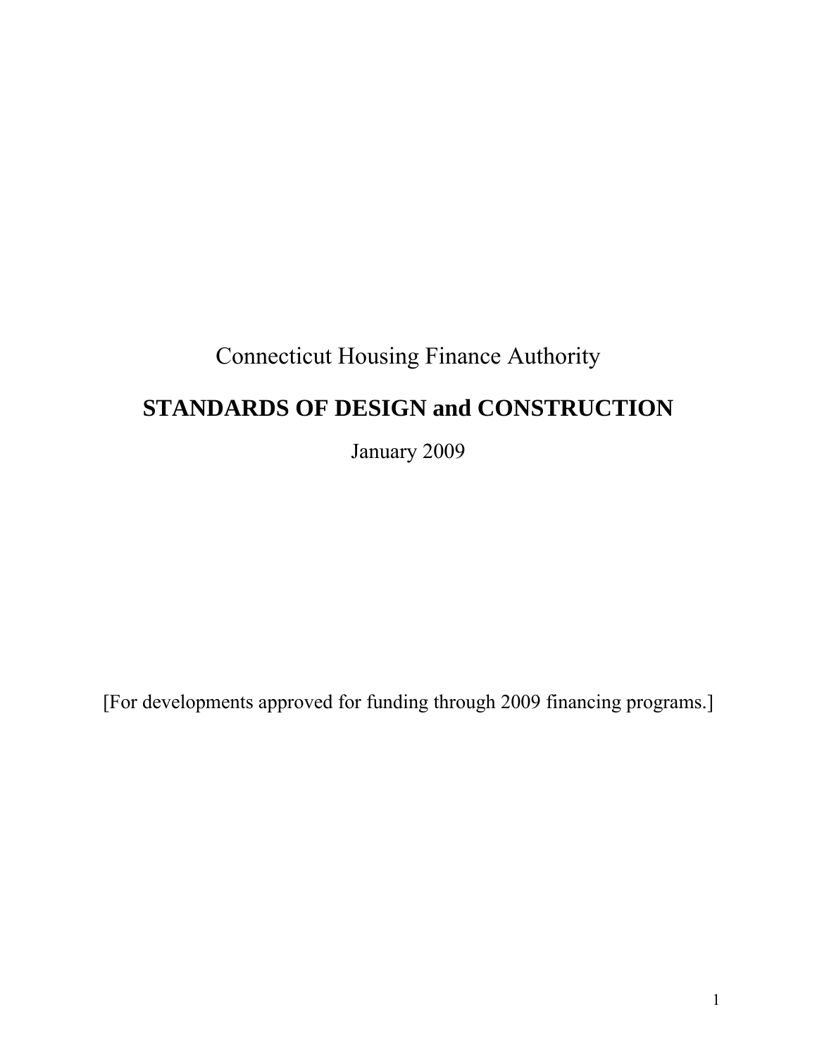Connecticut Housing Finance Authority

# STANDARDS OF DESIGN and CONSTRUCTION

January 2009

[For developments approved for funding through 2009 financing programs.]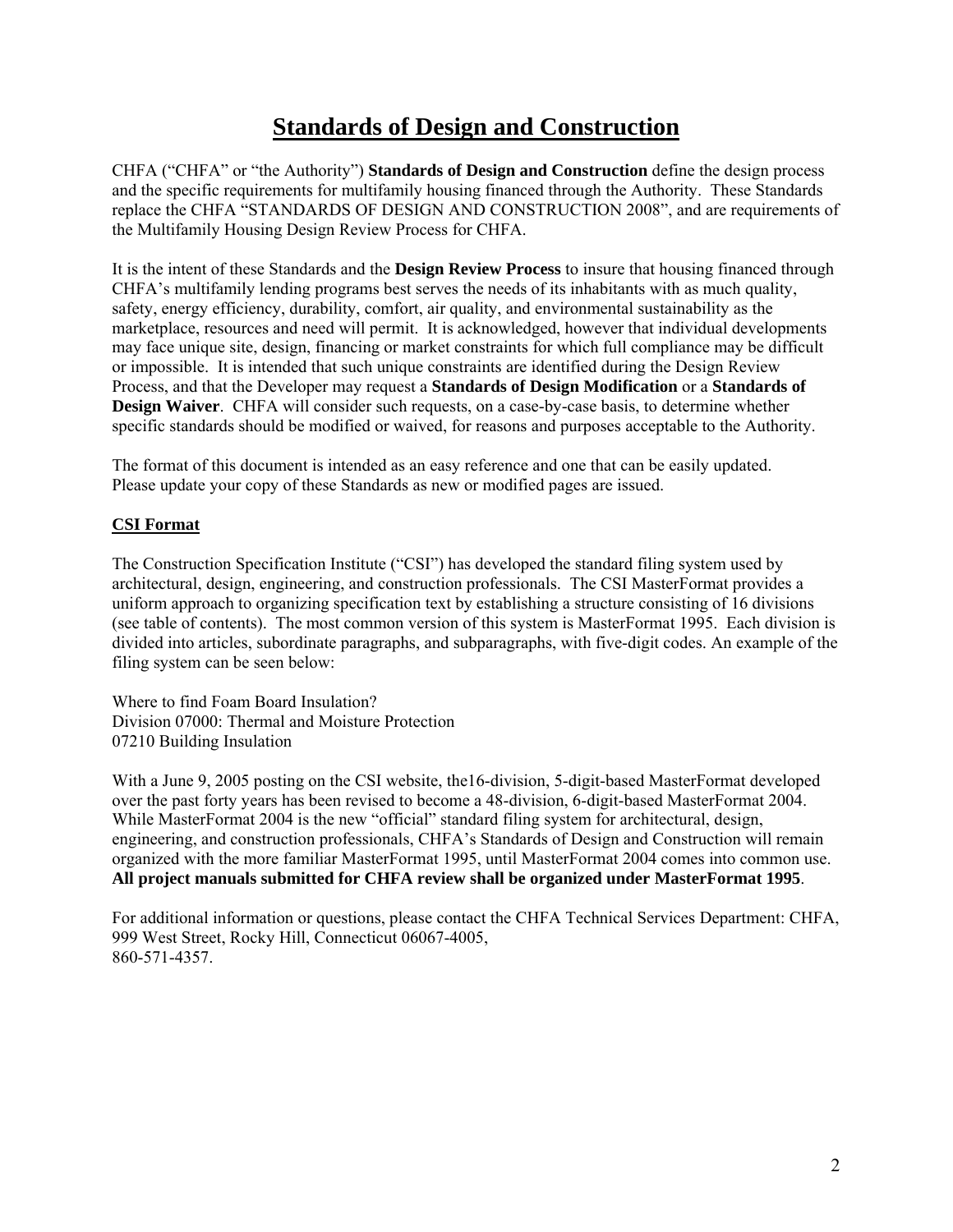# Standards of Design and Construction

CHFA ("CHFA" or "the Authority") **Standards of Design and Construction** define the design process and the specific requirements for multifamily housing financed through the Authority. These Standards replace the CHFA "STANDARDS OF DESIGN AND CONSTRUCTION 2008", and are requirements of the Multifamily Housing Design Review Process for CHFA.

It is the intent of these Standards and the **Design Review Process** to insure that housing financed through CHFA's multifamily lending programs best serves the needs of its inhabitants with as much quality, safety, energy efficiency, durability, comfort, air quality, and environmental sustainability as the marketplace, resources and need will permit. It is acknowledged, however that individual developments may face unique site, design, financing or market constraints for which full compliance may be difficult or impossible. It is intended that such unique constraints are identified during the Design Review Process, and that the Developer may request a **Standards of Design Modification** or a **Standards of Design Waiver**. CHFA will consider such requests, on a case-by-case basis, to determine whether specific standards should be modified or waived, for reasons and purposes acceptable to the Authority.

The format of this document is intended as an easy reference and one that can be easily updated. Please update your copy of these Standards as new or modified pages are issued.

## CSI Format

The Construction Specification Institute ("CSI") has developed the standard filing system used by architectural, design, engineering, and construction professionals. The CSI MasterFormat provides a uniform approach to organizing specification text by establishing a structure consisting of 16 divisions (see table of contents). The most common version of this system is MasterFormat 1995. Each division is divided into articles, subordinate paragraphs, and subparagraphs, with five-digit codes. An example of the filing system can be seen below:

Where to find Foam Board Insulation?
Division 07000: Thermal and Moisture Protection
07210 Building Insulation

With a June 9, 2005 posting on the CSI website, the16-division, 5-digit-based MasterFormat developed over the past forty years has been revised to become a 48-division, 6-digit-based MasterFormat 2004. While MasterFormat 2004 is the new "official" standard filing system for architectural, design, engineering, and construction professionals, CHFA's Standards of Design and Construction will remain organized with the more familiar MasterFormat 1995, until MasterFormat 2004 comes into common use. **All project manuals submitted for CHFA review shall be organized under MasterFormat 1995**.

For additional information or questions, please contact the CHFA Technical Services Department: CHFA, 999 West Street, Rocky Hill, Connecticut 06067-4005,
860-571-4357.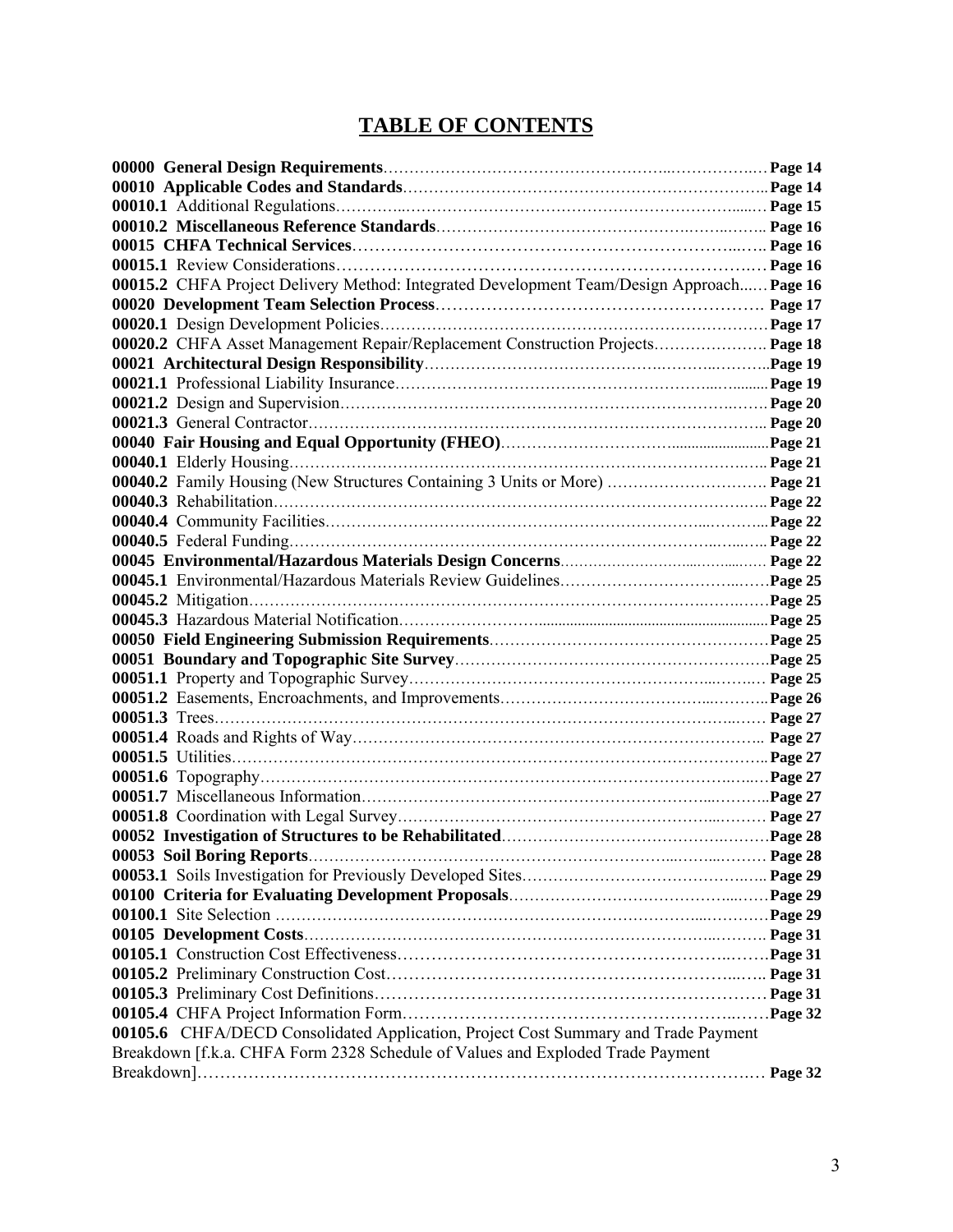# TABLE OF CONTENTS

| | |
|---|---|
| **00000 General Design Requirements** | **Page 14** |
| **00010 Applicable Codes and Standards** | **Page 14** |
| **00010.1** Additional Regulations | **Page 15** |
| **00010.2 Miscellaneous Reference Standards** | **Page 16** |
| **00015 CHFA Technical Services** | **Page 16** |
| **00015.1** Review Considerations | **Page 16** |
| **00015.2** CHFA Project Delivery Method: Integrated Development Team/Design Approach | **Page 16** |
| **00020 Development Team Selection Process** | **Page 17** |
| **00020.1** Design Development Policies | **Page 17** |
| **00020.2** CHFA Asset Management Repair/Replacement Construction Projects | **Page 18** |
| **00021 Architectural Design Responsibility** | **Page 19** |
| **00021.1** Professional Liability Insurance | **Page 19** |
| **00021.2** Design and Supervision | **Page 20** |
| **00021.3** General Contractor | **Page 20** |
| **00040 Fair Housing and Equal Opportunity (FHEO)** | **Page 21** |
| **00040.1** Elderly Housing | **Page 21** |
| **00040.2** Family Housing (New Structures Containing 3 Units or More) | **Page 21** |
| **00040.3** Rehabilitation | **Page 22** |
| **00040.4** Community Facilities | **Page 22** |
| **00040.5** Federal Funding | **Page 22** |
| **00045 Environmental/Hazardous Materials Design Concerns** | **Page 22** |
| **00045.1** Environmental/Hazardous Materials Review Guidelines | **Page 25** |
| **00045.2** Mitigation | **Page 25** |
| **00045.3** Hazardous Material Notification | **Page 25** |
| **00050 Field Engineering Submission Requirements** | **Page 25** |
| **00051 Boundary and Topographic Site Survey** | **Page 25** |
| **00051.1** Property and Topographic Survey | **Page 25** |
| **00051.2** Easements, Encroachments, and Improvements | **Page 26** |
| **00051.3** Trees | **Page 27** |
| **00051.4** Roads and Rights of Way | **Page 27** |
| **00051.5** Utilities | **Page 27** |
| **00051.6** Topography | **Page 27** |
| **00051.7** Miscellaneous Information | **Page 27** |
| **00051.8** Coordination with Legal Survey | **Page 27** |
| **00052 Investigation of Structures to be Rehabilitated** | **Page 28** |
| **00053 Soil Boring Reports** | **Page 28** |
| **00053.1** Soils Investigation for Previously Developed Sites | **Page 29** |
| **00100 Criteria for Evaluating Development Proposals** | **Page 29** |
| **00100.1** Site Selection | **Page 29** |
| **00105 Development Costs** | **Page 31** |
| **00105.1** Construction Cost Effectiveness | **Page 31** |
| **00105.2** Preliminary Construction Cost | **Page 31** |
| **00105.3** Preliminary Cost Definitions | **Page 31** |
| **00105.4** CHFA Project Information Form | **Page 32** |
| **00105.6** CHFA/DECD Consolidated Application, Project Cost Summary and Trade Payment Breakdown [f.k.a. CHFA Form 2328 Schedule of Values and Exploded Trade Payment Breakdown] | **Page 32** |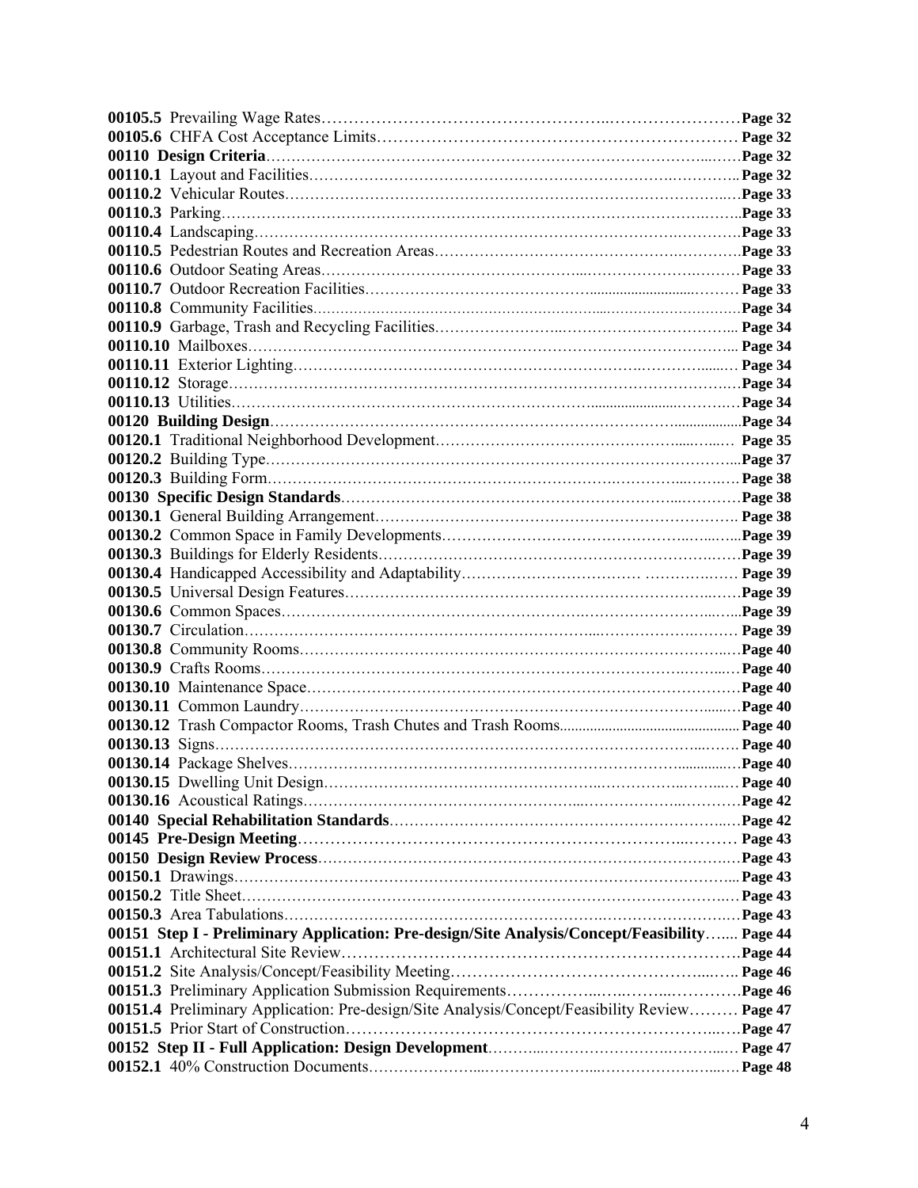**00105.5** Prevailing Wage Rates……………………………………………..……………………**Page 32**
**00105.6** CHFA Cost Acceptance Limits………………………………………………………… **Page 32**
**00110 Design Criteria**…………………………………………………………………...…**Page 32**
**00110.1** Layout and Facilities……………………………………………………………….. **Page 32**
**00110.2** Vehicular Routes…………………………………………………………………..…**Page 33**
**00110.3** Parking………………………………………………………………………………..**Page 33**
**00110.4** Landscaping…………………………………………………………………………..**Page 33**
**00110.5** Pedestrian Routes and Recreation Areas………………………………………….………..**Page 33**
**00110.6** Outdoor Seating Areas…………………………………………...……………………… **Page 33**
**00110.7** Outdoor Recreation Facilities………………………………………………..……… **Page 33**
**00110.8** Community Facilities…………………………………………………………………**Page 34**
**00110.9** Garbage, Trash and Recycling Facilities……………………..……………………... **Page 34**
**00110.10** Mailboxes……………………………………………………………………………... **Page 34**
**00110.11** Exterior Lighting……………………………………………………………...…… **Page 34**
**00110.12** Storage……………………………………………………………………………..…**Page 34**
**00110.13** Utilities…………………………………………………………………...……………**Page 34**
**00120 Building Design**……………………………………………………………………...**Page 34**
**00120.1** Traditional Neighborhood Development………………………………………...…… **Page 35**
**00120.2** Building Type………………………………………………………………………...**Page 37**
**00120.3** Building Form…………………………………………………………………...………**Page 38**
**00130 Specific Design Standards**……………………………………………………...……**Page 38**
**00130.1** General Building Arrangement………………………………………………………. **Page 38**
**00130.2** Common Space in Family Developments……………………………………..…...…...**Page 39**
**00130.3** Buildings for Elderly Residents…………………………………………………………**Page 39**
**00130.4** Handicapped Accessibility and Adaptability……………………………… ………..…… **Page 39**
**00130.5** Universal Design Features……………………………………………………….……**Page 39**
**00130.6** Common Spaces……………………………………………………………...…...**Page 39**
**00130.7** Circulation…………………………………………………………………………… **Page 39**
**00130.8** Community Rooms……………………………………………………………….……**Page 40**
**00130.9** Crafts Rooms………………………………………………………………………...…**Page 40**
**00130.10** Maintenance Space……………………………………………………………………**Page 40**
**00130.11** Common Laundry…………………………………………………………………...…**Page 40**
**00130.12** Trash Compactor Rooms, Trash Chutes and Trash Rooms............................................ **Page 40**
**00130.13** Signs……………………………………………………………………………...…… **Page 40**
**00130.14** Package Shelves……………………………………………………………..............**Page 40**
**00130.15** Dwelling Unit Design………………………………………………..……………...… **Page 40**
**00130.16** Acoustical Ratings……………………………………………...………………..………**Page 42**
**00140 Special Rehabilitation Standards**………………………………………………………**Page 42**
**00145 Pre-Design Meeting**………………………………………………………...……… **Page 43**
**00150 Design Review Process**……………………………………………………………….**Page 43**
**00150.1** Drawings…………………………………………………………………………….... **Page 43**
**00150.2** Title Sheet…………………………………………………………………………..… **Page 43**
**00150.3** Area Tabulations………………………………………………………………………**Page 43**
**00151 Step I - Preliminary Application: Pre-design/Site Analysis/Concept/Feasibility**…... **Page 44**
**00151.1** Architectural Site Review…………………………………………………………………**Page 44**
**00151.2** Site Analysis/Concept/Feasibility Meeting…………………………………...….. **Page 46**
**00151.3** Preliminary Application Submission Requirements……………...…...……...…………**Page 46**
**00151.4** Preliminary Application: Pre-design/Site Analysis/Concept/Feasibility Review……… **Page 47**
**00151.5** Prior Start of Construction…………………………………………………………...…**Page 47**
**00152 Step II - Full Application: Design Development**………...………………….……...… **Page 47**
**00152.1** 40% Construction Documents…………………...…………………...……………..…..…**Page 48**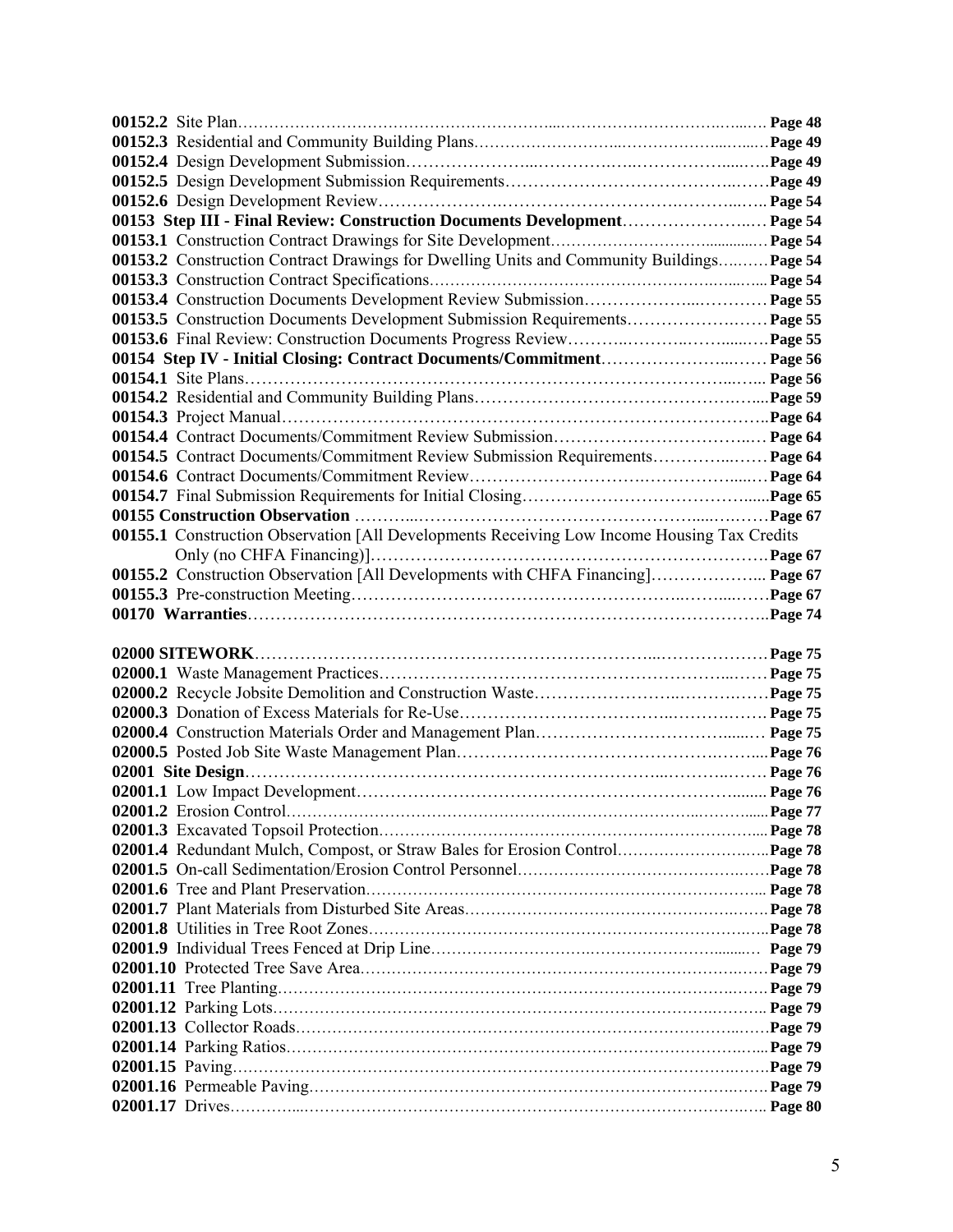**00152.2** Site Plan………………………………………………………………………………………………… **Page 48**
**00152.3** Residential and Community Building Plans…………………………………………………… **Page 49**
**00152.4** Design Development Submission…………………………………………………………………**Page 49**
**00152.5** Design Development Submission Requirements…………………………………………………**Page 49**
**00152.6** Design Development Review…………………………………………………………………… **Page 54**
**00153 Step III - Final Review: Construction Documents Development**………………………… **Page 54**
**00153.1** Construction Contract Drawings for Site Development……………………………………… **Page 54**
**00153.2** Construction Contract Drawings for Dwelling Units and Community Buildings………… **Page 54**
**00153.3** Construction Contract Specifications…………………………………………………………… **Page 54**
**00153.4** Construction Documents Development Review Submission………………………………… **Page 55**
**00153.5** Construction Documents Development Submission Requirements………………………… **Page 55**
**00153.6** Final Review: Construction Documents Progress Review……………………………………**Page 55**
**00154 Step IV - Initial Closing: Contract Documents/Commitment**……………………………… **Page 56**
**00154.1** Site Plans…………………………………………………………………………………………… **Page 56**
**00154.2** Residential and Community Building Plans……………………………………………………**Page 59**
**00154.3** Project Manual………………………………………………………………………………………**Page 64**
**00154.4** Contract Documents/Commitment Review Submission……………………………………… **Page 64**
**00154.5** Contract Documents/Commitment Review Submission Requirements……………………… **Page 64**
**00154.6** Contract Documents/Commitment Review…………………………………………………… **Page 64**
**00154.7** Final Submission Requirements for Initial Closing………………………………………………**Page 65**
**00155 Construction Observation** ………………………………………………………………………**Page 67**
**00155.1** Construction Observation [All Developments Receiving Low Income Housing Tax Credits Only (no CHFA Financing)]…………………………………………………………………… **Page 67**
**00155.2** Construction Observation [All Developments with CHFA Financing]……………………… **Page 67**
**00155.3** Pre-construction Meeting…………………………………………………………………………**Page 67**
**00170 Warranties**…………………………………………………………………………………………**Page 74**

**02000 SITEWORK**…………………………………………………………………………………………**Page 75**
**02000.1** Waste Management Practices…………………………………………………………………… **Page 75**
**02000.2** Recycle Jobsite Demolition and Construction Waste…………………………………………**Page 75**
**02000.3** Donation of Excess Materials for Re-Use……………………………………………………… **Page 75**
**02000.4** Construction Materials Order and Management Plan………………………………………… **Page 75**
**02000.5** Posted Job Site Waste Management Plan………………………………………………………**Page 76**
**02001 Site Design**………………………………………………………………………………………… **Page 76**
**02001.1** Low Impact Development………………………………………………………………………… **Page 76**
**02001.2** Erosion Control…………………………………………………………………………………… **Page 77**
**02001.3** Excavated Topsoil Protection…………………………………………………………………… **Page 78**
**02001.4** Redundant Mulch, Compost, or Straw Bales for Erosion Control……………………………**Page 78**
**02001.5** On-call Sedimentation/Erosion Control Personnel……………………………………………**Page 78**
**02001.6** Tree and Plant Preservation……………………………………………………………………… **Page 78**
**02001.7** Plant Materials from Disturbed Site Areas………………………………………………………**Page 78**
**02001.8** Utilities in Tree Root Zones………………………………………………………………………**Page 78**
**02001.9** Individual Trees Fenced at Drip Line…………………………………………………………… **Page 79**
**02001.10** Protected Tree Save Area…………………………………………………………………………**Page 79**
**02001.11** Tree Planting………………………………………………………………………………………**Page 79**
**02001.12** Parking Lots……………………………………………………………………………………… **Page 79**
**02001.13** Collector Roads……………………………………………………………………………………**Page 79**
**02001.14** Parking Ratios………………………………………………………………………………………**Page 79**
**02001.15** Paving………………………………………………………………………………………………**Page 79**
**02001.16** Permeable Paving…………………………………………………………………………………**Page 79**
**02001.17** Drives……………………………………………………………………………………………… **Page 80**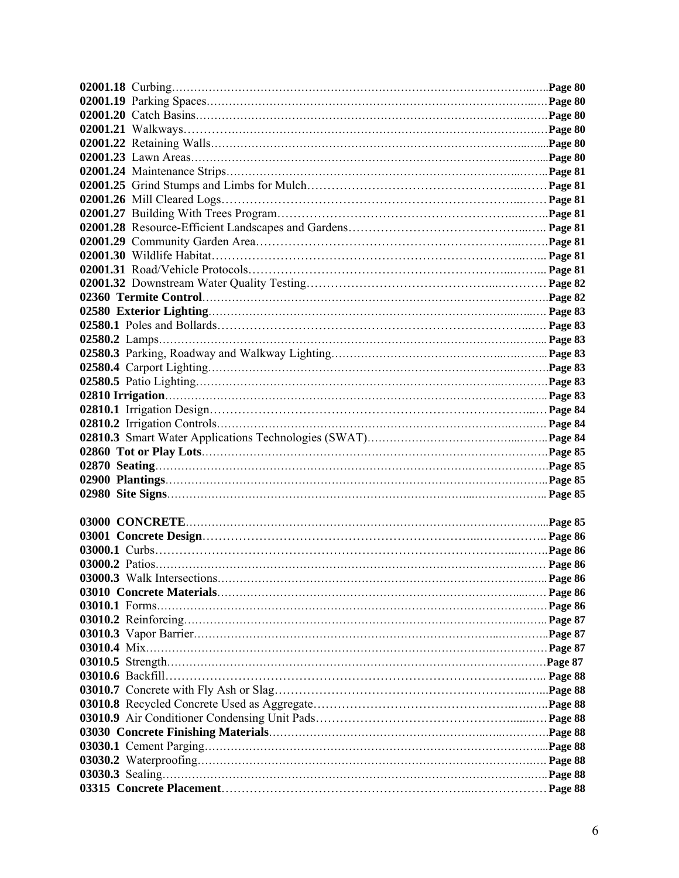**02001.18** Curbing……………………………………………………………………………………Page 80
**02001.19** Parking Spaces………………………………………………………………………………Page 80
**02001.20** Catch Basins…………………………………………………………………………………Page 80
**02001.21** Walkways……………………………………………………………………………………Page 80
**02001.22** Retaining Walls………………………………………………………………………………Page 80
**02001.23** Lawn Areas…………………………………………………………………………………Page 80
**02001.24** Maintenance Strips…………………………………………………………………………Page 81
**02001.25** Grind Stumps and Limbs for Mulch…………………………………………………………Page 81
**02001.26** Mill Cleared Logs……………………………………………………………………………Page 81
**02001.27** Building With Trees Program…………………………………………………………………Page 81
**02001.28** Resource-Efficient Landscapes and Gardens…………………………………………………Page 81
**02001.29** Community Garden Area……………………………………………………………………Page 81
**02001.30** Wildlife Habitat………………………………………………………………………………Page 81
**02001.31** Road/Vehicle Protocols………………………………………………………………………Page 81
**02001.32** Downstream Water Quality Testing…………………………………………………………Page 82
**02360 Termite Control**………………………………………………………………………………Page 82
**02580 Exterior Lighting**……………………………………………………………………………Page 83
**02580.1** Poles and Bollards……………………………………………………………………………Page 83
**02580.2** Lamps…………………………………………………………………………………………Page 83
**02580.3** Parking, Roadway and Walkway Lighting……………………………………………………Page 83
**02580.4** Carport Lighting………………………………………………………………………………Page 83
**02580.5** Patio Lighting…………………………………………………………………………………Page 83
**02810 Irrigation**………………………………………………………………………………………Page 83
**02810.1** Irrigation Design………………………………………………………………………………Page 84
**02810.2** Irrigation Controls……………………………………………………………………………Page 84
**02810.3** Smart Water Applications Technologies (SWAT)……………………………………………Page 84
**02860 Tot or Play Lots**………………………………………………………………………………Page 85
**02870 Seating**…………………………………………………………………………………………Page 85
**02900 Plantings**………………………………………………………………………………………Page 85
**02980 Site Signs**………………………………………………………………………………………Page 85

**03000 CONCRETE**……………………………………………………………………………………Page 85
**03001 Concrete Design**………………………………………………………………………………Page 86
**03000.1** Curbs…………………………………………………………………………………………Page 86
**03000.2** Patios…………………………………………………………………………………………Page 86
**03000.3** Walk Intersections……………………………………………………………………………Page 86
**03010 Concrete Materials**……………………………………………………………………………Page 86
**03010.1** Forms…………………………………………………………………………………………Page 86
**03010.2** Reinforcing……………………………………………………………………………………Page 87
**03010.3** Vapor Barrier…………………………………………………………………………………Page 87
**03010.4** Mix……………………………………………………………………………………………Page 87
**03010.5** Strength………………………………………………………………………………………Page 87
**03010.6** Backfill…………………………………………………………………………………………Page 88
**03010.7** Concrete with Fly Ash or Slag………………………………………………………………Page 88
**03010.8** Recycled Concrete Used as Aggregate………………………………………………………Page 88
**03010.9** Air Conditioner Condensing Unit Pads………………………………………………………Page 88
**03030 Concrete Finishing Materials**…………………………………………………………………Page 88
**03030.1** Cement Parging………………………………………………………………………………Page 88
**03030.2** Waterproofing…………………………………………………………………………………Page 88
**03030.3** Sealing…………………………………………………………………………………………Page 88
**03315 Concrete Placement**……………………………………………………………………………Page 88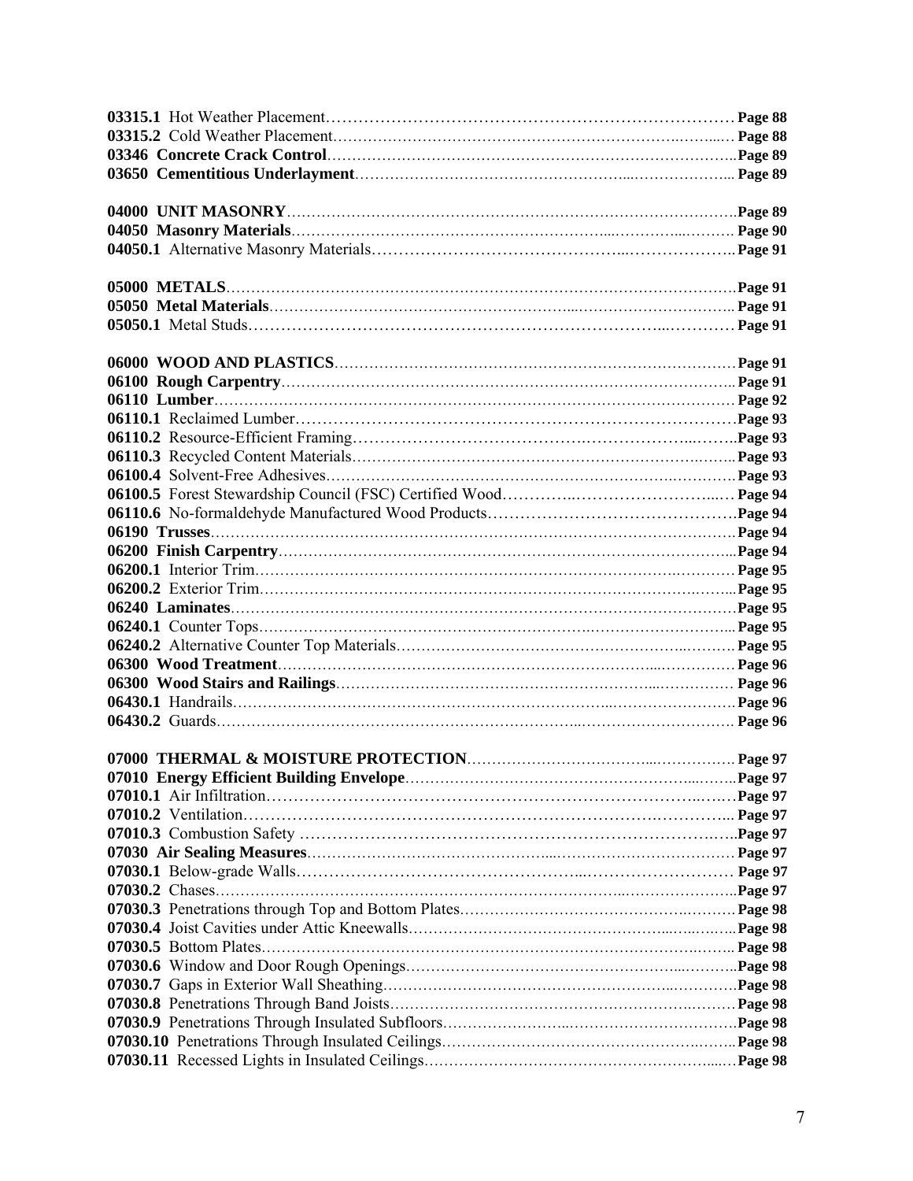**03315.1** Hot Weather Placement…………………………………………………………………… **Page 88**
**03315.2** Cold Weather Placement……………………………………………………………….…... **Page 88**
**03346 Concrete Crack Control**……………………………………………………………………..**Page 89**
**03650 Cementitious Underlayment**………………………………………………...………………... **Page 89**

**04000 UNIT MASONRY**……………………………………………………………………………..**Page 89**
**04050 Masonry Materials**……………………………………………………...………...………. **Page 90**
**04050.1** Alternative Masonry Materials……………………………………...……………….. **Page 91**

**05000 METALS**………………………………………………………………………………………**Page 91**
**05050 Metal Materials**……………………………………………………...……………………….. **Page 91**
**05050.1** Metal Studs…………………………………………………………………...………… **Page 91**

**06000 WOOD AND PLASTICS**……………………………………………………………………**Page 91**
**06100 Rough Carpentry**……………………………………………………………………………..**Page 91**
**06110 Lumber**……………………………………………………………………………………… **Page 92**
**06110.1** Reclaimed Lumber……………………………………………………………………………**Page 93**
**06110.2** Resource-Efficient Framing…………………………………….………………...……..**Page 93**
**06110.3** Recycled Content Materials…………………………………………………………….…….. **Page 93**
**06100.4** Solvent-Free Adhesives…………………………………………………………….………….**Page 93**
**06100.5** Forest Stewardship Council (FSC) Certified Wood……………….…………………...… **Page 94**
**06110.6** No-formaldehyde Manufactured Wood Products………………………………………**Page 94**
**06190 Trusses**……………………………………………………………………………………….**Page 94**
**06200 Finish Carpentry**…………………………………………………………………………...**Page 94**
**06200.1** Interior Trim……………………………………………………………………….………… **Page 95**
**06200.2** Exterior Trim…………………………………………………………………………..…....**Page 95**
**06240 Laminates**…………………………………………………………………………………**Page 95**
**06240.1** Counter Tops……………………………………………………….……………………... **Page 95**
**06240.2** Alternative Counter Top Materials…………………………………………………..……… **Page 95**
**06300 Wood Treatment**………………………………………………………………...…………… **Page 96**
**06300 Wood Stairs and Railings**………………………………………………………...………… **Page 96**
**06430.1** Handrails………………………………………………………………...…………………**Page 96**
**06430.2** Guards…………………………………………………………...…………………………. **Page 96**

**07000 THERMAL & MOISTURE PROTECTION**………………………………...……………. **Page 97**
**07010 Energy Efficient Building Envelope**……………………………………………………...……..**Page 97**
**07010.1** Air Infiltration…………………………………………………………………………..….…**Page 97**
**07010.2** Ventilation……………………………………………………………………….………... **Page 97**
**07010.3** Combustion Safety ………………………………………………………………………..…..**Page 97**
**07030 Air Sealing Measures**…………………………………………...…………………………… **Page 97**
**07030.1** Below-grade Walls…………………………………………...……………………… **Page 97**
**07030.2** Chases……………………………………………………………………..………………...**Page 97**
**07030.3** Penetrations through Top and Bottom Plates…………………………………………..……… **Page 98**
**07030.4** Joist Cavities under Attic Kneewalls…………………………………………...…...…...**Page 98**
**07030.5** Bottom Plates………………………………………………………………………….….. **Page 98**
**07030.6** Window and Door Rough Openings……………………………………………...………..**Page 98**
**07030.7** Gaps in Exterior Wall Sheathing………………………………………………..…………**Page 98**
**07030.8** Penetrations Through Band Joists…………………………………………………….………**Page 98**
**07030.9** Penetrations Through Insulated Subfloors……………………...……………………………**Page 98**
**07030.10** Penetrations Through Insulated Ceilings…………………………………………….……..**Page 98**
**07030.11** Recessed Lights in Insulated Ceilings………………………………………………......… **Page 98**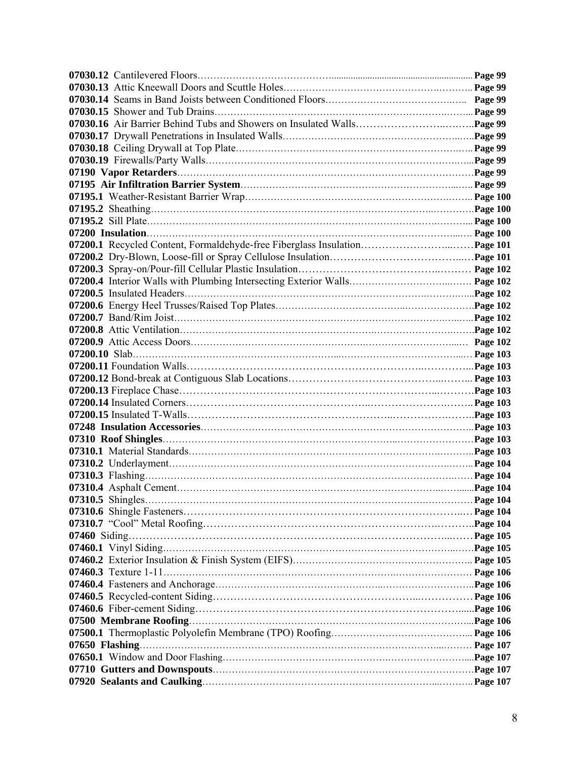**07030.12** Cantilevered Floors…………………………………………………………………… **Page 99**
**07030.13** Attic Kneewall Doors and Scuttle Holes…………………………………………… **Page 99**
**07030.14** Seams in Band Joists between Conditioned Floors…………………………………… **Page 99**
**07030.15** Shower and Tub Drains……………………………………………………………… **Page 99**
**07030.16** Air Barrier Behind Tubs and Showers on Insulated Walls…………………………… **Page 99**
**07030.17** Drywall Penetrations in Insulated Walls……………………………………………… **Page 99**
**07030.18** Ceiling Drywall at Top Plate…………………………………………………………… **Page 99**
**07030.19** Firewalls/Party Walls………………………………………………………………… **Page 99**
**07190 Vapor Retarders**……………………………………………………………………… **Page 99**
**07195 Air Infiltration Barrier System**…………………………………………………… **Page 99**
**07195.1** Weather-Resistant Barrier Wrap……………………………………………………… **Page 100**
**07195.2** Sheathing……………………………………………………………………………… **Page 100**
**07195.2** Sill Plate……………………………………………………………………………… **Page 100**
**07200 Insulation**……………………………………………………………………………… **Page 100**
**07200.1** Recycled Content, Formaldehyde-free Fiberglass Insulation………………………… **Page 101**
**07200.2** Dry-Blown, Loose-fill or Spray Cellulose Insulation………………………………… **Page 101**
**07200.3** Spray-on/Pour-fill Cellular Plastic Insulation……………………………………… **Page 102**
**07200.4** Interior Walls with Plumbing Intersecting Exterior Walls…………………………… **Page 102**
**07200.5** Insulated Headers……………………………………………………………………… **Page 102**
**07200.6** Energy Heel Trusses/Raised Top Plates……………………………………………… **Page 102**
**07200.7** Band/Rim Joist………………………………………………………………………… **Page 102**
**07200.8** Attic Ventilation……………………………………………………………………… **Page 102**
**07200.9** Attic Access Doors…………………………………………………………………… **Page 102**
**07200.10** Slab…………………………………………………………………………………… **Page 103**
**07200.11** Foundation Walls……………………………………………………………………… **Page 103**
**07200.12** Bond-break at Contiguous Slab Locations………………………………………… **Page 103**
**07200.13** Fireplace Chase……………………………………………………………………… **Page 103**
**07200.14** Insulated Corners…………………………………………………………………… **Page 103**
**07200.15** Insulated T-Walls…………………………………………………………………… **Page 103**
**07248 Insulation Accessories**……………………………………………………………… **Page 103**
**07310 Roof Shingles**………………………………………………………………………… **Page 103**
**07310.1** Material Standards…………………………………………………………………… **Page 103**
**07310.2** Underlayment………………………………………………………………………… **Page 104**
**07310.3** Flashing……………………………………………………………………………… **Page 104**
**07310.4** Asphalt Cement……………………………………………………………………… **Page 104**
**07310.5** Shingles……………………………………………………………………………… **Page 104**
**07310.6** Shingle Fasteners…………………………………………………………………… **Page 104**
**07310.7** "Cool" Metal Roofing………………………………………………………………… **Page 104**
**07460** Siding……………………………………………………………………………………… **Page 105**
**07460.1** Vinyl Siding…………………………………………………………………………… **Page 105**
**07460.2** Exterior Insulation & Finish System (EIFS)………………………………………… **Page 105**
**07460.3** Texture 1-11…………………………………………………………………………… **Page 106**
**07460.4** Fasteners and Anchorage…………………………………………………………… **Page 106**
**07460.5** Recycled-content Siding……………………………………………………………… **Page 106**
**07460.6** Fiber-cement Siding………………………………………………………………… **Page 106**
**07500 Membrane Roofing**…………………………………………………………………… **Page 106**
**07500.1** Thermoplastic Polyolefin Membrane (TPO) Roofing……………………………… **Page 106**
**07650 Flashing**………………………………………………………………………………… **Page 107**
**07650.1** Window and Door Flashing…………………………………………………………… **Page 107**
**07710 Gutters and Downspouts**……………………………………………………………… **Page 107**
**07920 Sealants and Caulking**………………………………………………………………… **Page 107**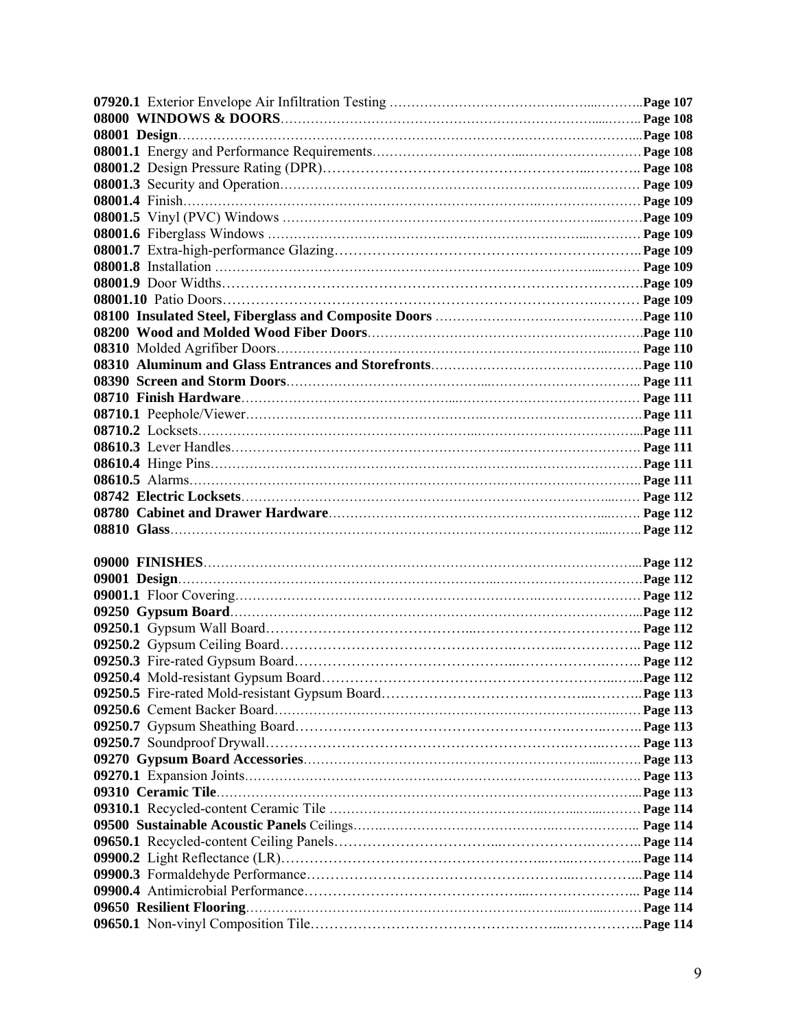**07920.1** Exterior Envelope Air Infiltration Testing ……………………………………………………Page 107
**08000 WINDOWS & DOORS**……………………………………………………………………………Page 108
**08001 Design**……………………………………………………………………………………………Page 108
**08001.1** Energy and Performance Requirements…………………………………………………Page 108
**08001.2** Design Pressure Rating (DPR)……………………………………………………………Page 108
**08001.3** Security and Operation…………………………………………………………………Page 109
**08001.4** Finish…………………………………………………………………………………………Page 109
**08001.5** Vinyl (PVC) Windows …………………………………………………………………Page 109
**08001.6** Fiberglass Windows ……………………………………………………………………Page 109
**08001.7** Extra-high-performance Glazing…………………………………………………………Page 109
**08001.8** Installation …………………………………………………………………………………Page 109
**08001.9** Door Widths…………………………………………………………………………………Page 109
**08001.10** Patio Doors…………………………………………………………………………………Page 109
**08100 Insulated Steel, Fiberglass and Composite Doors** ……………………………………Page 110
**08200 Wood and Molded Wood Fiber Doors**…………………………………………………Page 110
**08310** Molded Agrifiber Doors……………………………………………………………………Page 110
**08310 Aluminum and Glass Entrances and Storefronts**………………………………………Page 110
**08390 Screen and Storm Doors**…………………………………………………………………Page 111
**08710 Finish Hardware**……………………………………………………………………………Page 111
**08710.1** Peephole/Viewer………………………………………………………………………………Page 111
**08710.2** Locksets………………………………………………………………………………………Page 111
**08610.3** Lever Handles…………………………………………………………………………………Page 111
**08610.4** Hinge Pins……………………………………………………………………………………Page 111
**08610.5** Alarms…………………………………………………………………………………………Page 111
**08742 Electric Locksets**……………………………………………………………………………Page 112
**08780 Cabinet and Drawer Hardware**………………………………………………………………Page 112
**08810 Glass**…………………………………………………………………………………………Page 112

**09000 FINISHES**……………………………………………………………………………………Page 112
**09001 Design**……………………………………………………………………………………………Page 112
**09001.1** Floor Covering…………………………………………………………………………………Page 112
**09250 Gypsum Board**……………………………………………………………………………………Page 112
**09250.1** Gypsum Wall Board……………………………………………………………………………Page 112
**09250.2** Gypsum Ceiling Board…………………………………………………………………………Page 112
**09250.3** Fire-rated Gypsum Board………………………………………………………………………Page 112
**09250.4** Mold-resistant Gypsum Board…………………………………………………………………Page 112
**09250.5** Fire-rated Mold-resistant Gypsum Board……………………………………………………Page 113
**09250.6** Cement Backer Board…………………………………………………………………………Page 113
**09250.7** Gypsum Sheathing Board………………………………………………………………………Page 113
**09250.7** Soundproof Drywall……………………………………………………………………………Page 113
**09270 Gypsum Board Accessories**…………………………………………………………………Page 113
**09270.1** Expansion Joints…………………………………………………………………………………Page 113
**09310 Ceramic Tile**……………………………………………………………………………………Page 113
**09310.1** Recycled-content Ceramic Tile ………………………………………………………………Page 114
**09500 Sustainable Acoustic Panels** Ceilings………………………………………………………Page 114
**09650.1** Recycled-content Ceiling Panels………………………………………………………………Page 114
**09900.2** Light Reflectance (LR)…………………………………………………………………………Page 114
**09900.3** Formaldehyde Performance……………………………………………………………………Page 114
**09900.4** Antimicrobial Performance……………………………………………………………………Page 114
**09650 Resilient Flooring**……………………………………………………………………………Page 114
**09650.1** Non-vinyl Composition Tile……………………………………………………………………Page 114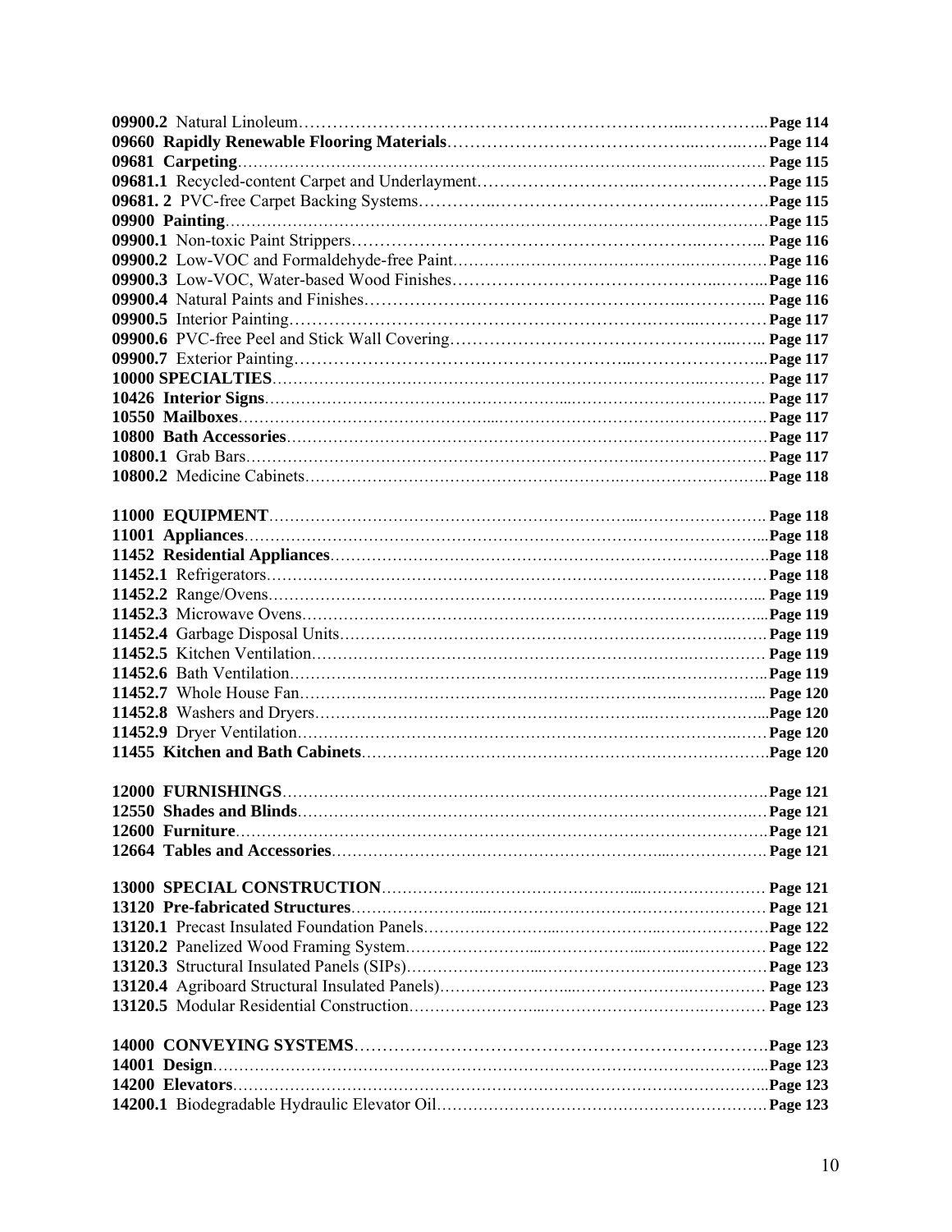**09900.2** Natural Linoleum……………………………………………………………...…………...**Page 114**
**09660 Rapidly Renewable Flooring Materials**……………………………………...……..…..**Page 114**
**09681 Carpeting**……………………………………………………………………………...………**Page 115**
**09681.1** Recycled-content Carpet and Underlayment………………………..……….……….**Page 115**
**09681. 2** PVC-free Carpet Backing Systems…………..……………………………...……….**Page 115**
**09900 Painting**……………………………………………………………………………………**Page 115**
**09900.1** Non-toxic Paint Strippers………………………………………………………..……….. **Page 116**
**09900.2** Low-VOC and Formaldehyde-free Paint…………………………….………….………**Page 116**
**09900.3** Low-VOC, Water-based Wood Finishes……………………………………...……...**Page 116**
**09900.4** Natural Paints and Finishes……………….…………………………..………….... **Page 116**
**09900.5** Interior Painting………………………………………………………….……...…………**Page 117**
**09900.6** PVC-free Peel and Stick Wall Covering………………………………………...…... **Page 117**
**09900.7** Exterior Painting……………………….…………………...……………………...**Page 117**
**10000 SPECIALTIES**……………………………………….…………………………..………. **Page 117**
**10426 Interior Signs**………………………………………………...……………………………. **Page 117**
**10550 Mailboxes**……………………………………...………………………………………. **Page 117**
**10800 Bath Accessories**…………………………………………………………………………**Page 117**
**10800.1** Grab Bars…………………………………………………………….……………… **Page 117**
**10800.2** Medicine Cabinets…………………………………………………….……………………..**Page 118**

**11000 EQUIPMENT**……………………………………………………………...……………………. **Page 118**
**11001 Appliances**……………………………………………………………………………………...**Page 118**
**11452 Residential Appliances**…………………………………………………………….……….**Page 118**
**11452.1** Refrigerators……………………………………………………………….…………**Page 118**
**11452.2** Range/Ovens……………………………………………………………………….…….... **Page 119**
**11452.3** Microwave Ovens……………………………………………………………….……....**Page 119**
**11452.4** Garbage Disposal Units…………………………………………………………….……**Page 119**
**11452.5** Kitchen Ventilation………………………………………………………….…………… **Page 119**
**11452.6** Bath Ventilation……………………………………………………….………………..**Page 119**
**11452.7** Whole House Fan……………………………………………………….……………... **Page 120**
**11452.8** Washers and Dryers…………………………………………………….………………...**Page 120**
**11452.9** Dryer Ventilation……………………………………………………………………….……**Page 120**
**11455 Kitchen and Bath Cabinets**……………………………………………………………….**Page 120**

**12000 FURNISHINGS**…………………………………………………………………………….**Page 121**
**12550 Shades and Blinds**……………………………………………………………………..……**Page 121**
**12600 Furniture**………………………………………………………………………………….**Page 121**
**12664 Tables and Accessories**……………………………………………………...………………**Page 121**

**13000 SPECIAL CONSTRUCTION**………………………………………...…………………… **Page 121**
**13120 Pre-fabricated Structures**……………………...……………………………………………**Page 121**
**13120.1** Precast Insulated Foundation Panels……………………...………………..…………………**Page 122**
**13120.2** Panelized Wood Framing System……………………...………………...……...…………… **Page 122**
**13120.3** Structural Insulated Panels (SIPs)…………………...……………………..………………**Page 123**
**13120.4** Agriboard Structural Insulated Panels)……………………...………………….………… **Page 123**
**13120.5** Modular Residential Construction…………………...………………………….………… **Page 123**

**14000 CONVEYING SYSTEMS**……………………………………………………………….**Page 123**
**14001 Design**……………………………………………………………………………………...**Page 123**
**14200 Elevators**……………………………………………………………………………………..**Page 123**
**14200.1** Biodegradable Hydraulic Elevator Oil……………………………………………………**Page 123**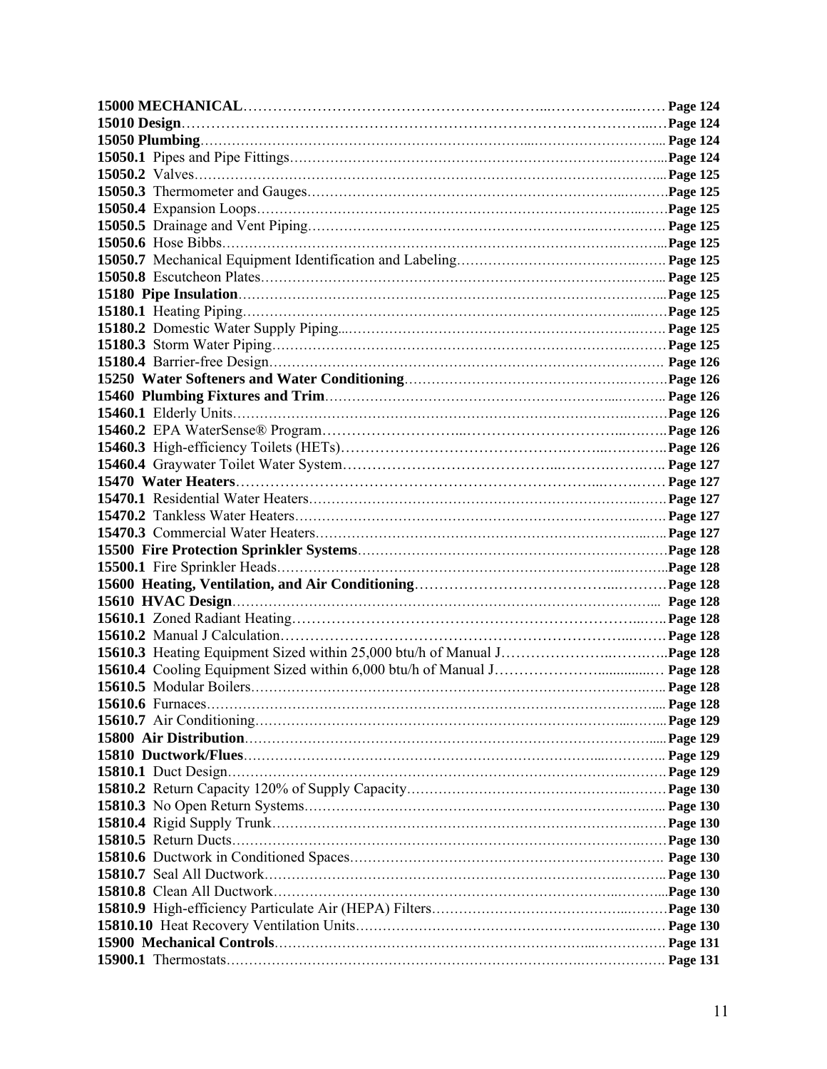**15000 MECHANICAL** ............................................................ Page 124
**15010 Design** ............................................................ Page 124
**15050 Plumbing** ............................................................ Page 124
**15050.1** Pipes and Pipe Fittings ............................................................ Page 124
**15050.2** Valves ............................................................ Page 125
**15050.3** Thermometer and Gauges ............................................................ Page 125
**15050.4** Expansion Loops ............................................................ Page 125
**15050.5** Drainage and Vent Piping ............................................................ Page 125
**15050.6** Hose Bibbs ............................................................ Page 125
**15050.7** Mechanical Equipment Identification and Labeling ............................................................ Page 125
**15050.8** Escutcheon Plates ............................................................ Page 125
**15180 Pipe Insulation** ............................................................ Page 125
**15180.1** Heating Piping ............................................................ Page 125
**15180.2** Domestic Water Supply Piping ............................................................ Page 125
**15180.3** Storm Water Piping ............................................................ Page 125
**15180.4** Barrier-free Design ............................................................ Page 126
**15250 Water Softeners and Water Conditioning** ............................................................ Page 126
**15460 Plumbing Fixtures and Trim** ............................................................ Page 126
**15460.1** Elderly Units ............................................................ Page 126
**15460.2** EPA WaterSense® Program ............................................................ Page 126
**15460.3** High-efficiency Toilets (HETs) ............................................................ Page 126
**15460.4** Graywater Toilet Water System ............................................................ Page 127
**15470 Water Heaters** ............................................................ Page 127
**15470.1** Residential Water Heaters ............................................................ Page 127
**15470.2** Tankless Water Heaters ............................................................ Page 127
**15470.3** Commercial Water Heaters ............................................................ Page 127
**15500 Fire Protection Sprinkler Systems** ............................................................ Page 128
**15500.1** Fire Sprinkler Heads ............................................................ Page 128
**15600 Heating, Ventilation, and Air Conditioning** ............................................................ Page 128
**15610 HVAC Design** ............................................................ Page 128
**15610.1** Zoned Radiant Heating ............................................................ Page 128
**15610.2** Manual J Calculation ............................................................ Page 128
**15610.3** Heating Equipment Sized within 25,000 btu/h of Manual J ............................................................ Page 128
**15610.4** Cooling Equipment Sized within 6,000 btu/h of Manual J ............................................................ Page 128
**15610.5** Modular Boilers ............................................................ Page 128
**15610.6** Furnaces ............................................................ Page 128
**15610.7** Air Conditioning ............................................................ Page 129
**15800 Air Distribution** ............................................................ Page 129
**15810 Ductwork/Flues** ............................................................ Page 129
**15810.1** Duct Design ............................................................ Page 129
**15810.2** Return Capacity 120% of Supply Capacity ............................................................ Page 130
**15810.3** No Open Return Systems ............................................................ Page 130
**15810.4** Rigid Supply Trunk ............................................................ Page 130
**15810.5** Return Ducts ............................................................ Page 130
**15810.6** Ductwork in Conditioned Spaces ............................................................ Page 130
**15810.7** Seal All Ductwork ............................................................ Page 130
**15810.8** Clean All Ductwork ............................................................ Page 130
**15810.9** High-efficiency Particulate Air (HEPA) Filters ............................................................ Page 130
**15810.10** Heat Recovery Ventilation Units ............................................................ Page 130
**15900 Mechanical Controls** ............................................................ Page 131
**15900.1** Thermostats ............................................................ Page 131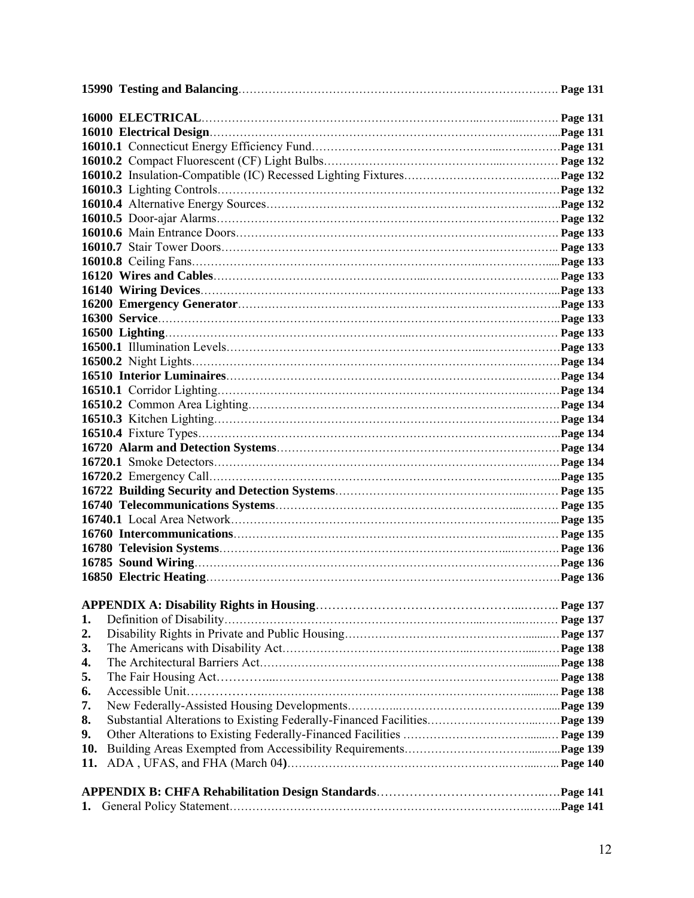**15990 Testing and Balancing**……………………………………………………………………… **Page 131**

**16000 ELECTRICAL**……………………………………………………………………………… **Page 131**
**16010 Electrical Design**……………………………………………………………………………**Page 131**
**16010.1** Connecticut Energy Efficiency Fund……………………………………………………**Page 131**
**16010.2** Compact Fluorescent (CF) Light Bulbs………………………………………………… **Page 132**
**16010.2** Insulation-Compatible (IC) Recessed Lighting Fixtures……………………………**Page 132**
**16010.3** Lighting Controls…………………………………………………………………………**Page 132**
**16010.4** Alternative Energy Sources………………………………………………………………**Page 132**
**16010.5** Door-ajar Alarms………………………………………………………………………… **Page 132**
**16010.6** Main Entrance Doors…………………………………………………………………… **Page 133**
**16010.7** Stair Tower Doors……………………………………………………………………… **Page 133**
**16010.8** Ceiling Fans………………………………………………………………………………**Page 133**
**16120 Wires and Cables**……………………………………………………………………… **Page 133**
**16140 Wiring Devices**…………………………………………………………………………**Page 133**
**16200 Emergency Generator**………………………………………………………………**Page 133**
**16300 Service**…………………………………………………………………………………**Page 133**
**16500 Lighting**……………………………………………………………………………… **Page 133**
**16500.1** Illumination Levels………………………………………………………………………**Page 133**
**16500.2** Night Lights………………………………………………………………………………**Page 134**
**16510 Interior Luminaires**………………………………………………………………………**Page 134**
**16510.1** Corridor Lighting…………………………………………………………………………**Page 134**
**16510.2** Common Area Lighting……………………………………………………………………**Page 134**
**16510.3** Kitchen Lighting…………………………………………………………………………**Page 134**
**16510.4** Fixture Types………………………………………………………………………………**Page 134**
**16720 Alarm and Detection Systems**…………………………………………………………**Page 134**
**16720.1** Smoke Detectors…………………………………………………………………………**Page 134**
**16720.2** Emergency Call……………………………………………………………………………**Page 135**
**16722 Building Security and Detection Systems**…………………………………………… **Page 135**
**16740 Telecommunications Systems**……………………………………………………… **Page 135**
**16740.1** Local Area Network……………………………………………………………………… **Page 135**
**16760 Intercommunications**……………………………………………………………… **Page 135**
**16780 Television Systems**………………………………………………………………… **Page 136**
**16785 Sound Wiring**……………………………………………………………………………**Page 136**
**16850 Electric Heating**…………………………………………………………………………**Page 136**

**APPENDIX A: Disability Rights in Housing**…………………………………………… **Page 137**
**1.** Definition of Disability……………………………………………………………………… **Page 137**
**2.** Disability Rights in Private and Public Housing……………………………………………**Page 137**
**3.** The Americans with Disability Act……………………………………………………………**Page 138**
**4.** The Architectural Barriers Act…………………………………………………………………**Page 138**
**5.** The Fair Housing Act…………………………………………………………………………… **Page 138**
**6.** Accessible Unit………………………………………………………………………………… **Page 138**
**7.** New Federally-Assisted Housing Developments……………………………………………**Page 139**
**8.** Substantial Alterations to Existing Federally-Financed Facilities……………………………**Page 139**
**9.** Other Alterations to Existing Federally-Financed Facilities …………………………… **Page 139**
**10.** Building Areas Exempted from Accessibility Requirements…………………………………**Page 139**
**11.** ADA , UFAS, and FHA (March 04**)**………………………………………………………… **Page 140**

**APPENDIX B: CHFA Rehabilitation Design Standards**………………………………………**Page 141**
**1.** General Policy Statement………………………………………………………………………**Page 141**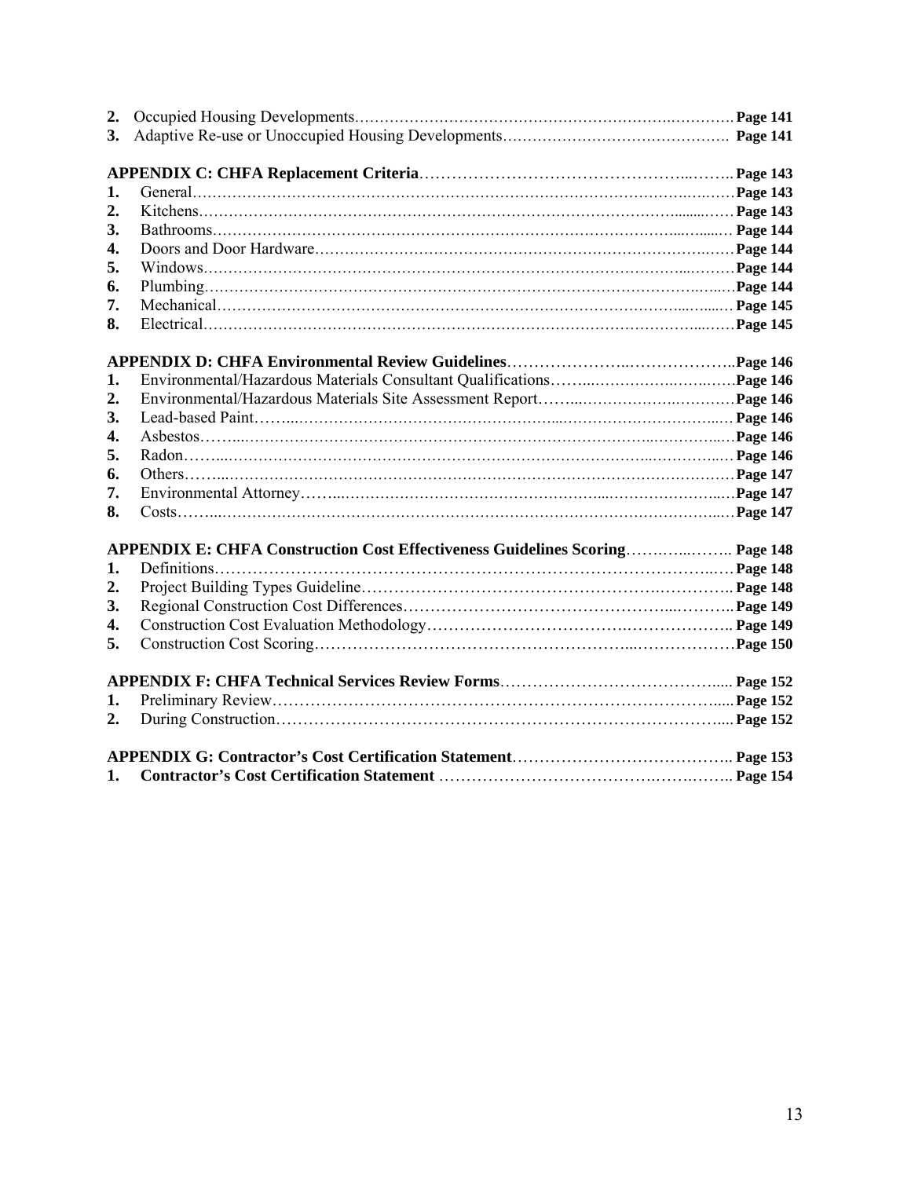**2.** Occupied Housing Developments………………………………………………………….…………. **Page 141**
**3.** Adaptive Re-use or Unoccupied Housing Developments………………………………………. **Page 141**

**APPENDIX C: CHFA Replacement Criteria**…………………………………………..……..**Page 143**
**1.** General………………………………………………………………………………….…..……**Page 143**
**2.** Kitchens……………………………………………………………………………………......……**Page 143**
**3.** Bathrooms……………………………………………………………………………...…......… **Page 144**
**4.** Doors and Door Hardware……………………………………………………………….……**Page 144**
**5.** Windows………………………………………………………………………………...………**Page 144**
**6.** Plumbing…………………………………………………………………………………..…...…**Page 144**
**7.** Mechanical……………………………………………………………………………...…..... **Page 145**
**8.** Electrical…………………………………………………………………………………...……**Page 145**

**APPENDIX D: CHFA Environmental Review Guidelines**………………….………………..**Page 146**
**1.** Environmental/Hazardous Materials Consultant Qualifications……..…………….…….……**Page 146**
**2.** Environmental/Hazardous Materials Site Assessment Report……...…………….…………**Page 146**
**3.** Lead-based Paint……...……………………………………………...…………………………...**Page 146**
**4.** Asbestos……...………………………………………………………………...…………...…**Page 146**
**5.** Radon……...……………………………………………………………………...…………..…**Page 146**
**6.** Others……...………………………………………………………………………………………**Page 147**
**7.** Environmental Attorney……...……………………………………………...…………………..…**Page 147**
**8.** Costs……...…………………………………………………………………………………...…**Page 147**

**APPENDIX E: CHFA Construction Cost Effectiveness Guidelines Scoring**…….…...…….. **Page 148**
**1.** Definitions…………………………………………………………………………………..…**Page 148**
**2.** Project Building Types Guideline………………………………………………….………….. **Page 148**
**3.** Regional Construction Cost Differences…………………………………………...……….. **Page 149**
**4.** Construction Cost Evaluation Methodology……………………………….……………….. **Page 149**
**5.** Construction Cost Scoring…………………………………………………...………………**Page 150**

**APPENDIX F: CHFA Technical Services Review Forms**…………………………………..... **Page 152**
**1.** Preliminary Review……………………………………………………………………….…..... **Page 152**
**2.** During Construction…………………………………………………………………………..... **Page 152**

**APPENDIX G: Contractor's Cost Certification Statement**………………………………….. **Page 153**
**1. Contractor's Cost Certification Statement** ………………………………….…….…….. **Page 154**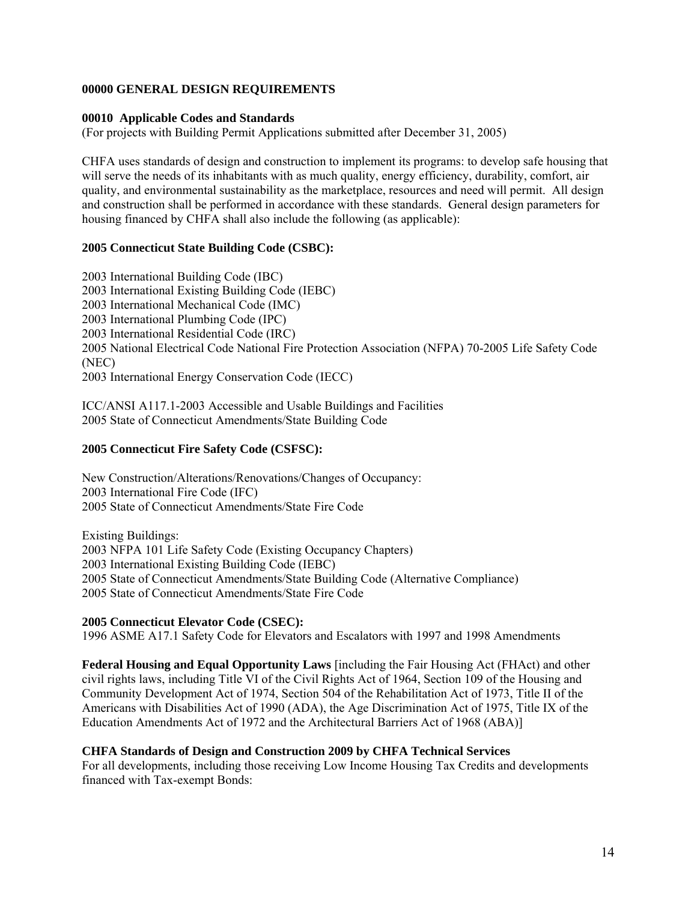## 00000 GENERAL DESIGN REQUIREMENTS

### 00010 Applicable Codes and Standards

(For projects with Building Permit Applications submitted after December 31, 2005)

CHFA uses standards of design and construction to implement its programs: to develop safe housing that will serve the needs of its inhabitants with as much quality, energy efficiency, durability, comfort, air quality, and environmental sustainability as the marketplace, resources and need will permit. All design and construction shall be performed in accordance with these standards. General design parameters for housing financed by CHFA shall also include the following (as applicable):

**2005 Connecticut State Building Code (CSBC):**

2003 International Building Code (IBC)
2003 International Existing Building Code (IEBC)
2003 International Mechanical Code (IMC)
2003 International Plumbing Code (IPC)
2003 International Residential Code (IRC)
2005 National Electrical Code National Fire Protection Association (NFPA) 70-2005 Life Safety Code (NEC)
2003 International Energy Conservation Code (IECC)

ICC/ANSI A117.1-2003 Accessible and Usable Buildings and Facilities
2005 State of Connecticut Amendments/State Building Code

**2005 Connecticut Fire Safety Code (CSFSC):**

New Construction/Alterations/Renovations/Changes of Occupancy:
2003 International Fire Code (IFC)
2005 State of Connecticut Amendments/State Fire Code

Existing Buildings:
2003 NFPA 101 Life Safety Code (Existing Occupancy Chapters)
2003 International Existing Building Code (IEBC)
2005 State of Connecticut Amendments/State Building Code (Alternative Compliance)
2005 State of Connecticut Amendments/State Fire Code

**2005 Connecticut Elevator Code (CSEC):**
1996 ASME A17.1 Safety Code for Elevators and Escalators with 1997 and 1998 Amendments

**Federal Housing and Equal Opportunity Laws** [including the Fair Housing Act (FHAct) and other civil rights laws, including Title VI of the Civil Rights Act of 1964, Section 109 of the Housing and Community Development Act of 1974, Section 504 of the Rehabilitation Act of 1973, Title II of the Americans with Disabilities Act of 1990 (ADA), the Age Discrimination Act of 1975, Title IX of the Education Amendments Act of 1972 and the Architectural Barriers Act of 1968 (ABA)]

**CHFA Standards of Design and Construction 2009 by CHFA Technical Services**
For all developments, including those receiving Low Income Housing Tax Credits and developments financed with Tax-exempt Bonds: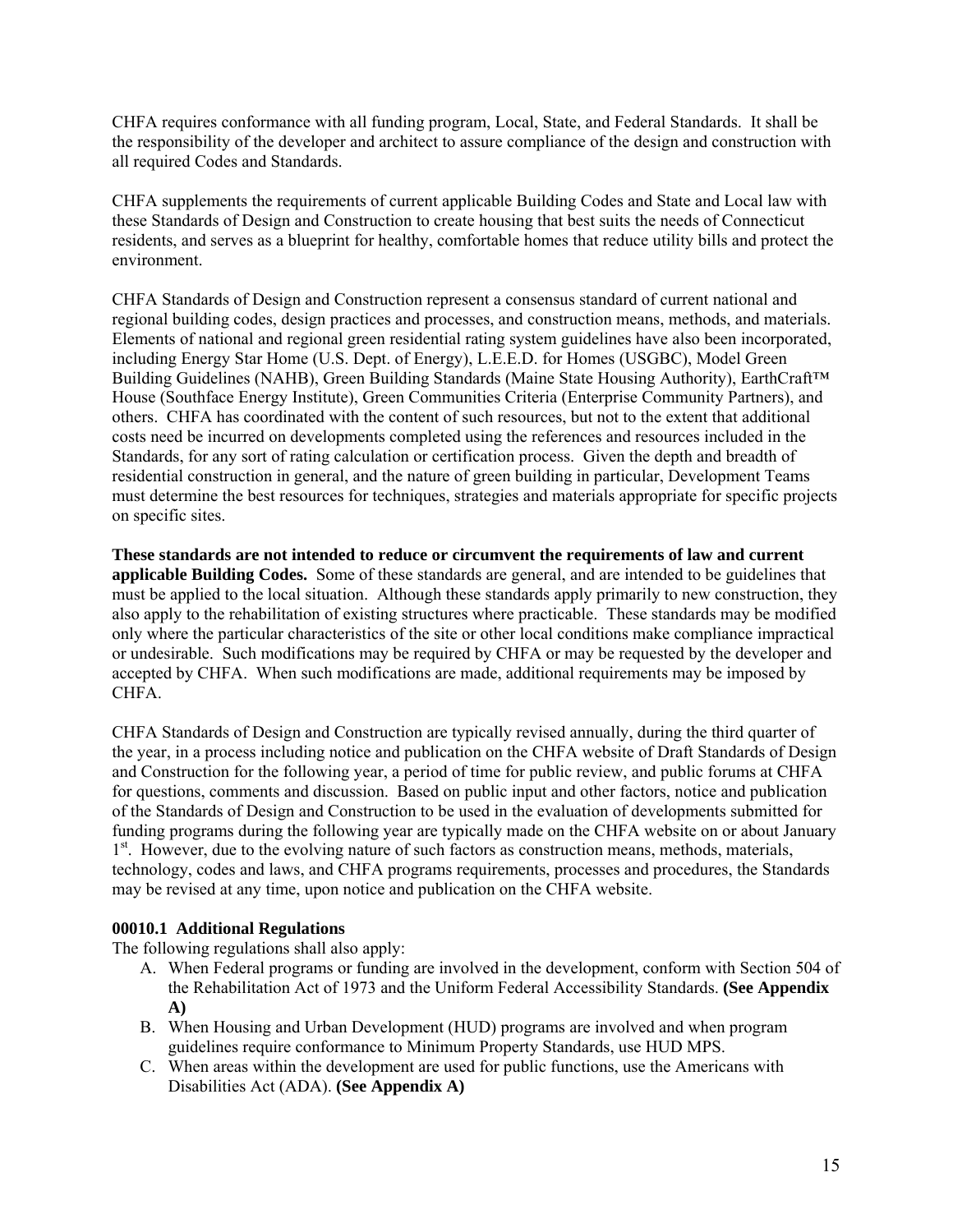CHFA requires conformance with all funding program, Local, State, and Federal Standards. It shall be the responsibility of the developer and architect to assure compliance of the design and construction with all required Codes and Standards.

CHFA supplements the requirements of current applicable Building Codes and State and Local law with these Standards of Design and Construction to create housing that best suits the needs of Connecticut residents, and serves as a blueprint for healthy, comfortable homes that reduce utility bills and protect the environment.

CHFA Standards of Design and Construction represent a consensus standard of current national and regional building codes, design practices and processes, and construction means, methods, and materials. Elements of national and regional green residential rating system guidelines have also been incorporated, including Energy Star Home (U.S. Dept. of Energy), L.E.E.D. for Homes (USGBC), Model Green Building Guidelines (NAHB), Green Building Standards (Maine State Housing Authority), EarthCraft™ House (Southface Energy Institute), Green Communities Criteria (Enterprise Community Partners), and others. CHFA has coordinated with the content of such resources, but not to the extent that additional costs need be incurred on developments completed using the references and resources included in the Standards, for any sort of rating calculation or certification process. Given the depth and breadth of residential construction in general, and the nature of green building in particular, Development Teams must determine the best resources for techniques, strategies and materials appropriate for specific projects on specific sites.

**These standards are not intended to reduce or circumvent the requirements of law and current applicable Building Codes.** Some of these standards are general, and are intended to be guidelines that must be applied to the local situation. Although these standards apply primarily to new construction, they also apply to the rehabilitation of existing structures where practicable. These standards may be modified only where the particular characteristics of the site or other local conditions make compliance impractical or undesirable. Such modifications may be required by CHFA or may be requested by the developer and accepted by CHFA. When such modifications are made, additional requirements may be imposed by CHFA.

CHFA Standards of Design and Construction are typically revised annually, during the third quarter of the year, in a process including notice and publication on the CHFA website of Draft Standards of Design and Construction for the following year, a period of time for public review, and public forums at CHFA for questions, comments and discussion. Based on public input and other factors, notice and publication of the Standards of Design and Construction to be used in the evaluation of developments submitted for funding programs during the following year are typically made on the CHFA website on or about January 1st. However, due to the evolving nature of such factors as construction means, methods, materials, technology, codes and laws, and CHFA programs requirements, processes and procedures, the Standards may be revised at any time, upon notice and publication on the CHFA website.

**00010.1 Additional Regulations**

The following regulations shall also apply:

A. When Federal programs or funding are involved in the development, conform with Section 504 of the Rehabilitation Act of 1973 and the Uniform Federal Accessibility Standards. **(See Appendix A)**
B. When Housing and Urban Development (HUD) programs are involved and when program guidelines require conformance to Minimum Property Standards, use HUD MPS.
C. When areas within the development are used for public functions, use the Americans with Disabilities Act (ADA). **(See Appendix A)**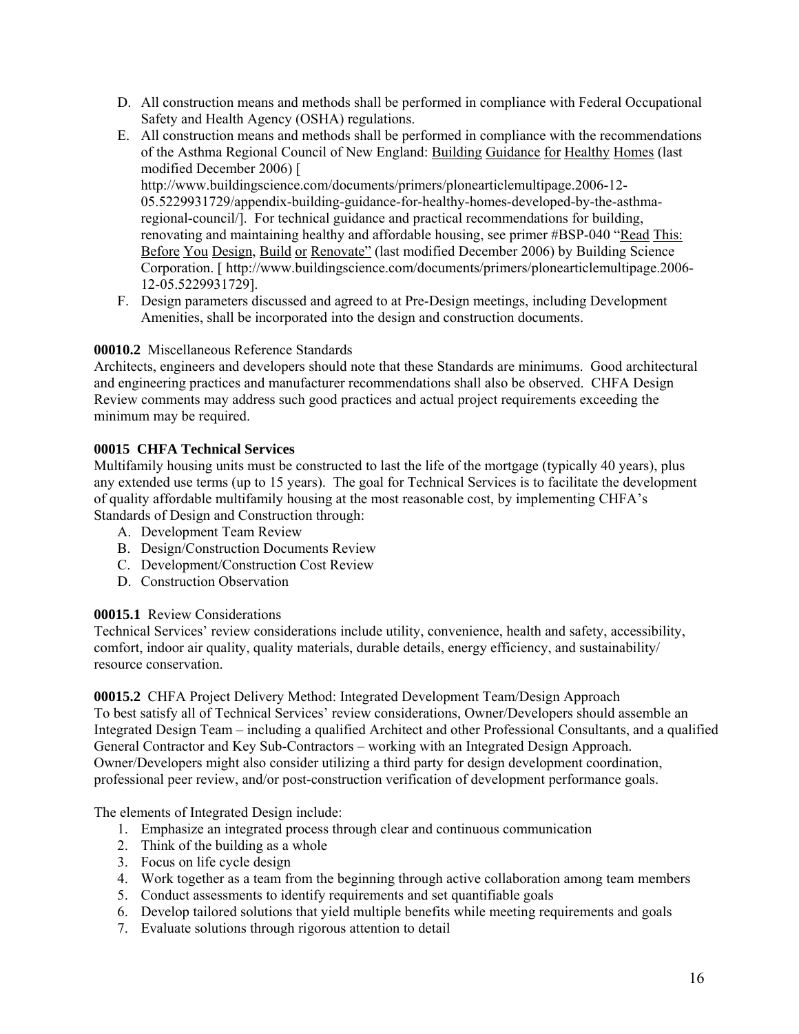D. All construction means and methods shall be performed in compliance with Federal Occupational Safety and Health Agency (OSHA) regulations.

E. All construction means and methods shall be performed in compliance with the recommendations of the Asthma Regional Council of New England: Building Guidance for Healthy Homes (last modified December 2006) [ http://www.buildingscience.com/documents/primers/plonearticlemultipage.2006-12-05.5229931729/appendix-building-guidance-for-healthy-homes-developed-by-the-asthma-regional-council/]. For technical guidance and practical recommendations for building, renovating and maintaining healthy and affordable housing, see primer #BSP-040 "Read This: Before You Design, Build or Renovate" (last modified December 2006) by Building Science Corporation. [ http://www.buildingscience.com/documents/primers/plonearticlemultipage.2006-12-05.5229931729].

F. Design parameters discussed and agreed to at Pre-Design meetings, including Development Amenities, shall be incorporated into the design and construction documents.

**00010.2** Miscellaneous Reference Standards

Architects, engineers and developers should note that these Standards are minimums. Good architectural and engineering practices and manufacturer recommendations shall also be observed. CHFA Design Review comments may address such good practices and actual project requirements exceeding the minimum may be required.

**00015 CHFA Technical Services**

Multifamily housing units must be constructed to last the life of the mortgage (typically 40 years), plus any extended use terms (up to 15 years). The goal for Technical Services is to facilitate the development of quality affordable multifamily housing at the most reasonable cost, by implementing CHFA's Standards of Design and Construction through:

A. Development Team Review
B. Design/Construction Documents Review
C. Development/Construction Cost Review
D. Construction Observation

**00015.1** Review Considerations

Technical Services' review considerations include utility, convenience, health and safety, accessibility, comfort, indoor air quality, quality materials, durable details, energy efficiency, and sustainability/ resource conservation.

**00015.2** CHFA Project Delivery Method: Integrated Development Team/Design Approach

To best satisfy all of Technical Services' review considerations, Owner/Developers should assemble an Integrated Design Team – including a qualified Architect and other Professional Consultants, and a qualified General Contractor and Key Sub-Contractors – working with an Integrated Design Approach. Owner/Developers might also consider utilizing a third party for design development coordination, professional peer review, and/or post-construction verification of development performance goals.

The elements of Integrated Design include:

1. Emphasize an integrated process through clear and continuous communication
2. Think of the building as a whole
3. Focus on life cycle design
4. Work together as a team from the beginning through active collaboration among team members
5. Conduct assessments to identify requirements and set quantifiable goals
6. Develop tailored solutions that yield multiple benefits while meeting requirements and goals
7. Evaluate solutions through rigorous attention to detail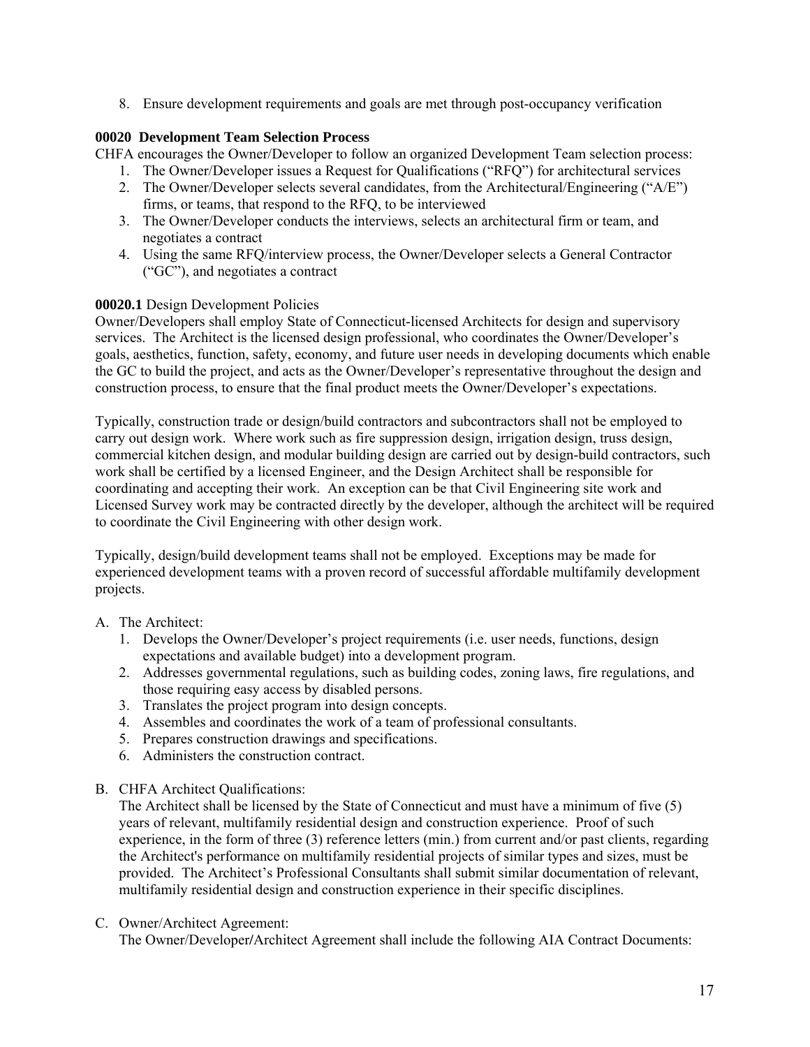8. Ensure development requirements and goals are met through post-occupancy verification

**00020 Development Team Selection Process**

CHFA encourages the Owner/Developer to follow an organized Development Team selection process:

1. The Owner/Developer issues a Request for Qualifications ("RFQ") for architectural services
2. The Owner/Developer selects several candidates, from the Architectural/Engineering ("A/E") firms, or teams, that respond to the RFQ, to be interviewed
3. The Owner/Developer conducts the interviews, selects an architectural firm or team, and negotiates a contract
4. Using the same RFQ/interview process, the Owner/Developer selects a General Contractor ("GC"), and negotiates a contract

**00020.1** Design Development Policies

Owner/Developers shall employ State of Connecticut-licensed Architects for design and supervisory services. The Architect is the licensed design professional, who coordinates the Owner/Developer's goals, aesthetics, function, safety, economy, and future user needs in developing documents which enable the GC to build the project, and acts as the Owner/Developer's representative throughout the design and construction process, to ensure that the final product meets the Owner/Developer's expectations.

Typically, construction trade or design/build contractors and subcontractors shall not be employed to carry out design work. Where work such as fire suppression design, irrigation design, truss design, commercial kitchen design, and modular building design are carried out by design-build contractors, such work shall be certified by a licensed Engineer, and the Design Architect shall be responsible for coordinating and accepting their work. An exception can be that Civil Engineering site work and Licensed Survey work may be contracted directly by the developer, although the architect will be required to coordinate the Civil Engineering with other design work.

Typically, design/build development teams shall not be employed. Exceptions may be made for experienced development teams with a proven record of successful affordable multifamily development projects.

A. The Architect:
   1. Develops the Owner/Developer's project requirements (i.e. user needs, functions, design expectations and available budget) into a development program.
   2. Addresses governmental regulations, such as building codes, zoning laws, fire regulations, and those requiring easy access by disabled persons.
   3. Translates the project program into design concepts.
   4. Assembles and coordinates the work of a team of professional consultants.
   5. Prepares construction drawings and specifications.
   6. Administers the construction contract.

B. CHFA Architect Qualifications:
   The Architect shall be licensed by the State of Connecticut and must have a minimum of five (5) years of relevant, multifamily residential design and construction experience. Proof of such experience, in the form of three (3) reference letters (min.) from current and/or past clients, regarding the Architect's performance on multifamily residential projects of similar types and sizes, must be provided. The Architect's Professional Consultants shall submit similar documentation of relevant, multifamily residential design and construction experience in their specific disciplines.

C. Owner/Architect Agreement:
   The Owner/Developer/Architect Agreement shall include the following AIA Contract Documents: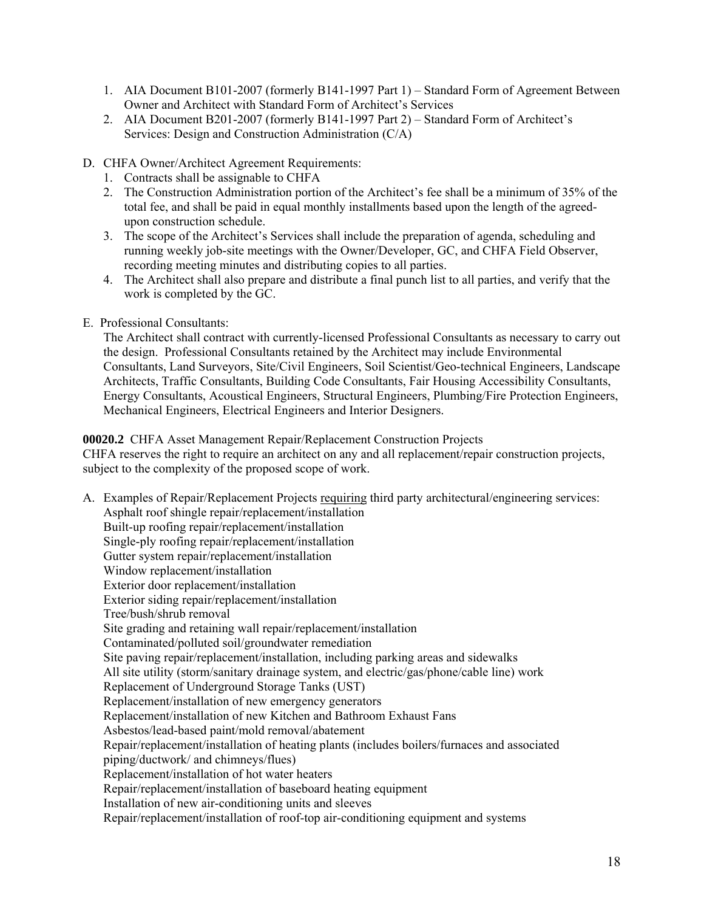1. AIA Document B101-2007 (formerly B141-1997 Part 1) – Standard Form of Agreement Between Owner and Architect with Standard Form of Architect's Services
2. AIA Document B201-2007 (formerly B141-1997 Part 2) – Standard Form of Architect's Services: Design and Construction Administration (C/A)

D. CHFA Owner/Architect Agreement Requirements:
   1. Contracts shall be assignable to CHFA
   2. The Construction Administration portion of the Architect's fee shall be a minimum of 35% of the total fee, and shall be paid in equal monthly installments based upon the length of the agreed-upon construction schedule.
   3. The scope of the Architect's Services shall include the preparation of agenda, scheduling and running weekly job-site meetings with the Owner/Developer, GC, and CHFA Field Observer, recording meeting minutes and distributing copies to all parties.
   4. The Architect shall also prepare and distribute a final punch list to all parties, and verify that the work is completed by the GC.

E. Professional Consultants:
   The Architect shall contract with currently-licensed Professional Consultants as necessary to carry out the design. Professional Consultants retained by the Architect may include Environmental Consultants, Land Surveyors, Site/Civil Engineers, Soil Scientist/Geo-technical Engineers, Landscape Architects, Traffic Consultants, Building Code Consultants, Fair Housing Accessibility Consultants, Energy Consultants, Acoustical Engineers, Structural Engineers, Plumbing/Fire Protection Engineers, Mechanical Engineers, Electrical Engineers and Interior Designers.

**00020.2** CHFA Asset Management Repair/Replacement Construction Projects
CHFA reserves the right to require an architect on any and all replacement/repair construction projects, subject to the complexity of the proposed scope of work.

A. Examples of Repair/Replacement Projects <u>requiring</u> third party architectural/engineering services:
   Asphalt roof shingle repair/replacement/installation
   Built-up roofing repair/replacement/installation
   Single-ply roofing repair/replacement/installation
   Gutter system repair/replacement/installation
   Window replacement/installation
   Exterior door replacement/installation
   Exterior siding repair/replacement/installation
   Tree/bush/shrub removal
   Site grading and retaining wall repair/replacement/installation
   Contaminated/polluted soil/groundwater remediation
   Site paving repair/replacement/installation, including parking areas and sidewalks
   All site utility (storm/sanitary drainage system, and electric/gas/phone/cable line) work
   Replacement of Underground Storage Tanks (UST)
   Replacement/installation of new emergency generators
   Replacement/installation of new Kitchen and Bathroom Exhaust Fans
   Asbestos/lead-based paint/mold removal/abatement
   Repair/replacement/installation of heating plants (includes boilers/furnaces and associated piping/ductwork/ and chimneys/flues)
   Replacement/installation of hot water heaters
   Repair/replacement/installation of baseboard heating equipment
   Installation of new air-conditioning units and sleeves
   Repair/replacement/installation of roof-top air-conditioning equipment and systems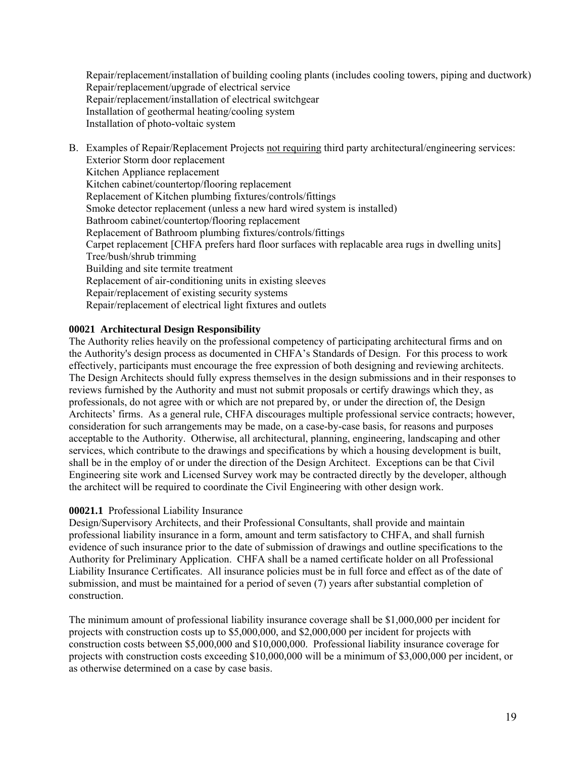Repair/replacement/installation of building cooling plants (includes cooling towers, piping and ductwork)
Repair/replacement/upgrade of electrical service
Repair/replacement/installation of electrical switchgear
Installation of geothermal heating/cooling system
Installation of photo-voltaic system

B. Examples of Repair/Replacement Projects <u>not requiring</u> third party architectural/engineering services:
Exterior Storm door replacement
Kitchen Appliance replacement
Kitchen cabinet/countertop/flooring replacement
Replacement of Kitchen plumbing fixtures/controls/fittings
Smoke detector replacement (unless a new hard wired system is installed)
Bathroom cabinet/countertop/flooring replacement
Replacement of Bathroom plumbing fixtures/controls/fittings
Carpet replacement [CHFA prefers hard floor surfaces with replacable area rugs in dwelling units]
Tree/bush/shrub trimming
Building and site termite treatment
Replacement of air-conditioning units in existing sleeves
Repair/replacement of existing security systems
Repair/replacement of electrical light fixtures and outlets

**00021 Architectural Design Responsibility**

The Authority relies heavily on the professional competency of participating architectural firms and on the Authority's design process as documented in CHFA's Standards of Design. For this process to work effectively, participants must encourage the free expression of both designing and reviewing architects. The Design Architects should fully express themselves in the design submissions and in their responses to reviews furnished by the Authority and must not submit proposals or certify drawings which they, as professionals, do not agree with or which are not prepared by, or under the direction of, the Design Architects' firms. As a general rule, CHFA discourages multiple professional service contracts; however, consideration for such arrangements may be made, on a case-by-case basis, for reasons and purposes acceptable to the Authority. Otherwise, all architectural, planning, engineering, landscaping and other services, which contribute to the drawings and specifications by which a housing development is built, shall be in the employ of or under the direction of the Design Architect. Exceptions can be that Civil Engineering site work and Licensed Survey work may be contracted directly by the developer, although the architect will be required to coordinate the Civil Engineering with other design work.

**00021.1** Professional Liability Insurance

Design/Supervisory Architects, and their Professional Consultants, shall provide and maintain professional liability insurance in a form, amount and term satisfactory to CHFA, and shall furnish evidence of such insurance prior to the date of submission of drawings and outline specifications to the Authority for Preliminary Application. CHFA shall be a named certificate holder on all Professional Liability Insurance Certificates. All insurance policies must be in full force and effect as of the date of submission, and must be maintained for a period of seven (7) years after substantial completion of construction.

The minimum amount of professional liability insurance coverage shall be $1,000,000 per incident for projects with construction costs up to $5,000,000, and $2,000,000 per incident for projects with construction costs between $5,000,000 and $10,000,000. Professional liability insurance coverage for projects with construction costs exceeding $10,000,000 will be a minimum of $3,000,000 per incident, or as otherwise determined on a case by case basis.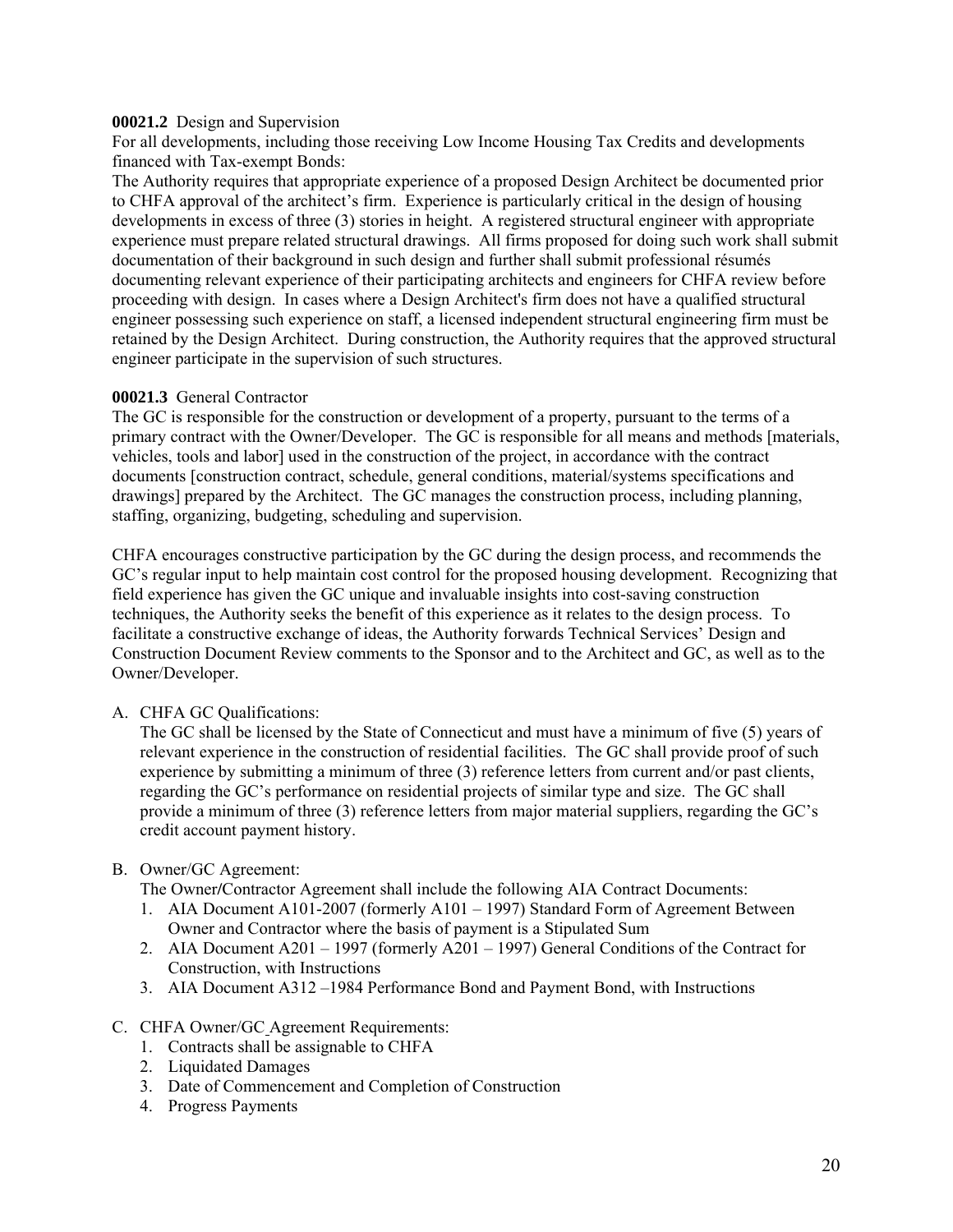**00021.2** Design and Supervision

For all developments, including those receiving Low Income Housing Tax Credits and developments financed with Tax-exempt Bonds:

The Authority requires that appropriate experience of a proposed Design Architect be documented prior to CHFA approval of the architect's firm. Experience is particularly critical in the design of housing developments in excess of three (3) stories in height. A registered structural engineer with appropriate experience must prepare related structural drawings. All firms proposed for doing such work shall submit documentation of their background in such design and further shall submit professional résumés documenting relevant experience of their participating architects and engineers for CHFA review before proceeding with design. In cases where a Design Architect's firm does not have a qualified structural engineer possessing such experience on staff, a licensed independent structural engineering firm must be retained by the Design Architect. During construction, the Authority requires that the approved structural engineer participate in the supervision of such structures.

**00021.3** General Contractor

The GC is responsible for the construction or development of a property, pursuant to the terms of a primary contract with the Owner/Developer. The GC is responsible for all means and methods [materials, vehicles, tools and labor] used in the construction of the project, in accordance with the contract documents [construction contract, schedule, general conditions, material/systems specifications and drawings] prepared by the Architect. The GC manages the construction process, including planning, staffing, organizing, budgeting, scheduling and supervision.

CHFA encourages constructive participation by the GC during the design process, and recommends the GC's regular input to help maintain cost control for the proposed housing development. Recognizing that field experience has given the GC unique and invaluable insights into cost-saving construction techniques, the Authority seeks the benefit of this experience as it relates to the design process. To facilitate a constructive exchange of ideas, the Authority forwards Technical Services' Design and Construction Document Review comments to the Sponsor and to the Architect and GC, as well as to the Owner/Developer.

A. CHFA GC Qualifications:

   The GC shall be licensed by the State of Connecticut and must have a minimum of five (5) years of relevant experience in the construction of residential facilities. The GC shall provide proof of such experience by submitting a minimum of three (3) reference letters from current and/or past clients, regarding the GC's performance on residential projects of similar type and size. The GC shall provide a minimum of three (3) reference letters from major material suppliers, regarding the GC's credit account payment history.

B. Owner/GC Agreement:

   The Owner/Contractor Agreement shall include the following AIA Contract Documents:

   1. AIA Document A101-2007 (formerly A101 – 1997) Standard Form of Agreement Between Owner and Contractor where the basis of payment is a Stipulated Sum
   2. AIA Document A201 – 1997 (formerly A201 – 1997) General Conditions of the Contract for Construction, with Instructions
   3. AIA Document A312 –1984 Performance Bond and Payment Bond, with Instructions

C. CHFA Owner/GC Agreement Requirements:

   1. Contracts shall be assignable to CHFA
   2. Liquidated Damages
   3. Date of Commencement and Completion of Construction
   4. Progress Payments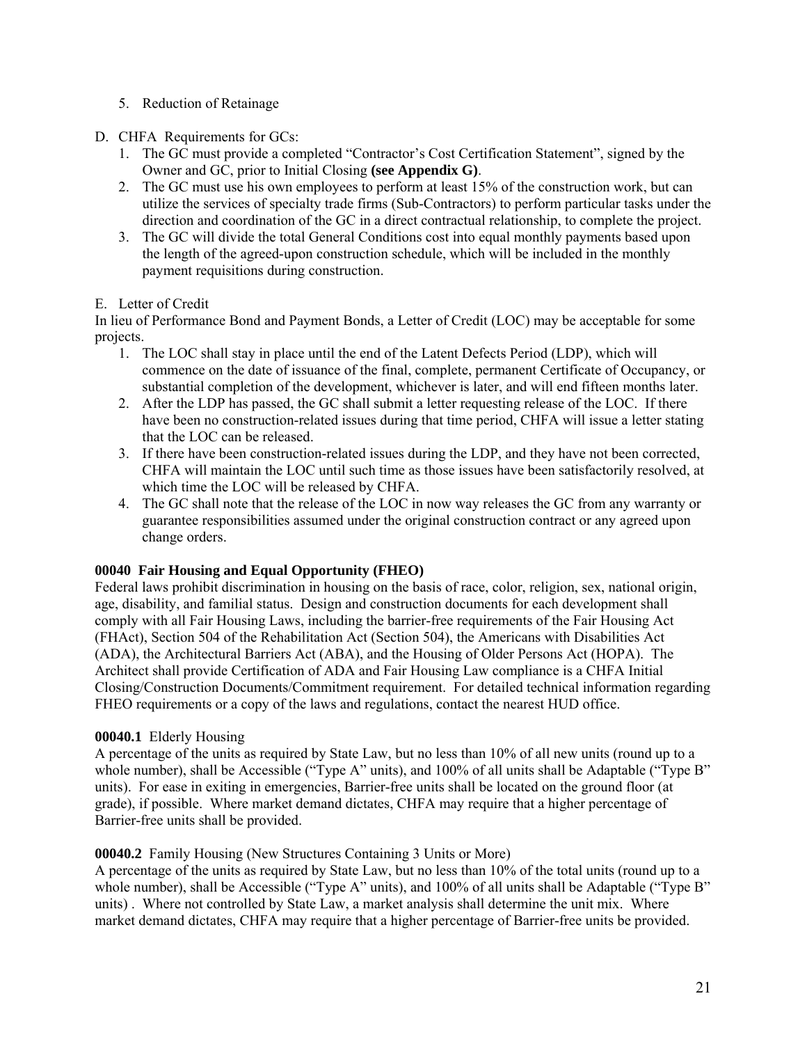5. Reduction of Retainage

D. CHFA Requirements for GCs:

1. The GC must provide a completed "Contractor's Cost Certification Statement", signed by the Owner and GC, prior to Initial Closing **(see Appendix G)**.
2. The GC must use his own employees to perform at least 15% of the construction work, but can utilize the services of specialty trade firms (Sub-Contractors) to perform particular tasks under the direction and coordination of the GC in a direct contractual relationship, to complete the project.
3. The GC will divide the total General Conditions cost into equal monthly payments based upon the length of the agreed-upon construction schedule, which will be included in the monthly payment requisitions during construction.

E. Letter of Credit

In lieu of Performance Bond and Payment Bonds, a Letter of Credit (LOC) may be acceptable for some projects.

1. The LOC shall stay in place until the end of the Latent Defects Period (LDP), which will commence on the date of issuance of the final, complete, permanent Certificate of Occupancy, or substantial completion of the development, whichever is later, and will end fifteen months later.
2. After the LDP has passed, the GC shall submit a letter requesting release of the LOC. If there have been no construction-related issues during that time period, CHFA will issue a letter stating that the LOC can be released.
3. If there have been construction-related issues during the LDP, and they have not been corrected, CHFA will maintain the LOC until such time as those issues have been satisfactorily resolved, at which time the LOC will be released by CHFA.
4. The GC shall note that the release of the LOC in now way releases the GC from any warranty or guarantee responsibilities assumed under the original construction contract or any agreed upon change orders.

**00040 Fair Housing and Equal Opportunity (FHEO)**

Federal laws prohibit discrimination in housing on the basis of race, color, religion, sex, national origin, age, disability, and familial status. Design and construction documents for each development shall comply with all Fair Housing Laws, including the barrier-free requirements of the Fair Housing Act (FHAct), Section 504 of the Rehabilitation Act (Section 504), the Americans with Disabilities Act (ADA), the Architectural Barriers Act (ABA), and the Housing of Older Persons Act (HOPA). The Architect shall provide Certification of ADA and Fair Housing Law compliance is a CHFA Initial Closing/Construction Documents/Commitment requirement. For detailed technical information regarding FHEO requirements or a copy of the laws and regulations, contact the nearest HUD office.

**00040.1** Elderly Housing

A percentage of the units as required by State Law, but no less than 10% of all new units (round up to a whole number), shall be Accessible ("Type A" units), and 100% of all units shall be Adaptable ("Type B" units). For ease in exiting in emergencies, Barrier-free units shall be located on the ground floor (at grade), if possible. Where market demand dictates, CHFA may require that a higher percentage of Barrier-free units shall be provided.

**00040.2** Family Housing (New Structures Containing 3 Units or More)

A percentage of the units as required by State Law, but no less than 10% of the total units (round up to a whole number), shall be Accessible ("Type A" units), and 100% of all units shall be Adaptable ("Type B" units) . Where not controlled by State Law, a market analysis shall determine the unit mix. Where market demand dictates, CHFA may require that a higher percentage of Barrier-free units be provided.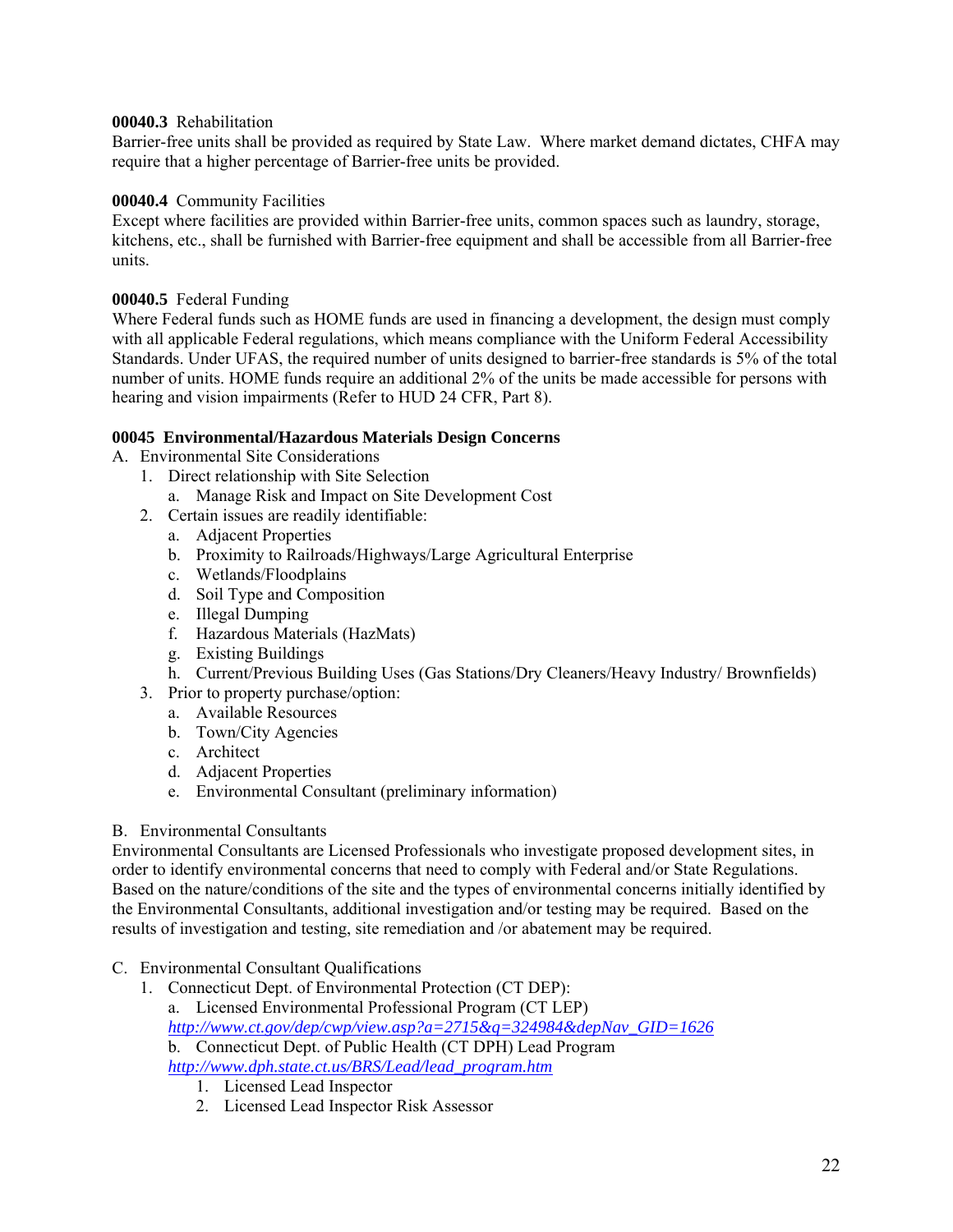**00040.3** Rehabilitation
Barrier-free units shall be provided as required by State Law. Where market demand dictates, CHFA may require that a higher percentage of Barrier-free units be provided.

**00040.4** Community Facilities
Except where facilities are provided within Barrier-free units, common spaces such as laundry, storage, kitchens, etc., shall be furnished with Barrier-free equipment and shall be accessible from all Barrier-free units.

**00040.5** Federal Funding
Where Federal funds such as HOME funds are used in financing a development, the design must comply with all applicable Federal regulations, which means compliance with the Uniform Federal Accessibility Standards. Under UFAS, the required number of units designed to barrier-free standards is 5% of the total number of units. HOME funds require an additional 2% of the units be made accessible for persons with hearing and vision impairments (Refer to HUD 24 CFR, Part 8).

**00045 Environmental/Hazardous Materials Design Concerns**

A. Environmental Site Considerations
   1. Direct relationship with Site Selection
      a. Manage Risk and Impact on Site Development Cost
   2. Certain issues are readily identifiable:
      a. Adjacent Properties
      b. Proximity to Railroads/Highways/Large Agricultural Enterprise
      c. Wetlands/Floodplains
      d. Soil Type and Composition
      e. Illegal Dumping
      f. Hazardous Materials (HazMats)
      g. Existing Buildings
      h. Current/Previous Building Uses (Gas Stations/Dry Cleaners/Heavy Industry/ Brownfields)
   3. Prior to property purchase/option:
      a. Available Resources
      b. Town/City Agencies
      c. Architect
      d. Adjacent Properties
      e. Environmental Consultant (preliminary information)

B. Environmental Consultants
Environmental Consultants are Licensed Professionals who investigate proposed development sites, in order to identify environmental concerns that need to comply with Federal and/or State Regulations. Based on the nature/conditions of the site and the types of environmental concerns initially identified by the Environmental Consultants, additional investigation and/or testing may be required. Based on the results of investigation and testing, site remediation and /or abatement may be required.

C. Environmental Consultant Qualifications
   1. Connecticut Dept. of Environmental Protection (CT DEP):
      a. Licensed Environmental Professional Program (CT LEP)
      *http://www.ct.gov/dep/cwp/view.asp?a=2715&q=324984&depNav_GID=1626*
      b. Connecticut Dept. of Public Health (CT DPH) Lead Program
      *http://www.dph.state.ct.us/BRS/Lead/lead_program.htm*
         1. Licensed Lead Inspector
         2. Licensed Lead Inspector Risk Assessor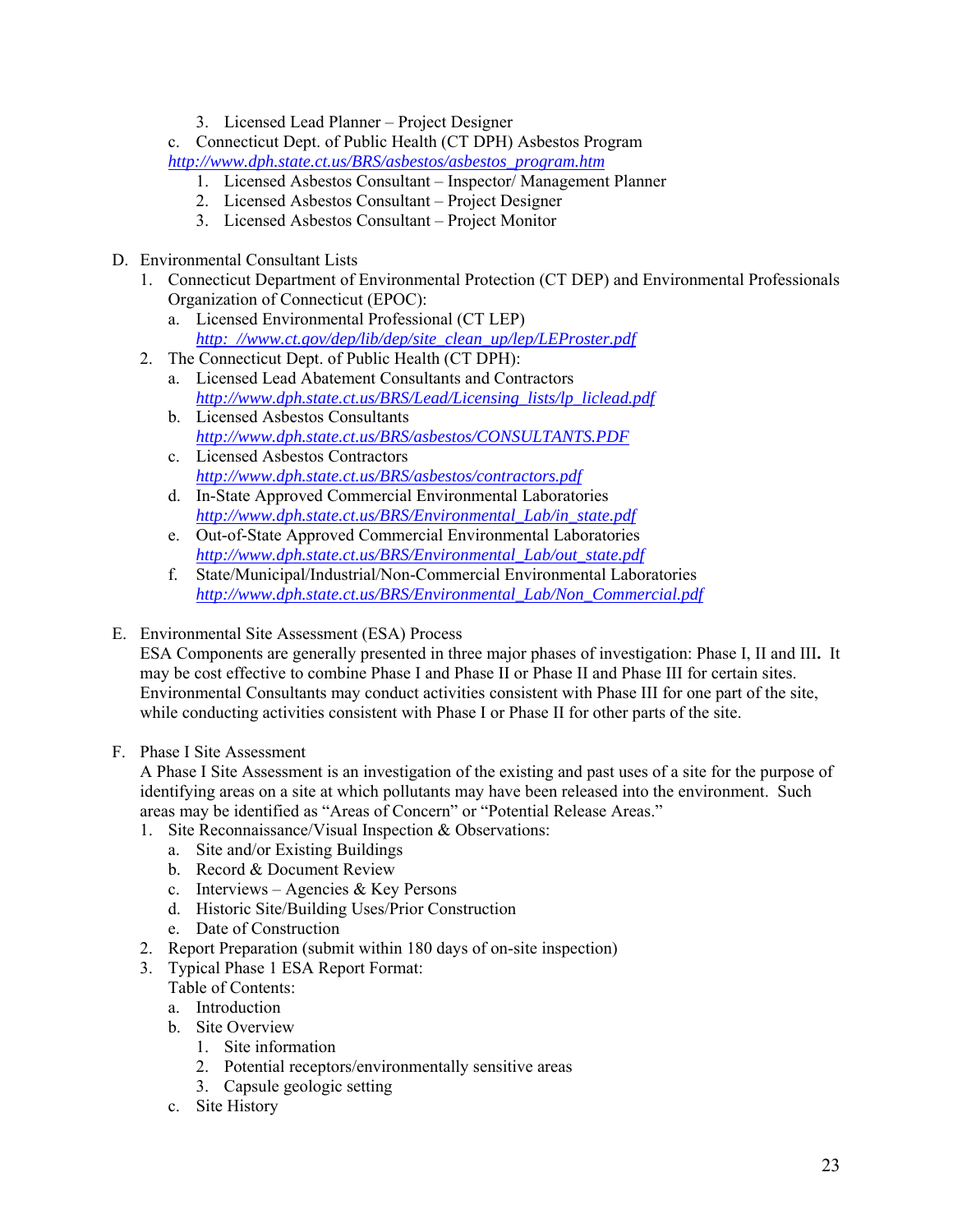3. Licensed Lead Planner – Project Designer

c. Connecticut Dept. of Public Health (CT DPH) Asbestos Program
*http://www.dph.state.ct.us/BRS/asbestos/asbestos_program.htm*

1. Licensed Asbestos Consultant – Inspector/ Management Planner
2. Licensed Asbestos Consultant – Project Designer
3. Licensed Asbestos Consultant – Project Monitor

D. Environmental Consultant Lists

1. Connecticut Department of Environmental Protection (CT DEP) and Environmental Professionals Organization of Connecticut (EPOC):
   a. Licensed Environmental Professional (CT LEP)
      *http: //www.ct.gov/dep/lib/dep/site_clean_up/lep/LEProster.pdf*
2. The Connecticut Dept. of Public Health (CT DPH):
   a. Licensed Lead Abatement Consultants and Contractors
      *http://www.dph.state.ct.us/BRS/Lead/Licensing_lists/lp_liclead.pdf*
   b. Licensed Asbestos Consultants
      *http://www.dph.state.ct.us/BRS/asbestos/CONSULTANTS.PDF*
   c. Licensed Asbestos Contractors
      *http://www.dph.state.ct.us/BRS/asbestos/contractors.pdf*
   d. In-State Approved Commercial Environmental Laboratories
      *http://www.dph.state.ct.us/BRS/Environmental_Lab/in_state.pdf*
   e. Out-of-State Approved Commercial Environmental Laboratories
      *http://www.dph.state.ct.us/BRS/Environmental_Lab/out_state.pdf*
   f. State/Municipal/Industrial/Non-Commercial Environmental Laboratories
      *http://www.dph.state.ct.us/BRS/Environmental_Lab/Non_Commercial.pdf*

E. Environmental Site Assessment (ESA) Process

ESA Components are generally presented in three major phases of investigation: Phase I, II and III**.** It may be cost effective to combine Phase I and Phase II or Phase II and Phase III for certain sites. Environmental Consultants may conduct activities consistent with Phase III for one part of the site, while conducting activities consistent with Phase I or Phase II for other parts of the site.

F. Phase I Site Assessment

A Phase I Site Assessment is an investigation of the existing and past uses of a site for the purpose of identifying areas on a site at which pollutants may have been released into the environment. Such areas may be identified as "Areas of Concern" or "Potential Release Areas."

1. Site Reconnaissance/Visual Inspection & Observations:
   a. Site and/or Existing Buildings
   b. Record & Document Review
   c. Interviews – Agencies & Key Persons
   d. Historic Site/Building Uses/Prior Construction
   e. Date of Construction
2. Report Preparation (submit within 180 days of on-site inspection)
3. Typical Phase 1 ESA Report Format:
   Table of Contents:
   a. Introduction
   b. Site Overview
      1. Site information
      2. Potential receptors/environmentally sensitive areas
      3. Capsule geologic setting
   c. Site History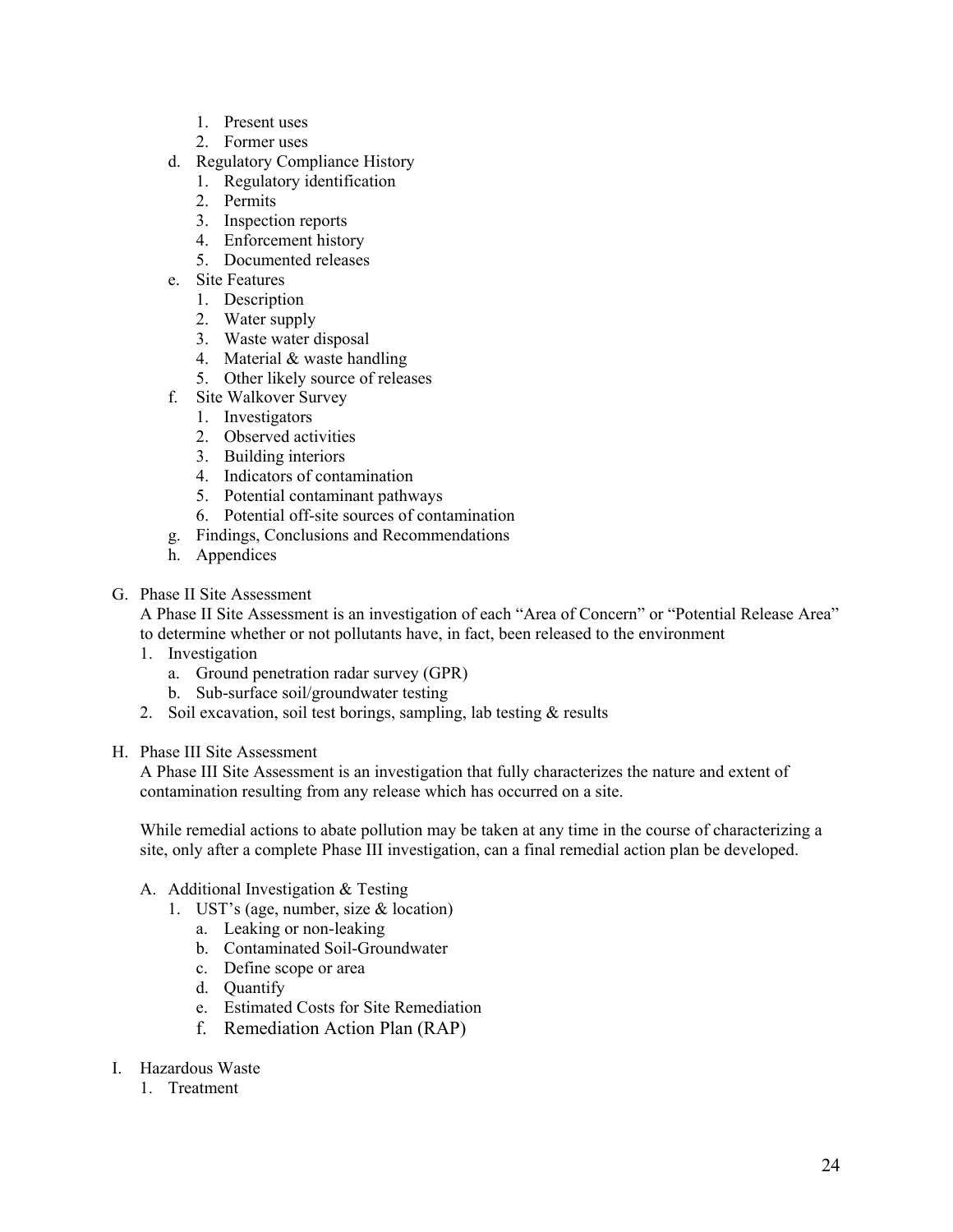1. Present uses
2. Former uses

d. Regulatory Compliance History
   1. Regulatory identification
   2. Permits
   3. Inspection reports
   4. Enforcement history
   5. Documented releases

e. Site Features
   1. Description
   2. Water supply
   3. Waste water disposal
   4. Material & waste handling
   5. Other likely source of releases

f. Site Walkover Survey
   1. Investigators
   2. Observed activities
   3. Building interiors
   4. Indicators of contamination
   5. Potential contaminant pathways
   6. Potential off-site sources of contamination

g. Findings, Conclusions and Recommendations

h. Appendices

G. Phase II Site Assessment

A Phase II Site Assessment is an investigation of each "Area of Concern" or "Potential Release Area" to determine whether or not pollutants have, in fact, been released to the environment

1. Investigation
   a. Ground penetration radar survey (GPR)
   b. Sub-surface soil/groundwater testing
2. Soil excavation, soil test borings, sampling, lab testing & results

H. Phase III Site Assessment

A Phase III Site Assessment is an investigation that fully characterizes the nature and extent of contamination resulting from any release which has occurred on a site.

While remedial actions to abate pollution may be taken at any time in the course of characterizing a site, only after a complete Phase III investigation, can a final remedial action plan be developed.

A. Additional Investigation & Testing
   1. UST's (age, number, size & location)
      a. Leaking or non-leaking
      b. Contaminated Soil-Groundwater
      c. Define scope or area
      d. Quantify
      e. Estimated Costs for Site Remediation
      f. Remediation Action Plan (RAP)

I. Hazardous Waste
   1. Treatment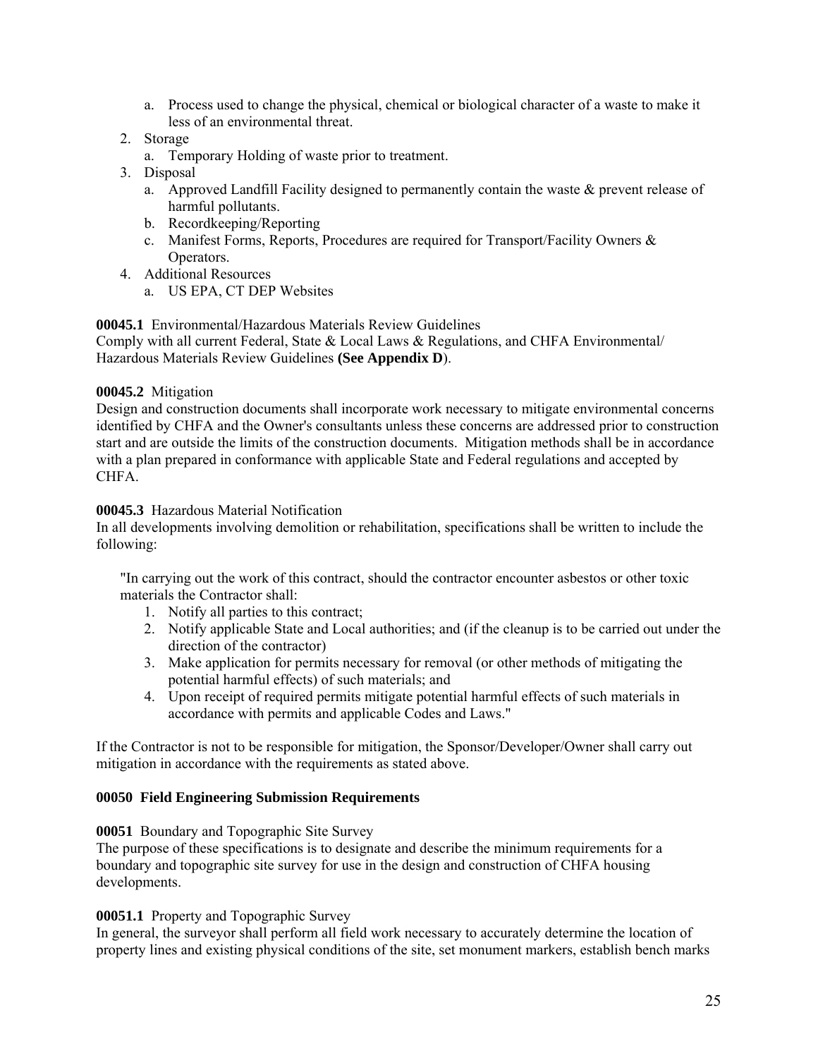a. Process used to change the physical, chemical or biological character of a waste to make it less of an environmental threat.
2. Storage
   a. Temporary Holding of waste prior to treatment.
3. Disposal
   a. Approved Landfill Facility designed to permanently contain the waste & prevent release of harmful pollutants.
   b. Recordkeeping/Reporting
   c. Manifest Forms, Reports, Procedures are required for Transport/Facility Owners & Operators.
4. Additional Resources
   a. US EPA, CT DEP Websites

**00045.1** Environmental/Hazardous Materials Review Guidelines
Comply with all current Federal, State & Local Laws & Regulations, and CHFA Environmental/ Hazardous Materials Review Guidelines **(See Appendix D**).

**00045.2** Mitigation
Design and construction documents shall incorporate work necessary to mitigate environmental concerns identified by CHFA and the Owner's consultants unless these concerns are addressed prior to construction start and are outside the limits of the construction documents. Mitigation methods shall be in accordance with a plan prepared in conformance with applicable State and Federal regulations and accepted by CHFA.

**00045.3** Hazardous Material Notification
In all developments involving demolition or rehabilitation, specifications shall be written to include the following:

> "In carrying out the work of this contract, should the contractor encounter asbestos or other toxic materials the Contractor shall:
> 1. Notify all parties to this contract;
> 2. Notify applicable State and Local authorities; and (if the cleanup is to be carried out under the direction of the contractor)
> 3. Make application for permits necessary for removal (or other methods of mitigating the potential harmful effects) of such materials; and
> 4. Upon receipt of required permits mitigate potential harmful effects of such materials in accordance with permits and applicable Codes and Laws."

If the Contractor is not to be responsible for mitigation, the Sponsor/Developer/Owner shall carry out mitigation in accordance with the requirements as stated above.

**00050 Field Engineering Submission Requirements**

**00051** Boundary and Topographic Site Survey
The purpose of these specifications is to designate and describe the minimum requirements for a boundary and topographic site survey for use in the design and construction of CHFA housing developments.

**00051.1** Property and Topographic Survey
In general, the surveyor shall perform all field work necessary to accurately determine the location of property lines and existing physical conditions of the site, set monument markers, establish bench marks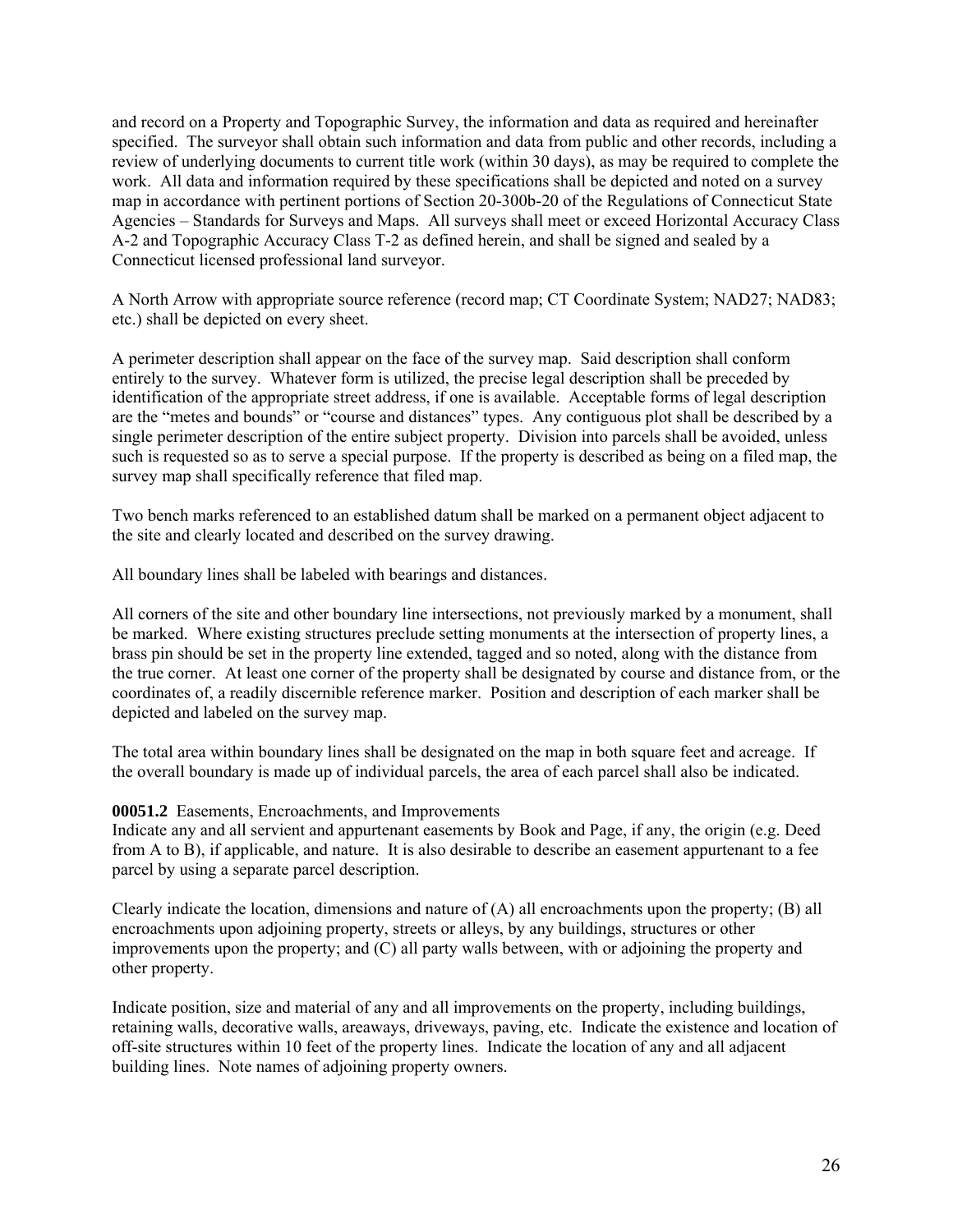and record on a Property and Topographic Survey, the information and data as required and hereinafter specified. The surveyor shall obtain such information and data from public and other records, including a review of underlying documents to current title work (within 30 days), as may be required to complete the work. All data and information required by these specifications shall be depicted and noted on a survey map in accordance with pertinent portions of Section 20-300b-20 of the Regulations of Connecticut State Agencies – Standards for Surveys and Maps. All surveys shall meet or exceed Horizontal Accuracy Class A-2 and Topographic Accuracy Class T-2 as defined herein, and shall be signed and sealed by a Connecticut licensed professional land surveyor.

A North Arrow with appropriate source reference (record map; CT Coordinate System; NAD27; NAD83; etc.) shall be depicted on every sheet.

A perimeter description shall appear on the face of the survey map. Said description shall conform entirely to the survey. Whatever form is utilized, the precise legal description shall be preceded by identification of the appropriate street address, if one is available. Acceptable forms of legal description are the "metes and bounds" or "course and distances" types. Any contiguous plot shall be described by a single perimeter description of the entire subject property. Division into parcels shall be avoided, unless such is requested so as to serve a special purpose. If the property is described as being on a filed map, the survey map shall specifically reference that filed map.

Two bench marks referenced to an established datum shall be marked on a permanent object adjacent to the site and clearly located and described on the survey drawing.

All boundary lines shall be labeled with bearings and distances.

All corners of the site and other boundary line intersections, not previously marked by a monument, shall be marked. Where existing structures preclude setting monuments at the intersection of property lines, a brass pin should be set in the property line extended, tagged and so noted, along with the distance from the true corner. At least one corner of the property shall be designated by course and distance from, or the coordinates of, a readily discernible reference marker. Position and description of each marker shall be depicted and labeled on the survey map.

The total area within boundary lines shall be designated on the map in both square feet and acreage. If the overall boundary is made up of individual parcels, the area of each parcel shall also be indicated.

**00051.2** Easements, Encroachments, and Improvements

Indicate any and all servient and appurtenant easements by Book and Page, if any, the origin (e.g. Deed from A to B), if applicable, and nature. It is also desirable to describe an easement appurtenant to a fee parcel by using a separate parcel description.

Clearly indicate the location, dimensions and nature of (A) all encroachments upon the property; (B) all encroachments upon adjoining property, streets or alleys, by any buildings, structures or other improvements upon the property; and (C) all party walls between, with or adjoining the property and other property.

Indicate position, size and material of any and all improvements on the property, including buildings, retaining walls, decorative walls, areaways, driveways, paving, etc. Indicate the existence and location of off-site structures within 10 feet of the property lines. Indicate the location of any and all adjacent building lines. Note names of adjoining property owners.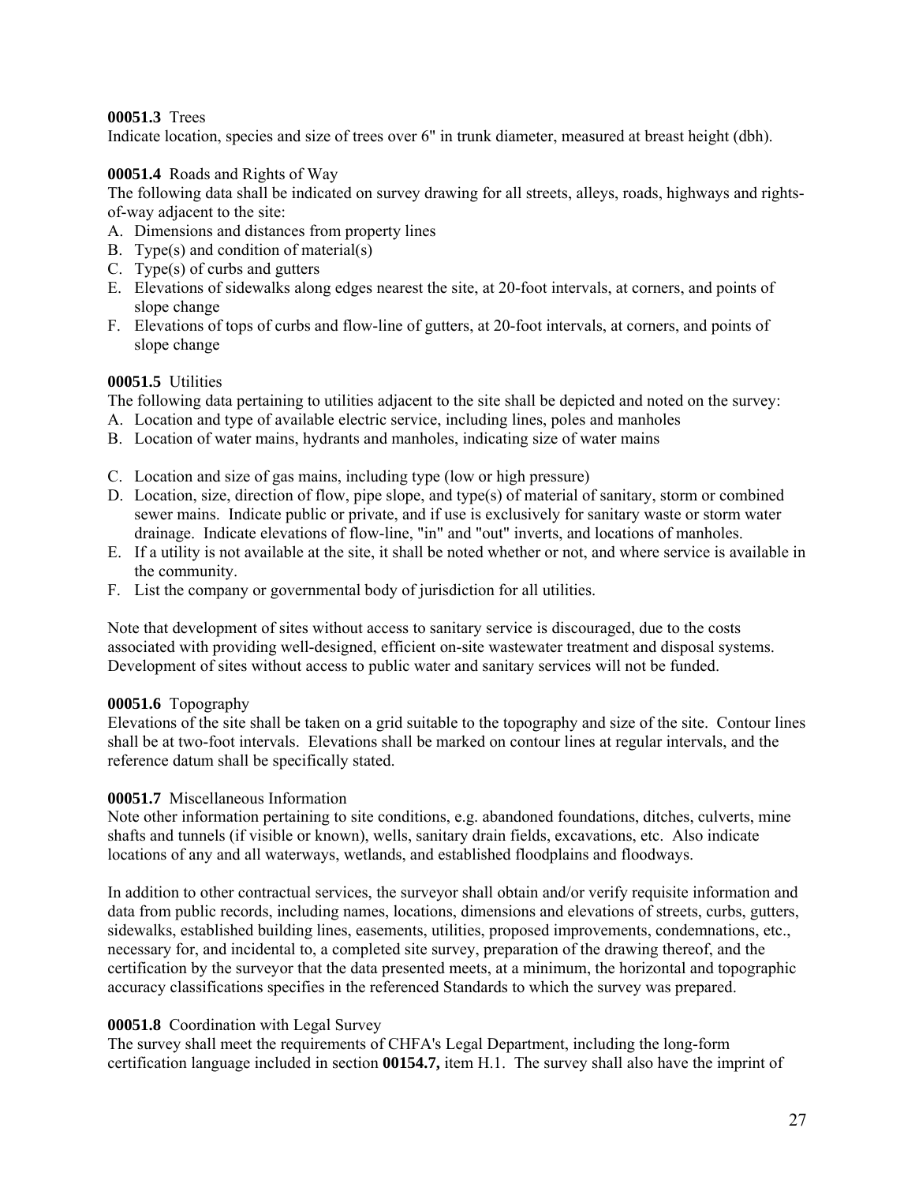**00051.3** Trees
Indicate location, species and size of trees over 6" in trunk diameter, measured at breast height (dbh).

**00051.4** Roads and Rights of Way
The following data shall be indicated on survey drawing for all streets, alleys, roads, highways and rights-of-way adjacent to the site:

A. Dimensions and distances from property lines
B. Type(s) and condition of material(s)
C. Type(s) of curbs and gutters
E. Elevations of sidewalks along edges nearest the site, at 20-foot intervals, at corners, and points of slope change
F. Elevations of tops of curbs and flow-line of gutters, at 20-foot intervals, at corners, and points of slope change

**00051.5** Utilities
The following data pertaining to utilities adjacent to the site shall be depicted and noted on the survey:

A. Location and type of available electric service, including lines, poles and manholes
B. Location of water mains, hydrants and manholes, indicating size of water mains
C. Location and size of gas mains, including type (low or high pressure)
D. Location, size, direction of flow, pipe slope, and type(s) of material of sanitary, storm or combined sewer mains. Indicate public or private, and if use is exclusively for sanitary waste or storm water drainage. Indicate elevations of flow-line, "in" and "out" inverts, and locations of manholes.
E. If a utility is not available at the site, it shall be noted whether or not, and where service is available in the community.
F. List the company or governmental body of jurisdiction for all utilities.

Note that development of sites without access to sanitary service is discouraged, due to the costs associated with providing well-designed, efficient on-site wastewater treatment and disposal systems. Development of sites without access to public water and sanitary services will not be funded.

**00051.6** Topography
Elevations of the site shall be taken on a grid suitable to the topography and size of the site. Contour lines shall be at two-foot intervals. Elevations shall be marked on contour lines at regular intervals, and the reference datum shall be specifically stated.

**00051.7** Miscellaneous Information
Note other information pertaining to site conditions, e.g. abandoned foundations, ditches, culverts, mine shafts and tunnels (if visible or known), wells, sanitary drain fields, excavations, etc. Also indicate locations of any and all waterways, wetlands, and established floodplains and floodways.

In addition to other contractual services, the surveyor shall obtain and/or verify requisite information and data from public records, including names, locations, dimensions and elevations of streets, curbs, gutters, sidewalks, established building lines, easements, utilities, proposed improvements, condemnations, etc., necessary for, and incidental to, a completed site survey, preparation of the drawing thereof, and the certification by the surveyor that the data presented meets, at a minimum, the horizontal and topographic accuracy classifications specifies in the referenced Standards to which the survey was prepared.

**00051.8** Coordination with Legal Survey
The survey shall meet the requirements of CHFA's Legal Department, including the long-form certification language included in section **00154.7,** item H.1. The survey shall also have the imprint of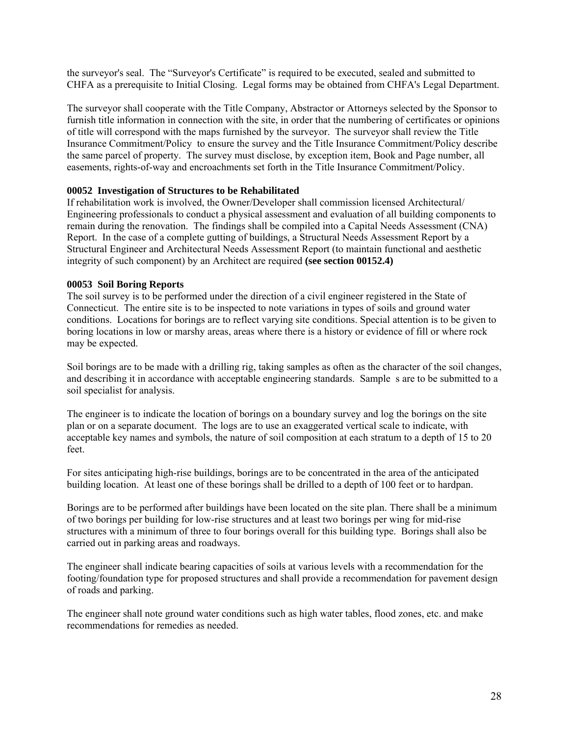the surveyor's seal. The "Surveyor's Certificate" is required to be executed, sealed and submitted to CHFA as a prerequisite to Initial Closing. Legal forms may be obtained from CHFA's Legal Department.

The surveyor shall cooperate with the Title Company, Abstractor or Attorneys selected by the Sponsor to furnish title information in connection with the site, in order that the numbering of certificates or opinions of title will correspond with the maps furnished by the surveyor. The surveyor shall review the Title Insurance Commitment/Policy to ensure the survey and the Title Insurance Commitment/Policy describe the same parcel of property. The survey must disclose, by exception item, Book and Page number, all easements, rights-of-way and encroachments set forth in the Title Insurance Commitment/Policy.

**00052 Investigation of Structures to be Rehabilitated**

If rehabilitation work is involved, the Owner/Developer shall commission licensed Architectural/ Engineering professionals to conduct a physical assessment and evaluation of all building components to remain during the renovation. The findings shall be compiled into a Capital Needs Assessment (CNA) Report. In the case of a complete gutting of buildings, a Structural Needs Assessment Report by a Structural Engineer and Architectural Needs Assessment Report (to maintain functional and aesthetic integrity of such component) by an Architect are required **(see section 00152.4)**

**00053 Soil Boring Reports**

The soil survey is to be performed under the direction of a civil engineer registered in the State of Connecticut. The entire site is to be inspected to note variations in types of soils and ground water conditions. Locations for borings are to reflect varying site conditions. Special attention is to be given to boring locations in low or marshy areas, areas where there is a history or evidence of fill or where rock may be expected.

Soil borings are to be made with a drilling rig, taking samples as often as the character of the soil changes, and describing it in accordance with acceptable engineering standards. Sample s are to be submitted to a soil specialist for analysis.

The engineer is to indicate the location of borings on a boundary survey and log the borings on the site plan or on a separate document. The logs are to use an exaggerated vertical scale to indicate, with acceptable key names and symbols, the nature of soil composition at each stratum to a depth of 15 to 20 feet.

For sites anticipating high-rise buildings, borings are to be concentrated in the area of the anticipated building location. At least one of these borings shall be drilled to a depth of 100 feet or to hardpan.

Borings are to be performed after buildings have been located on the site plan. There shall be a minimum of two borings per building for low-rise structures and at least two borings per wing for mid-rise structures with a minimum of three to four borings overall for this building type. Borings shall also be carried out in parking areas and roadways.

The engineer shall indicate bearing capacities of soils at various levels with a recommendation for the footing/foundation type for proposed structures and shall provide a recommendation for pavement design of roads and parking.

The engineer shall note ground water conditions such as high water tables, flood zones, etc. and make recommendations for remedies as needed.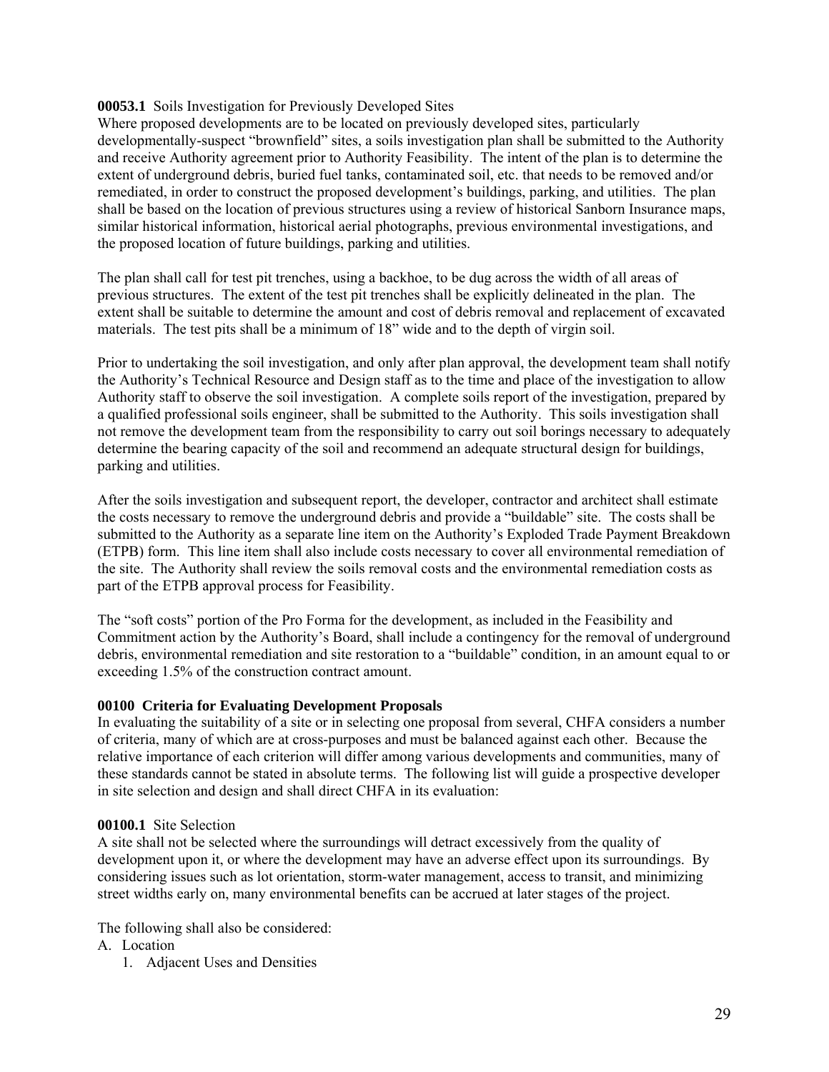**00053.1** Soils Investigation for Previously Developed Sites

Where proposed developments are to be located on previously developed sites, particularly developmentally-suspect "brownfield" sites, a soils investigation plan shall be submitted to the Authority and receive Authority agreement prior to Authority Feasibility. The intent of the plan is to determine the extent of underground debris, buried fuel tanks, contaminated soil, etc. that needs to be removed and/or remediated, in order to construct the proposed development's buildings, parking, and utilities. The plan shall be based on the location of previous structures using a review of historical Sanborn Insurance maps, similar historical information, historical aerial photographs, previous environmental investigations, and the proposed location of future buildings, parking and utilities.

The plan shall call for test pit trenches, using a backhoe, to be dug across the width of all areas of previous structures. The extent of the test pit trenches shall be explicitly delineated in the plan. The extent shall be suitable to determine the amount and cost of debris removal and replacement of excavated materials. The test pits shall be a minimum of 18" wide and to the depth of virgin soil.

Prior to undertaking the soil investigation, and only after plan approval, the development team shall notify the Authority's Technical Resource and Design staff as to the time and place of the investigation to allow Authority staff to observe the soil investigation. A complete soils report of the investigation, prepared by a qualified professional soils engineer, shall be submitted to the Authority. This soils investigation shall not remove the development team from the responsibility to carry out soil borings necessary to adequately determine the bearing capacity of the soil and recommend an adequate structural design for buildings, parking and utilities.

After the soils investigation and subsequent report, the developer, contractor and architect shall estimate the costs necessary to remove the underground debris and provide a "buildable" site. The costs shall be submitted to the Authority as a separate line item on the Authority's Exploded Trade Payment Breakdown (ETPB) form. This line item shall also include costs necessary to cover all environmental remediation of the site. The Authority shall review the soils removal costs and the environmental remediation costs as part of the ETPB approval process for Feasibility.

The "soft costs" portion of the Pro Forma for the development, as included in the Feasibility and Commitment action by the Authority's Board, shall include a contingency for the removal of underground debris, environmental remediation and site restoration to a "buildable" condition, in an amount equal to or exceeding 1.5% of the construction contract amount.

## 00100 Criteria for Evaluating Development Proposals

In evaluating the suitability of a site or in selecting one proposal from several, CHFA considers a number of criteria, many of which are at cross-purposes and must be balanced against each other. Because the relative importance of each criterion will differ among various developments and communities, many of these standards cannot be stated in absolute terms. The following list will guide a prospective developer in site selection and design and shall direct CHFA in its evaluation:

**00100.1** Site Selection

A site shall not be selected where the surroundings will detract excessively from the quality of development upon it, or where the development may have an adverse effect upon its surroundings. By considering issues such as lot orientation, storm-water management, access to transit, and minimizing street widths early on, many environmental benefits can be accrued at later stages of the project.

The following shall also be considered:

A. Location
    1. Adjacent Uses and Densities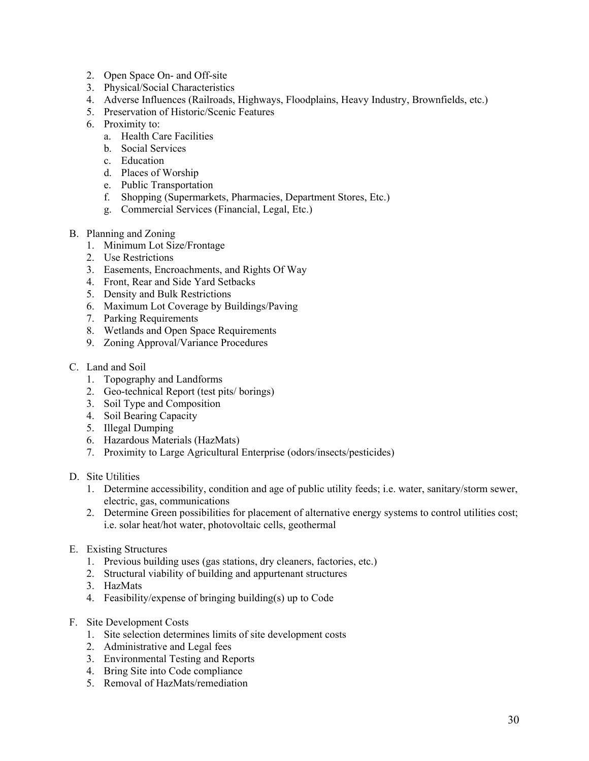2. Open Space On- and Off-site
3. Physical/Social Characteristics
4. Adverse Influences (Railroads, Highways, Floodplains, Heavy Industry, Brownfields, etc.)
5. Preservation of Historic/Scenic Features
6. Proximity to:
    a. Health Care Facilities
    b. Social Services
    c. Education
    d. Places of Worship
    e. Public Transportation
    f. Shopping (Supermarkets, Pharmacies, Department Stores, Etc.)
    g. Commercial Services (Financial, Legal, Etc.)

B. Planning and Zoning
   1. Minimum Lot Size/Frontage
   2. Use Restrictions
   3. Easements, Encroachments, and Rights Of Way
   4. Front, Rear and Side Yard Setbacks
   5. Density and Bulk Restrictions
   6. Maximum Lot Coverage by Buildings/Paving
   7. Parking Requirements
   8. Wetlands and Open Space Requirements
   9. Zoning Approval/Variance Procedures

C. Land and Soil
   1. Topography and Landforms
   2. Geo-technical Report (test pits/ borings)
   3. Soil Type and Composition
   4. Soil Bearing Capacity
   5. Illegal Dumping
   6. Hazardous Materials (HazMats)
   7. Proximity to Large Agricultural Enterprise (odors/insects/pesticides)

D. Site Utilities
   1. Determine accessibility, condition and age of public utility feeds; i.e. water, sanitary/storm sewer, electric, gas, communications
   2. Determine Green possibilities for placement of alternative energy systems to control utilities cost; i.e. solar heat/hot water, photovoltaic cells, geothermal

E. Existing Structures
   1. Previous building uses (gas stations, dry cleaners, factories, etc.)
   2. Structural viability of building and appurtenant structures
   3. HazMats
   4. Feasibility/expense of bringing building(s) up to Code

F. Site Development Costs
   1. Site selection determines limits of site development costs
   2. Administrative and Legal fees
   3. Environmental Testing and Reports
   4. Bring Site into Code compliance
   5. Removal of HazMats/remediation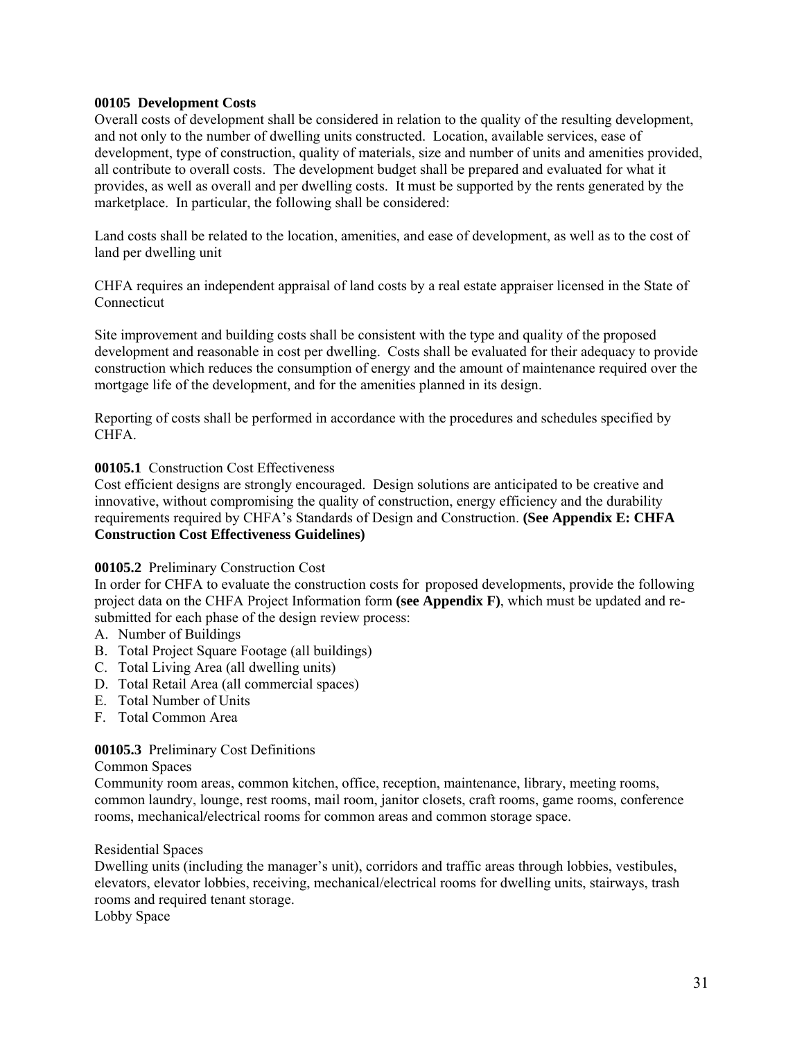**00105 Development Costs**

Overall costs of development shall be considered in relation to the quality of the resulting development, and not only to the number of dwelling units constructed. Location, available services, ease of development, type of construction, quality of materials, size and number of units and amenities provided, all contribute to overall costs. The development budget shall be prepared and evaluated for what it provides, as well as overall and per dwelling costs. It must be supported by the rents generated by the marketplace. In particular, the following shall be considered:

Land costs shall be related to the location, amenities, and ease of development, as well as to the cost of land per dwelling unit

CHFA requires an independent appraisal of land costs by a real estate appraiser licensed in the State of Connecticut

Site improvement and building costs shall be consistent with the type and quality of the proposed development and reasonable in cost per dwelling. Costs shall be evaluated for their adequacy to provide construction which reduces the consumption of energy and the amount of maintenance required over the mortgage life of the development, and for the amenities planned in its design.

Reporting of costs shall be performed in accordance with the procedures and schedules specified by CHFA.

**00105.1** Construction Cost Effectiveness

Cost efficient designs are strongly encouraged. Design solutions are anticipated to be creative and innovative, without compromising the quality of construction, energy efficiency and the durability requirements required by CHFA's Standards of Design and Construction. **(See Appendix E: CHFA Construction Cost Effectiveness Guidelines)**

**00105.2** Preliminary Construction Cost

In order for CHFA to evaluate the construction costs for proposed developments, provide the following project data on the CHFA Project Information form **(see Appendix F)**, which must be updated and re-submitted for each phase of the design review process:

A. Number of Buildings
B. Total Project Square Footage (all buildings)
C. Total Living Area (all dwelling units)
D. Total Retail Area (all commercial spaces)
E. Total Number of Units
F. Total Common Area

**00105.3** Preliminary Cost Definitions

Common Spaces

Community room areas, common kitchen, office, reception, maintenance, library, meeting rooms, common laundry, lounge, rest rooms, mail room, janitor closets, craft rooms, game rooms, conference rooms, mechanical/electrical rooms for common areas and common storage space.

Residential Spaces

Dwelling units (including the manager's unit), corridors and traffic areas through lobbies, vestibules, elevators, elevator lobbies, receiving, mechanical/electrical rooms for dwelling units, stairways, trash rooms and required tenant storage.

Lobby Space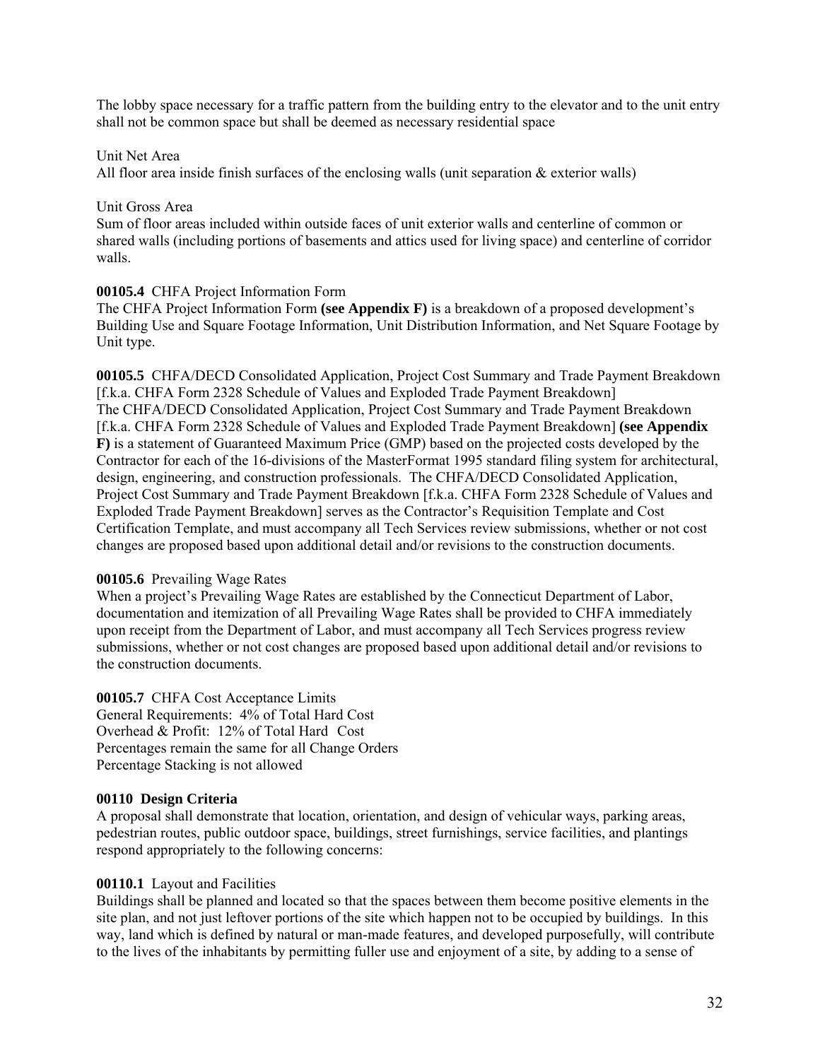The lobby space necessary for a traffic pattern from the building entry to the elevator and to the unit entry shall not be common space but shall be deemed as necessary residential space

Unit Net Area
All floor area inside finish surfaces of the enclosing walls (unit separation & exterior walls)

Unit Gross Area
Sum of floor areas included within outside faces of unit exterior walls and centerline of common or shared walls (including portions of basements and attics used for living space) and centerline of corridor walls.

**00105.4** CHFA Project Information Form
The CHFA Project Information Form **(see Appendix F)** is a breakdown of a proposed development's Building Use and Square Footage Information, Unit Distribution Information, and Net Square Footage by Unit type.

**00105.5** CHFA/DECD Consolidated Application, Project Cost Summary and Trade Payment Breakdown [f.k.a. CHFA Form 2328 Schedule of Values and Exploded Trade Payment Breakdown]
The CHFA/DECD Consolidated Application, Project Cost Summary and Trade Payment Breakdown [f.k.a. CHFA Form 2328 Schedule of Values and Exploded Trade Payment Breakdown] **(see Appendix F)** is a statement of Guaranteed Maximum Price (GMP) based on the projected costs developed by the Contractor for each of the 16-divisions of the MasterFormat 1995 standard filing system for architectural, design, engineering, and construction professionals. The CHFA/DECD Consolidated Application, Project Cost Summary and Trade Payment Breakdown [f.k.a. CHFA Form 2328 Schedule of Values and Exploded Trade Payment Breakdown] serves as the Contractor's Requisition Template and Cost Certification Template, and must accompany all Tech Services review submissions, whether or not cost changes are proposed based upon additional detail and/or revisions to the construction documents.

**00105.6** Prevailing Wage Rates
When a project's Prevailing Wage Rates are established by the Connecticut Department of Labor, documentation and itemization of all Prevailing Wage Rates shall be provided to CHFA immediately upon receipt from the Department of Labor, and must accompany all Tech Services progress review submissions, whether or not cost changes are proposed based upon additional detail and/or revisions to the construction documents.

**00105.7** CHFA Cost Acceptance Limits
General Requirements: 4% of Total Hard Cost
Overhead & Profit: 12% of Total Hard Cost
Percentages remain the same for all Change Orders
Percentage Stacking is not allowed

## 00110 Design Criteria

A proposal shall demonstrate that location, orientation, and design of vehicular ways, parking areas, pedestrian routes, public outdoor space, buildings, street furnishings, service facilities, and plantings respond appropriately to the following concerns:

**00110.1** Layout and Facilities
Buildings shall be planned and located so that the spaces between them become positive elements in the site plan, and not just leftover portions of the site which happen not to be occupied by buildings. In this way, land which is defined by natural or man-made features, and developed purposefully, will contribute to the lives of the inhabitants by permitting fuller use and enjoyment of a site, by adding to a sense of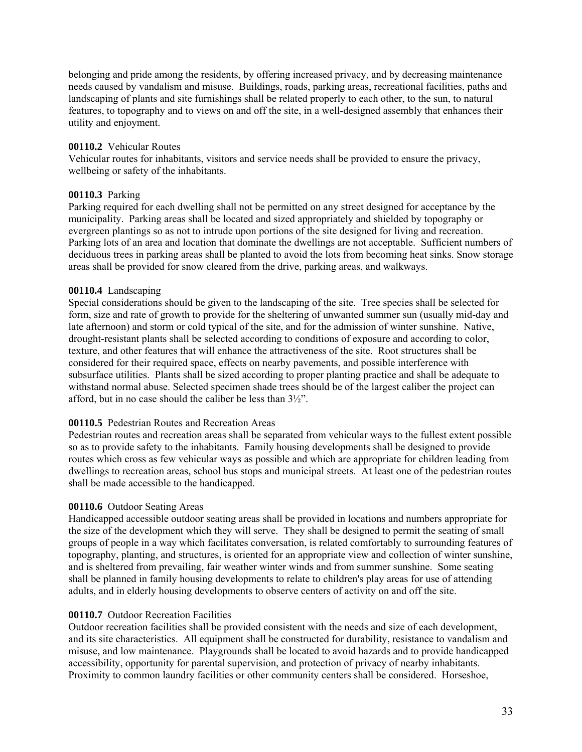belonging and pride among the residents, by offering increased privacy, and by decreasing maintenance needs caused by vandalism and misuse. Buildings, roads, parking areas, recreational facilities, paths and landscaping of plants and site furnishings shall be related properly to each other, to the sun, to natural features, to topography and to views on and off the site, in a well-designed assembly that enhances their utility and enjoyment.

**00110.2** Vehicular Routes
Vehicular routes for inhabitants, visitors and service needs shall be provided to ensure the privacy, wellbeing or safety of the inhabitants.

**00110.3** Parking
Parking required for each dwelling shall not be permitted on any street designed for acceptance by the municipality. Parking areas shall be located and sized appropriately and shielded by topography or evergreen plantings so as not to intrude upon portions of the site designed for living and recreation. Parking lots of an area and location that dominate the dwellings are not acceptable. Sufficient numbers of deciduous trees in parking areas shall be planted to avoid the lots from becoming heat sinks. Snow storage areas shall be provided for snow cleared from the drive, parking areas, and walkways.

**00110.4** Landscaping
Special considerations should be given to the landscaping of the site. Tree species shall be selected for form, size and rate of growth to provide for the sheltering of unwanted summer sun (usually mid-day and late afternoon) and storm or cold typical of the site, and for the admission of winter sunshine. Native, drought-resistant plants shall be selected according to conditions of exposure and according to color, texture, and other features that will enhance the attractiveness of the site. Root structures shall be considered for their required space, effects on nearby pavements, and possible interference with subsurface utilities. Plants shall be sized according to proper planting practice and shall be adequate to withstand normal abuse. Selected specimen shade trees should be of the largest caliber the project can afford, but in no case should the caliber be less than 3½".

**00110.5** Pedestrian Routes and Recreation Areas
Pedestrian routes and recreation areas shall be separated from vehicular ways to the fullest extent possible so as to provide safety to the inhabitants. Family housing developments shall be designed to provide routes which cross as few vehicular ways as possible and which are appropriate for children leading from dwellings to recreation areas, school bus stops and municipal streets. At least one of the pedestrian routes shall be made accessible to the handicapped.

**00110.6** Outdoor Seating Areas
Handicapped accessible outdoor seating areas shall be provided in locations and numbers appropriate for the size of the development which they will serve. They shall be designed to permit the seating of small groups of people in a way which facilitates conversation, is related comfortably to surrounding features of topography, planting, and structures, is oriented for an appropriate view and collection of winter sunshine, and is sheltered from prevailing, fair weather winter winds and from summer sunshine. Some seating shall be planned in family housing developments to relate to children's play areas for use of attending adults, and in elderly housing developments to observe centers of activity on and off the site.

**00110.7** Outdoor Recreation Facilities
Outdoor recreation facilities shall be provided consistent with the needs and size of each development, and its site characteristics. All equipment shall be constructed for durability, resistance to vandalism and misuse, and low maintenance. Playgrounds shall be located to avoid hazards and to provide handicapped accessibility, opportunity for parental supervision, and protection of privacy of nearby inhabitants. Proximity to common laundry facilities or other community centers shall be considered. Horseshoe,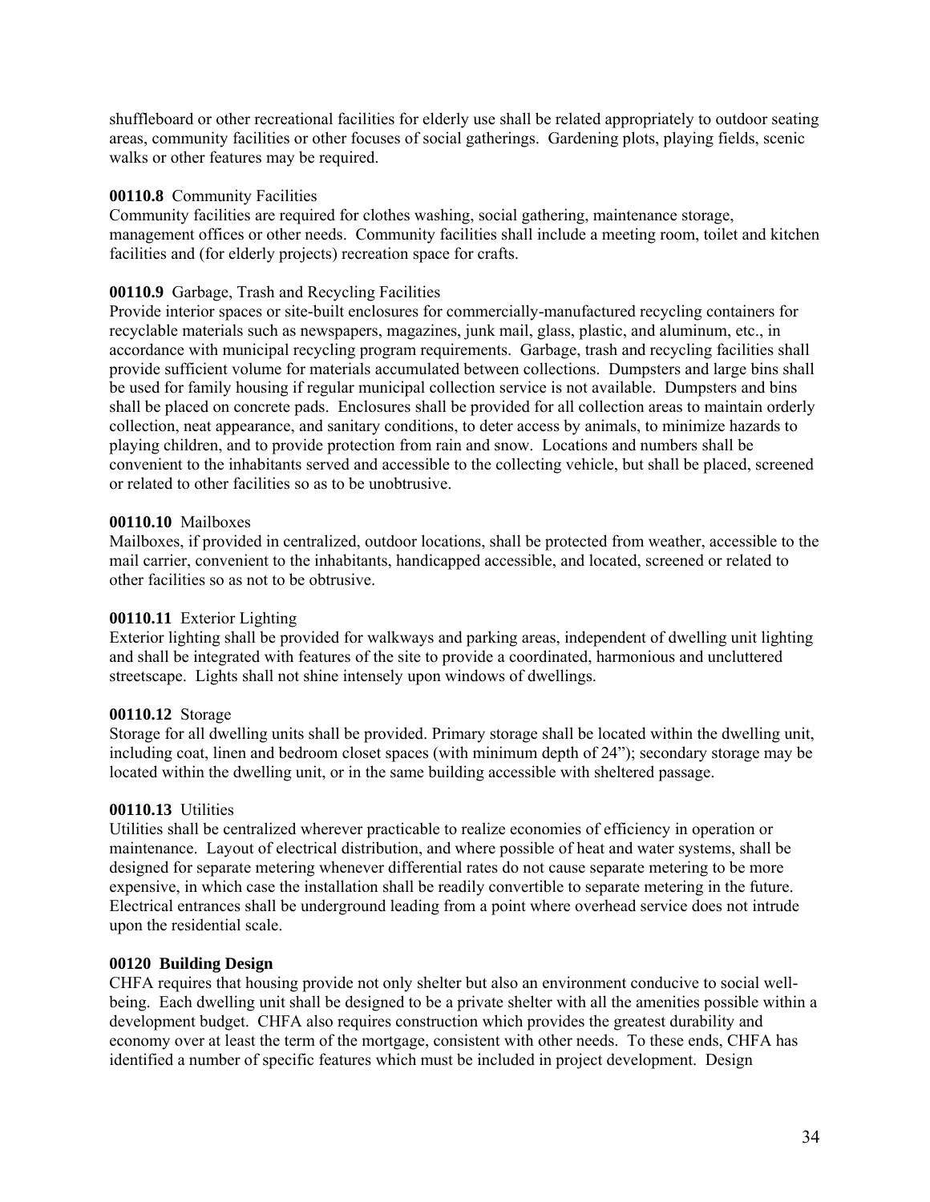shuffleboard or other recreational facilities for elderly use shall be related appropriately to outdoor seating areas, community facilities or other focuses of social gatherings. Gardening plots, playing fields, scenic walks or other features may be required.

**00110.8** Community Facilities
Community facilities are required for clothes washing, social gathering, maintenance storage, management offices or other needs. Community facilities shall include a meeting room, toilet and kitchen facilities and (for elderly projects) recreation space for crafts.

**00110.9** Garbage, Trash and Recycling Facilities
Provide interior spaces or site-built enclosures for commercially-manufactured recycling containers for recyclable materials such as newspapers, magazines, junk mail, glass, plastic, and aluminum, etc., in accordance with municipal recycling program requirements. Garbage, trash and recycling facilities shall provide sufficient volume for materials accumulated between collections. Dumpsters and large bins shall be used for family housing if regular municipal collection service is not available. Dumpsters and bins shall be placed on concrete pads. Enclosures shall be provided for all collection areas to maintain orderly collection, neat appearance, and sanitary conditions, to deter access by animals, to minimize hazards to playing children, and to provide protection from rain and snow. Locations and numbers shall be convenient to the inhabitants served and accessible to the collecting vehicle, but shall be placed, screened or related to other facilities so as to be unobtrusive.

**00110.10** Mailboxes
Mailboxes, if provided in centralized, outdoor locations, shall be protected from weather, accessible to the mail carrier, convenient to the inhabitants, handicapped accessible, and located, screened or related to other facilities so as not to be obtrusive.

**00110.11** Exterior Lighting
Exterior lighting shall be provided for walkways and parking areas, independent of dwelling unit lighting and shall be integrated with features of the site to provide a coordinated, harmonious and uncluttered streetscape. Lights shall not shine intensely upon windows of dwellings.

**00110.12** Storage
Storage for all dwelling units shall be provided. Primary storage shall be located within the dwelling unit, including coat, linen and bedroom closet spaces (with minimum depth of 24"); secondary storage may be located within the dwelling unit, or in the same building accessible with sheltered passage.

**00110.13** Utilities
Utilities shall be centralized wherever practicable to realize economies of efficiency in operation or maintenance. Layout of electrical distribution, and where possible of heat and water systems, shall be designed for separate metering whenever differential rates do not cause separate metering to be more expensive, in which case the installation shall be readily convertible to separate metering in the future. Electrical entrances shall be underground leading from a point where overhead service does not intrude upon the residential scale.

**00120 Building Design**
CHFA requires that housing provide not only shelter but also an environment conducive to social well-being. Each dwelling unit shall be designed to be a private shelter with all the amenities possible within a development budget. CHFA also requires construction which provides the greatest durability and economy over at least the term of the mortgage, consistent with other needs. To these ends, CHFA has identified a number of specific features which must be included in project development. Design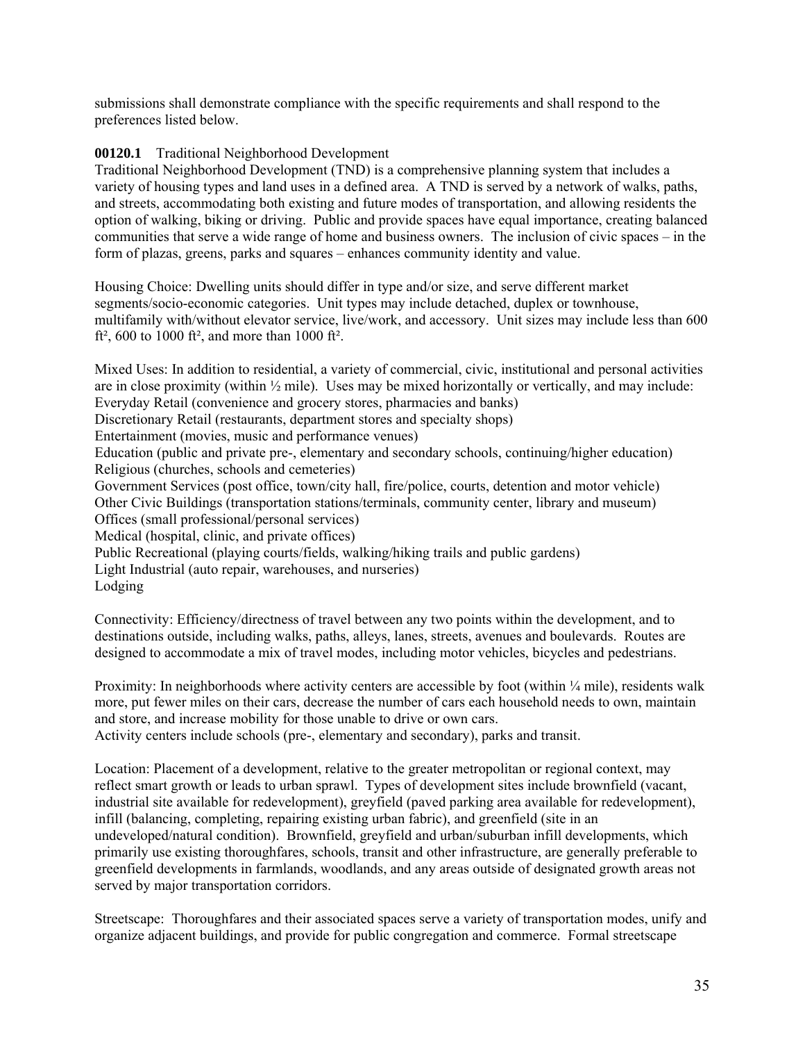submissions shall demonstrate compliance with the specific requirements and shall respond to the preferences listed below.

**00120.1** Traditional Neighborhood Development

Traditional Neighborhood Development (TND) is a comprehensive planning system that includes a variety of housing types and land uses in a defined area. A TND is served by a network of walks, paths, and streets, accommodating both existing and future modes of transportation, and allowing residents the option of walking, biking or driving. Public and provide spaces have equal importance, creating balanced communities that serve a wide range of home and business owners. The inclusion of civic spaces – in the form of plazas, greens, parks and squares – enhances community identity and value.

Housing Choice: Dwelling units should differ in type and/or size, and serve different market segments/socio-economic categories. Unit types may include detached, duplex or townhouse, multifamily with/without elevator service, live/work, and accessory. Unit sizes may include less than 600 ft², 600 to 1000 ft², and more than 1000 ft².

Mixed Uses: In addition to residential, a variety of commercial, civic, institutional and personal activities are in close proximity (within ½ mile). Uses may be mixed horizontally or vertically, and may include:
Everyday Retail (convenience and grocery stores, pharmacies and banks)
Discretionary Retail (restaurants, department stores and specialty shops)
Entertainment (movies, music and performance venues)
Education (public and private pre-, elementary and secondary schools, continuing/higher education)
Religious (churches, schools and cemeteries)
Government Services (post office, town/city hall, fire/police, courts, detention and motor vehicle)
Other Civic Buildings (transportation stations/terminals, community center, library and museum)
Offices (small professional/personal services)
Medical (hospital, clinic, and private offices)
Public Recreational (playing courts/fields, walking/hiking trails and public gardens)
Light Industrial (auto repair, warehouses, and nurseries)
Lodging

Connectivity: Efficiency/directness of travel between any two points within the development, and to destinations outside, including walks, paths, alleys, lanes, streets, avenues and boulevards. Routes are designed to accommodate a mix of travel modes, including motor vehicles, bicycles and pedestrians.

Proximity: In neighborhoods where activity centers are accessible by foot (within ¼ mile), residents walk more, put fewer miles on their cars, decrease the number of cars each household needs to own, maintain and store, and increase mobility for those unable to drive or own cars.
Activity centers include schools (pre-, elementary and secondary), parks and transit.

Location: Placement of a development, relative to the greater metropolitan or regional context, may reflect smart growth or leads to urban sprawl. Types of development sites include brownfield (vacant, industrial site available for redevelopment), greyfield (paved parking area available for redevelopment), infill (balancing, completing, repairing existing urban fabric), and greenfield (site in an undeveloped/natural condition). Brownfield, greyfield and urban/suburban infill developments, which primarily use existing thoroughfares, schools, transit and other infrastructure, are generally preferable to greenfield developments in farmlands, woodlands, and any areas outside of designated growth areas not served by major transportation corridors.

Streetscape: Thoroughfares and their associated spaces serve a variety of transportation modes, unify and organize adjacent buildings, and provide for public congregation and commerce. Formal streetscape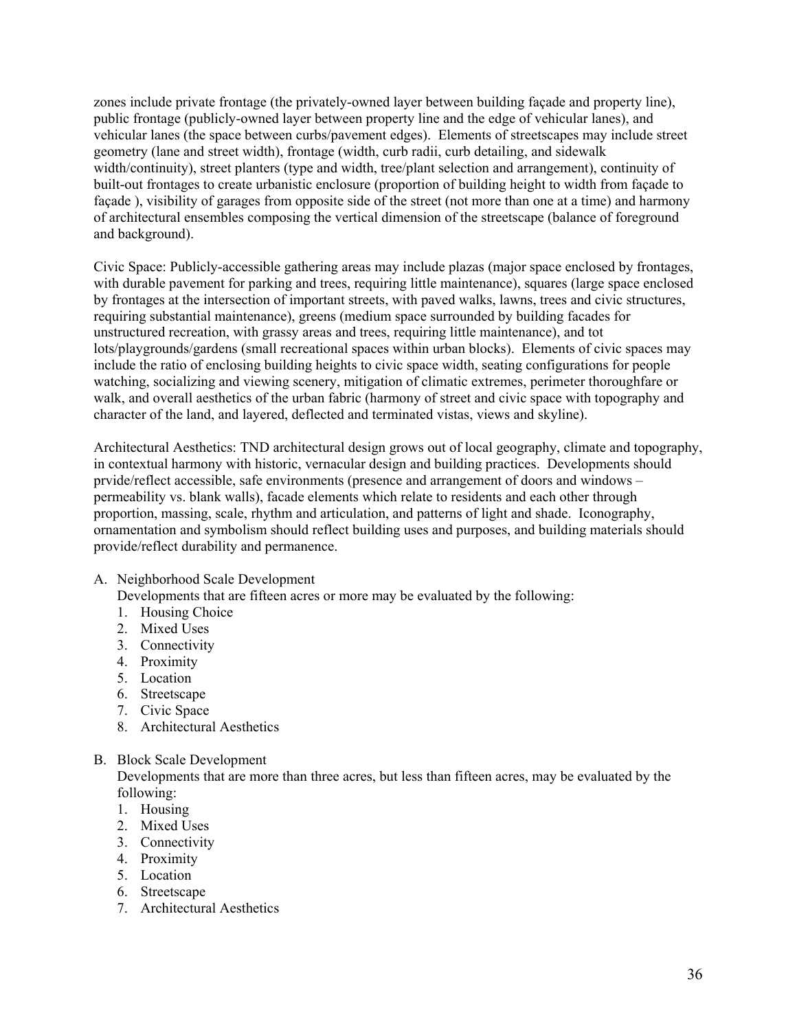zones include private frontage (the privately-owned layer between building façade and property line), public frontage (publicly-owned layer between property line and the edge of vehicular lanes), and vehicular lanes (the space between curbs/pavement edges). Elements of streetscapes may include street geometry (lane and street width), frontage (width, curb radii, curb detailing, and sidewalk width/continuity), street planters (type and width, tree/plant selection and arrangement), continuity of built-out frontages to create urbanistic enclosure (proportion of building height to width from façade to façade ), visibility of garages from opposite side of the street (not more than one at a time) and harmony of architectural ensembles composing the vertical dimension of the streetscape (balance of foreground and background).

Civic Space: Publicly-accessible gathering areas may include plazas (major space enclosed by frontages, with durable pavement for parking and trees, requiring little maintenance), squares (large space enclosed by frontages at the intersection of important streets, with paved walks, lawns, trees and civic structures, requiring substantial maintenance), greens (medium space surrounded by building facades for unstructured recreation, with grassy areas and trees, requiring little maintenance), and tot lots/playgrounds/gardens (small recreational spaces within urban blocks). Elements of civic spaces may include the ratio of enclosing building heights to civic space width, seating configurations for people watching, socializing and viewing scenery, mitigation of climatic extremes, perimeter thoroughfare or walk, and overall aesthetics of the urban fabric (harmony of street and civic space with topography and character of the land, and layered, deflected and terminated vistas, views and skyline).

Architectural Aesthetics: TND architectural design grows out of local geography, climate and topography, in contextual harmony with historic, vernacular design and building practices. Developments should prvide/reflect accessible, safe environments (presence and arrangement of doors and windows – permeability vs. blank walls), facade elements which relate to residents and each other through proportion, massing, scale, rhythm and articulation, and patterns of light and shade. Iconography, ornamentation and symbolism should reflect building uses and purposes, and building materials should provide/reflect durability and permanence.

A. Neighborhood Scale Development
   Developments that are fifteen acres or more may be evaluated by the following:
   1. Housing Choice
   2. Mixed Uses
   3. Connectivity
   4. Proximity
   5. Location
   6. Streetscape
   7. Civic Space
   8. Architectural Aesthetics

B. Block Scale Development
   Developments that are more than three acres, but less than fifteen acres, may be evaluated by the following:
   1. Housing
   2. Mixed Uses
   3. Connectivity
   4. Proximity
   5. Location
   6. Streetscape
   7. Architectural Aesthetics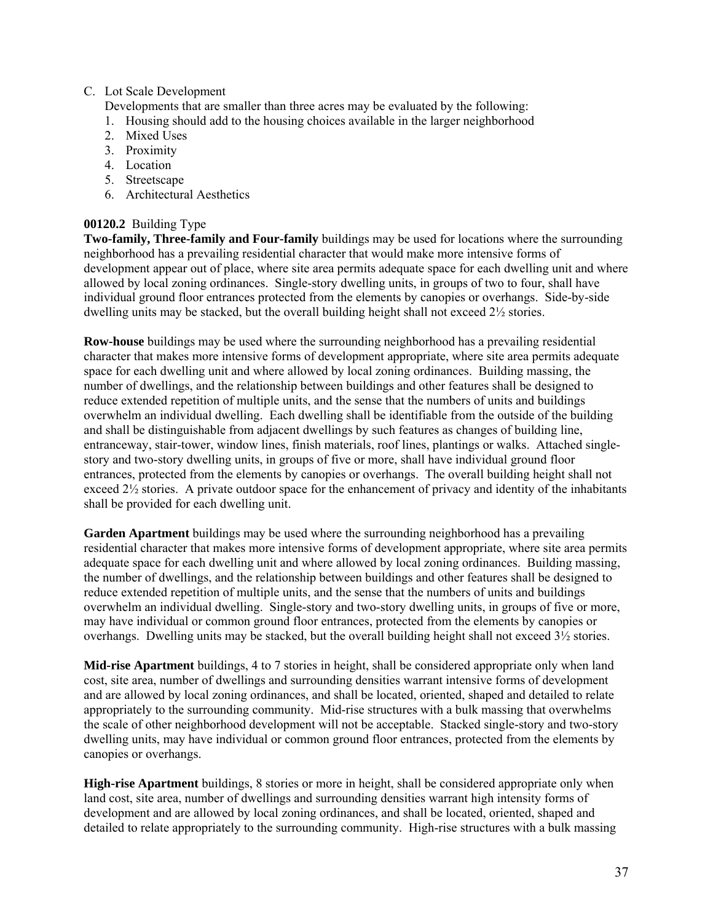C. Lot Scale Development

Developments that are smaller than three acres may be evaluated by the following:

1. Housing should add to the housing choices available in the larger neighborhood
2. Mixed Uses
3. Proximity
4. Location
5. Streetscape
6. Architectural Aesthetics

**00120.2** Building Type

**Two-family, Three-family and Four-family** buildings may be used for locations where the surrounding neighborhood has a prevailing residential character that would make more intensive forms of development appear out of place, where site area permits adequate space for each dwelling unit and where allowed by local zoning ordinances. Single-story dwelling units, in groups of two to four, shall have individual ground floor entrances protected from the elements by canopies or overhangs. Side-by-side dwelling units may be stacked, but the overall building height shall not exceed 2½ stories.

**Row-house** buildings may be used where the surrounding neighborhood has a prevailing residential character that makes more intensive forms of development appropriate, where site area permits adequate space for each dwelling unit and where allowed by local zoning ordinances. Building massing, the number of dwellings, and the relationship between buildings and other features shall be designed to reduce extended repetition of multiple units, and the sense that the numbers of units and buildings overwhelm an individual dwelling. Each dwelling shall be identifiable from the outside of the building and shall be distinguishable from adjacent dwellings by such features as changes of building line, entranceway, stair-tower, window lines, finish materials, roof lines, plantings or walks. Attached single-story and two-story dwelling units, in groups of five or more, shall have individual ground floor entrances, protected from the elements by canopies or overhangs. The overall building height shall not exceed 2½ stories. A private outdoor space for the enhancement of privacy and identity of the inhabitants shall be provided for each dwelling unit.

**Garden Apartment** buildings may be used where the surrounding neighborhood has a prevailing residential character that makes more intensive forms of development appropriate, where site area permits adequate space for each dwelling unit and where allowed by local zoning ordinances. Building massing, the number of dwellings, and the relationship between buildings and other features shall be designed to reduce extended repetition of multiple units, and the sense that the numbers of units and buildings overwhelm an individual dwelling. Single-story and two-story dwelling units, in groups of five or more, may have individual or common ground floor entrances, protected from the elements by canopies or overhangs. Dwelling units may be stacked, but the overall building height shall not exceed 3½ stories.

**Mid-rise Apartment** buildings, 4 to 7 stories in height, shall be considered appropriate only when land cost, site area, number of dwellings and surrounding densities warrant intensive forms of development and are allowed by local zoning ordinances, and shall be located, oriented, shaped and detailed to relate appropriately to the surrounding community. Mid-rise structures with a bulk massing that overwhelms the scale of other neighborhood development will not be acceptable. Stacked single-story and two-story dwelling units, may have individual or common ground floor entrances, protected from the elements by canopies or overhangs.

**High-rise Apartment** buildings, 8 stories or more in height, shall be considered appropriate only when land cost, site area, number of dwellings and surrounding densities warrant high intensity forms of development and are allowed by local zoning ordinances, and shall be located, oriented, shaped and detailed to relate appropriately to the surrounding community. High-rise structures with a bulk massing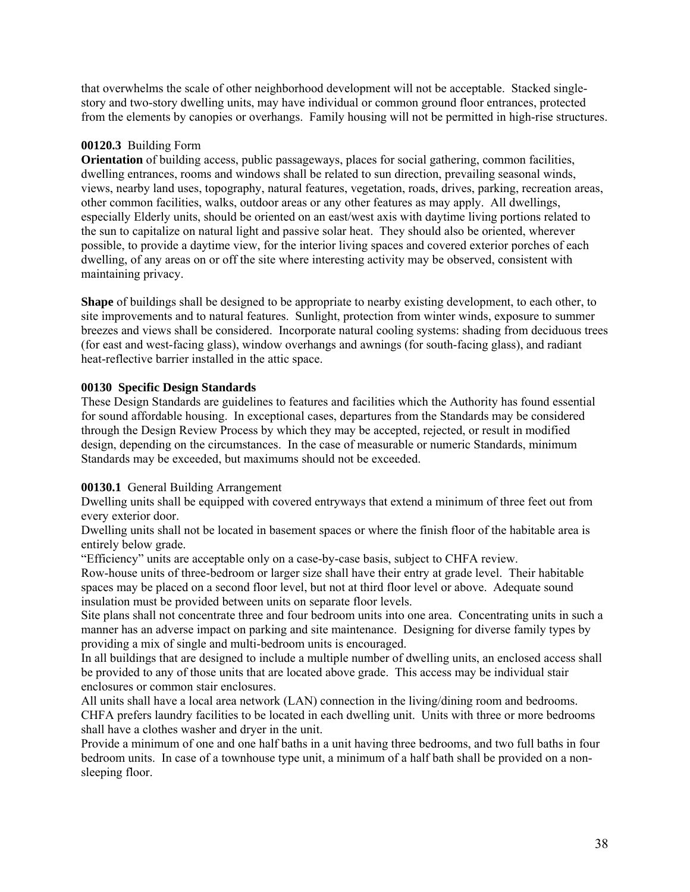that overwhelms the scale of other neighborhood development will not be acceptable. Stacked single-story and two-story dwelling units, may have individual or common ground floor entrances, protected from the elements by canopies or overhangs. Family housing will not be permitted in high-rise structures.

**00120.3** Building Form

**Orientation** of building access, public passageways, places for social gathering, common facilities, dwelling entrances, rooms and windows shall be related to sun direction, prevailing seasonal winds, views, nearby land uses, topography, natural features, vegetation, roads, drives, parking, recreation areas, other common facilities, walks, outdoor areas or any other features as may apply. All dwellings, especially Elderly units, should be oriented on an east/west axis with daytime living portions related to the sun to capitalize on natural light and passive solar heat. They should also be oriented, wherever possible, to provide a daytime view, for the interior living spaces and covered exterior porches of each dwelling, of any areas on or off the site where interesting activity may be observed, consistent with maintaining privacy.

**Shape** of buildings shall be designed to be appropriate to nearby existing development, to each other, to site improvements and to natural features. Sunlight, protection from winter winds, exposure to summer breezes and views shall be considered. Incorporate natural cooling systems: shading from deciduous trees (for east and west-facing glass), window overhangs and awnings (for south-facing glass), and radiant heat-reflective barrier installed in the attic space.

**00130 Specific Design Standards**

These Design Standards are guidelines to features and facilities which the Authority has found essential for sound affordable housing. In exceptional cases, departures from the Standards may be considered through the Design Review Process by which they may be accepted, rejected, or result in modified design, depending on the circumstances. In the case of measurable or numeric Standards, minimum Standards may be exceeded, but maximums should not be exceeded.

**00130.1** General Building Arrangement

Dwelling units shall be equipped with covered entryways that extend a minimum of three feet out from every exterior door.

Dwelling units shall not be located in basement spaces or where the finish floor of the habitable area is entirely below grade.

"Efficiency" units are acceptable only on a case-by-case basis, subject to CHFA review.

Row-house units of three-bedroom or larger size shall have their entry at grade level. Their habitable spaces may be placed on a second floor level, but not at third floor level or above. Adequate sound insulation must be provided between units on separate floor levels.

Site plans shall not concentrate three and four bedroom units into one area. Concentrating units in such a manner has an adverse impact on parking and site maintenance. Designing for diverse family types by providing a mix of single and multi-bedroom units is encouraged.

In all buildings that are designed to include a multiple number of dwelling units, an enclosed access shall be provided to any of those units that are located above grade. This access may be individual stair enclosures or common stair enclosures.

All units shall have a local area network (LAN) connection in the living/dining room and bedrooms.

CHFA prefers laundry facilities to be located in each dwelling unit. Units with three or more bedrooms shall have a clothes washer and dryer in the unit.

Provide a minimum of one and one half baths in a unit having three bedrooms, and two full baths in four bedroom units. In case of a townhouse type unit, a minimum of a half bath shall be provided on a non-sleeping floor.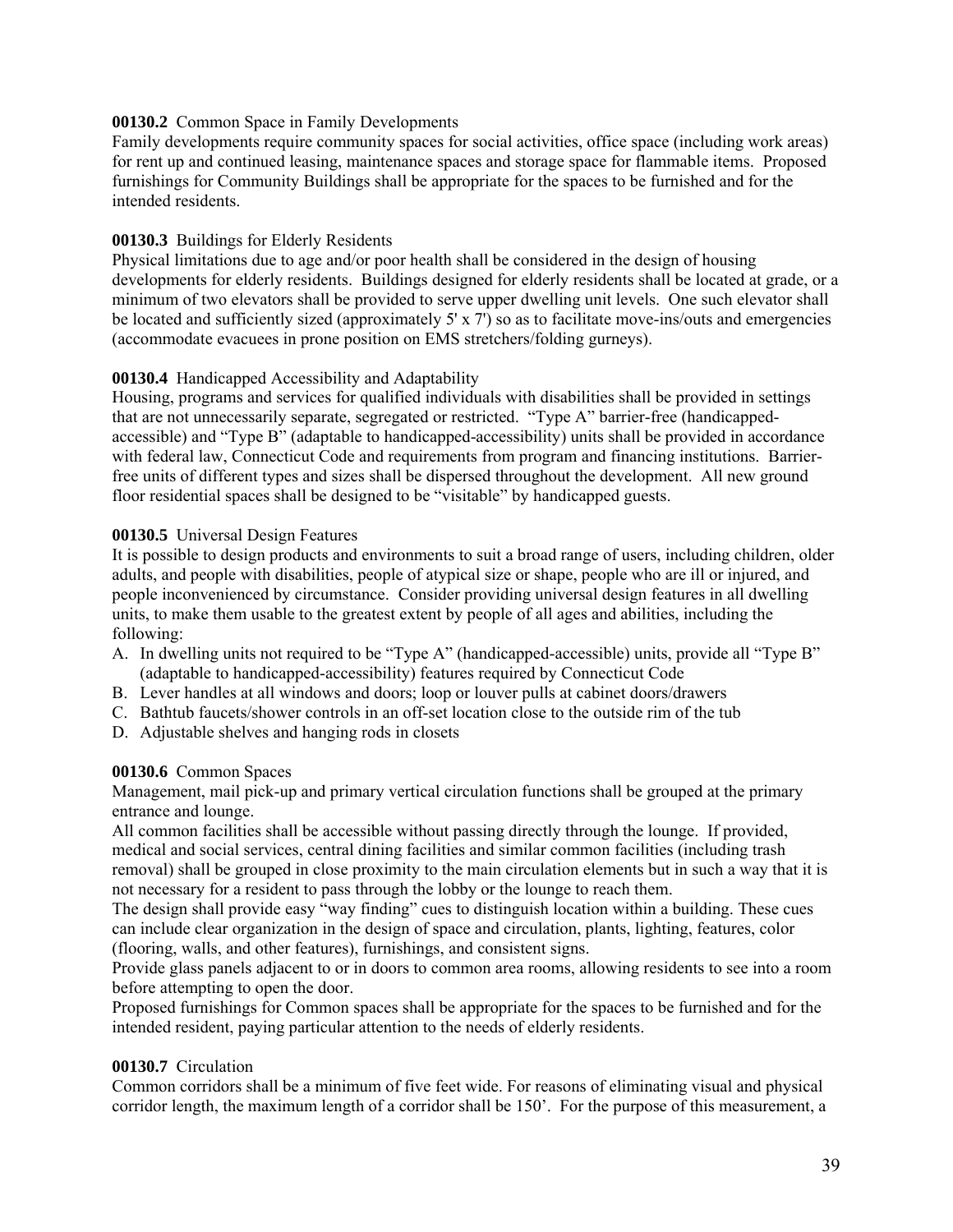**00130.2** Common Space in Family Developments

Family developments require community spaces for social activities, office space (including work areas) for rent up and continued leasing, maintenance spaces and storage space for flammable items. Proposed furnishings for Community Buildings shall be appropriate for the spaces to be furnished and for the intended residents.

**00130.3** Buildings for Elderly Residents

Physical limitations due to age and/or poor health shall be considered in the design of housing developments for elderly residents. Buildings designed for elderly residents shall be located at grade, or a minimum of two elevators shall be provided to serve upper dwelling unit levels. One such elevator shall be located and sufficiently sized (approximately 5' x 7') so as to facilitate move-ins/outs and emergencies (accommodate evacuees in prone position on EMS stretchers/folding gurneys).

**00130.4** Handicapped Accessibility and Adaptability

Housing, programs and services for qualified individuals with disabilities shall be provided in settings that are not unnecessarily separate, segregated or restricted. "Type A" barrier-free (handicapped-accessible) and "Type B" (adaptable to handicapped-accessibility) units shall be provided in accordance with federal law, Connecticut Code and requirements from program and financing institutions. Barrier-free units of different types and sizes shall be dispersed throughout the development. All new ground floor residential spaces shall be designed to be "visitable" by handicapped guests.

**00130.5** Universal Design Features

It is possible to design products and environments to suit a broad range of users, including children, older adults, and people with disabilities, people of atypical size or shape, people who are ill or injured, and people inconvenienced by circumstance. Consider providing universal design features in all dwelling units, to make them usable to the greatest extent by people of all ages and abilities, including the following:

A. In dwelling units not required to be "Type A" (handicapped-accessible) units, provide all "Type B" (adaptable to handicapped-accessibility) features required by Connecticut Code
B. Lever handles at all windows and doors; loop or louver pulls at cabinet doors/drawers
C. Bathtub faucets/shower controls in an off-set location close to the outside rim of the tub
D. Adjustable shelves and hanging rods in closets

**00130.6** Common Spaces

Management, mail pick-up and primary vertical circulation functions shall be grouped at the primary entrance and lounge.

All common facilities shall be accessible without passing directly through the lounge. If provided, medical and social services, central dining facilities and similar common facilities (including trash removal) shall be grouped in close proximity to the main circulation elements but in such a way that it is not necessary for a resident to pass through the lobby or the lounge to reach them.

The design shall provide easy "way finding" cues to distinguish location within a building. These cues can include clear organization in the design of space and circulation, plants, lighting, features, color (flooring, walls, and other features), furnishings, and consistent signs.

Provide glass panels adjacent to or in doors to common area rooms, allowing residents to see into a room before attempting to open the door.

Proposed furnishings for Common spaces shall be appropriate for the spaces to be furnished and for the intended resident, paying particular attention to the needs of elderly residents.

**00130.7** Circulation

Common corridors shall be a minimum of five feet wide. For reasons of eliminating visual and physical corridor length, the maximum length of a corridor shall be 150'. For the purpose of this measurement, a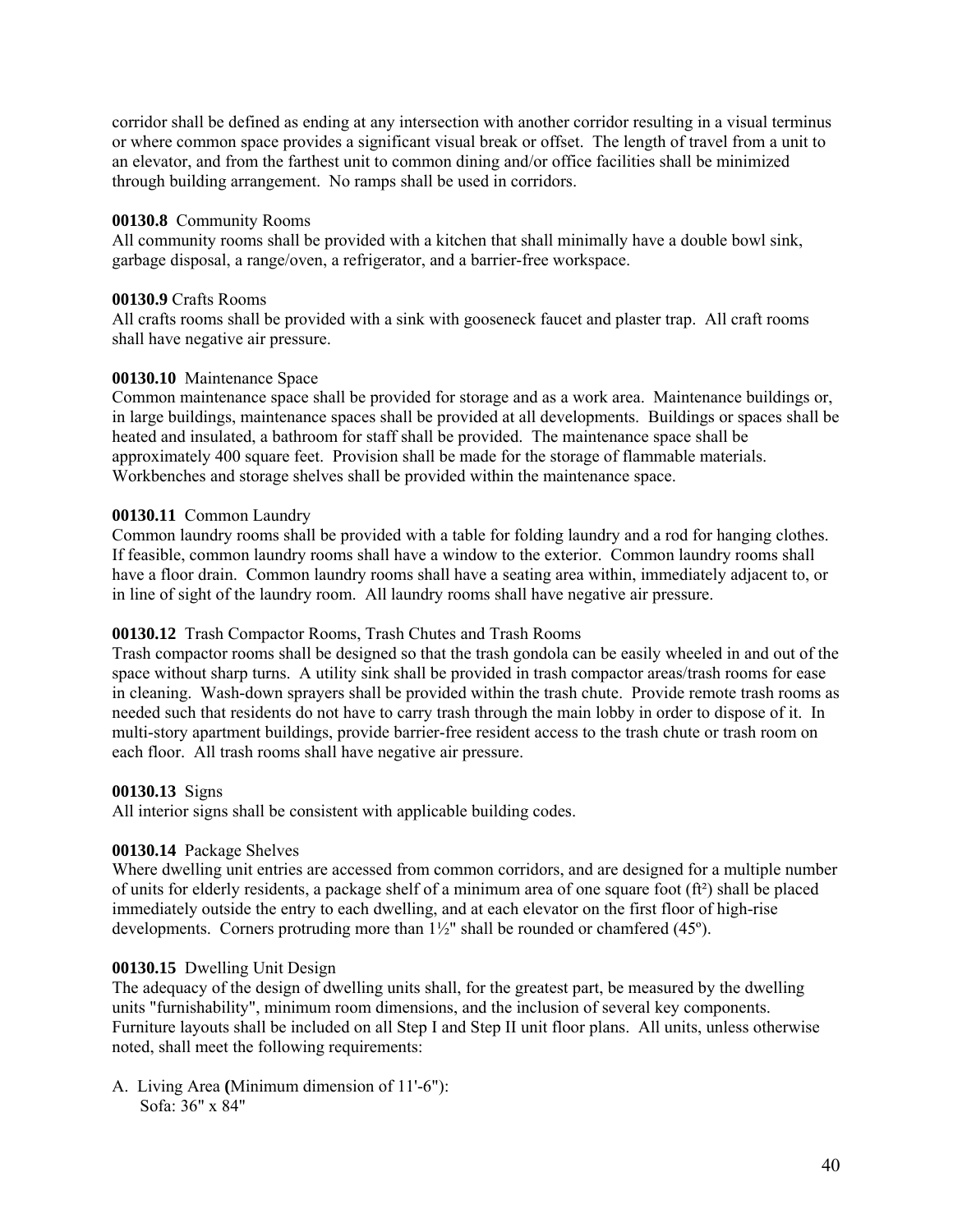corridor shall be defined as ending at any intersection with another corridor resulting in a visual terminus or where common space provides a significant visual break or offset. The length of travel from a unit to an elevator, and from the farthest unit to common dining and/or office facilities shall be minimized through building arrangement. No ramps shall be used in corridors.

**00130.8** Community Rooms
All community rooms shall be provided with a kitchen that shall minimally have a double bowl sink, garbage disposal, a range/oven, a refrigerator, and a barrier-free workspace.

**00130.9** Crafts Rooms
All crafts rooms shall be provided with a sink with gooseneck faucet and plaster trap. All craft rooms shall have negative air pressure.

**00130.10** Maintenance Space
Common maintenance space shall be provided for storage and as a work area. Maintenance buildings or, in large buildings, maintenance spaces shall be provided at all developments. Buildings or spaces shall be heated and insulated, a bathroom for staff shall be provided. The maintenance space shall be approximately 400 square feet. Provision shall be made for the storage of flammable materials. Workbenches and storage shelves shall be provided within the maintenance space.

**00130.11** Common Laundry
Common laundry rooms shall be provided with a table for folding laundry and a rod for hanging clothes. If feasible, common laundry rooms shall have a window to the exterior. Common laundry rooms shall have a floor drain. Common laundry rooms shall have a seating area within, immediately adjacent to, or in line of sight of the laundry room. All laundry rooms shall have negative air pressure.

**00130.12** Trash Compactor Rooms, Trash Chutes and Trash Rooms
Trash compactor rooms shall be designed so that the trash gondola can be easily wheeled in and out of the space without sharp turns. A utility sink shall be provided in trash compactor areas/trash rooms for ease in cleaning. Wash-down sprayers shall be provided within the trash chute. Provide remote trash rooms as needed such that residents do not have to carry trash through the main lobby in order to dispose of it. In multi-story apartment buildings, provide barrier-free resident access to the trash chute or trash room on each floor. All trash rooms shall have negative air pressure.

**00130.13** Signs
All interior signs shall be consistent with applicable building codes.

**00130.14** Package Shelves
Where dwelling unit entries are accessed from common corridors, and are designed for a multiple number of units for elderly residents, a package shelf of a minimum area of one square foot (ft²) shall be placed immediately outside the entry to each dwelling, and at each elevator on the first floor of high-rise developments. Corners protruding more than 1½" shall be rounded or chamfered (45º).

**00130.15** Dwelling Unit Design
The adequacy of the design of dwelling units shall, for the greatest part, be measured by the dwelling units "furnishability", minimum room dimensions, and the inclusion of several key components. Furniture layouts shall be included on all Step I and Step II unit floor plans. All units, unless otherwise noted, shall meet the following requirements:

A. Living Area **(**Minimum dimension of 11'-6"):
   Sofa: 36" x 84"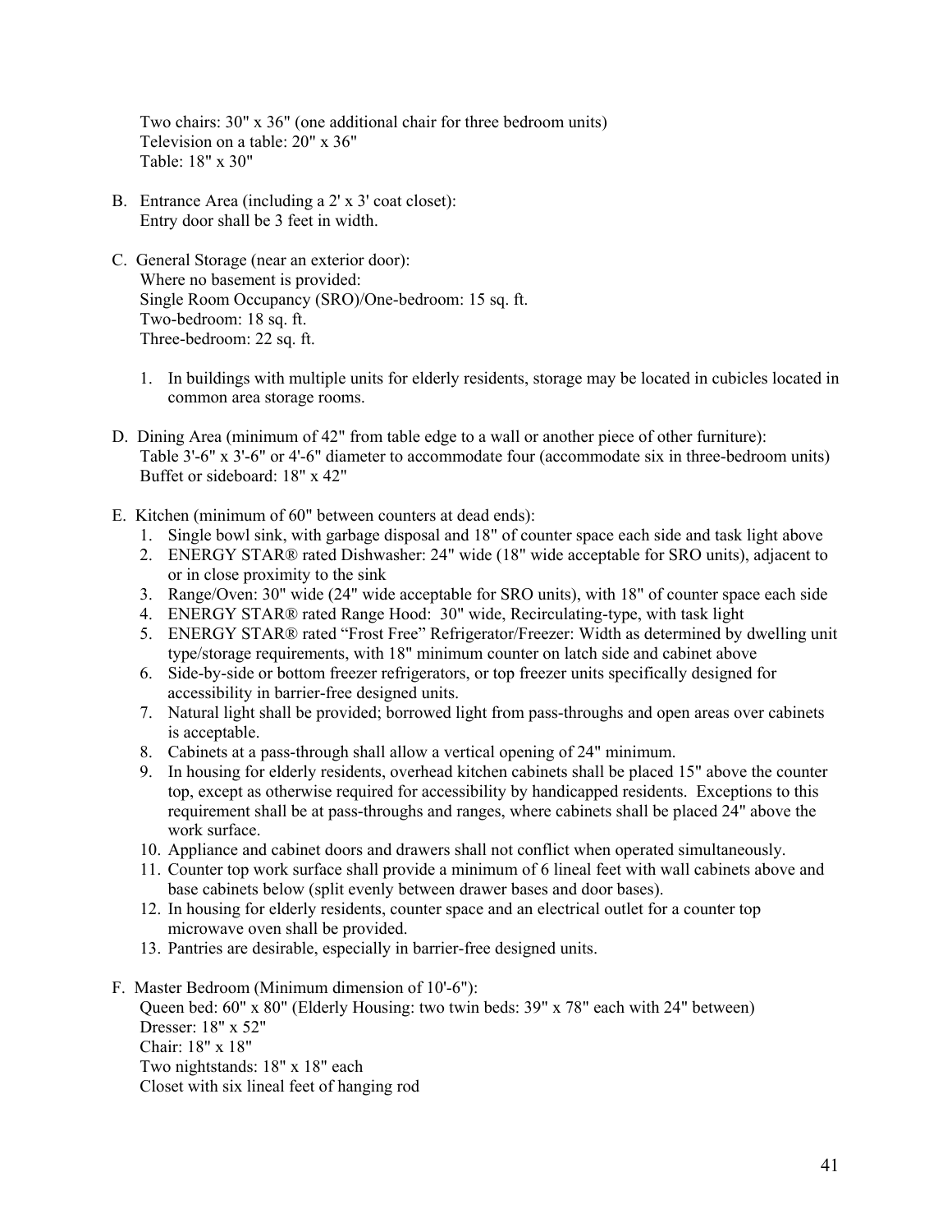Two chairs: 30" x 36" (one additional chair for three bedroom units)
Television on a table: 20" x 36"
Table: 18" x 30"

B. Entrance Area (including a 2' x 3' coat closet):
Entry door shall be 3 feet in width.

C. General Storage (near an exterior door):
Where no basement is provided:
Single Room Occupancy (SRO)/One-bedroom: 15 sq. ft.
Two-bedroom: 18 sq. ft.
Three-bedroom: 22 sq. ft.

1. In buildings with multiple units for elderly residents, storage may be located in cubicles located in common area storage rooms.

D. Dining Area (minimum of 42" from table edge to a wall or another piece of other furniture):
Table 3'-6" x 3'-6" or 4'-6" diameter to accommodate four (accommodate six in three-bedroom units)
Buffet or sideboard: 18" x 42"

E. Kitchen (minimum of 60" between counters at dead ends):
1. Single bowl sink, with garbage disposal and 18" of counter space each side and task light above
2. ENERGY STAR® rated Dishwasher: 24" wide (18" wide acceptable for SRO units), adjacent to or in close proximity to the sink
3. Range/Oven: 30" wide (24" wide acceptable for SRO units), with 18" of counter space each side
4. ENERGY STAR® rated Range Hood: 30" wide, Recirculating-type, with task light
5. ENERGY STAR® rated "Frost Free" Refrigerator/Freezer: Width as determined by dwelling unit type/storage requirements, with 18" minimum counter on latch side and cabinet above
6. Side-by-side or bottom freezer refrigerators, or top freezer units specifically designed for accessibility in barrier-free designed units.
7. Natural light shall be provided; borrowed light from pass-throughs and open areas over cabinets is acceptable.
8. Cabinets at a pass-through shall allow a vertical opening of 24" minimum.
9. In housing for elderly residents, overhead kitchen cabinets shall be placed 15" above the counter top, except as otherwise required for accessibility by handicapped residents. Exceptions to this requirement shall be at pass-throughs and ranges, where cabinets shall be placed 24" above the work surface.
10. Appliance and cabinet doors and drawers shall not conflict when operated simultaneously.
11. Counter top work surface shall provide a minimum of 6 lineal feet with wall cabinets above and base cabinets below (split evenly between drawer bases and door bases).
12. In housing for elderly residents, counter space and an electrical outlet for a counter top microwave oven shall be provided.
13. Pantries are desirable, especially in barrier-free designed units.

F. Master Bedroom (Minimum dimension of 10'-6"):
Queen bed: 60" x 80" (Elderly Housing: two twin beds: 39" x 78" each with 24" between)
Dresser: 18" x 52"
Chair: 18" x 18"
Two nightstands: 18" x 18" each
Closet with six lineal feet of hanging rod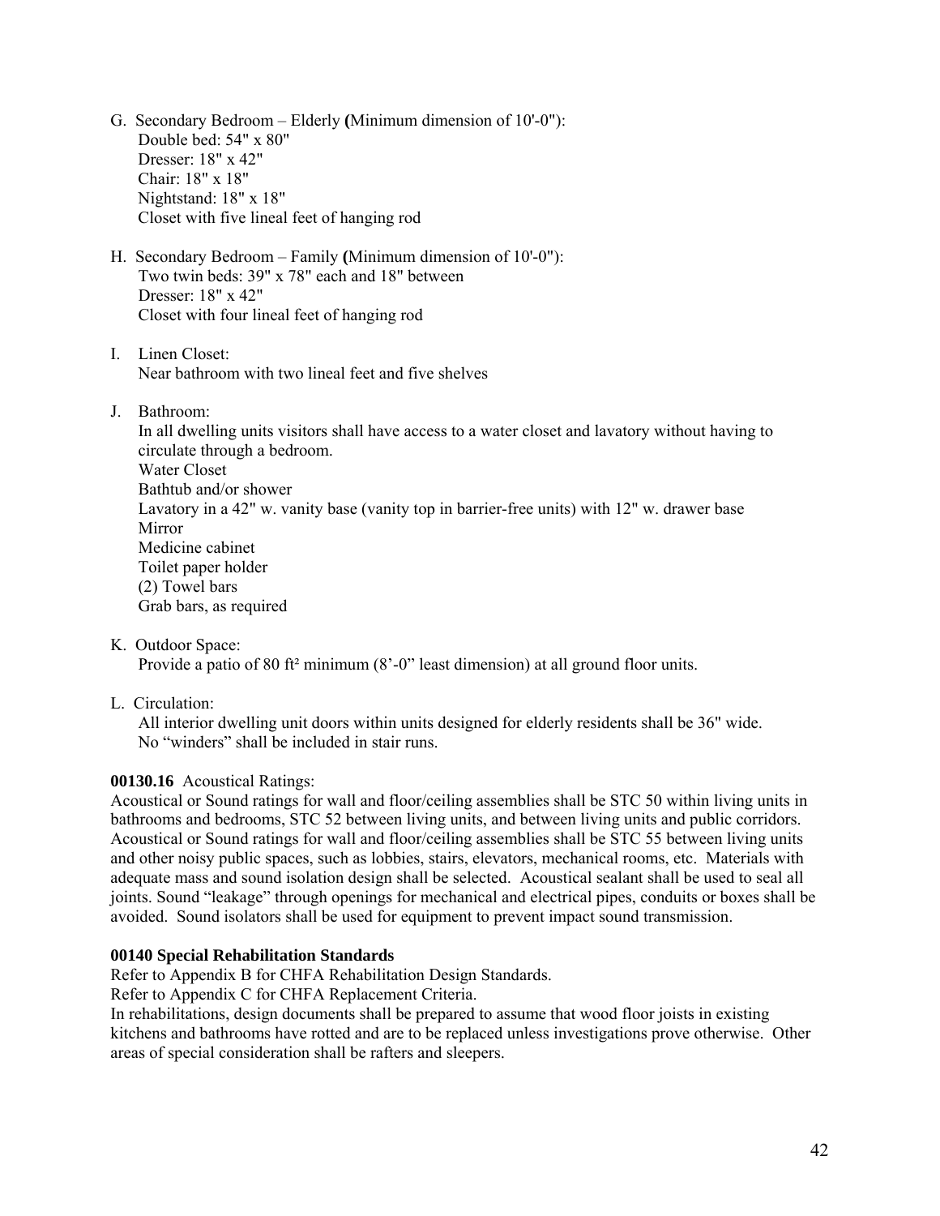G. Secondary Bedroom – Elderly (Minimum dimension of 10'-0"):
Double bed: 54" x 80"
Dresser: 18" x 42"
Chair: 18" x 18"
Nightstand: 18" x 18"
Closet with five lineal feet of hanging rod

H. Secondary Bedroom – Family (Minimum dimension of 10'-0"):
Two twin beds: 39" x 78" each and 18" between
Dresser: 18" x 42"
Closet with four lineal feet of hanging rod

I. Linen Closet:
Near bathroom with two lineal feet and five shelves

J. Bathroom:
In all dwelling units visitors shall have access to a water closet and lavatory without having to circulate through a bedroom.
Water Closet
Bathtub and/or shower
Lavatory in a 42" w. vanity base (vanity top in barrier-free units) with 12" w. drawer base
Mirror
Medicine cabinet
Toilet paper holder
(2) Towel bars
Grab bars, as required

K. Outdoor Space:
Provide a patio of 80 ft² minimum (8'-0" least dimension) at all ground floor units.

L. Circulation:
All interior dwelling unit doors within units designed for elderly residents shall be 36" wide.
No "winders" shall be included in stair runs.

**00130.16** Acoustical Ratings:
Acoustical or Sound ratings for wall and floor/ceiling assemblies shall be STC 50 within living units in bathrooms and bedrooms, STC 52 between living units, and between living units and public corridors. Acoustical or Sound ratings for wall and floor/ceiling assemblies shall be STC 55 between living units and other noisy public spaces, such as lobbies, stairs, elevators, mechanical rooms, etc. Materials with adequate mass and sound isolation design shall be selected. Acoustical sealant shall be used to seal all joints. Sound "leakage" through openings for mechanical and electrical pipes, conduits or boxes shall be avoided. Sound isolators shall be used for equipment to prevent impact sound transmission.

**00140 Special Rehabilitation Standards**
Refer to Appendix B for CHFA Rehabilitation Design Standards.
Refer to Appendix C for CHFA Replacement Criteria.
In rehabilitations, design documents shall be prepared to assume that wood floor joists in existing kitchens and bathrooms have rotted and are to be replaced unless investigations prove otherwise. Other areas of special consideration shall be rafters and sleepers.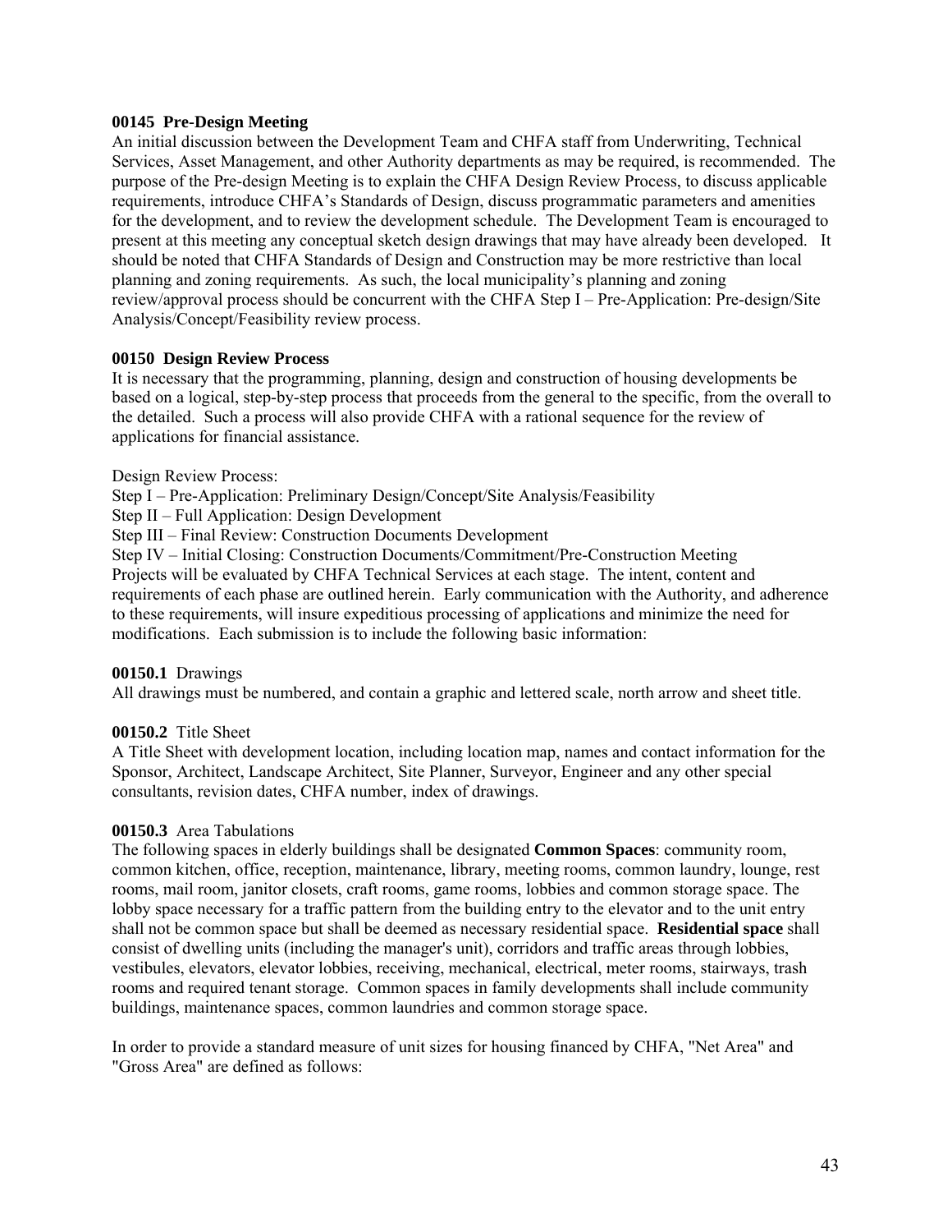**00145 Pre-Design Meeting**
An initial discussion between the Development Team and CHFA staff from Underwriting, Technical Services, Asset Management, and other Authority departments as may be required, is recommended. The purpose of the Pre-design Meeting is to explain the CHFA Design Review Process, to discuss applicable requirements, introduce CHFA's Standards of Design, discuss programmatic parameters and amenities for the development, and to review the development schedule. The Development Team is encouraged to present at this meeting any conceptual sketch design drawings that may have already been developed. It should be noted that CHFA Standards of Design and Construction may be more restrictive than local planning and zoning requirements. As such, the local municipality's planning and zoning review/approval process should be concurrent with the CHFA Step I – Pre-Application: Pre-design/Site Analysis/Concept/Feasibility review process.

**00150 Design Review Process**
It is necessary that the programming, planning, design and construction of housing developments be based on a logical, step-by-step process that proceeds from the general to the specific, from the overall to the detailed. Such a process will also provide CHFA with a rational sequence for the review of applications for financial assistance.

Design Review Process:
Step I – Pre-Application: Preliminary Design/Concept/Site Analysis/Feasibility
Step II – Full Application: Design Development
Step III – Final Review: Construction Documents Development
Step IV – Initial Closing: Construction Documents/Commitment/Pre-Construction Meeting
Projects will be evaluated by CHFA Technical Services at each stage. The intent, content and requirements of each phase are outlined herein. Early communication with the Authority, and adherence to these requirements, will insure expeditious processing of applications and minimize the need for modifications. Each submission is to include the following basic information:

**00150.1** Drawings
All drawings must be numbered, and contain a graphic and lettered scale, north arrow and sheet title.

**00150.2** Title Sheet
A Title Sheet with development location, including location map, names and contact information for the Sponsor, Architect, Landscape Architect, Site Planner, Surveyor, Engineer and any other special consultants, revision dates, CHFA number, index of drawings.

**00150.3** Area Tabulations
The following spaces in elderly buildings shall be designated **Common Spaces**: community room, common kitchen, office, reception, maintenance, library, meeting rooms, common laundry, lounge, rest rooms, mail room, janitor closets, craft rooms, game rooms, lobbies and common storage space. The lobby space necessary for a traffic pattern from the building entry to the elevator and to the unit entry shall not be common space but shall be deemed as necessary residential space. **Residential space** shall consist of dwelling units (including the manager's unit), corridors and traffic areas through lobbies, vestibules, elevators, elevator lobbies, receiving, mechanical, electrical, meter rooms, stairways, trash rooms and required tenant storage. Common spaces in family developments shall include community buildings, maintenance spaces, common laundries and common storage space.

In order to provide a standard measure of unit sizes for housing financed by CHFA, "Net Area" and "Gross Area" are defined as follows: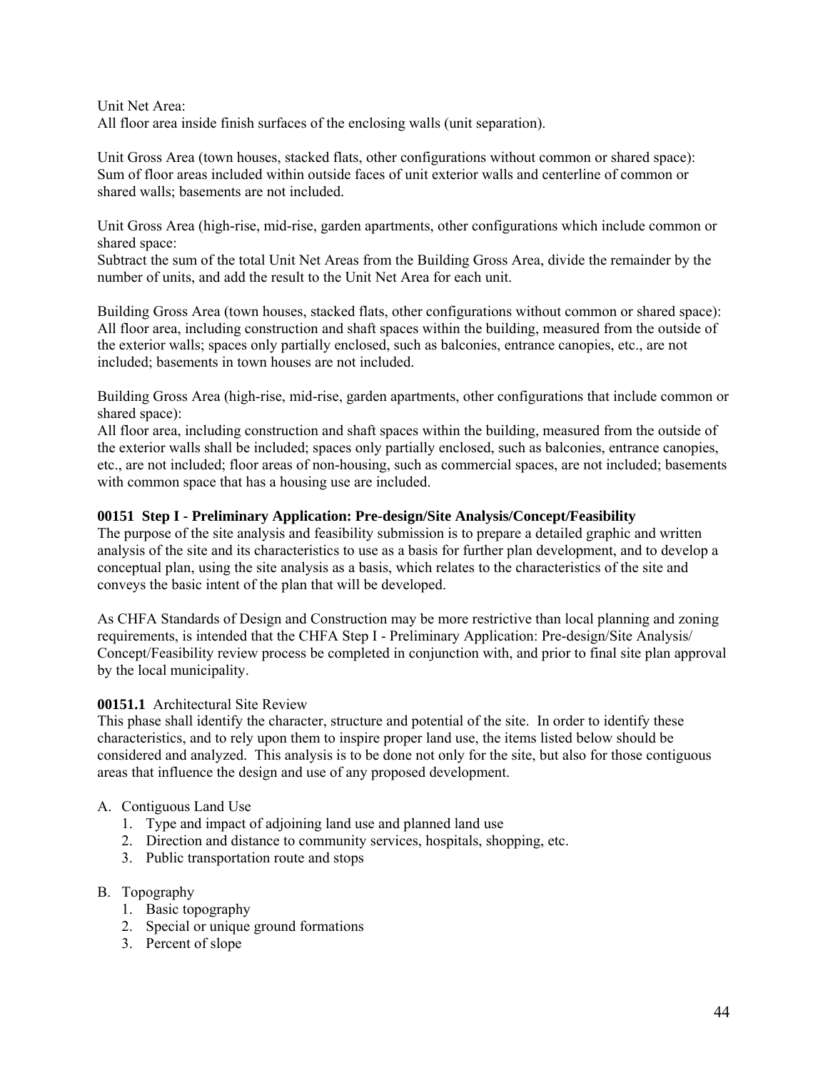Unit Net Area:
All floor area inside finish surfaces of the enclosing walls (unit separation).

Unit Gross Area (town houses, stacked flats, other configurations without common or shared space):
Sum of floor areas included within outside faces of unit exterior walls and centerline of common or shared walls; basements are not included.

Unit Gross Area (high-rise, mid-rise, garden apartments, other configurations which include common or shared space:
Subtract the sum of the total Unit Net Areas from the Building Gross Area, divide the remainder by the number of units, and add the result to the Unit Net Area for each unit.

Building Gross Area (town houses, stacked flats, other configurations without common or shared space):
All floor area, including construction and shaft spaces within the building, measured from the outside of the exterior walls; spaces only partially enclosed, such as balconies, entrance canopies, etc., are not included; basements in town houses are not included.

Building Gross Area (high-rise, mid-rise, garden apartments, other configurations that include common or shared space):
All floor area, including construction and shaft spaces within the building, measured from the outside of the exterior walls shall be included; spaces only partially enclosed, such as balconies, entrance canopies, etc., are not included; floor areas of non-housing, such as commercial spaces, are not included; basements with common space that has a housing use are included.

**00151 Step I - Preliminary Application: Pre-design/Site Analysis/Concept/Feasibility**

The purpose of the site analysis and feasibility submission is to prepare a detailed graphic and written analysis of the site and its characteristics to use as a basis for further plan development, and to develop a conceptual plan, using the site analysis as a basis, which relates to the characteristics of the site and conveys the basic intent of the plan that will be developed.

As CHFA Standards of Design and Construction may be more restrictive than local planning and zoning requirements, is intended that the CHFA Step I - Preliminary Application: Pre-design/Site Analysis/ Concept/Feasibility review process be completed in conjunction with, and prior to final site plan approval by the local municipality.

**00151.1** Architectural Site Review

This phase shall identify the character, structure and potential of the site. In order to identify these characteristics, and to rely upon them to inspire proper land use, the items listed below should be considered and analyzed. This analysis is to be done not only for the site, but also for those contiguous areas that influence the design and use of any proposed development.

A. Contiguous Land Use
   1. Type and impact of adjoining land use and planned land use
   2. Direction and distance to community services, hospitals, shopping, etc.
   3. Public transportation route and stops

B. Topography
   1. Basic topography
   2. Special or unique ground formations
   3. Percent of slope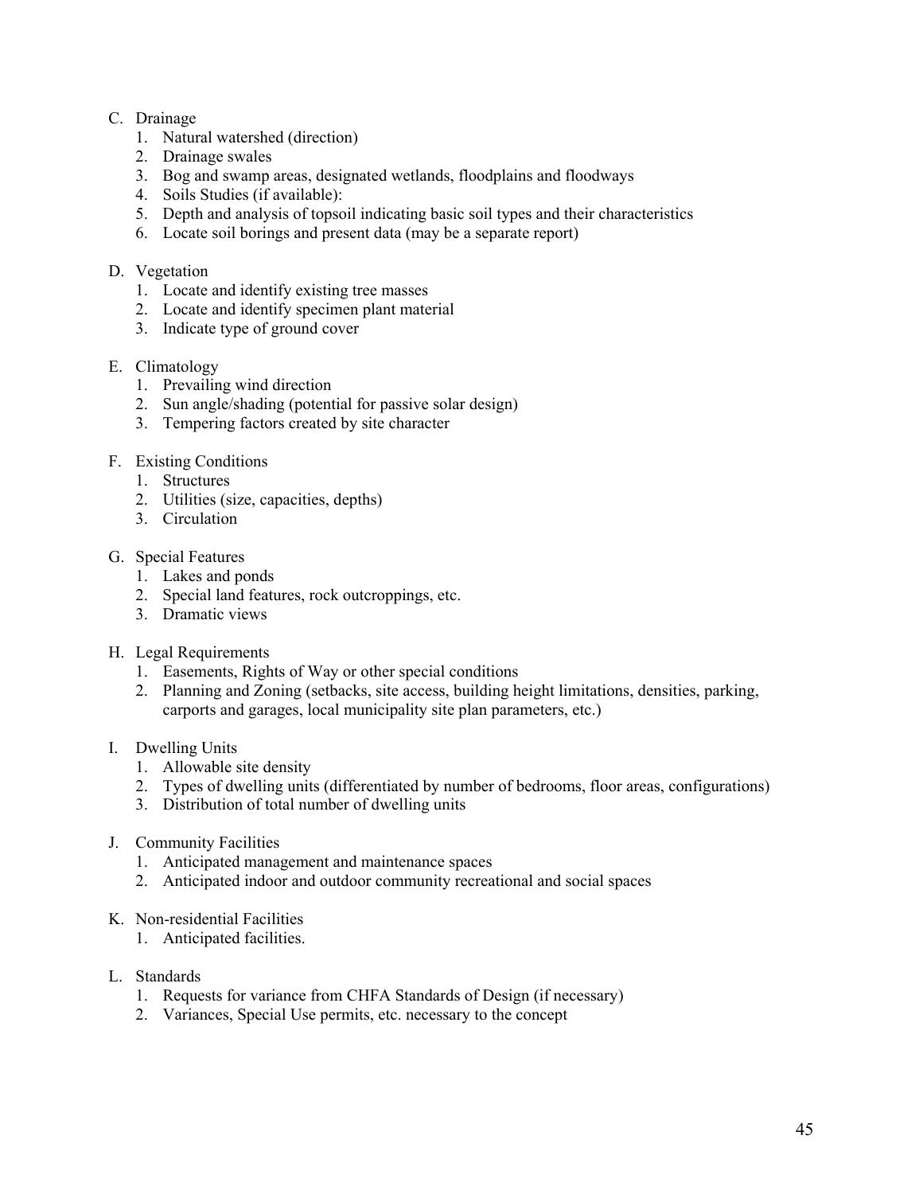C. Drainage
   1. Natural watershed (direction)
   2. Drainage swales
   3. Bog and swamp areas, designated wetlands, floodplains and floodways
   4. Soils Studies (if available):
   5. Depth and analysis of topsoil indicating basic soil types and their characteristics
   6. Locate soil borings and present data (may be a separate report)

D. Vegetation
   1. Locate and identify existing tree masses
   2. Locate and identify specimen plant material
   3. Indicate type of ground cover

E. Climatology
   1. Prevailing wind direction
   2. Sun angle/shading (potential for passive solar design)
   3. Tempering factors created by site character

F. Existing Conditions
   1. Structures
   2. Utilities (size, capacities, depths)
   3. Circulation

G. Special Features
   1. Lakes and ponds
   2. Special land features, rock outcroppings, etc.
   3. Dramatic views

H. Legal Requirements
   1. Easements, Rights of Way or other special conditions
   2. Planning and Zoning (setbacks, site access, building height limitations, densities, parking, carports and garages, local municipality site plan parameters, etc.)

I. Dwelling Units
   1. Allowable site density
   2. Types of dwelling units (differentiated by number of bedrooms, floor areas, configurations)
   3. Distribution of total number of dwelling units

J. Community Facilities
   1. Anticipated management and maintenance spaces
   2. Anticipated indoor and outdoor community recreational and social spaces

K. Non-residential Facilities
   1. Anticipated facilities.

L. Standards
   1. Requests for variance from CHFA Standards of Design (if necessary)
   2. Variances, Special Use permits, etc. necessary to the concept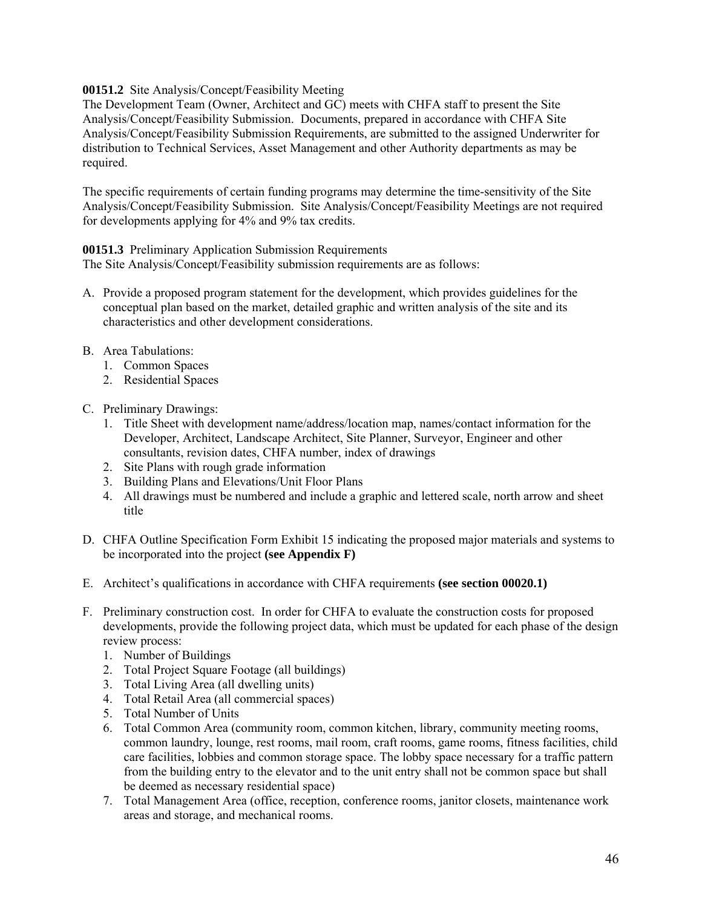**00151.2** Site Analysis/Concept/Feasibility Meeting
The Development Team (Owner, Architect and GC) meets with CHFA staff to present the Site Analysis/Concept/Feasibility Submission. Documents, prepared in accordance with CHFA Site Analysis/Concept/Feasibility Submission Requirements, are submitted to the assigned Underwriter for distribution to Technical Services, Asset Management and other Authority departments as may be required.

The specific requirements of certain funding programs may determine the time-sensitivity of the Site Analysis/Concept/Feasibility Submission. Site Analysis/Concept/Feasibility Meetings are not required for developments applying for 4% and 9% tax credits.

**00151.3** Preliminary Application Submission Requirements
The Site Analysis/Concept/Feasibility submission requirements are as follows:

A. Provide a proposed program statement for the development, which provides guidelines for the conceptual plan based on the market, detailed graphic and written analysis of the site and its characteristics and other development considerations.

B. Area Tabulations:
   1. Common Spaces
   2. Residential Spaces

C. Preliminary Drawings:
   1. Title Sheet with development name/address/location map, names/contact information for the Developer, Architect, Landscape Architect, Site Planner, Surveyor, Engineer and other consultants, revision dates, CHFA number, index of drawings
   2. Site Plans with rough grade information
   3. Building Plans and Elevations/Unit Floor Plans
   4. All drawings must be numbered and include a graphic and lettered scale, north arrow and sheet title

D. CHFA Outline Specification Form Exhibit 15 indicating the proposed major materials and systems to be incorporated into the project **(see Appendix F)**

E. Architect's qualifications in accordance with CHFA requirements **(see section 00020.1)**

F. Preliminary construction cost. In order for CHFA to evaluate the construction costs for proposed developments, provide the following project data, which must be updated for each phase of the design review process:
   1. Number of Buildings
   2. Total Project Square Footage (all buildings)
   3. Total Living Area (all dwelling units)
   4. Total Retail Area (all commercial spaces)
   5. Total Number of Units
   6. Total Common Area (community room, common kitchen, library, community meeting rooms, common laundry, lounge, rest rooms, mail room, craft rooms, game rooms, fitness facilities, child care facilities, lobbies and common storage space. The lobby space necessary for a traffic pattern from the building entry to the elevator and to the unit entry shall not be common space but shall be deemed as necessary residential space)
   7. Total Management Area (office, reception, conference rooms, janitor closets, maintenance work areas and storage, and mechanical rooms.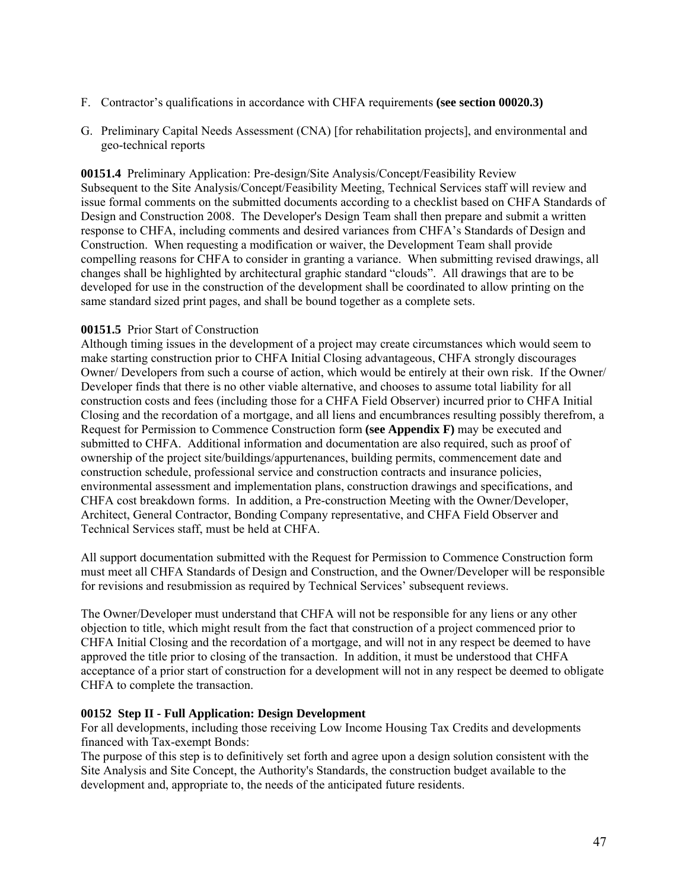F. Contractor's qualifications in accordance with CHFA requirements **(see section 00020.3)**

G. Preliminary Capital Needs Assessment (CNA) [for rehabilitation projects], and environmental and geo-technical reports

**00151.4** Preliminary Application: Pre-design/Site Analysis/Concept/Feasibility Review
Subsequent to the Site Analysis/Concept/Feasibility Meeting, Technical Services staff will review and issue formal comments on the submitted documents according to a checklist based on CHFA Standards of Design and Construction 2008. The Developer's Design Team shall then prepare and submit a written response to CHFA, including comments and desired variances from CHFA's Standards of Design and Construction. When requesting a modification or waiver, the Development Team shall provide compelling reasons for CHFA to consider in granting a variance. When submitting revised drawings, all changes shall be highlighted by architectural graphic standard "clouds". All drawings that are to be developed for use in the construction of the development shall be coordinated to allow printing on the same standard sized print pages, and shall be bound together as a complete sets.

**00151.5** Prior Start of Construction
Although timing issues in the development of a project may create circumstances which would seem to make starting construction prior to CHFA Initial Closing advantageous, CHFA strongly discourages Owner/ Developers from such a course of action, which would be entirely at their own risk. If the Owner/ Developer finds that there is no other viable alternative, and chooses to assume total liability for all construction costs and fees (including those for a CHFA Field Observer) incurred prior to CHFA Initial Closing and the recordation of a mortgage, and all liens and encumbrances resulting possibly therefrom, a Request for Permission to Commence Construction form **(see Appendix F)** may be executed and submitted to CHFA. Additional information and documentation are also required, such as proof of ownership of the project site/buildings/appurtenances, building permits, commencement date and construction schedule, professional service and construction contracts and insurance policies, environmental assessment and implementation plans, construction drawings and specifications, and CHFA cost breakdown forms. In addition, a Pre-construction Meeting with the Owner/Developer, Architect, General Contractor, Bonding Company representative, and CHFA Field Observer and Technical Services staff, must be held at CHFA.

All support documentation submitted with the Request for Permission to Commence Construction form must meet all CHFA Standards of Design and Construction, and the Owner/Developer will be responsible for revisions and resubmission as required by Technical Services' subsequent reviews.

The Owner/Developer must understand that CHFA will not be responsible for any liens or any other objection to title, which might result from the fact that construction of a project commenced prior to CHFA Initial Closing and the recordation of a mortgage, and will not in any respect be deemed to have approved the title prior to closing of the transaction. In addition, it must be understood that CHFA acceptance of a prior start of construction for a development will not in any respect be deemed to obligate CHFA to complete the transaction.

**00152 Step II - Full Application: Design Development**
For all developments, including those receiving Low Income Housing Tax Credits and developments financed with Tax-exempt Bonds:
The purpose of this step is to definitively set forth and agree upon a design solution consistent with the Site Analysis and Site Concept, the Authority's Standards, the construction budget available to the development and, appropriate to, the needs of the anticipated future residents.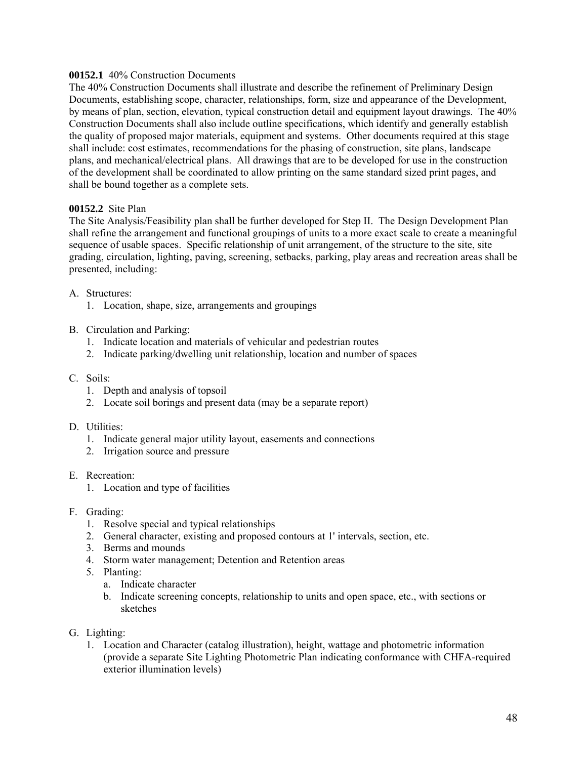**00152.1** 40% Construction Documents

The 40% Construction Documents shall illustrate and describe the refinement of Preliminary Design Documents, establishing scope, character, relationships, form, size and appearance of the Development, by means of plan, section, elevation, typical construction detail and equipment layout drawings. The 40% Construction Documents shall also include outline specifications, which identify and generally establish the quality of proposed major materials, equipment and systems. Other documents required at this stage shall include: cost estimates, recommendations for the phasing of construction, site plans, landscape plans, and mechanical/electrical plans. All drawings that are to be developed for use in the construction of the development shall be coordinated to allow printing on the same standard sized print pages, and shall be bound together as a complete sets.

**00152.2** Site Plan

The Site Analysis/Feasibility plan shall be further developed for Step II. The Design Development Plan shall refine the arrangement and functional groupings of units to a more exact scale to create a meaningful sequence of usable spaces. Specific relationship of unit arrangement, of the structure to the site, site grading, circulation, lighting, paving, screening, setbacks, parking, play areas and recreation areas shall be presented, including:

A. Structures:
   1. Location, shape, size, arrangements and groupings

B. Circulation and Parking:
   1. Indicate location and materials of vehicular and pedestrian routes
   2. Indicate parking/dwelling unit relationship, location and number of spaces

C. Soils:
   1. Depth and analysis of topsoil
   2. Locate soil borings and present data (may be a separate report)

D. Utilities:
   1. Indicate general major utility layout, easements and connections
   2. Irrigation source and pressure

E. Recreation:
   1. Location and type of facilities

F. Grading:
   1. Resolve special and typical relationships
   2. General character, existing and proposed contours at 1' intervals, section, etc.
   3. Berms and mounds
   4. Storm water management; Detention and Retention areas
   5. Planting:
      a. Indicate character
      b. Indicate screening concepts, relationship to units and open space, etc., with sections or sketches

G. Lighting:
   1. Location and Character (catalog illustration), height, wattage and photometric information (provide a separate Site Lighting Photometric Plan indicating conformance with CHFA-required exterior illumination levels)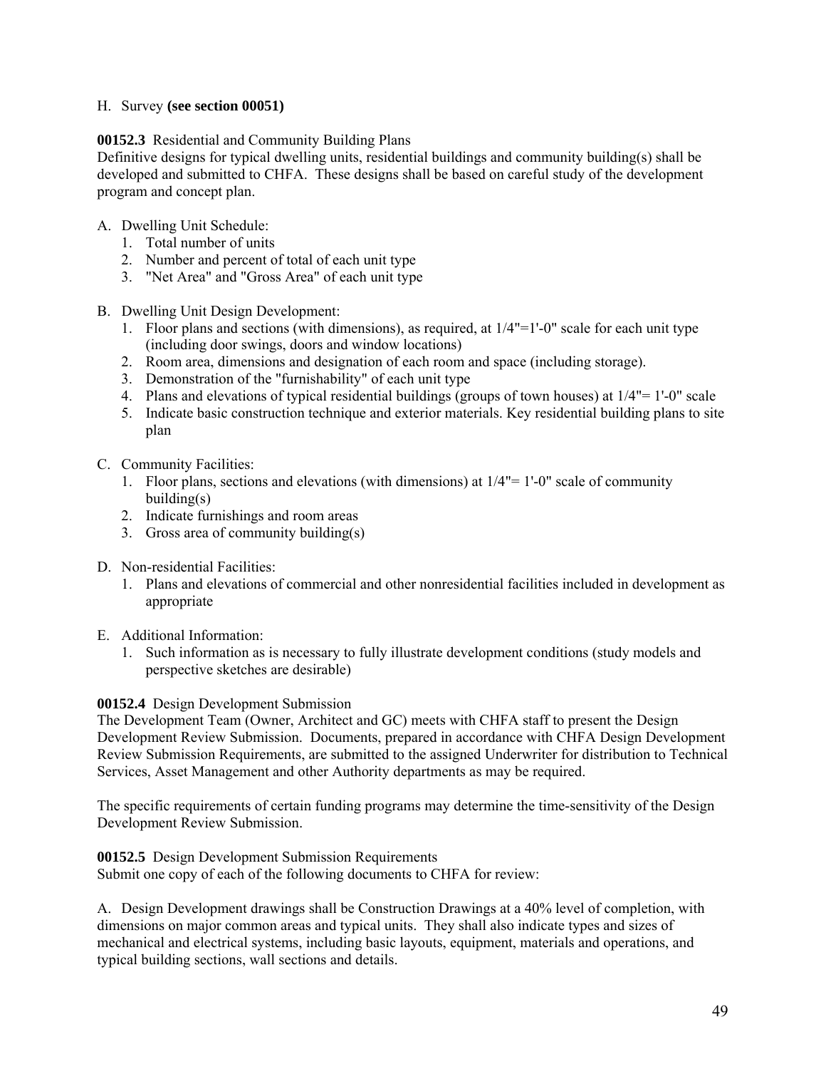H. Survey **(see section 00051)**

**00152.3** Residential and Community Building Plans
Definitive designs for typical dwelling units, residential buildings and community building(s) shall be developed and submitted to CHFA. These designs shall be based on careful study of the development program and concept plan.

A. Dwelling Unit Schedule:
   1. Total number of units
   2. Number and percent of total of each unit type
   3. "Net Area" and "Gross Area" of each unit type

B. Dwelling Unit Design Development:
   1. Floor plans and sections (with dimensions), as required, at 1/4"=1'-0" scale for each unit type (including door swings, doors and window locations)
   2. Room area, dimensions and designation of each room and space (including storage).
   3. Demonstration of the "furnishability" of each unit type
   4. Plans and elevations of typical residential buildings (groups of town houses) at 1/4"= 1'-0" scale
   5. Indicate basic construction technique and exterior materials. Key residential building plans to site plan

C. Community Facilities:
   1. Floor plans, sections and elevations (with dimensions) at 1/4"= 1'-0" scale of community building(s)
   2. Indicate furnishings and room areas
   3. Gross area of community building(s)

D. Non-residential Facilities:
   1. Plans and elevations of commercial and other nonresidential facilities included in development as appropriate

E. Additional Information:
   1. Such information as is necessary to fully illustrate development conditions (study models and perspective sketches are desirable)

**00152.4** Design Development Submission
The Development Team (Owner, Architect and GC) meets with CHFA staff to present the Design Development Review Submission. Documents, prepared in accordance with CHFA Design Development Review Submission Requirements, are submitted to the assigned Underwriter for distribution to Technical Services, Asset Management and other Authority departments as may be required.

The specific requirements of certain funding programs may determine the time-sensitivity of the Design Development Review Submission.

**00152.5** Design Development Submission Requirements
Submit one copy of each of the following documents to CHFA for review:

A. Design Development drawings shall be Construction Drawings at a 40% level of completion, with dimensions on major common areas and typical units. They shall also indicate types and sizes of mechanical and electrical systems, including basic layouts, equipment, materials and operations, and typical building sections, wall sections and details.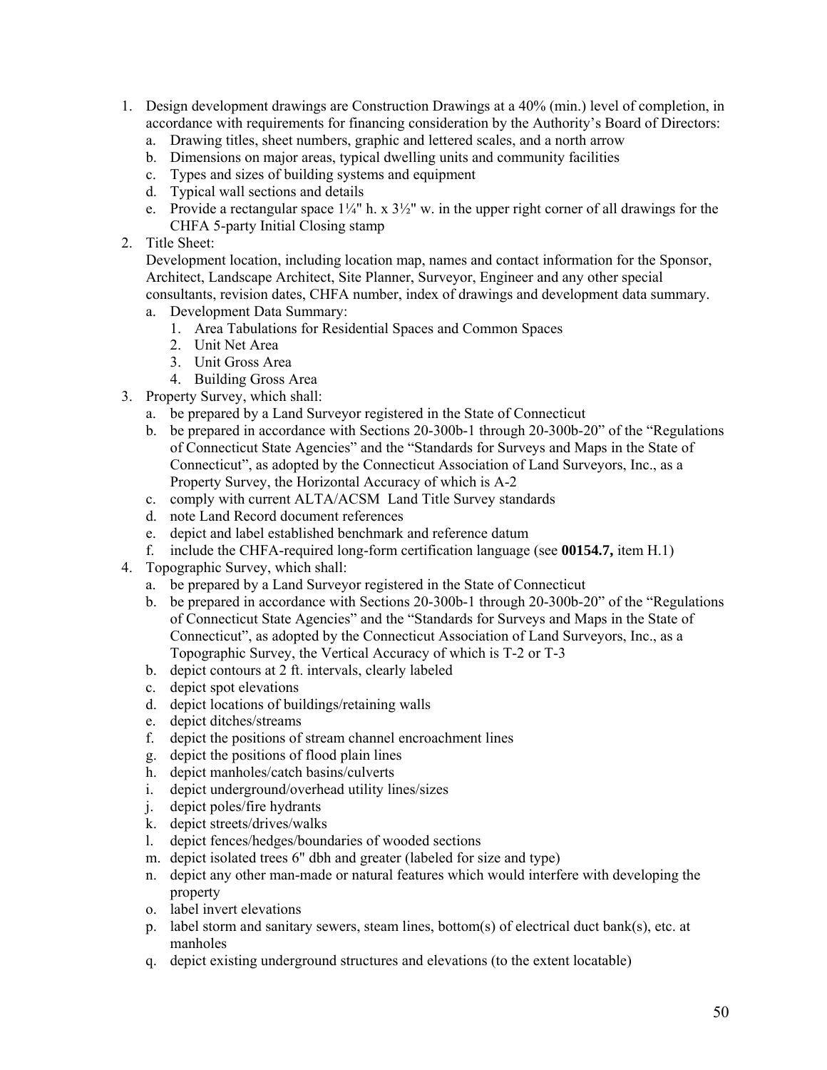1. Design development drawings are Construction Drawings at a 40% (min.) level of completion, in accordance with requirements for financing consideration by the Authority's Board of Directors:
   a. Drawing titles, sheet numbers, graphic and lettered scales, and a north arrow
   b. Dimensions on major areas, typical dwelling units and community facilities
   c. Types and sizes of building systems and equipment
   d. Typical wall sections and details
   e. Provide a rectangular space 1¼" h. x 3½" w. in the upper right corner of all drawings for the CHFA 5-party Initial Closing stamp
2. Title Sheet:
   Development location, including location map, names and contact information for the Sponsor, Architect, Landscape Architect, Site Planner, Surveyor, Engineer and any other special consultants, revision dates, CHFA number, index of drawings and development data summary.
   a. Development Data Summary:
      1. Area Tabulations for Residential Spaces and Common Spaces
      2. Unit Net Area
      3. Unit Gross Area
      4. Building Gross Area
3. Property Survey, which shall:
   a. be prepared by a Land Surveyor registered in the State of Connecticut
   b. be prepared in accordance with Sections 20-300b-1 through 20-300b-20" of the "Regulations of Connecticut State Agencies" and the "Standards for Surveys and Maps in the State of Connecticut", as adopted by the Connecticut Association of Land Surveyors, Inc., as a Property Survey, the Horizontal Accuracy of which is A-2
   c. comply with current ALTA/ACSM Land Title Survey standards
   d. note Land Record document references
   e. depict and label established benchmark and reference datum
   f. include the CHFA-required long-form certification language (see **00154.7,** item H.1)
4. Topographic Survey, which shall:
   a. be prepared by a Land Surveyor registered in the State of Connecticut
   b. be prepared in accordance with Sections 20-300b-1 through 20-300b-20" of the "Regulations of Connecticut State Agencies" and the "Standards for Surveys and Maps in the State of Connecticut", as adopted by the Connecticut Association of Land Surveyors, Inc., as a Topographic Survey, the Vertical Accuracy of which is T-2 or T-3
   b. depict contours at 2 ft. intervals, clearly labeled
   c. depict spot elevations
   d. depict locations of buildings/retaining walls
   e. depict ditches/streams
   f. depict the positions of stream channel encroachment lines
   g. depict the positions of flood plain lines
   h. depict manholes/catch basins/culverts
   i. depict underground/overhead utility lines/sizes
   j. depict poles/fire hydrants
   k. depict streets/drives/walks
   l. depict fences/hedges/boundaries of wooded sections
   m. depict isolated trees 6" dbh and greater (labeled for size and type)
   n. depict any other man-made or natural features which would interfere with developing the property
   o. label invert elevations
   p. label storm and sanitary sewers, steam lines, bottom(s) of electrical duct bank(s), etc. at manholes
   q. depict existing underground structures and elevations (to the extent locatable)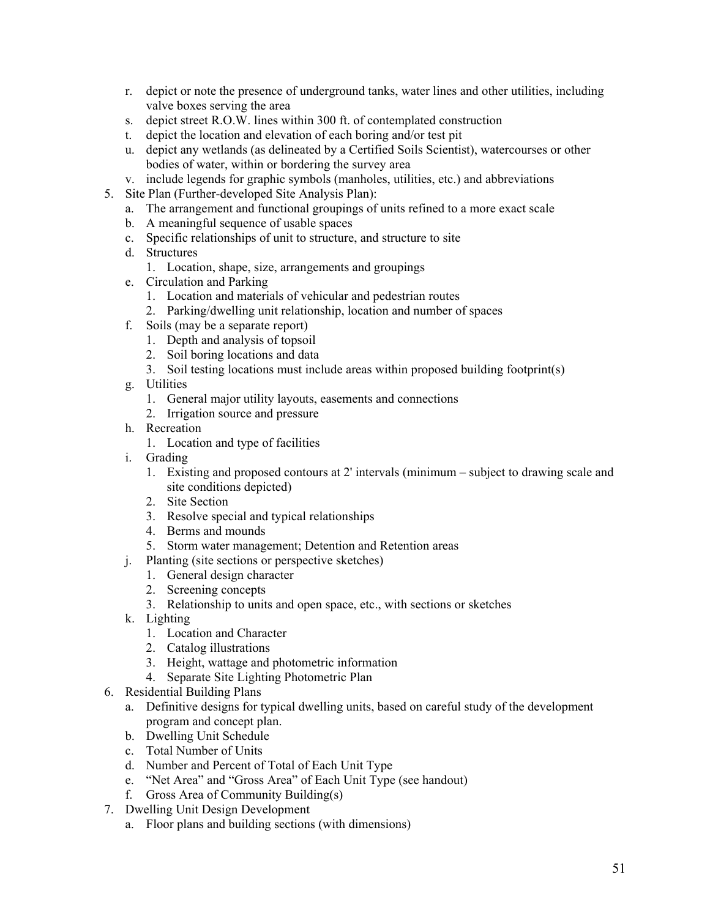r. depict or note the presence of underground tanks, water lines and other utilities, including valve boxes serving the area
   s. depict street R.O.W. lines within 300 ft. of contemplated construction
   t. depict the location and elevation of each boring and/or test pit
   u. depict any wetlands (as delineated by a Certified Soils Scientist), watercourses or other bodies of water, within or bordering the survey area
   v. include legends for graphic symbols (manholes, utilities, etc.) and abbreviations

5. Site Plan (Further-developed Site Analysis Plan):
   a. The arrangement and functional groupings of units refined to a more exact scale
   b. A meaningful sequence of usable spaces
   c. Specific relationships of unit to structure, and structure to site
   d. Structures
      1. Location, shape, size, arrangements and groupings
   e. Circulation and Parking
      1. Location and materials of vehicular and pedestrian routes
      2. Parking/dwelling unit relationship, location and number of spaces
   f. Soils (may be a separate report)
      1. Depth and analysis of topsoil
      2. Soil boring locations and data
      3. Soil testing locations must include areas within proposed building footprint(s)
   g. Utilities
      1. General major utility layouts, easements and connections
      2. Irrigation source and pressure
   h. Recreation
      1. Location and type of facilities
   i. Grading
      1. Existing and proposed contours at 2' intervals (minimum – subject to drawing scale and site conditions depicted)
      2. Site Section
      3. Resolve special and typical relationships
      4. Berms and mounds
      5. Storm water management; Detention and Retention areas
   j. Planting (site sections or perspective sketches)
      1. General design character
      2. Screening concepts
      3. Relationship to units and open space, etc., with sections or sketches
   k. Lighting
      1. Location and Character
      2. Catalog illustrations
      3. Height, wattage and photometric information
      4. Separate Site Lighting Photometric Plan

6. Residential Building Plans
   a. Definitive designs for typical dwelling units, based on careful study of the development program and concept plan.
   b. Dwelling Unit Schedule
   c. Total Number of Units
   d. Number and Percent of Total of Each Unit Type
   e. "Net Area" and "Gross Area" of Each Unit Type (see handout)
   f. Gross Area of Community Building(s)

7. Dwelling Unit Design Development
   a. Floor plans and building sections (with dimensions)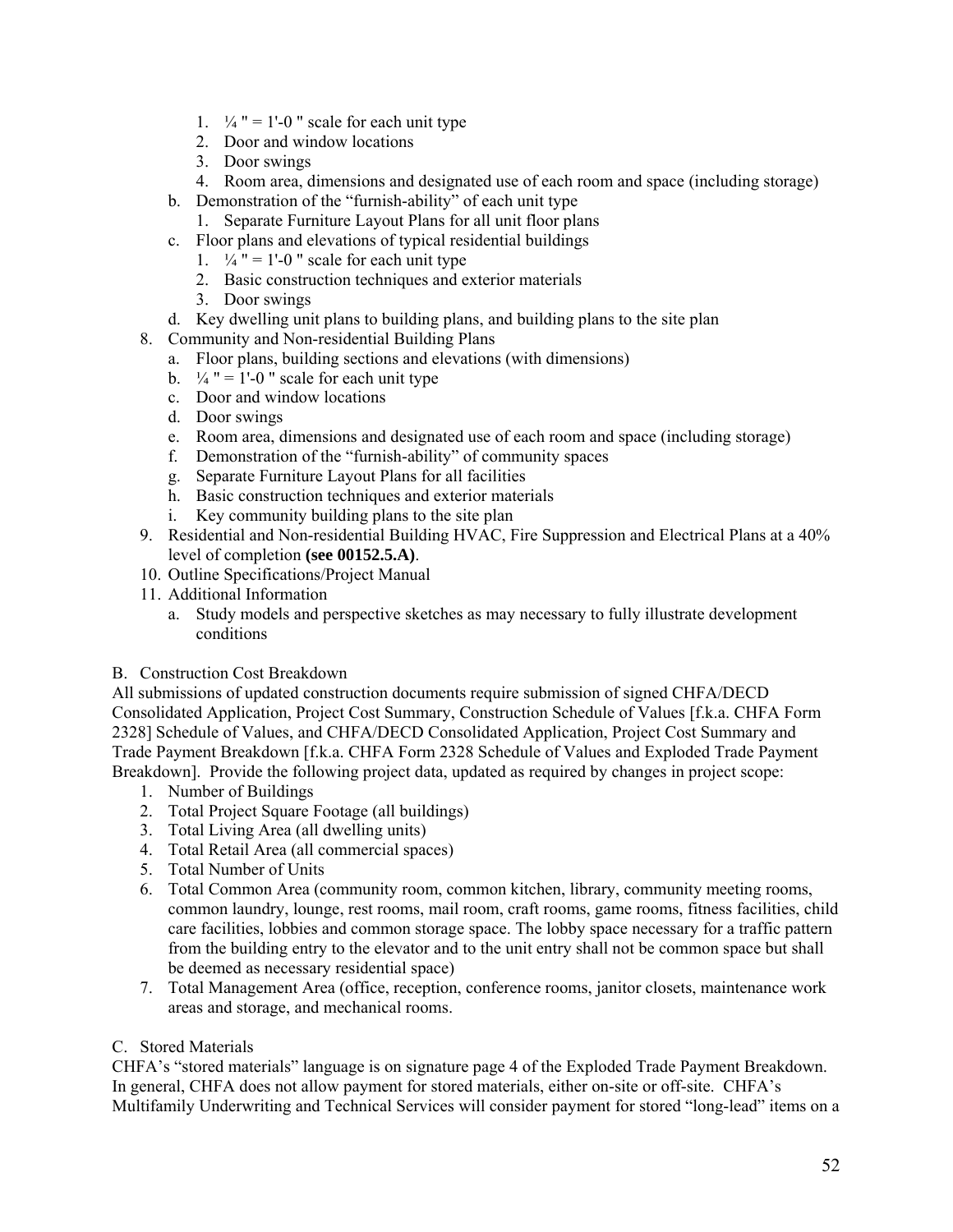1. ¼ " = 1'-0 " scale for each unit type
      2. Door and window locations
      3. Door swings
      4. Room area, dimensions and designated use of each room and space (including storage)
   - b. Demonstration of the "furnish-ability" of each unit type
      1. Separate Furniture Layout Plans for all unit floor plans
   - c. Floor plans and elevations of typical residential buildings
      1. ¼ " = 1'-0 " scale for each unit type
      2. Basic construction techniques and exterior materials
      3. Door swings
   - d. Key dwelling unit plans to building plans, and building plans to the site plan

8. Community and Non-residential Building Plans
   - a. Floor plans, building sections and elevations (with dimensions)
   - b. ¼ " = 1'-0 " scale for each unit type
   - c. Door and window locations
   - d. Door swings
   - e. Room area, dimensions and designated use of each room and space (including storage)
   - f. Demonstration of the "furnish-ability" of community spaces
   - g. Separate Furniture Layout Plans for all facilities
   - h. Basic construction techniques and exterior materials
   - i. Key community building plans to the site plan
9. Residential and Non-residential Building HVAC, Fire Suppression and Electrical Plans at a 40% level of completion **(see 00152.5.A)**.
10. Outline Specifications/Project Manual
11. Additional Information
    - a. Study models and perspective sketches as may necessary to fully illustrate development conditions

B. Construction Cost Breakdown

All submissions of updated construction documents require submission of signed CHFA/DECD Consolidated Application, Project Cost Summary, Construction Schedule of Values [f.k.a. CHFA Form 2328] Schedule of Values, and CHFA/DECD Consolidated Application, Project Cost Summary and Trade Payment Breakdown [f.k.a. CHFA Form 2328 Schedule of Values and Exploded Trade Payment Breakdown]. Provide the following project data, updated as required by changes in project scope:

1. Number of Buildings
2. Total Project Square Footage (all buildings)
3. Total Living Area (all dwelling units)
4. Total Retail Area (all commercial spaces)
5. Total Number of Units
6. Total Common Area (community room, common kitchen, library, community meeting rooms, common laundry, lounge, rest rooms, mail room, craft rooms, game rooms, fitness facilities, child care facilities, lobbies and common storage space. The lobby space necessary for a traffic pattern from the building entry to the elevator and to the unit entry shall not be common space but shall be deemed as necessary residential space)
7. Total Management Area (office, reception, conference rooms, janitor closets, maintenance work areas and storage, and mechanical rooms.

C. Stored Materials

CHFA's "stored materials" language is on signature page 4 of the Exploded Trade Payment Breakdown. In general, CHFA does not allow payment for stored materials, either on-site or off-site. CHFA's Multifamily Underwriting and Technical Services will consider payment for stored "long-lead" items on a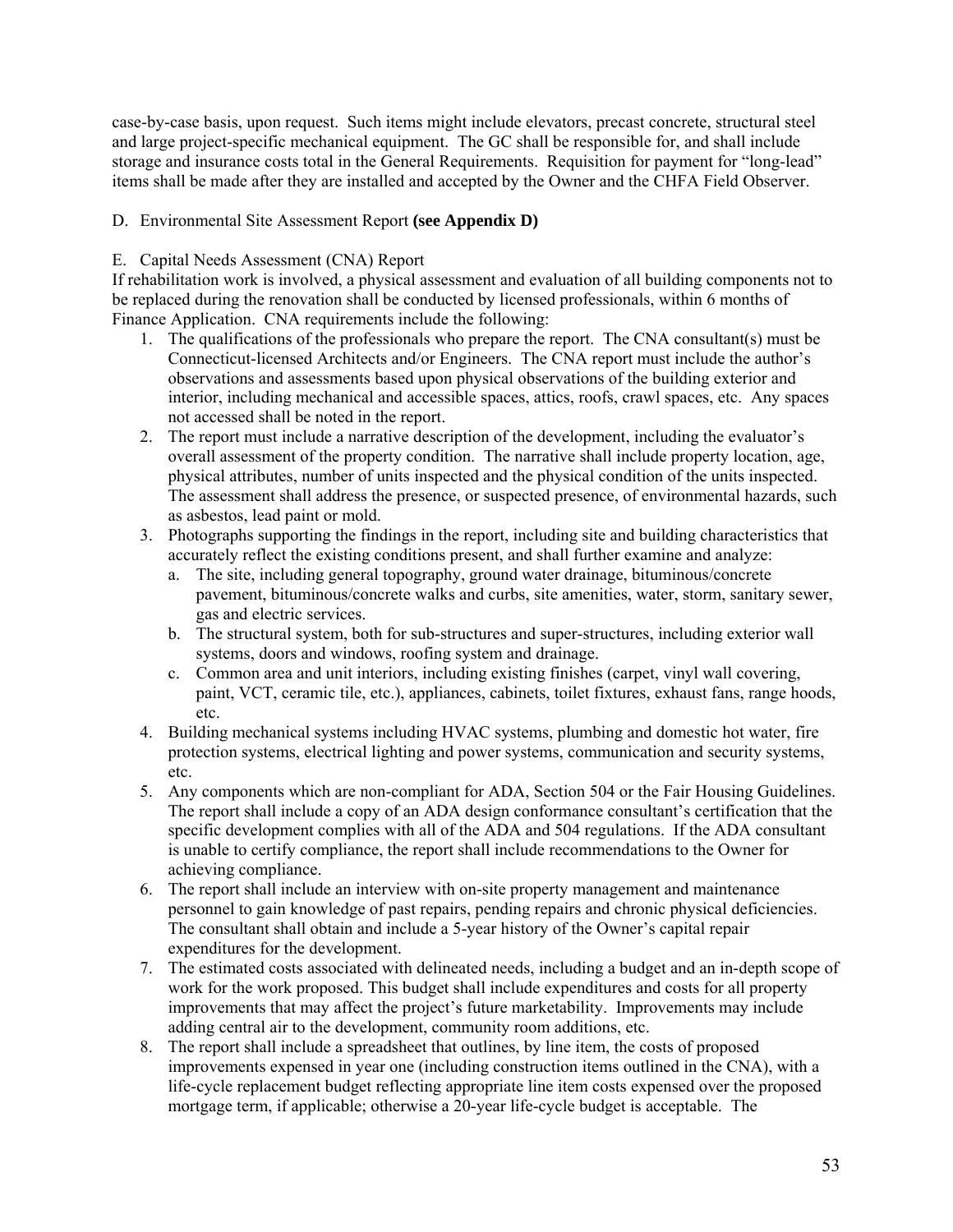case-by-case basis, upon request. Such items might include elevators, precast concrete, structural steel and large project-specific mechanical equipment. The GC shall be responsible for, and shall include storage and insurance costs total in the General Requirements. Requisition for payment for "long-lead" items shall be made after they are installed and accepted by the Owner and the CHFA Field Observer.

D. Environmental Site Assessment Report **(see Appendix D)**

E. Capital Needs Assessment (CNA) Report

If rehabilitation work is involved, a physical assessment and evaluation of all building components not to be replaced during the renovation shall be conducted by licensed professionals, within 6 months of Finance Application. CNA requirements include the following:

1. The qualifications of the professionals who prepare the report. The CNA consultant(s) must be Connecticut-licensed Architects and/or Engineers. The CNA report must include the author's observations and assessments based upon physical observations of the building exterior and interior, including mechanical and accessible spaces, attics, roofs, crawl spaces, etc. Any spaces not accessed shall be noted in the report.
2. The report must include a narrative description of the development, including the evaluator's overall assessment of the property condition. The narrative shall include property location, age, physical attributes, number of units inspected and the physical condition of the units inspected. The assessment shall address the presence, or suspected presence, of environmental hazards, such as asbestos, lead paint or mold.
3. Photographs supporting the findings in the report, including site and building characteristics that accurately reflect the existing conditions present, and shall further examine and analyze:
   a. The site, including general topography, ground water drainage, bituminous/concrete pavement, bituminous/concrete walks and curbs, site amenities, water, storm, sanitary sewer, gas and electric services.
   b. The structural system, both for sub-structures and super-structures, including exterior wall systems, doors and windows, roofing system and drainage.
   c. Common area and unit interiors, including existing finishes (carpet, vinyl wall covering, paint, VCT, ceramic tile, etc.), appliances, cabinets, toilet fixtures, exhaust fans, range hoods, etc.
4. Building mechanical systems including HVAC systems, plumbing and domestic hot water, fire protection systems, electrical lighting and power systems, communication and security systems, etc.
5. Any components which are non-compliant for ADA, Section 504 or the Fair Housing Guidelines. The report shall include a copy of an ADA design conformance consultant's certification that the specific development complies with all of the ADA and 504 regulations. If the ADA consultant is unable to certify compliance, the report shall include recommendations to the Owner for achieving compliance.
6. The report shall include an interview with on-site property management and maintenance personnel to gain knowledge of past repairs, pending repairs and chronic physical deficiencies. The consultant shall obtain and include a 5-year history of the Owner's capital repair expenditures for the development.
7. The estimated costs associated with delineated needs, including a budget and an in-depth scope of work for the work proposed. This budget shall include expenditures and costs for all property improvements that may affect the project's future marketability. Improvements may include adding central air to the development, community room additions, etc.
8. The report shall include a spreadsheet that outlines, by line item, the costs of proposed improvements expensed in year one (including construction items outlined in the CNA), with a life-cycle replacement budget reflecting appropriate line item costs expensed over the proposed mortgage term, if applicable; otherwise a 20-year life-cycle budget is acceptable. The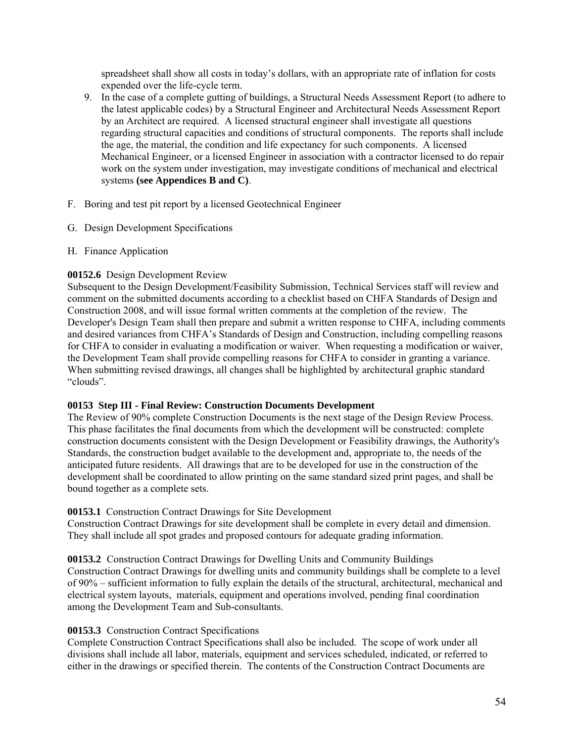spreadsheet shall show all costs in today's dollars, with an appropriate rate of inflation for costs expended over the life-cycle term.

9. In the case of a complete gutting of buildings, a Structural Needs Assessment Report (to adhere to the latest applicable codes) by a Structural Engineer and Architectural Needs Assessment Report by an Architect are required. A licensed structural engineer shall investigate all questions regarding structural capacities and conditions of structural components. The reports shall include the age, the material, the condition and life expectancy for such components. A licensed Mechanical Engineer, or a licensed Engineer in association with a contractor licensed to do repair work on the system under investigation, may investigate conditions of mechanical and electrical systems **(see Appendices B and C)**.

F. Boring and test pit report by a licensed Geotechnical Engineer

G. Design Development Specifications

H. Finance Application

**00152.6** Design Development Review
Subsequent to the Design Development/Feasibility Submission, Technical Services staff will review and comment on the submitted documents according to a checklist based on CHFA Standards of Design and Construction 2008, and will issue formal written comments at the completion of the review. The Developer's Design Team shall then prepare and submit a written response to CHFA, including comments and desired variances from CHFA's Standards of Design and Construction, including compelling reasons for CHFA to consider in evaluating a modification or waiver. When requesting a modification or waiver, the Development Team shall provide compelling reasons for CHFA to consider in granting a variance. When submitting revised drawings, all changes shall be highlighted by architectural graphic standard "clouds".

**00153 Step III - Final Review: Construction Documents Development**
The Review of 90% complete Construction Documents is the next stage of the Design Review Process. This phase facilitates the final documents from which the development will be constructed: complete construction documents consistent with the Design Development or Feasibility drawings, the Authority's Standards, the construction budget available to the development and, appropriate to, the needs of the anticipated future residents. All drawings that are to be developed for use in the construction of the development shall be coordinated to allow printing on the same standard sized print pages, and shall be bound together as a complete sets.

**00153.1** Construction Contract Drawings for Site Development
Construction Contract Drawings for site development shall be complete in every detail and dimension. They shall include all spot grades and proposed contours for adequate grading information.

**00153.2** Construction Contract Drawings for Dwelling Units and Community Buildings
Construction Contract Drawings for dwelling units and community buildings shall be complete to a level of 90% – sufficient information to fully explain the details of the structural, architectural, mechanical and electrical system layouts, materials, equipment and operations involved, pending final coordination among the Development Team and Sub-consultants.

**00153.3** Construction Contract Specifications
Complete Construction Contract Specifications shall also be included. The scope of work under all divisions shall include all labor, materials, equipment and services scheduled, indicated, or referred to either in the drawings or specified therein. The contents of the Construction Contract Documents are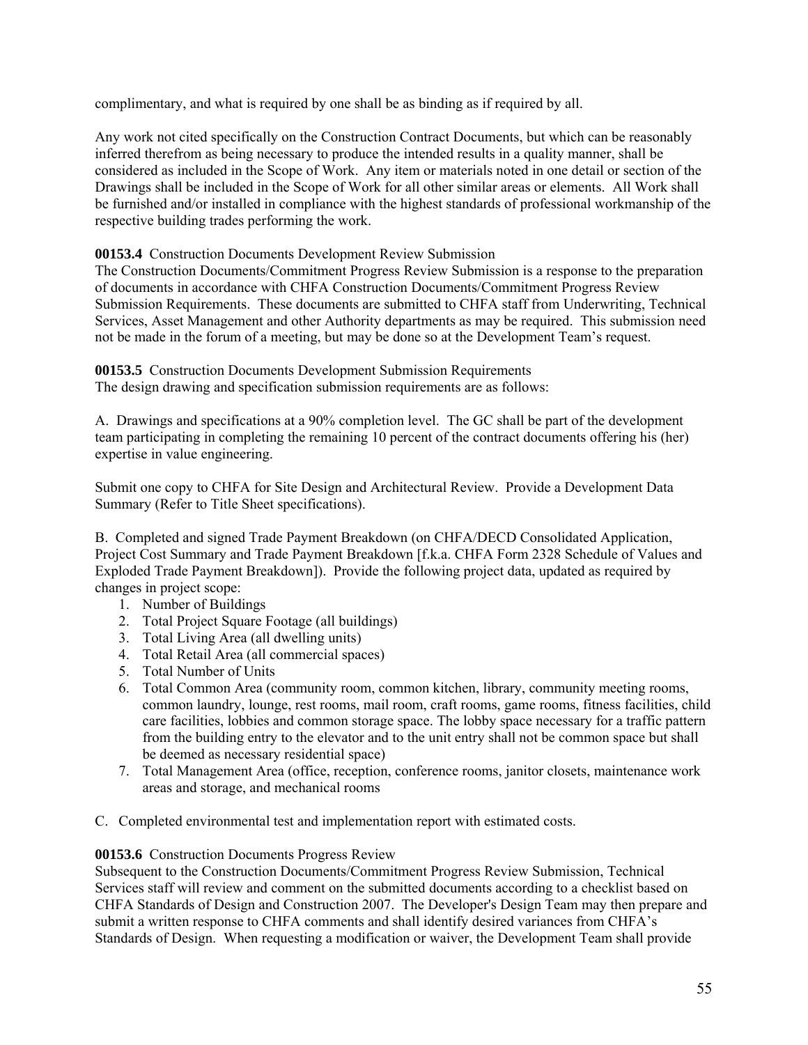complimentary, and what is required by one shall be as binding as if required by all.

Any work not cited specifically on the Construction Contract Documents, but which can be reasonably inferred therefrom as being necessary to produce the intended results in a quality manner, shall be considered as included in the Scope of Work. Any item or materials noted in one detail or section of the Drawings shall be included in the Scope of Work for all other similar areas or elements. All Work shall be furnished and/or installed in compliance with the highest standards of professional workmanship of the respective building trades performing the work.

**00153.4** Construction Documents Development Review Submission
The Construction Documents/Commitment Progress Review Submission is a response to the preparation of documents in accordance with CHFA Construction Documents/Commitment Progress Review Submission Requirements. These documents are submitted to CHFA staff from Underwriting, Technical Services, Asset Management and other Authority departments as may be required. This submission need not be made in the forum of a meeting, but may be done so at the Development Team's request.

**00153.5** Construction Documents Development Submission Requirements
The design drawing and specification submission requirements are as follows:

A. Drawings and specifications at a 90% completion level. The GC shall be part of the development team participating in completing the remaining 10 percent of the contract documents offering his (her) expertise in value engineering.

Submit one copy to CHFA for Site Design and Architectural Review. Provide a Development Data Summary (Refer to Title Sheet specifications).

B. Completed and signed Trade Payment Breakdown (on CHFA/DECD Consolidated Application, Project Cost Summary and Trade Payment Breakdown [f.k.a. CHFA Form 2328 Schedule of Values and Exploded Trade Payment Breakdown]). Provide the following project data, updated as required by changes in project scope:

1. Number of Buildings
2. Total Project Square Footage (all buildings)
3. Total Living Area (all dwelling units)
4. Total Retail Area (all commercial spaces)
5. Total Number of Units
6. Total Common Area (community room, common kitchen, library, community meeting rooms, common laundry, lounge, rest rooms, mail room, craft rooms, game rooms, fitness facilities, child care facilities, lobbies and common storage space. The lobby space necessary for a traffic pattern from the building entry to the elevator and to the unit entry shall not be common space but shall be deemed as necessary residential space)
7. Total Management Area (office, reception, conference rooms, janitor closets, maintenance work areas and storage, and mechanical rooms

C. Completed environmental test and implementation report with estimated costs.

**00153.6** Construction Documents Progress Review
Subsequent to the Construction Documents/Commitment Progress Review Submission, Technical Services staff will review and comment on the submitted documents according to a checklist based on CHFA Standards of Design and Construction 2007. The Developer's Design Team may then prepare and submit a written response to CHFA comments and shall identify desired variances from CHFA's Standards of Design. When requesting a modification or waiver, the Development Team shall provide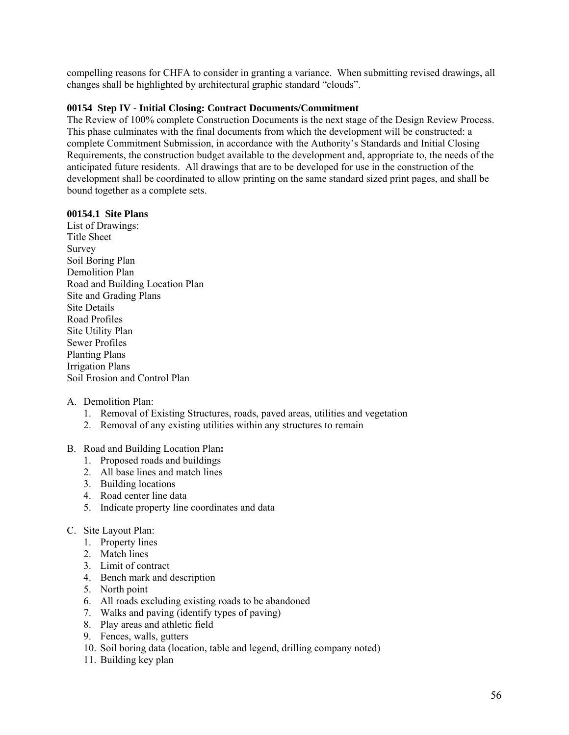compelling reasons for CHFA to consider in granting a variance. When submitting revised drawings, all changes shall be highlighted by architectural graphic standard "clouds".

### 00154 Step IV - Initial Closing: Contract Documents/Commitment

The Review of 100% complete Construction Documents is the next stage of the Design Review Process. This phase culminates with the final documents from which the development will be constructed: a complete Commitment Submission, in accordance with the Authority's Standards and Initial Closing Requirements, the construction budget available to the development and, appropriate to, the needs of the anticipated future residents. All drawings that are to be developed for use in the construction of the development shall be coordinated to allow printing on the same standard sized print pages, and shall be bound together as a complete sets.

#### 00154.1 Site Plans

List of Drawings:
Title Sheet
Survey
Soil Boring Plan
Demolition Plan
Road and Building Location Plan
Site and Grading Plans
Site Details
Road Profiles
Site Utility Plan
Sewer Profiles
Planting Plans
Irrigation Plans
Soil Erosion and Control Plan

A. Demolition Plan:
   1. Removal of Existing Structures, roads, paved areas, utilities and vegetation
   2. Removal of any existing utilities within any structures to remain

B. Road and Building Location Plan**:**
   1. Proposed roads and buildings
   2. All base lines and match lines
   3. Building locations
   4. Road center line data
   5. Indicate property line coordinates and data

C. Site Layout Plan:
   1. Property lines
   2. Match lines
   3. Limit of contract
   4. Bench mark and description
   5. North point
   6. All roads excluding existing roads to be abandoned
   7. Walks and paving (identify types of paving)
   8. Play areas and athletic field
   9. Fences, walls, gutters
   10. Soil boring data (location, table and legend, drilling company noted)
   11. Building key plan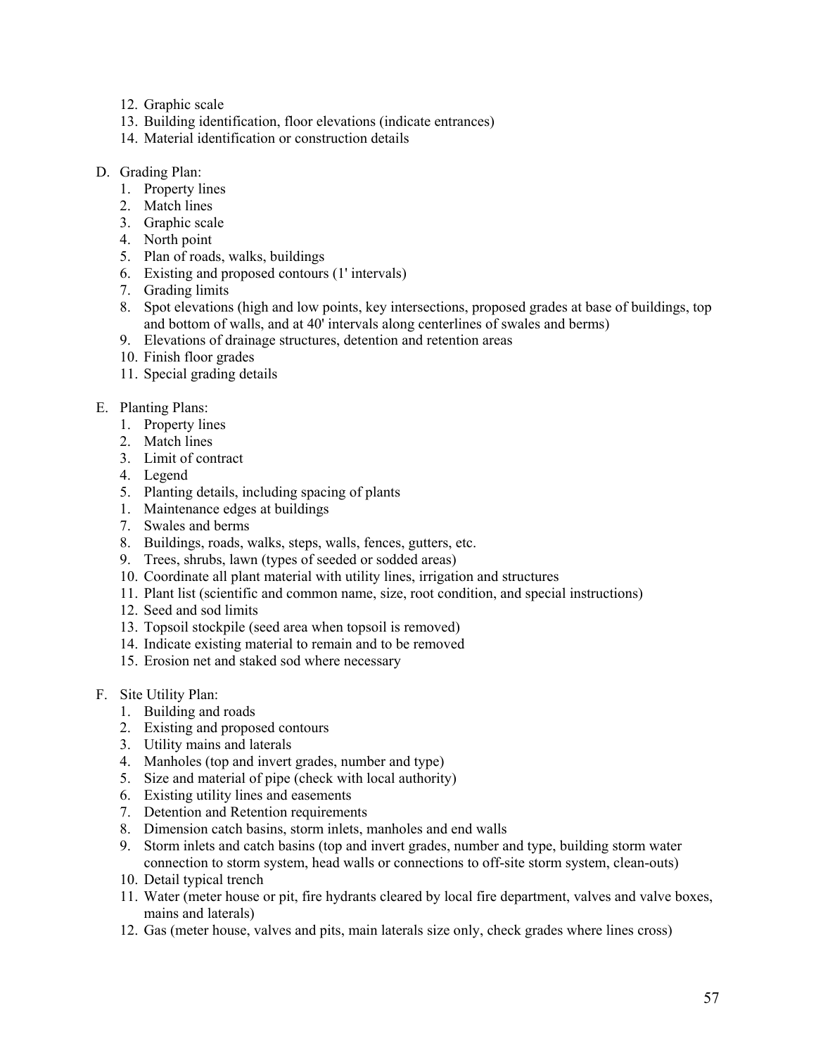12. Graphic scale
13. Building identification, floor elevations (indicate entrances)
14. Material identification or construction details

D. Grading Plan:

1. Property lines
2. Match lines
3. Graphic scale
4. North point
5. Plan of roads, walks, buildings
6. Existing and proposed contours (1' intervals)
7. Grading limits
8. Spot elevations (high and low points, key intersections, proposed grades at base of buildings, top and bottom of walls, and at 40' intervals along centerlines of swales and berms)
9. Elevations of drainage structures, detention and retention areas
10. Finish floor grades
11. Special grading details

E. Planting Plans:

1. Property lines
2. Match lines
3. Limit of contract
4. Legend
5. Planting details, including spacing of plants
1. Maintenance edges at buildings
7. Swales and berms
8. Buildings, roads, walks, steps, walls, fences, gutters, etc.
9. Trees, shrubs, lawn (types of seeded or sodded areas)
10. Coordinate all plant material with utility lines, irrigation and structures
11. Plant list (scientific and common name, size, root condition, and special instructions)
12. Seed and sod limits
13. Topsoil stockpile (seed area when topsoil is removed)
14. Indicate existing material to remain and to be removed
15. Erosion net and staked sod where necessary

F. Site Utility Plan:

1. Building and roads
2. Existing and proposed contours
3. Utility mains and laterals
4. Manholes (top and invert grades, number and type)
5. Size and material of pipe (check with local authority)
6. Existing utility lines and easements
7. Detention and Retention requirements
8. Dimension catch basins, storm inlets, manholes and end walls
9. Storm inlets and catch basins (top and invert grades, number and type, building storm water connection to storm system, head walls or connections to off-site storm system, clean-outs)
10. Detail typical trench
11. Water (meter house or pit, fire hydrants cleared by local fire department, valves and valve boxes, mains and laterals)
12. Gas (meter house, valves and pits, main laterals size only, check grades where lines cross)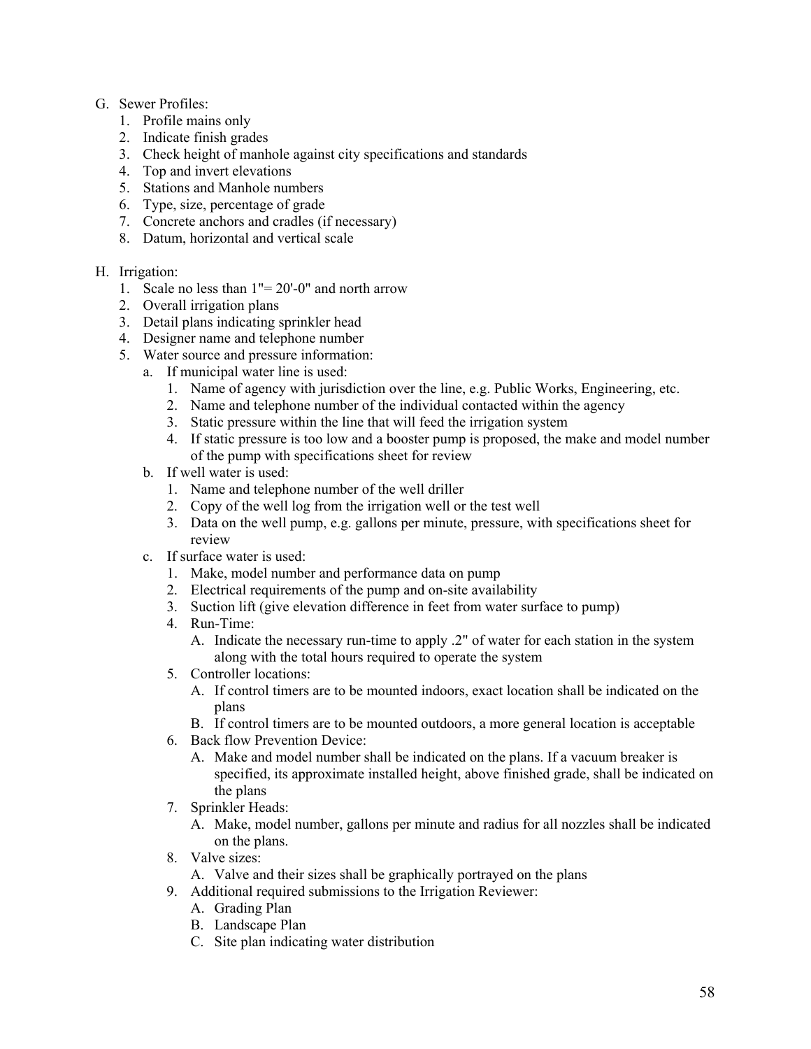G. Sewer Profiles:
   1. Profile mains only
   2. Indicate finish grades
   3. Check height of manhole against city specifications and standards
   4. Top and invert elevations
   5. Stations and Manhole numbers
   6. Type, size, percentage of grade
   7. Concrete anchors and cradles (if necessary)
   8. Datum, horizontal and vertical scale

H. Irrigation:
   1. Scale no less than 1"= 20'-0" and north arrow
   2. Overall irrigation plans
   3. Detail plans indicating sprinkler head
   4. Designer name and telephone number
   5. Water source and pressure information:
      a. If municipal water line is used:
         1. Name of agency with jurisdiction over the line, e.g. Public Works, Engineering, etc.
         2. Name and telephone number of the individual contacted within the agency
         3. Static pressure within the line that will feed the irrigation system
         4. If static pressure is too low and a booster pump is proposed, the make and model number of the pump with specifications sheet for review
      b. If well water is used:
         1. Name and telephone number of the well driller
         2. Copy of the well log from the irrigation well or the test well
         3. Data on the well pump, e.g. gallons per minute, pressure, with specifications sheet for review
      c. If surface water is used:
         1. Make, model number and performance data on pump
         2. Electrical requirements of the pump and on-site availability
         3. Suction lift (give elevation difference in feet from water surface to pump)
         4. Run-Time:
            A. Indicate the necessary run-time to apply .2" of water for each station in the system along with the total hours required to operate the system
         5. Controller locations:
            A. If control timers are to be mounted indoors, exact location shall be indicated on the plans
            B. If control timers are to be mounted outdoors, a more general location is acceptable
         6. Back flow Prevention Device:
            A. Make and model number shall be indicated on the plans. If a vacuum breaker is specified, its approximate installed height, above finished grade, shall be indicated on the plans
         7. Sprinkler Heads:
            A. Make, model number, gallons per minute and radius for all nozzles shall be indicated on the plans.
         8. Valve sizes:
            A. Valve and their sizes shall be graphically portrayed on the plans
         9. Additional required submissions to the Irrigation Reviewer:
            A. Grading Plan
            B. Landscape Plan
            C. Site plan indicating water distribution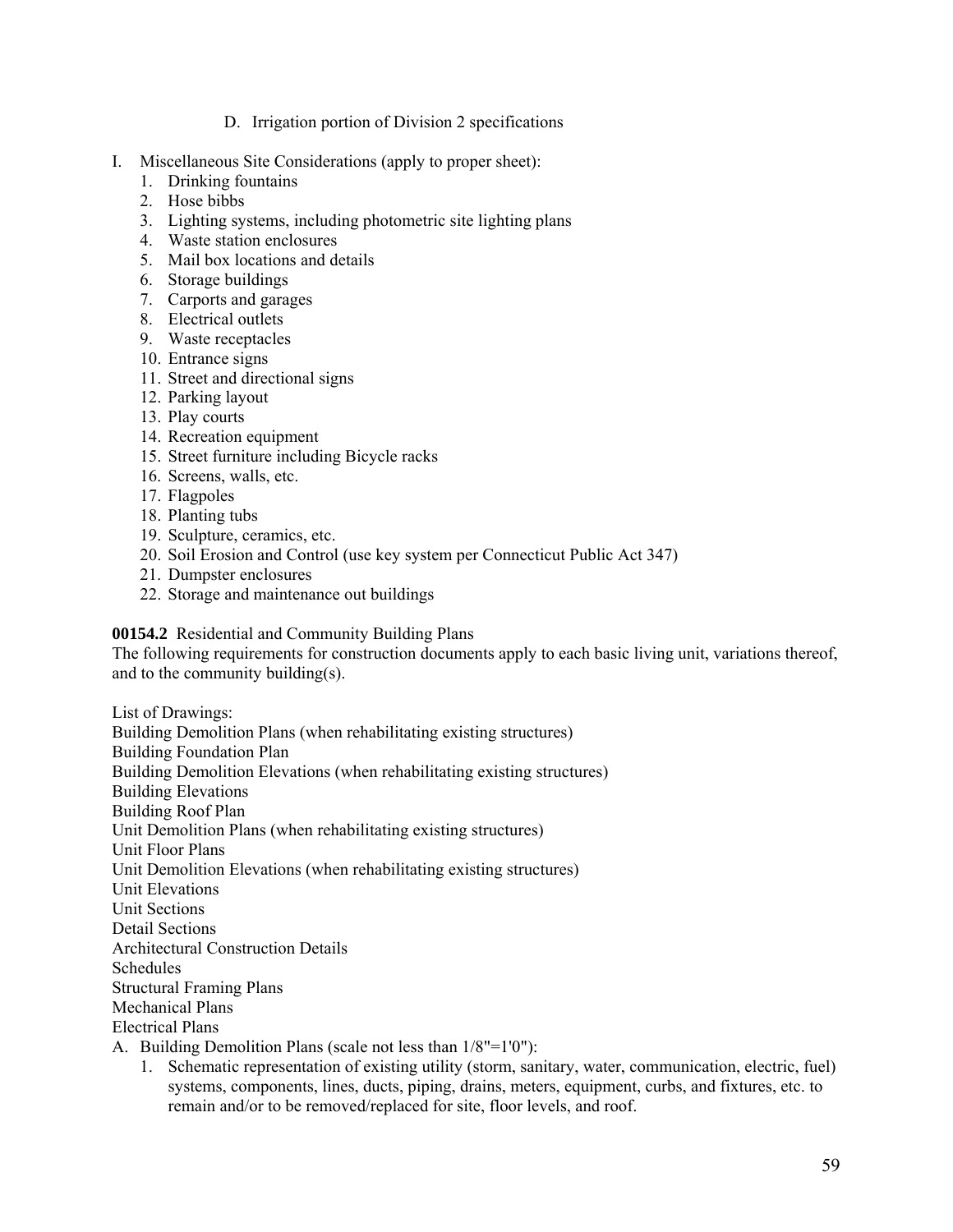D. Irrigation portion of Division 2 specifications

I. Miscellaneous Site Considerations (apply to proper sheet):
   1. Drinking fountains
   2. Hose bibbs
   3. Lighting systems, including photometric site lighting plans
   4. Waste station enclosures
   5. Mail box locations and details
   6. Storage buildings
   7. Carports and garages
   8. Electrical outlets
   9. Waste receptacles
   10. Entrance signs
   11. Street and directional signs
   12. Parking layout
   13. Play courts
   14. Recreation equipment
   15. Street furniture including Bicycle racks
   16. Screens, walls, etc.
   17. Flagpoles
   18. Planting tubs
   19. Sculpture, ceramics, etc.
   20. Soil Erosion and Control (use key system per Connecticut Public Act 347)
   21. Dumpster enclosures
   22. Storage and maintenance out buildings

**00154.2** Residential and Community Building Plans
The following requirements for construction documents apply to each basic living unit, variations thereof, and to the community building(s).

List of Drawings:
Building Demolition Plans (when rehabilitating existing structures)
Building Foundation Plan
Building Demolition Elevations (when rehabilitating existing structures)
Building Elevations
Building Roof Plan
Unit Demolition Plans (when rehabilitating existing structures)
Unit Floor Plans
Unit Demolition Elevations (when rehabilitating existing structures)
Unit Elevations
Unit Sections
Detail Sections
Architectural Construction Details
Schedules
Structural Framing Plans
Mechanical Plans
Electrical Plans

A. Building Demolition Plans (scale not less than 1/8"=1'0"):
   1. Schematic representation of existing utility (storm, sanitary, water, communication, electric, fuel) systems, components, lines, ducts, piping, drains, meters, equipment, curbs, and fixtures, etc. to remain and/or to be removed/replaced for site, floor levels, and roof.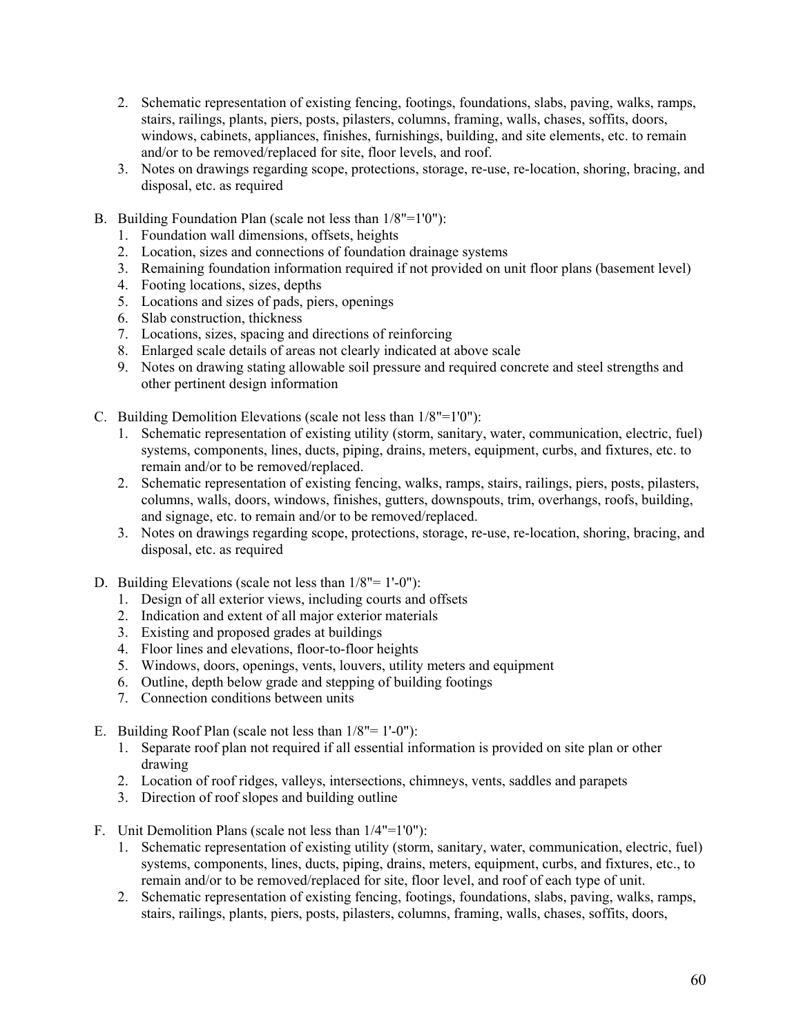2. Schematic representation of existing fencing, footings, foundations, slabs, paving, walks, ramps, stairs, railings, plants, piers, posts, pilasters, columns, framing, walls, chases, soffits, doors, windows, cabinets, appliances, finishes, furnishings, building, and site elements, etc. to remain and/or to be removed/replaced for site, floor levels, and roof.
3. Notes on drawings regarding scope, protections, storage, re-use, re-location, shoring, bracing, and disposal, etc. as required

B. Building Foundation Plan (scale not less than 1/8"=1'0"):
   1. Foundation wall dimensions, offsets, heights
   2. Location, sizes and connections of foundation drainage systems
   3. Remaining foundation information required if not provided on unit floor plans (basement level)
   4. Footing locations, sizes, depths
   5. Locations and sizes of pads, piers, openings
   6. Slab construction, thickness
   7. Locations, sizes, spacing and directions of reinforcing
   8. Enlarged scale details of areas not clearly indicated at above scale
   9. Notes on drawing stating allowable soil pressure and required concrete and steel strengths and other pertinent design information

C. Building Demolition Elevations (scale not less than 1/8"=1'0"):
   1. Schematic representation of existing utility (storm, sanitary, water, communication, electric, fuel) systems, components, lines, ducts, piping, drains, meters, equipment, curbs, and fixtures, etc. to remain and/or to be removed/replaced.
   2. Schematic representation of existing fencing, walks, ramps, stairs, railings, piers, posts, pilasters, columns, walls, doors, windows, finishes, gutters, downspouts, trim, overhangs, roofs, building, and signage, etc. to remain and/or to be removed/replaced.
   3. Notes on drawings regarding scope, protections, storage, re-use, re-location, shoring, bracing, and disposal, etc. as required

D. Building Elevations (scale not less than 1/8"= 1'-0"):
   1. Design of all exterior views, including courts and offsets
   2. Indication and extent of all major exterior materials
   3. Existing and proposed grades at buildings
   4. Floor lines and elevations, floor-to-floor heights
   5. Windows, doors, openings, vents, louvers, utility meters and equipment
   6. Outline, depth below grade and stepping of building footings
   7. Connection conditions between units

E. Building Roof Plan (scale not less than 1/8"= 1'-0"):
   1. Separate roof plan not required if all essential information is provided on site plan or other drawing
   2. Location of roof ridges, valleys, intersections, chimneys, vents, saddles and parapets
   3. Direction of roof slopes and building outline

F. Unit Demolition Plans (scale not less than 1/4"=1'0"):
   1. Schematic representation of existing utility (storm, sanitary, water, communication, electric, fuel) systems, components, lines, ducts, piping, drains, meters, equipment, curbs, and fixtures, etc., to remain and/or to be removed/replaced for site, floor level, and roof of each type of unit.
   2. Schematic representation of existing fencing, footings, foundations, slabs, paving, walks, ramps, stairs, railings, plants, piers, posts, pilasters, columns, framing, walls, chases, soffits, doors,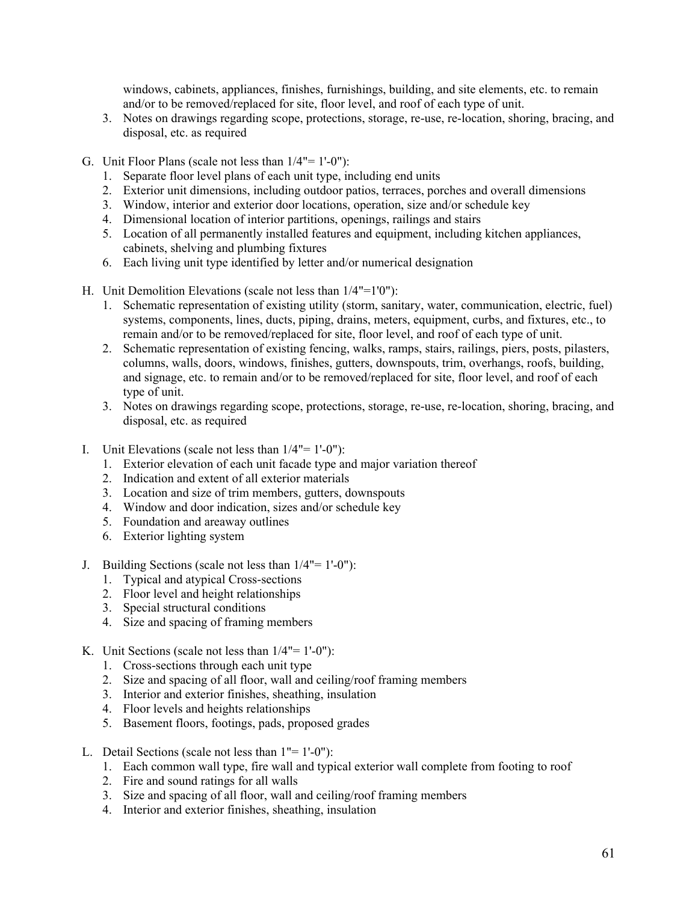windows, cabinets, appliances, finishes, furnishings, building, and site elements, etc. to remain and/or to be removed/replaced for site, floor level, and roof of each type of unit.

3. Notes on drawings regarding scope, protections, storage, re-use, re-location, shoring, bracing, and disposal, etc. as required

G. Unit Floor Plans (scale not less than 1/4"= 1'-0"):
   1. Separate floor level plans of each unit type, including end units
   2. Exterior unit dimensions, including outdoor patios, terraces, porches and overall dimensions
   3. Window, interior and exterior door locations, operation, size and/or schedule key
   4. Dimensional location of interior partitions, openings, railings and stairs
   5. Location of all permanently installed features and equipment, including kitchen appliances, cabinets, shelving and plumbing fixtures
   6. Each living unit type identified by letter and/or numerical designation

H. Unit Demolition Elevations (scale not less than 1/4"=1'0"):
   1. Schematic representation of existing utility (storm, sanitary, water, communication, electric, fuel) systems, components, lines, ducts, piping, drains, meters, equipment, curbs, and fixtures, etc., to remain and/or to be removed/replaced for site, floor level, and roof of each type of unit.
   2. Schematic representation of existing fencing, walks, ramps, stairs, railings, piers, posts, pilasters, columns, walls, doors, windows, finishes, gutters, downspouts, trim, overhangs, roofs, building, and signage, etc. to remain and/or to be removed/replaced for site, floor level, and roof of each type of unit.
   3. Notes on drawings regarding scope, protections, storage, re-use, re-location, shoring, bracing, and disposal, etc. as required

I. Unit Elevations (scale not less than 1/4"= 1'-0"):
   1. Exterior elevation of each unit facade type and major variation thereof
   2. Indication and extent of all exterior materials
   3. Location and size of trim members, gutters, downspouts
   4. Window and door indication, sizes and/or schedule key
   5. Foundation and areaway outlines
   6. Exterior lighting system

J. Building Sections (scale not less than 1/4"= 1'-0"):
   1. Typical and atypical Cross-sections
   2. Floor level and height relationships
   3. Special structural conditions
   4. Size and spacing of framing members

K. Unit Sections (scale not less than 1/4"= 1'-0"):
   1. Cross-sections through each unit type
   2. Size and spacing of all floor, wall and ceiling/roof framing members
   3. Interior and exterior finishes, sheathing, insulation
   4. Floor levels and heights relationships
   5. Basement floors, footings, pads, proposed grades

L. Detail Sections (scale not less than 1"= 1'-0"):
   1. Each common wall type, fire wall and typical exterior wall complete from footing to roof
   2. Fire and sound ratings for all walls
   3. Size and spacing of all floor, wall and ceiling/roof framing members
   4. Interior and exterior finishes, sheathing, insulation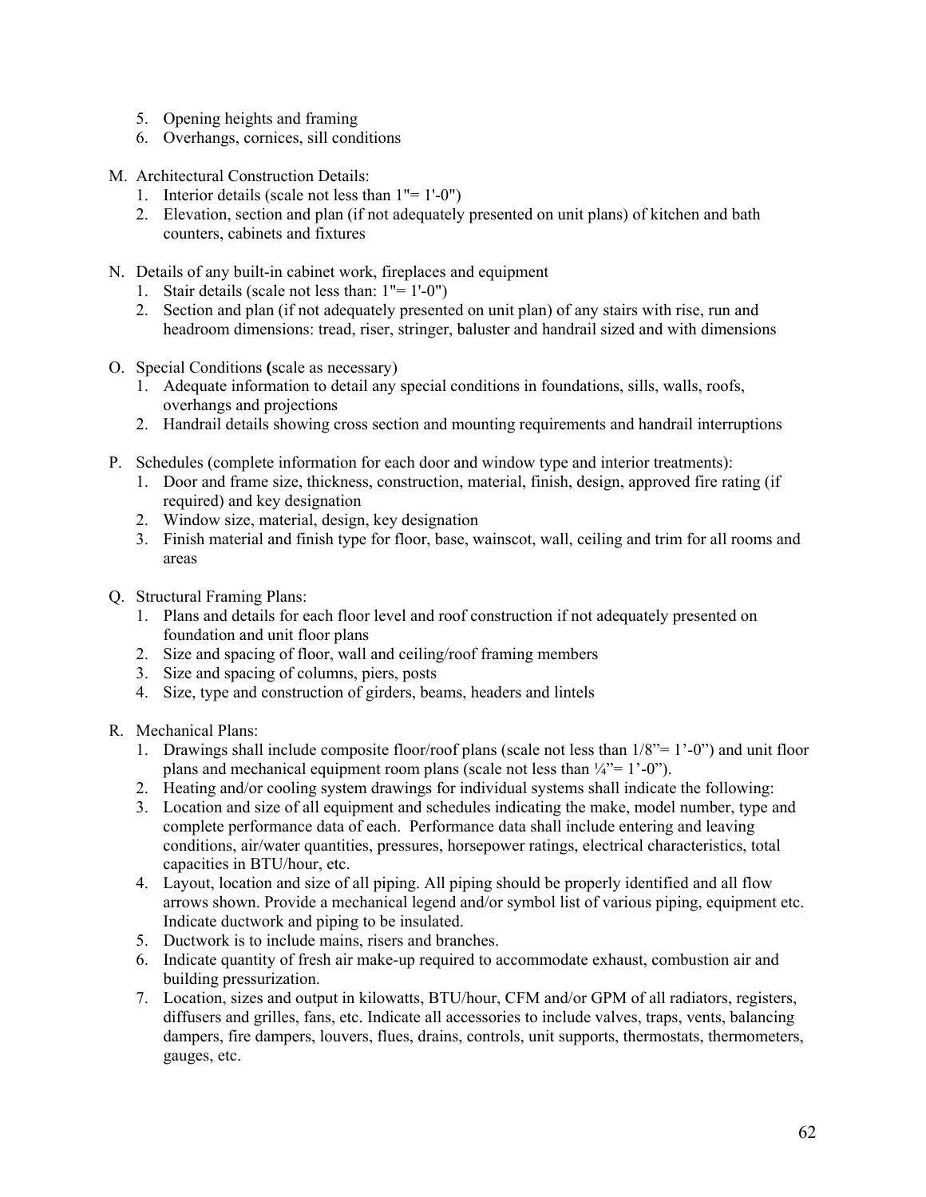5. Opening heights and framing
6. Overhangs, cornices, sill conditions

M. Architectural Construction Details:
   1. Interior details (scale not less than 1"= 1'-0")
   2. Elevation, section and plan (if not adequately presented on unit plans) of kitchen and bath counters, cabinets and fixtures

N. Details of any built-in cabinet work, fireplaces and equipment
   1. Stair details (scale not less than: 1"= 1'-0")
   2. Section and plan (if not adequately presented on unit plan) of any stairs with rise, run and headroom dimensions: tread, riser, stringer, baluster and handrail sized and with dimensions

O. Special Conditions **(**scale as necessary)
   1. Adequate information to detail any special conditions in foundations, sills, walls, roofs, overhangs and projections
   2. Handrail details showing cross section and mounting requirements and handrail interruptions

P. Schedules (complete information for each door and window type and interior treatments):
   1. Door and frame size, thickness, construction, material, finish, design, approved fire rating (if required) and key designation
   2. Window size, material, design, key designation
   3. Finish material and finish type for floor, base, wainscot, wall, ceiling and trim for all rooms and areas

Q. Structural Framing Plans:
   1. Plans and details for each floor level and roof construction if not adequately presented on foundation and unit floor plans
   2. Size and spacing of floor, wall and ceiling/roof framing members
   3. Size and spacing of columns, piers, posts
   4. Size, type and construction of girders, beams, headers and lintels

R. Mechanical Plans:
   1. Drawings shall include composite floor/roof plans (scale not less than 1/8"= 1'-0") and unit floor plans and mechanical equipment room plans (scale not less than ¼"= 1'-0").
   2. Heating and/or cooling system drawings for individual systems shall indicate the following:
   3. Location and size of all equipment and schedules indicating the make, model number, type and complete performance data of each. Performance data shall include entering and leaving conditions, air/water quantities, pressures, horsepower ratings, electrical characteristics, total capacities in BTU/hour, etc.
   4. Layout, location and size of all piping. All piping should be properly identified and all flow arrows shown. Provide a mechanical legend and/or symbol list of various piping, equipment etc. Indicate ductwork and piping to be insulated.
   5. Ductwork is to include mains, risers and branches.
   6. Indicate quantity of fresh air make-up required to accommodate exhaust, combustion air and building pressurization.
   7. Location, sizes and output in kilowatts, BTU/hour, CFM and/or GPM of all radiators, registers, diffusers and grilles, fans, etc. Indicate all accessories to include valves, traps, vents, balancing dampers, fire dampers, louvers, flues, drains, controls, unit supports, thermostats, thermometers, gauges, etc.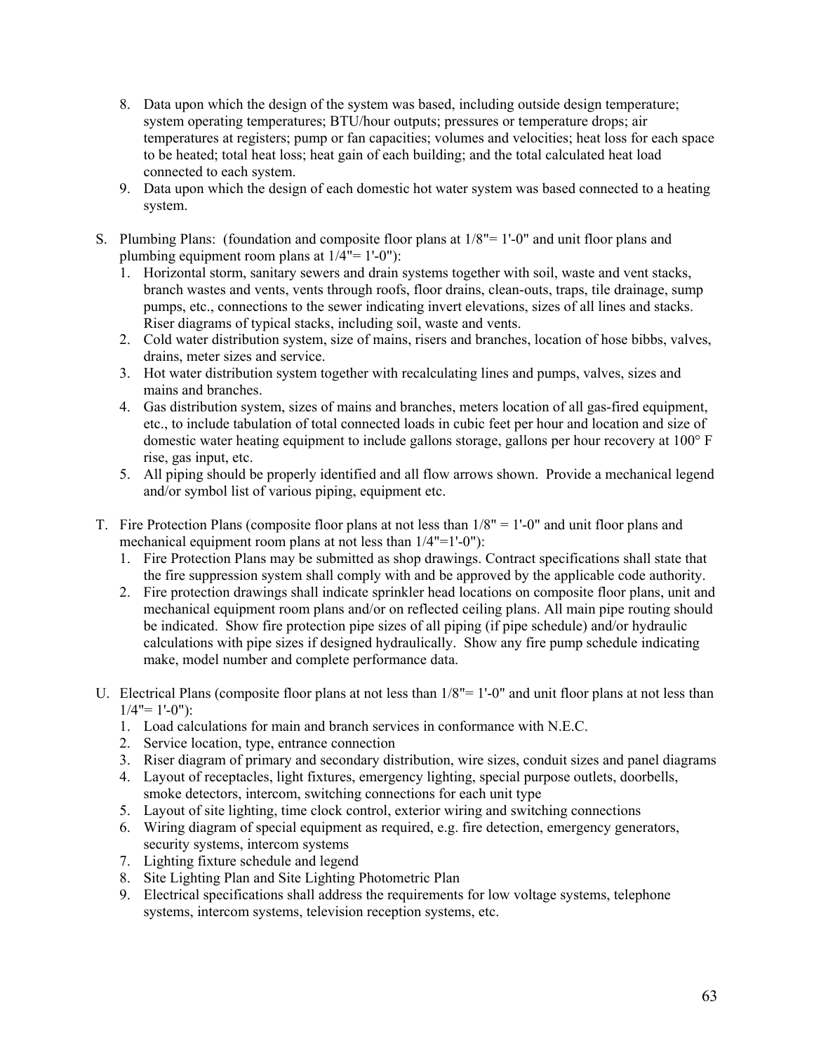8. Data upon which the design of the system was based, including outside design temperature; system operating temperatures; BTU/hour outputs; pressures or temperature drops; air temperatures at registers; pump or fan capacities; volumes and velocities; heat loss for each space to be heated; total heat loss; heat gain of each building; and the total calculated heat load connected to each system.
9. Data upon which the design of each domestic hot water system was based connected to a heating system.

S. Plumbing Plans: (foundation and composite floor plans at 1/8"= 1'-0" and unit floor plans and plumbing equipment room plans at 1/4"= 1'-0"):
   1. Horizontal storm, sanitary sewers and drain systems together with soil, waste and vent stacks, branch wastes and vents, vents through roofs, floor drains, clean-outs, traps, tile drainage, sump pumps, etc., connections to the sewer indicating invert elevations, sizes of all lines and stacks. Riser diagrams of typical stacks, including soil, waste and vents.
   2. Cold water distribution system, size of mains, risers and branches, location of hose bibbs, valves, drains, meter sizes and service.
   3. Hot water distribution system together with recalculating lines and pumps, valves, sizes and mains and branches.
   4. Gas distribution system, sizes of mains and branches, meters location of all gas-fired equipment, etc., to include tabulation of total connected loads in cubic feet per hour and location and size of domestic water heating equipment to include gallons storage, gallons per hour recovery at 100° F rise, gas input, etc.
   5. All piping should be properly identified and all flow arrows shown. Provide a mechanical legend and/or symbol list of various piping, equipment etc.

T. Fire Protection Plans (composite floor plans at not less than 1/8" = 1'-0" and unit floor plans and mechanical equipment room plans at not less than 1/4"=1'-0"):
   1. Fire Protection Plans may be submitted as shop drawings. Contract specifications shall state that the fire suppression system shall comply with and be approved by the applicable code authority.
   2. Fire protection drawings shall indicate sprinkler head locations on composite floor plans, unit and mechanical equipment room plans and/or on reflected ceiling plans. All main pipe routing should be indicated. Show fire protection pipe sizes of all piping (if pipe schedule) and/or hydraulic calculations with pipe sizes if designed hydraulically. Show any fire pump schedule indicating make, model number and complete performance data.

U. Electrical Plans (composite floor plans at not less than 1/8"= 1'-0" and unit floor plans at not less than 1/4"= 1'-0"):
   1. Load calculations for main and branch services in conformance with N.E.C.
   2. Service location, type, entrance connection
   3. Riser diagram of primary and secondary distribution, wire sizes, conduit sizes and panel diagrams
   4. Layout of receptacles, light fixtures, emergency lighting, special purpose outlets, doorbells, smoke detectors, intercom, switching connections for each unit type
   5. Layout of site lighting, time clock control, exterior wiring and switching connections
   6. Wiring diagram of special equipment as required, e.g. fire detection, emergency generators, security systems, intercom systems
   7. Lighting fixture schedule and legend
   8. Site Lighting Plan and Site Lighting Photometric Plan
   9. Electrical specifications shall address the requirements for low voltage systems, telephone systems, intercom systems, television reception systems, etc.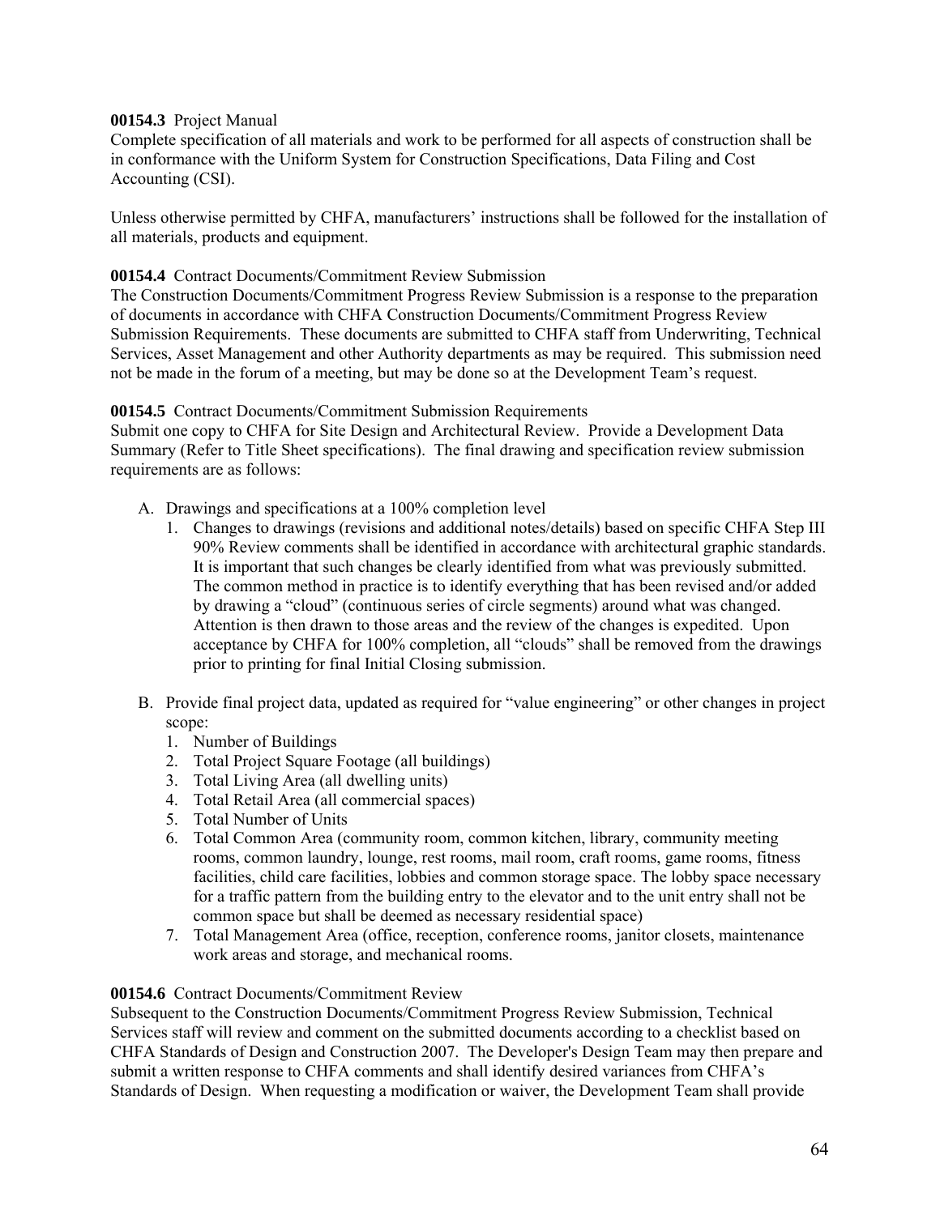**00154.3** Project Manual

Complete specification of all materials and work to be performed for all aspects of construction shall be in conformance with the Uniform System for Construction Specifications, Data Filing and Cost Accounting (CSI).

Unless otherwise permitted by CHFA, manufacturers' instructions shall be followed for the installation of all materials, products and equipment.

**00154.4** Contract Documents/Commitment Review Submission

The Construction Documents/Commitment Progress Review Submission is a response to the preparation of documents in accordance with CHFA Construction Documents/Commitment Progress Review Submission Requirements. These documents are submitted to CHFA staff from Underwriting, Technical Services, Asset Management and other Authority departments as may be required. This submission need not be made in the forum of a meeting, but may be done so at the Development Team's request.

**00154.5** Contract Documents/Commitment Submission Requirements

Submit one copy to CHFA for Site Design and Architectural Review. Provide a Development Data Summary (Refer to Title Sheet specifications). The final drawing and specification review submission requirements are as follows:

A. Drawings and specifications at a 100% completion level
   1. Changes to drawings (revisions and additional notes/details) based on specific CHFA Step III 90% Review comments shall be identified in accordance with architectural graphic standards. It is important that such changes be clearly identified from what was previously submitted. The common method in practice is to identify everything that has been revised and/or added by drawing a "cloud" (continuous series of circle segments) around what was changed. Attention is then drawn to those areas and the review of the changes is expedited. Upon acceptance by CHFA for 100% completion, all "clouds" shall be removed from the drawings prior to printing for final Initial Closing submission.

B. Provide final project data, updated as required for "value engineering" or other changes in project scope:
   1. Number of Buildings
   2. Total Project Square Footage (all buildings)
   3. Total Living Area (all dwelling units)
   4. Total Retail Area (all commercial spaces)
   5. Total Number of Units
   6. Total Common Area (community room, common kitchen, library, community meeting rooms, common laundry, lounge, rest rooms, mail room, craft rooms, game rooms, fitness facilities, child care facilities, lobbies and common storage space. The lobby space necessary for a traffic pattern from the building entry to the elevator and to the unit entry shall not be common space but shall be deemed as necessary residential space)
   7. Total Management Area (office, reception, conference rooms, janitor closets, maintenance work areas and storage, and mechanical rooms.

**00154.6** Contract Documents/Commitment Review

Subsequent to the Construction Documents/Commitment Progress Review Submission, Technical Services staff will review and comment on the submitted documents according to a checklist based on CHFA Standards of Design and Construction 2007. The Developer's Design Team may then prepare and submit a written response to CHFA comments and shall identify desired variances from CHFA's Standards of Design. When requesting a modification or waiver, the Development Team shall provide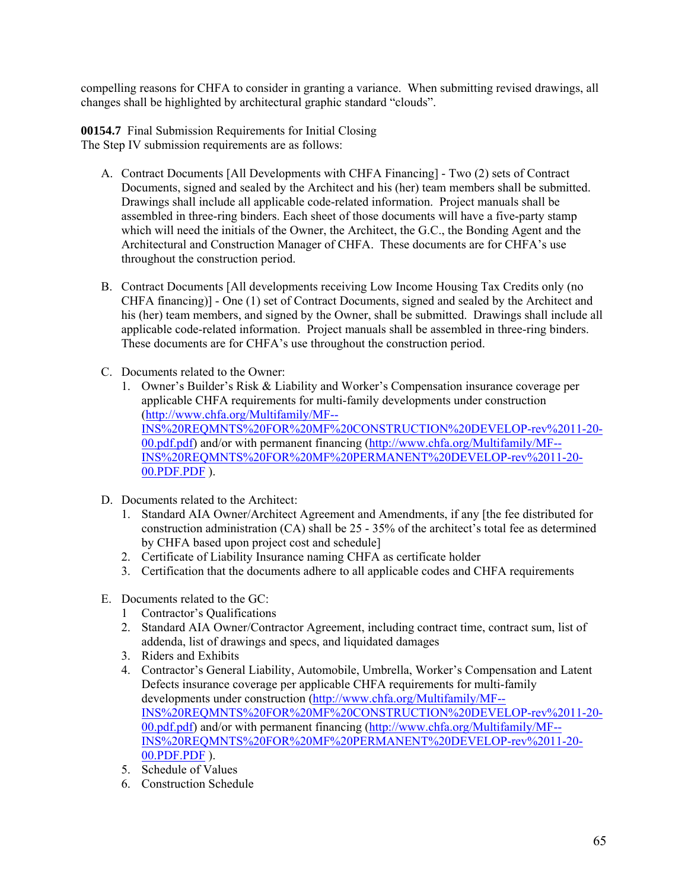compelling reasons for CHFA to consider in granting a variance. When submitting revised drawings, all changes shall be highlighted by architectural graphic standard "clouds".

**00154.7** Final Submission Requirements for Initial Closing
The Step IV submission requirements are as follows:

A. Contract Documents [All Developments with CHFA Financing] - Two (2) sets of Contract Documents, signed and sealed by the Architect and his (her) team members shall be submitted. Drawings shall include all applicable code-related information. Project manuals shall be assembled in three-ring binders. Each sheet of those documents will have a five-party stamp which will need the initials of the Owner, the Architect, the G.C., the Bonding Agent and the Architectural and Construction Manager of CHFA. These documents are for CHFA's use throughout the construction period.

B. Contract Documents [All developments receiving Low Income Housing Tax Credits only (no CHFA financing)] - One (1) set of Contract Documents, signed and sealed by the Architect and his (her) team members, and signed by the Owner, shall be submitted. Drawings shall include all applicable code-related information. Project manuals shall be assembled in three-ring binders. These documents are for CHFA's use throughout the construction period.

C. Documents related to the Owner:
   1. Owner's Builder's Risk & Liability and Worker's Compensation insurance coverage per applicable CHFA requirements for multi-family developments under construction (http://www.chfa.org/Multifamily/MF--INS%20REQMNTS%20FOR%20MF%20CONSTRUCTION%20DEVELOP-rev%2011-20-00.pdf.pdf) and/or with permanent financing (http://www.chfa.org/Multifamily/MF--INS%20REQMNTS%20FOR%20MF%20PERMANENT%20DEVELOP-rev%2011-20-00.PDF.PDF ).

D. Documents related to the Architect:
   1. Standard AIA Owner/Architect Agreement and Amendments, if any [the fee distributed for construction administration (CA) shall be 25 - 35% of the architect's total fee as determined by CHFA based upon project cost and schedule]
   2. Certificate of Liability Insurance naming CHFA as certificate holder
   3. Certification that the documents adhere to all applicable codes and CHFA requirements

E. Documents related to the GC:
   1 Contractor's Qualifications
   2. Standard AIA Owner/Contractor Agreement, including contract time, contract sum, list of addenda, list of drawings and specs, and liquidated damages
   3. Riders and Exhibits
   4. Contractor's General Liability, Automobile, Umbrella, Worker's Compensation and Latent Defects insurance coverage per applicable CHFA requirements for multi-family developments under construction (http://www.chfa.org/Multifamily/MF--INS%20REQMNTS%20FOR%20MF%20CONSTRUCTION%20DEVELOP-rev%2011-20-00.pdf.pdf) and/or with permanent financing (http://www.chfa.org/Multifamily/MF--INS%20REQMNTS%20FOR%20MF%20PERMANENT%20DEVELOP-rev%2011-20-00.PDF.PDF ).
   5. Schedule of Values
   6. Construction Schedule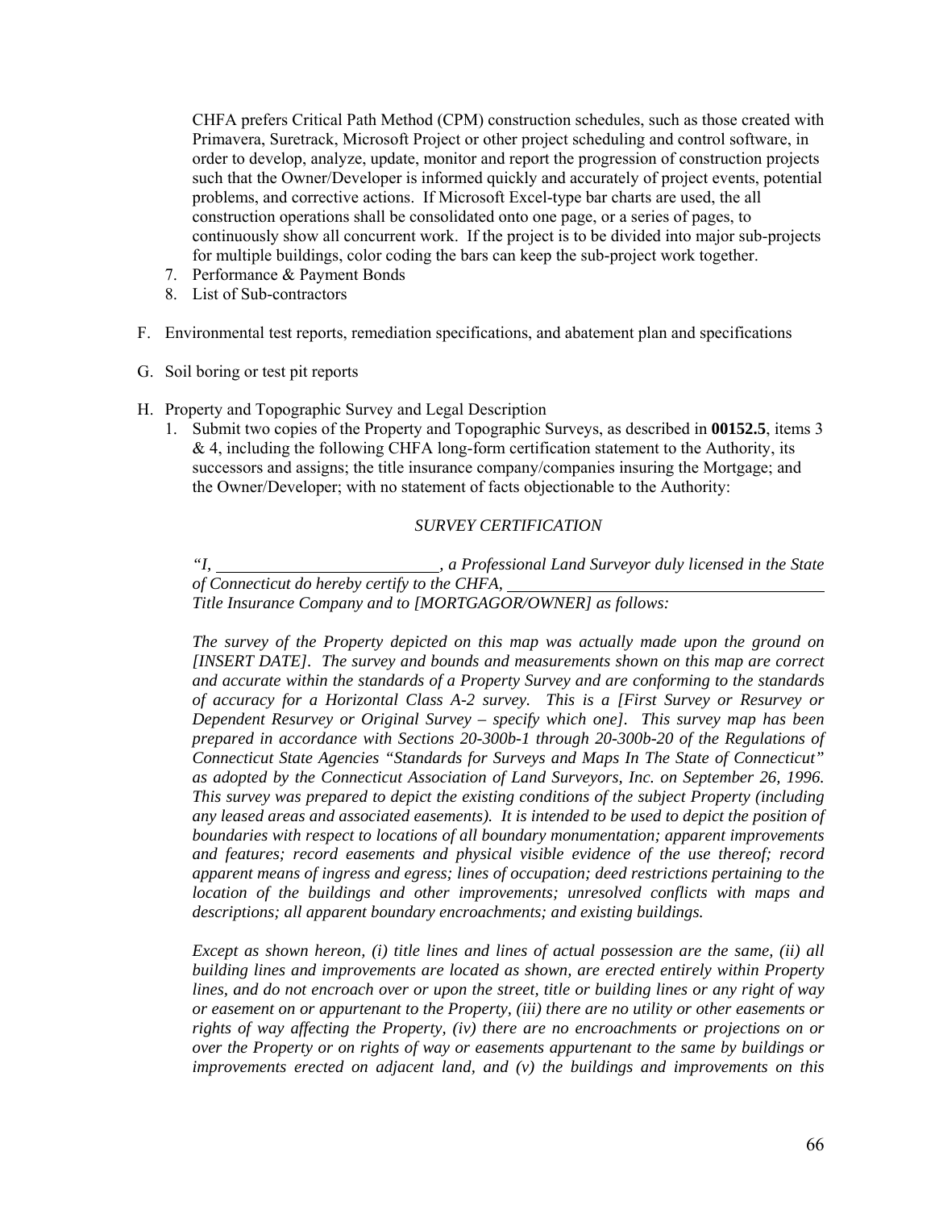CHFA prefers Critical Path Method (CPM) construction schedules, such as those created with Primavera, Suretrack, Microsoft Project or other project scheduling and control software, in order to develop, analyze, update, monitor and report the progression of construction projects such that the Owner/Developer is informed quickly and accurately of project events, potential problems, and corrective actions. If Microsoft Excel-type bar charts are used, the all construction operations shall be consolidated onto one page, or a series of pages, to continuously show all concurrent work. If the project is to be divided into major sub-projects for multiple buildings, color coding the bars can keep the sub-project work together.

7. Performance & Payment Bonds
8. List of Sub-contractors

F. Environmental test reports, remediation specifications, and abatement plan and specifications

G. Soil boring or test pit reports

H. Property and Topographic Survey and Legal Description

1. Submit two copies of the Property and Topographic Surveys, as described in **00152.5**, items 3 & 4, including the following CHFA long-form certification statement to the Authority, its successors and assigns; the title insurance company/companies insuring the Mortgage; and the Owner/Developer; with no statement of facts objectionable to the Authority:

*SURVEY CERTIFICATION*

*"I, \_\_\_\_\_\_\_\_\_\_\_\_\_\_\_\_\_\_\_\_\_\_\_\_\_\_\_, a Professional Land Surveyor duly licensed in the State of Connecticut do hereby certify to the CHFA, \_\_\_\_\_\_\_\_\_\_\_\_\_\_\_\_\_\_\_\_\_\_\_\_\_\_\_\_\_\_\_\_\_\_\_\_\_\_ Title Insurance Company and to [MORTGAGOR/OWNER] as follows:*

*The survey of the Property depicted on this map was actually made upon the ground on [INSERT DATE]. The survey and bounds and measurements shown on this map are correct and accurate within the standards of a Property Survey and are conforming to the standards of accuracy for a Horizontal Class A-2 survey. This is a [First Survey or Resurvey or Dependent Resurvey or Original Survey – specify which one]. This survey map has been prepared in accordance with Sections 20-300b-1 through 20-300b-20 of the Regulations of Connecticut State Agencies "Standards for Surveys and Maps In The State of Connecticut" as adopted by the Connecticut Association of Land Surveyors, Inc. on September 26, 1996. This survey was prepared to depict the existing conditions of the subject Property (including any leased areas and associated easements). It is intended to be used to depict the position of boundaries with respect to locations of all boundary monumentation; apparent improvements and features; record easements and physical visible evidence of the use thereof; record apparent means of ingress and egress; lines of occupation; deed restrictions pertaining to the location of the buildings and other improvements; unresolved conflicts with maps and descriptions; all apparent boundary encroachments; and existing buildings.*

*Except as shown hereon, (i) title lines and lines of actual possession are the same, (ii) all building lines and improvements are located as shown, are erected entirely within Property lines, and do not encroach over or upon the street, title or building lines or any right of way or easement on or appurtenant to the Property, (iii) there are no utility or other easements or rights of way affecting the Property, (iv) there are no encroachments or projections on or over the Property or on rights of way or easements appurtenant to the same by buildings or improvements erected on adjacent land, and (v) the buildings and improvements on this*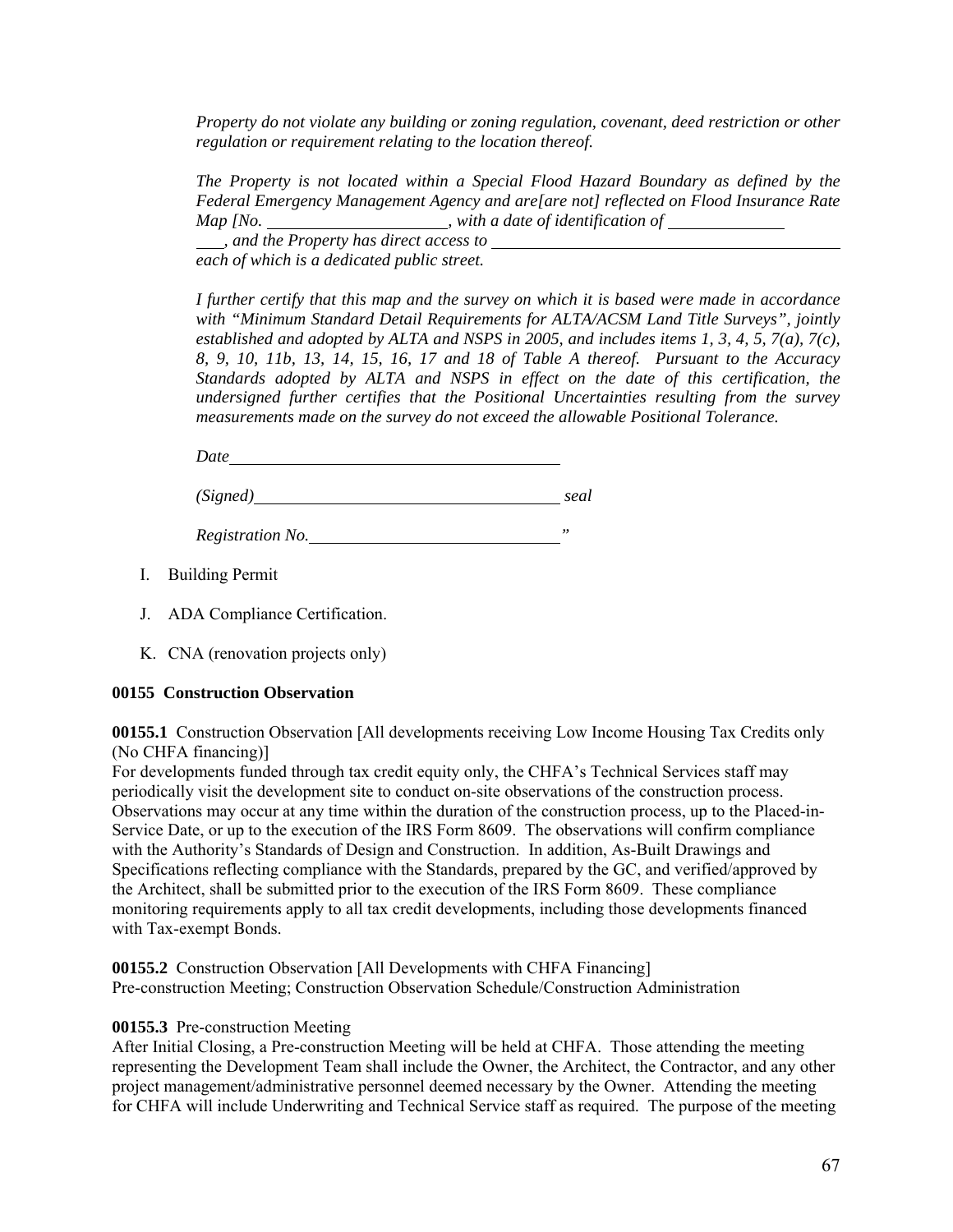*Property do not violate any building or zoning regulation, covenant, deed restriction or other regulation or requirement relating to the location thereof.*

*The Property is not located within a Special Flood Hazard Boundary as defined by the Federal Emergency Management Agency and are[are not] reflected on Flood Insurance Rate Map [No. \_\_\_\_\_\_\_\_\_\_\_\_\_\_\_\_\_\_\_\_\_\_, with a date of identification of \_\_\_\_\_\_\_\_\_\_\_\_\_\_\_\_\_\_, and the Property has direct access to \_\_\_\_\_\_\_\_\_\_\_\_\_\_\_\_\_\_\_\_\_\_\_\_\_\_\_\_\_\_\_\_\_\_\_\_\_\_\_\_\_\_\_\_ each of which is a dedicated public street.*

*I further certify that this map and the survey on which it is based were made in accordance with "Minimum Standard Detail Requirements for ALTA/ACSM Land Title Surveys", jointly established and adopted by ALTA and NSPS in 2005, and includes items 1, 3, 4, 5, 7(a), 7(c), 8, 9, 10, 11b, 13, 14, 15, 16, 17 and 18 of Table A thereof. Pursuant to the Accuracy Standards adopted by ALTA and NSPS in effect on the date of this certification, the undersigned further certifies that the Positional Uncertainties resulting from the survey measurements made on the survey do not exceed the allowable Positional Tolerance.*

*Date\_\_\_\_\_\_\_\_\_\_\_\_\_\_\_\_\_\_\_\_\_\_\_\_\_\_\_\_\_\_\_\_\_\_\_\_\_\_\_\_*

*(Signed)\_\_\_\_\_\_\_\_\_\_\_\_\_\_\_\_\_\_\_\_\_\_\_\_\_\_\_\_\_\_\_\_\_\_\_\_ seal*

*Registration No.\_\_\_\_\_\_\_\_\_\_\_\_\_\_\_\_\_\_\_\_\_\_\_\_\_\_\_\_\_\_"*

I. Building Permit

J. ADA Compliance Certification.

K. CNA (renovation projects only)

**00155 Construction Observation**

**00155.1** Construction Observation [All developments receiving Low Income Housing Tax Credits only (No CHFA financing)]
For developments funded through tax credit equity only, the CHFA's Technical Services staff may periodically visit the development site to conduct on-site observations of the construction process. Observations may occur at any time within the duration of the construction process, up to the Placed-in-Service Date, or up to the execution of the IRS Form 8609. The observations will confirm compliance with the Authority's Standards of Design and Construction. In addition, As-Built Drawings and Specifications reflecting compliance with the Standards, prepared by the GC, and verified/approved by the Architect, shall be submitted prior to the execution of the IRS Form 8609. These compliance monitoring requirements apply to all tax credit developments, including those developments financed with Tax-exempt Bonds.

**00155.2** Construction Observation [All Developments with CHFA Financing]
Pre-construction Meeting; Construction Observation Schedule/Construction Administration

**00155.3** Pre-construction Meeting
After Initial Closing, a Pre-construction Meeting will be held at CHFA. Those attending the meeting representing the Development Team shall include the Owner, the Architect, the Contractor, and any other project management/administrative personnel deemed necessary by the Owner. Attending the meeting for CHFA will include Underwriting and Technical Service staff as required. The purpose of the meeting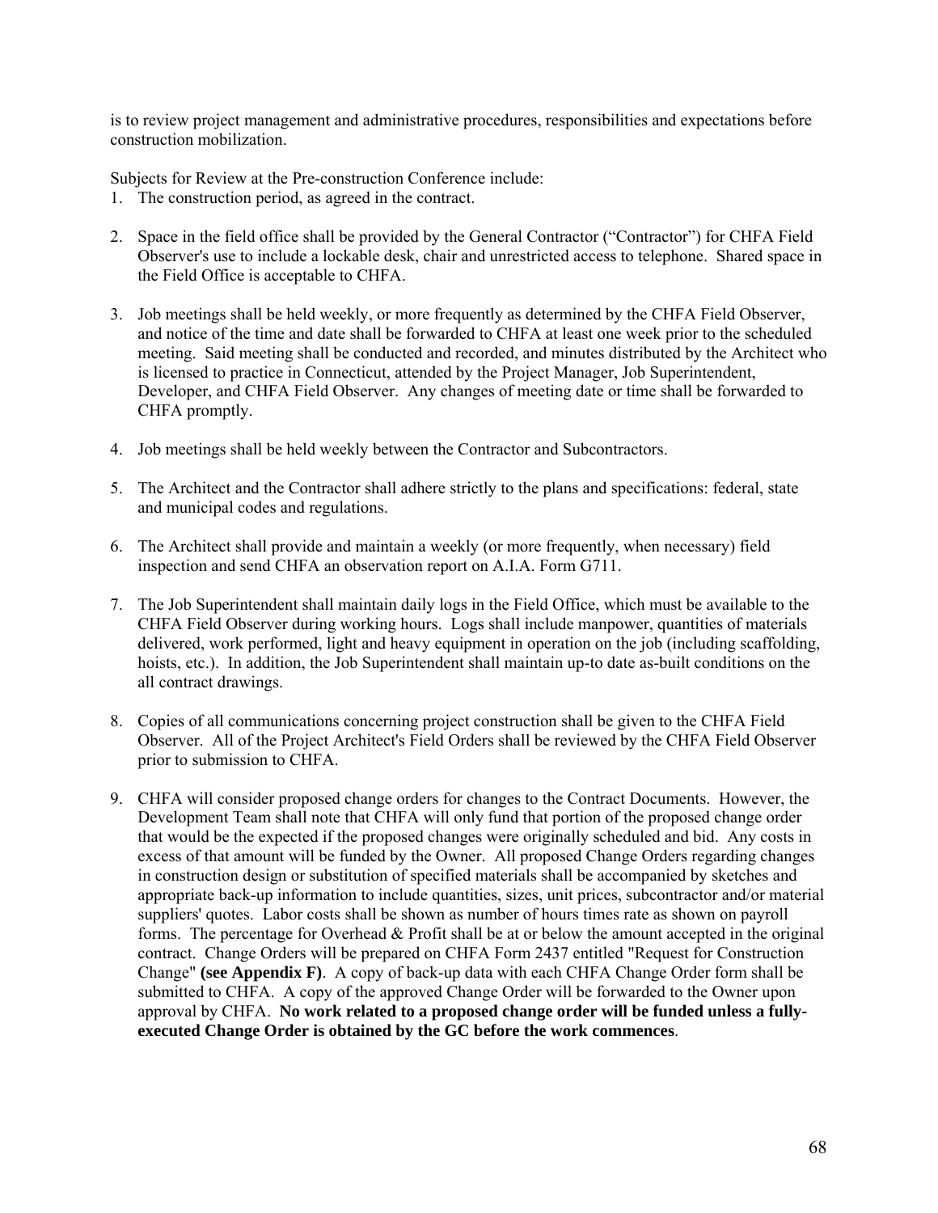is to review project management and administrative procedures, responsibilities and expectations before construction mobilization.

Subjects for Review at the Pre-construction Conference include:

1. The construction period, as agreed in the contract.

2. Space in the field office shall be provided by the General Contractor ("Contractor") for CHFA Field Observer's use to include a lockable desk, chair and unrestricted access to telephone. Shared space in the Field Office is acceptable to CHFA.

3. Job meetings shall be held weekly, or more frequently as determined by the CHFA Field Observer, and notice of the time and date shall be forwarded to CHFA at least one week prior to the scheduled meeting. Said meeting shall be conducted and recorded, and minutes distributed by the Architect who is licensed to practice in Connecticut, attended by the Project Manager, Job Superintendent, Developer, and CHFA Field Observer. Any changes of meeting date or time shall be forwarded to CHFA promptly.

4. Job meetings shall be held weekly between the Contractor and Subcontractors.

5. The Architect and the Contractor shall adhere strictly to the plans and specifications: federal, state and municipal codes and regulations.

6. The Architect shall provide and maintain a weekly (or more frequently, when necessary) field inspection and send CHFA an observation report on A.I.A. Form G711.

7. The Job Superintendent shall maintain daily logs in the Field Office, which must be available to the CHFA Field Observer during working hours. Logs shall include manpower, quantities of materials delivered, work performed, light and heavy equipment in operation on the job (including scaffolding, hoists, etc.). In addition, the Job Superintendent shall maintain up-to date as-built conditions on the all contract drawings.

8. Copies of all communications concerning project construction shall be given to the CHFA Field Observer. All of the Project Architect's Field Orders shall be reviewed by the CHFA Field Observer prior to submission to CHFA.

9. CHFA will consider proposed change orders for changes to the Contract Documents. However, the Development Team shall note that CHFA will only fund that portion of the proposed change order that would be the expected if the proposed changes were originally scheduled and bid. Any costs in excess of that amount will be funded by the Owner. All proposed Change Orders regarding changes in construction design or substitution of specified materials shall be accompanied by sketches and appropriate back-up information to include quantities, sizes, unit prices, subcontractor and/or material suppliers' quotes. Labor costs shall be shown as number of hours times rate as shown on payroll forms. The percentage for Overhead & Profit shall be at or below the amount accepted in the original contract. Change Orders will be prepared on CHFA Form 2437 entitled "Request for Construction Change" **(see Appendix F)**. A copy of back-up data with each CHFA Change Order form shall be submitted to CHFA. A copy of the approved Change Order will be forwarded to the Owner upon approval by CHFA. **No work related to a proposed change order will be funded unless a fully-executed Change Order is obtained by the GC before the work commences**.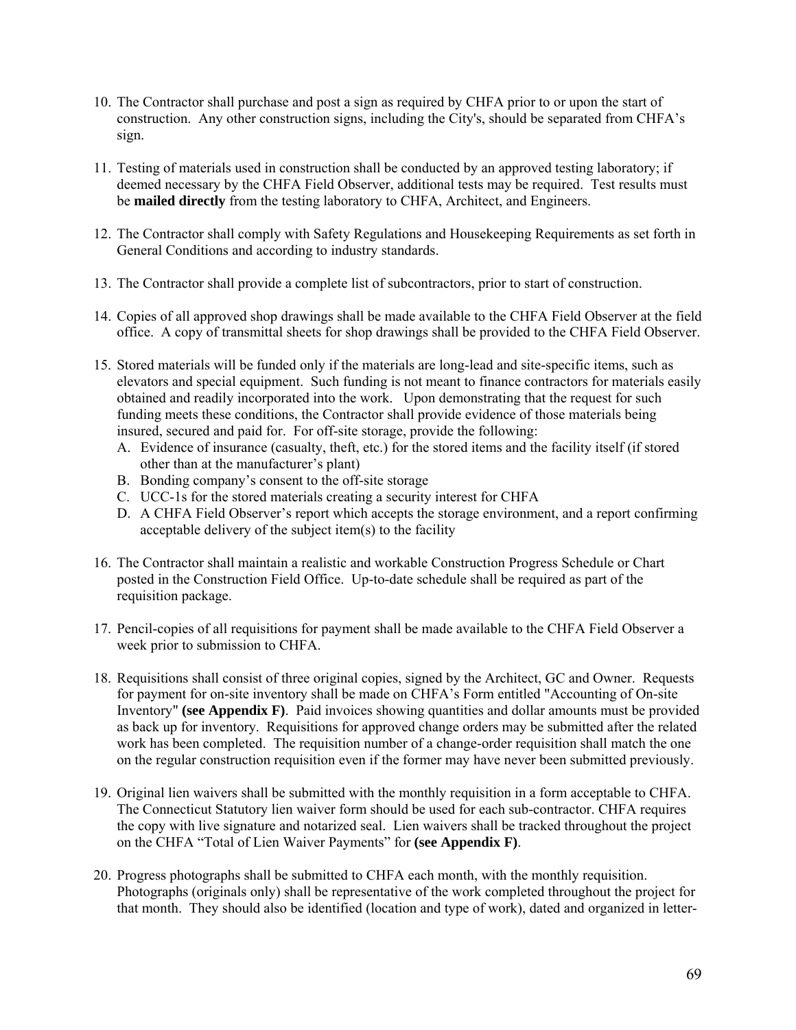10. The Contractor shall purchase and post a sign as required by CHFA prior to or upon the start of construction. Any other construction signs, including the City's, should be separated from CHFA's sign.

11. Testing of materials used in construction shall be conducted by an approved testing laboratory; if deemed necessary by the CHFA Field Observer, additional tests may be required. Test results must be **mailed directly** from the testing laboratory to CHFA, Architect, and Engineers.

12. The Contractor shall comply with Safety Regulations and Housekeeping Requirements as set forth in General Conditions and according to industry standards.

13. The Contractor shall provide a complete list of subcontractors, prior to start of construction.

14. Copies of all approved shop drawings shall be made available to the CHFA Field Observer at the field office. A copy of transmittal sheets for shop drawings shall be provided to the CHFA Field Observer.

15. Stored materials will be funded only if the materials are long-lead and site-specific items, such as elevators and special equipment. Such funding is not meant to finance contractors for materials easily obtained and readily incorporated into the work. Upon demonstrating that the request for such funding meets these conditions, the Contractor shall provide evidence of those materials being insured, secured and paid for. For off-site storage, provide the following:
    A. Evidence of insurance (casualty, theft, etc.) for the stored items and the facility itself (if stored other than at the manufacturer's plant)
    B. Bonding company's consent to the off-site storage
    C. UCC-1s for the stored materials creating a security interest for CHFA
    D. A CHFA Field Observer's report which accepts the storage environment, and a report confirming acceptable delivery of the subject item(s) to the facility

16. The Contractor shall maintain a realistic and workable Construction Progress Schedule or Chart posted in the Construction Field Office. Up-to-date schedule shall be required as part of the requisition package.

17. Pencil-copies of all requisitions for payment shall be made available to the CHFA Field Observer a week prior to submission to CHFA.

18. Requisitions shall consist of three original copies, signed by the Architect, GC and Owner. Requests for payment for on-site inventory shall be made on CHFA's Form entitled "Accounting of On-site Inventory" **(see Appendix F)**. Paid invoices showing quantities and dollar amounts must be provided as back up for inventory. Requisitions for approved change orders may be submitted after the related work has been completed. The requisition number of a change-order requisition shall match the one on the regular construction requisition even if the former may have never been submitted previously.

19. Original lien waivers shall be submitted with the monthly requisition in a form acceptable to CHFA. The Connecticut Statutory lien waiver form should be used for each sub-contractor. CHFA requires the copy with live signature and notarized seal. Lien waivers shall be tracked throughout the project on the CHFA "Total of Lien Waiver Payments" for **(see Appendix F)**.

20. Progress photographs shall be submitted to CHFA each month, with the monthly requisition. Photographs (originals only) shall be representative of the work completed throughout the project for that month. They should also be identified (location and type of work), dated and organized in letter-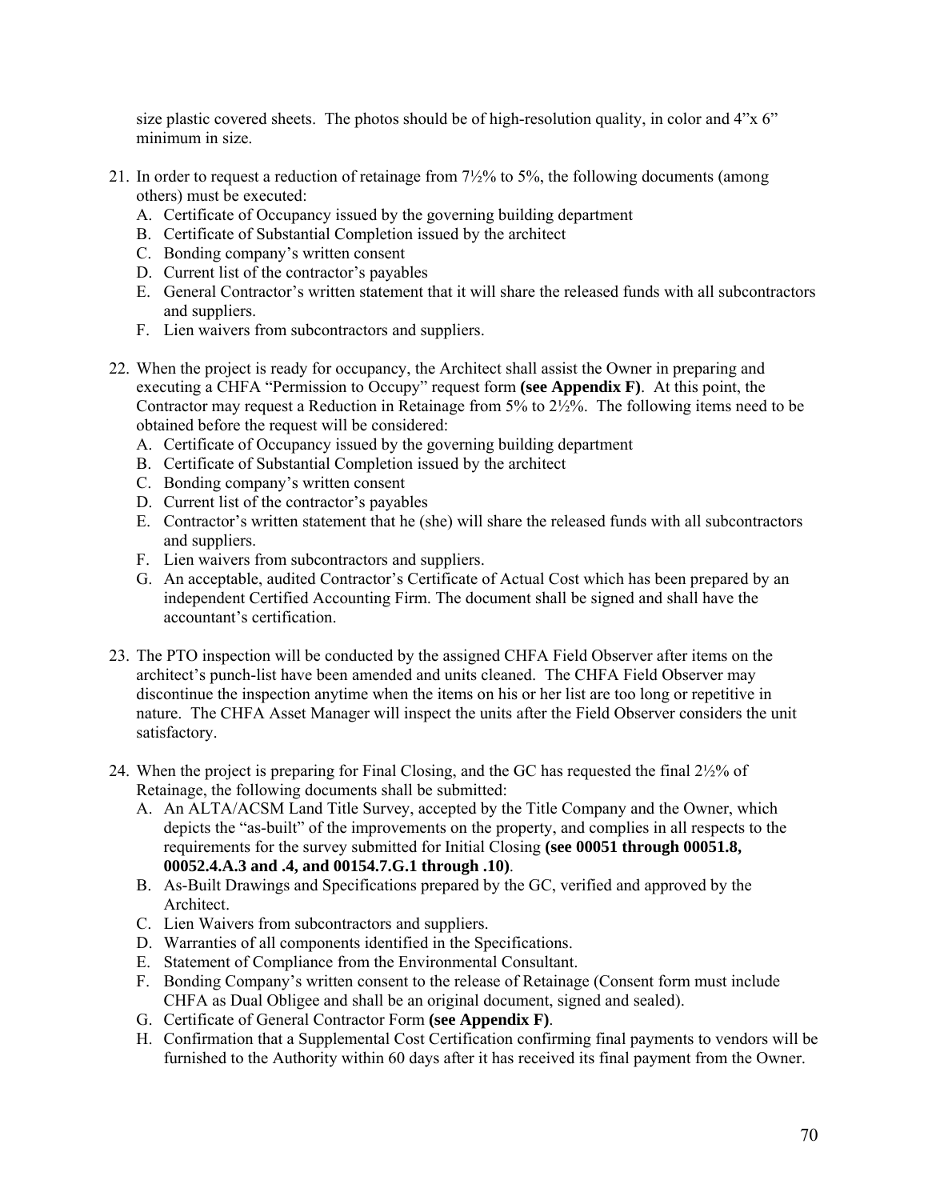size plastic covered sheets. The photos should be of high-resolution quality, in color and 4"x 6" minimum in size.

21. In order to request a reduction of retainage from 7½% to 5%, the following documents (among others) must be executed:
    A. Certificate of Occupancy issued by the governing building department
    B. Certificate of Substantial Completion issued by the architect
    C. Bonding company's written consent
    D. Current list of the contractor's payables
    E. General Contractor's written statement that it will share the released funds with all subcontractors and suppliers.
    F. Lien waivers from subcontractors and suppliers.

22. When the project is ready for occupancy, the Architect shall assist the Owner in preparing and executing a CHFA "Permission to Occupy" request form **(see Appendix F)**. At this point, the Contractor may request a Reduction in Retainage from 5% to 2½%. The following items need to be obtained before the request will be considered:
    A. Certificate of Occupancy issued by the governing building department
    B. Certificate of Substantial Completion issued by the architect
    C. Bonding company's written consent
    D. Current list of the contractor's payables
    E. Contractor's written statement that he (she) will share the released funds with all subcontractors and suppliers.
    F. Lien waivers from subcontractors and suppliers.
    G. An acceptable, audited Contractor's Certificate of Actual Cost which has been prepared by an independent Certified Accounting Firm. The document shall be signed and shall have the accountant's certification.

23. The PTO inspection will be conducted by the assigned CHFA Field Observer after items on the architect's punch-list have been amended and units cleaned. The CHFA Field Observer may discontinue the inspection anytime when the items on his or her list are too long or repetitive in nature. The CHFA Asset Manager will inspect the units after the Field Observer considers the unit satisfactory.

24. When the project is preparing for Final Closing, and the GC has requested the final 2½% of Retainage, the following documents shall be submitted:
    A. An ALTA/ACSM Land Title Survey, accepted by the Title Company and the Owner, which depicts the "as-built" of the improvements on the property, and complies in all respects to the requirements for the survey submitted for Initial Closing **(see 00051 through 00051.8, 00052.4.A.3 and .4, and 00154.7.G.1 through .10)**.
    B. As-Built Drawings and Specifications prepared by the GC, verified and approved by the Architect.
    C. Lien Waivers from subcontractors and suppliers.
    D. Warranties of all components identified in the Specifications.
    E. Statement of Compliance from the Environmental Consultant.
    F. Bonding Company's written consent to the release of Retainage (Consent form must include CHFA as Dual Obligee and shall be an original document, signed and sealed).
    G. Certificate of General Contractor Form **(see Appendix F)**.
    H. Confirmation that a Supplemental Cost Certification confirming final payments to vendors will be furnished to the Authority within 60 days after it has received its final payment from the Owner.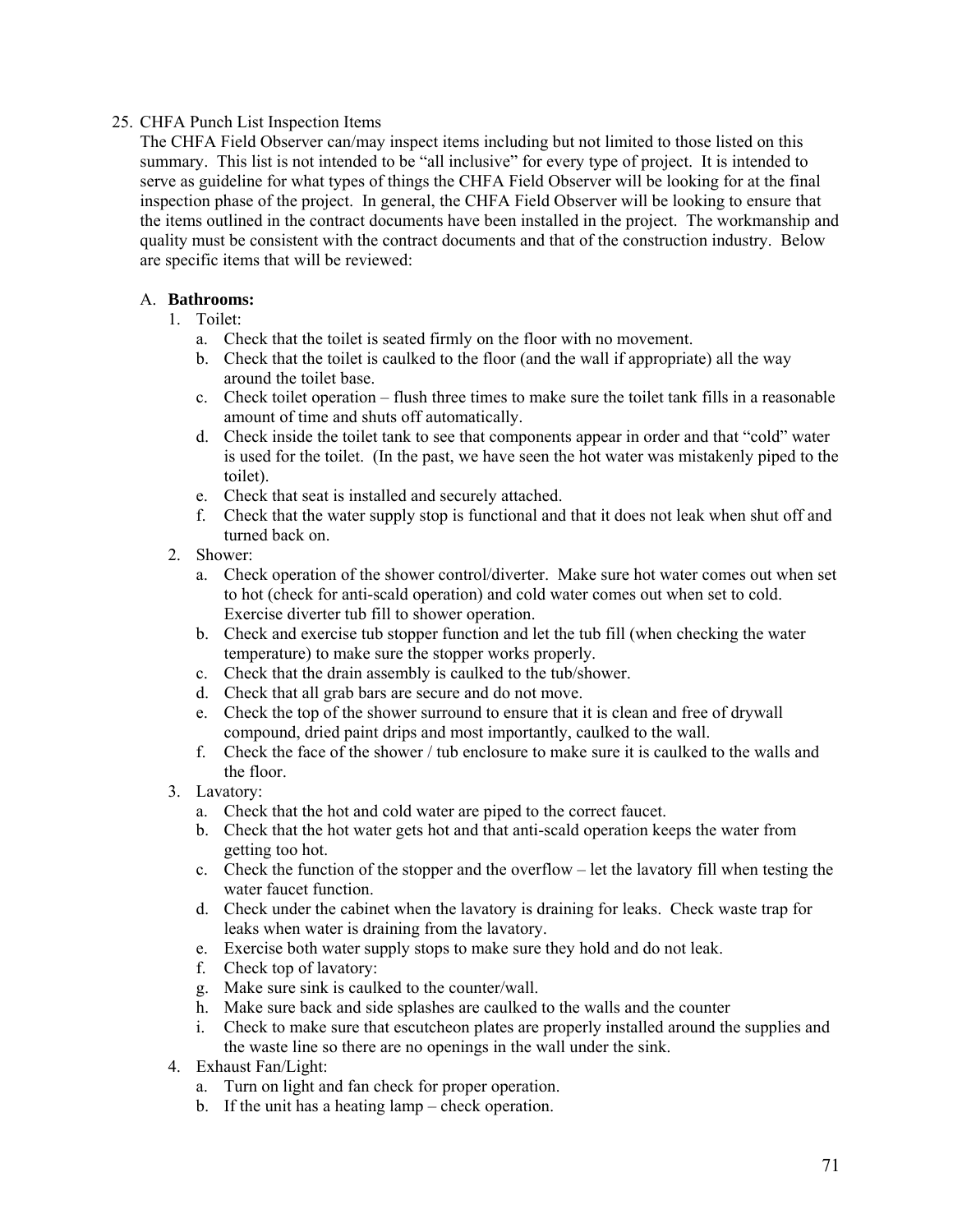25. CHFA Punch List Inspection Items

The CHFA Field Observer can/may inspect items including but not limited to those listed on this summary. This list is not intended to be "all inclusive" for every type of project. It is intended to serve as guideline for what types of things the CHFA Field Observer will be looking for at the final inspection phase of the project. In general, the CHFA Field Observer will be looking to ensure that the items outlined in the contract documents have been installed in the project. The workmanship and quality must be consistent with the contract documents and that of the construction industry. Below are specific items that will be reviewed:

A. **Bathrooms:**

1. Toilet:
   a. Check that the toilet is seated firmly on the floor with no movement.
   b. Check that the toilet is caulked to the floor (and the wall if appropriate) all the way around the toilet base.
   c. Check toilet operation – flush three times to make sure the toilet tank fills in a reasonable amount of time and shuts off automatically.
   d. Check inside the toilet tank to see that components appear in order and that "cold" water is used for the toilet. (In the past, we have seen the hot water was mistakenly piped to the toilet).
   e. Check that seat is installed and securely attached.
   f. Check that the water supply stop is functional and that it does not leak when shut off and turned back on.
2. Shower:
   a. Check operation of the shower control/diverter. Make sure hot water comes out when set to hot (check for anti-scald operation) and cold water comes out when set to cold. Exercise diverter tub fill to shower operation.
   b. Check and exercise tub stopper function and let the tub fill (when checking the water temperature) to make sure the stopper works properly.
   c. Check that the drain assembly is caulked to the tub/shower.
   d. Check that all grab bars are secure and do not move.
   e. Check the top of the shower surround to ensure that it is clean and free of drywall compound, dried paint drips and most importantly, caulked to the wall.
   f. Check the face of the shower / tub enclosure to make sure it is caulked to the walls and the floor.
3. Lavatory:
   a. Check that the hot and cold water are piped to the correct faucet.
   b. Check that the hot water gets hot and that anti-scald operation keeps the water from getting too hot.
   c. Check the function of the stopper and the overflow – let the lavatory fill when testing the water faucet function.
   d. Check under the cabinet when the lavatory is draining for leaks. Check waste trap for leaks when water is draining from the lavatory.
   e. Exercise both water supply stops to make sure they hold and do not leak.
   f. Check top of lavatory:
   g. Make sure sink is caulked to the counter/wall.
   h. Make sure back and side splashes are caulked to the walls and the counter
   i. Check to make sure that escutcheon plates are properly installed around the supplies and the waste line so there are no openings in the wall under the sink.
4. Exhaust Fan/Light:
   a. Turn on light and fan check for proper operation.
   b. If the unit has a heating lamp – check operation.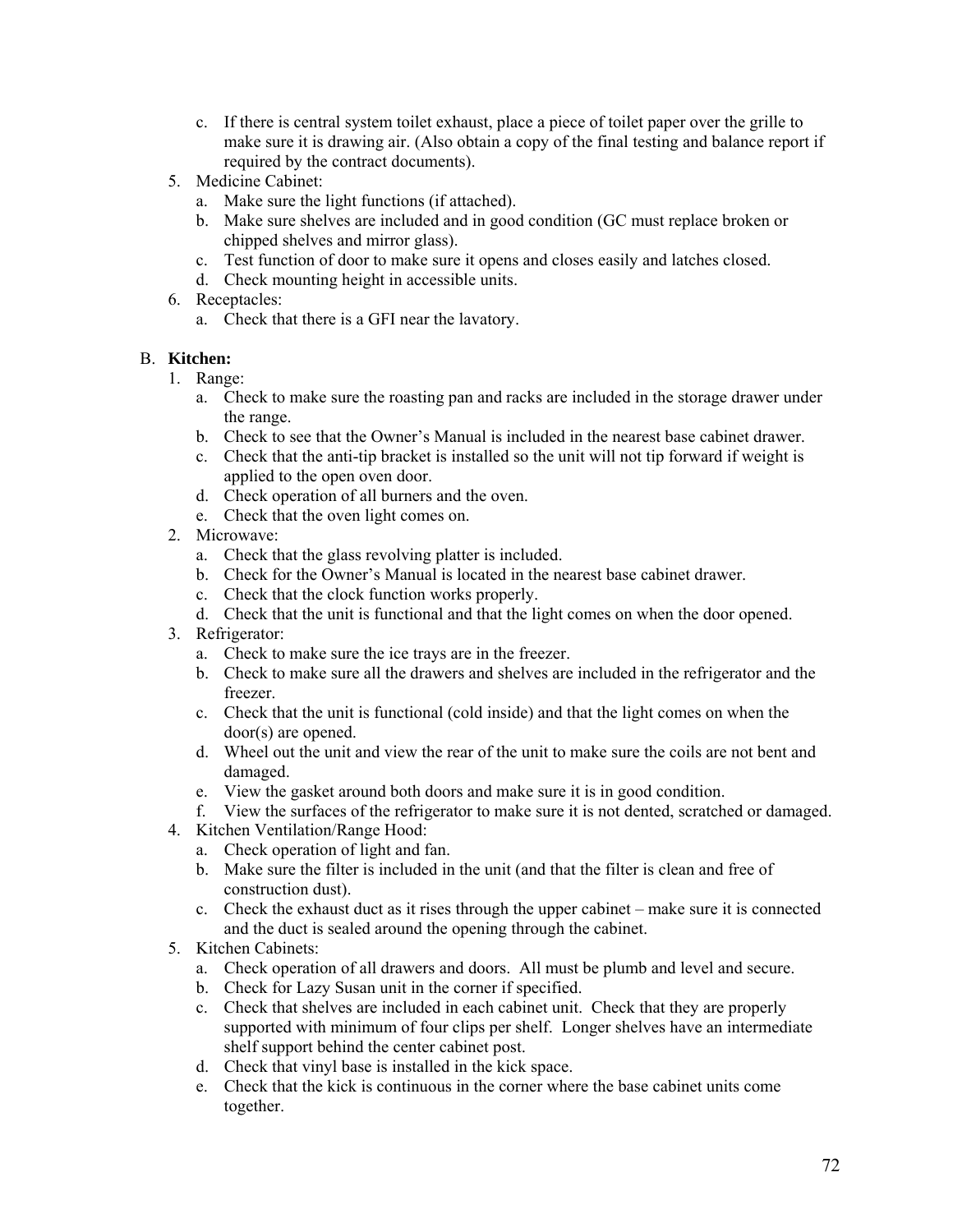c. If there is central system toilet exhaust, place a piece of toilet paper over the grille to make sure it is drawing air. (Also obtain a copy of the final testing and balance report if required by the contract documents).

5. Medicine Cabinet:
   a. Make sure the light functions (if attached).
   b. Make sure shelves are included and in good condition (GC must replace broken or chipped shelves and mirror glass).
   c. Test function of door to make sure it opens and closes easily and latches closed.
   d. Check mounting height in accessible units.
6. Receptacles:
   a. Check that there is a GFI near the lavatory.

B. **Kitchen:**

1. Range:
   a. Check to make sure the roasting pan and racks are included in the storage drawer under the range.
   b. Check to see that the Owner's Manual is included in the nearest base cabinet drawer.
   c. Check that the anti-tip bracket is installed so the unit will not tip forward if weight is applied to the open oven door.
   d. Check operation of all burners and the oven.
   e. Check that the oven light comes on.
2. Microwave:
   a. Check that the glass revolving platter is included.
   b. Check for the Owner's Manual is located in the nearest base cabinet drawer.
   c. Check that the clock function works properly.
   d. Check that the unit is functional and that the light comes on when the door opened.
3. Refrigerator:
   a. Check to make sure the ice trays are in the freezer.
   b. Check to make sure all the drawers and shelves are included in the refrigerator and the freezer.
   c. Check that the unit is functional (cold inside) and that the light comes on when the door(s) are opened.
   d. Wheel out the unit and view the rear of the unit to make sure the coils are not bent and damaged.
   e. View the gasket around both doors and make sure it is in good condition.
   f. View the surfaces of the refrigerator to make sure it is not dented, scratched or damaged.
4. Kitchen Ventilation/Range Hood:
   a. Check operation of light and fan.
   b. Make sure the filter is included in the unit (and that the filter is clean and free of construction dust).
   c. Check the exhaust duct as it rises through the upper cabinet – make sure it is connected and the duct is sealed around the opening through the cabinet.
5. Kitchen Cabinets:
   a. Check operation of all drawers and doors. All must be plumb and level and secure.
   b. Check for Lazy Susan unit in the corner if specified.
   c. Check that shelves are included in each cabinet unit. Check that they are properly supported with minimum of four clips per shelf. Longer shelves have an intermediate shelf support behind the center cabinet post.
   d. Check that vinyl base is installed in the kick space.
   e. Check that the kick is continuous in the corner where the base cabinet units come together.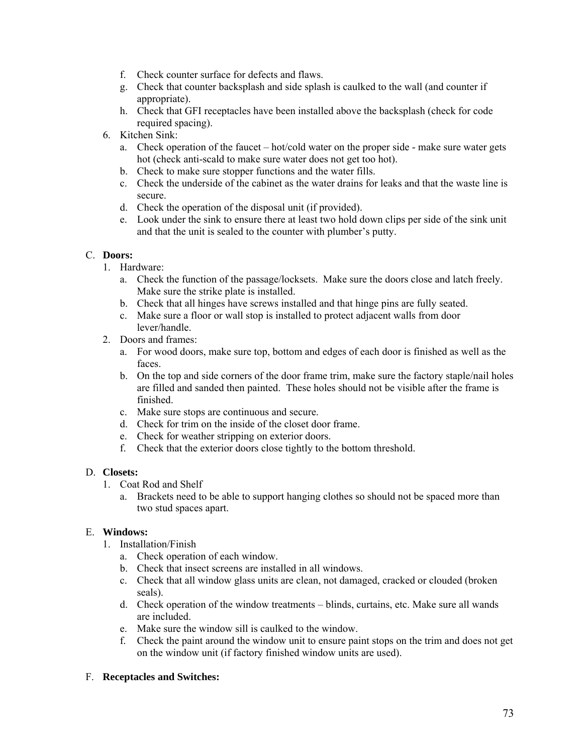f. Check counter surface for defects and flaws.
g. Check that counter backsplash and side splash is caulked to the wall (and counter if appropriate).
h. Check that GFI receptacles have been installed above the backsplash (check for code required spacing).

6. Kitchen Sink:
   a. Check operation of the faucet – hot/cold water on the proper side - make sure water gets hot (check anti-scald to make sure water does not get too hot).
   b. Check to make sure stopper functions and the water fills.
   c. Check the underside of the cabinet as the water drains for leaks and that the waste line is secure.
   d. Check the operation of the disposal unit (if provided).
   e. Look under the sink to ensure there at least two hold down clips per side of the sink unit and that the unit is sealed to the counter with plumber's putty.

C. **Doors:**

1. Hardware:
   a. Check the function of the passage/locksets. Make sure the doors close and latch freely. Make sure the strike plate is installed.
   b. Check that all hinges have screws installed and that hinge pins are fully seated.
   c. Make sure a floor or wall stop is installed to protect adjacent walls from door lever/handle.
2. Doors and frames:
   a. For wood doors, make sure top, bottom and edges of each door is finished as well as the faces.
   b. On the top and side corners of the door frame trim, make sure the factory staple/nail holes are filled and sanded then painted. These holes should not be visible after the frame is finished.
   c. Make sure stops are continuous and secure.
   d. Check for trim on the inside of the closet door frame.
   e. Check for weather stripping on exterior doors.
   f. Check that the exterior doors close tightly to the bottom threshold.

D. **Closets:**

1. Coat Rod and Shelf
   a. Brackets need to be able to support hanging clothes so should not be spaced more than two stud spaces apart.

E. **Windows:**

1. Installation/Finish
   a. Check operation of each window.
   b. Check that insect screens are installed in all windows.
   c. Check that all window glass units are clean, not damaged, cracked or clouded (broken seals).
   d. Check operation of the window treatments – blinds, curtains, etc. Make sure all wands are included.
   e. Make sure the window sill is caulked to the window.
   f. Check the paint around the window unit to ensure paint stops on the trim and does not get on the window unit (if factory finished window units are used).

F. **Receptacles and Switches:**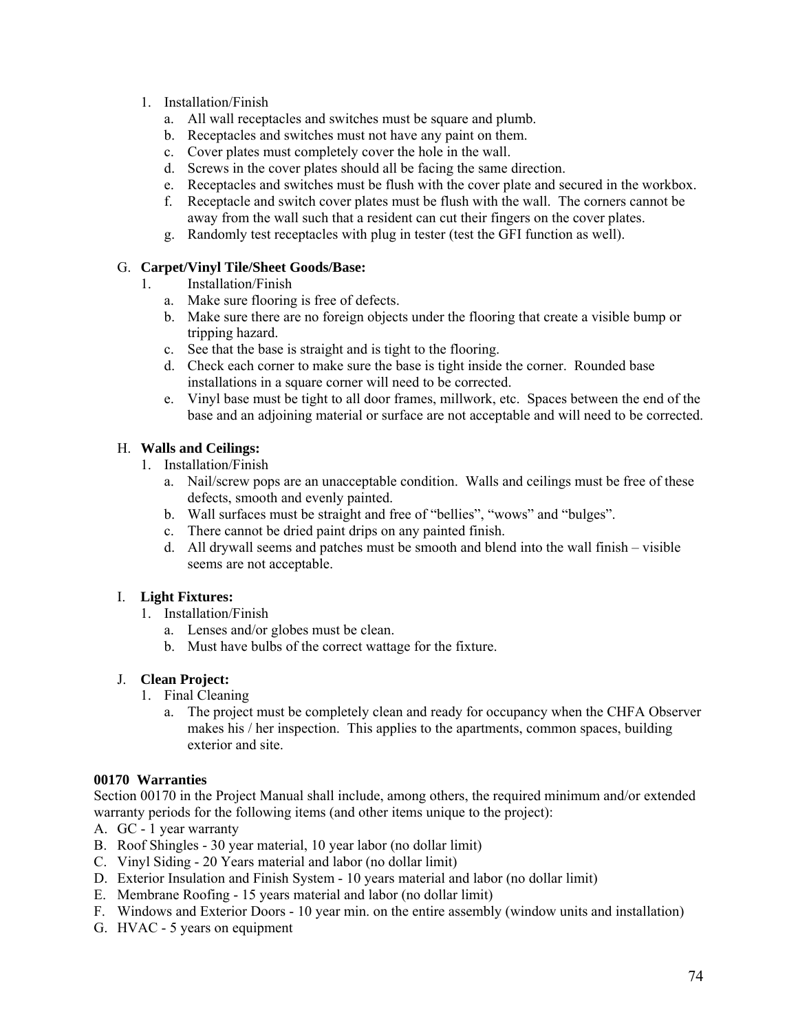1. Installation/Finish
   a. All wall receptacles and switches must be square and plumb.
   b. Receptacles and switches must not have any paint on them.
   c. Cover plates must completely cover the hole in the wall.
   d. Screws in the cover plates should all be facing the same direction.
   e. Receptacles and switches must be flush with the cover plate and secured in the workbox.
   f. Receptacle and switch cover plates must be flush with the wall. The corners cannot be away from the wall such that a resident can cut their fingers on the cover plates.
   g. Randomly test receptacles with plug in tester (test the GFI function as well).

G. **Carpet/Vinyl Tile/Sheet Goods/Base:**

1. Installation/Finish
   a. Make sure flooring is free of defects.
   b. Make sure there are no foreign objects under the flooring that create a visible bump or tripping hazard.
   c. See that the base is straight and is tight to the flooring.
   d. Check each corner to make sure the base is tight inside the corner. Rounded base installations in a square corner will need to be corrected.
   e. Vinyl base must be tight to all door frames, millwork, etc. Spaces between the end of the base and an adjoining material or surface are not acceptable and will need to be corrected.

H. **Walls and Ceilings:**

1. Installation/Finish
   a. Nail/screw pops are an unacceptable condition. Walls and ceilings must be free of these defects, smooth and evenly painted.
   b. Wall surfaces must be straight and free of "bellies", "wows" and "bulges".
   c. There cannot be dried paint drips on any painted finish.
   d. All drywall seems and patches must be smooth and blend into the wall finish – visible seems are not acceptable.

I. **Light Fixtures:**

1. Installation/Finish
   a. Lenses and/or globes must be clean.
   b. Must have bulbs of the correct wattage for the fixture.

J. **Clean Project:**

1. Final Cleaning
   a. The project must be completely clean and ready for occupancy when the CHFA Observer makes his / her inspection. This applies to the apartments, common spaces, building exterior and site.

**00170 Warranties**

Section 00170 in the Project Manual shall include, among others, the required minimum and/or extended warranty periods for the following items (and other items unique to the project):

A. GC - 1 year warranty
B. Roof Shingles - 30 year material, 10 year labor (no dollar limit)
C. Vinyl Siding - 20 Years material and labor (no dollar limit)
D. Exterior Insulation and Finish System - 10 years material and labor (no dollar limit)
E. Membrane Roofing - 15 years material and labor (no dollar limit)
F. Windows and Exterior Doors - 10 year min. on the entire assembly (window units and installation)
G. HVAC - 5 years on equipment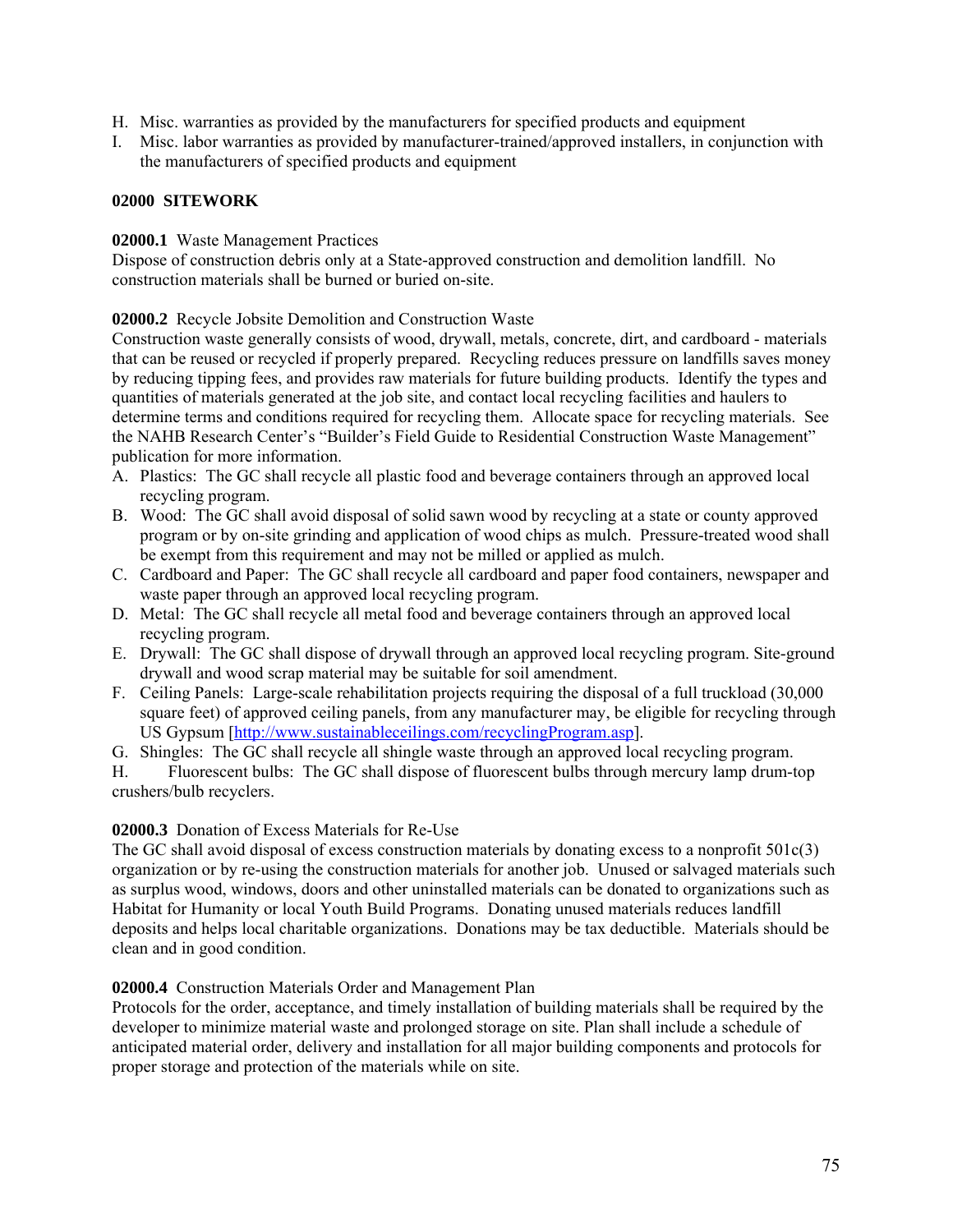H. Misc. warranties as provided by the manufacturers for specified products and equipment
I. Misc. labor warranties as provided by manufacturer-trained/approved installers, in conjunction with the manufacturers of specified products and equipment

## 02000 SITEWORK

**02000.1** Waste Management Practices
Dispose of construction debris only at a State-approved construction and demolition landfill. No construction materials shall be burned or buried on-site.

**02000.2** Recycle Jobsite Demolition and Construction Waste
Construction waste generally consists of wood, drywall, metals, concrete, dirt, and cardboard - materials that can be reused or recycled if properly prepared. Recycling reduces pressure on landfills saves money by reducing tipping fees, and provides raw materials for future building products. Identify the types and quantities of materials generated at the job site, and contact local recycling facilities and haulers to determine terms and conditions required for recycling them. Allocate space for recycling materials. See the NAHB Research Center's "Builder's Field Guide to Residential Construction Waste Management" publication for more information.

A. Plastics: The GC shall recycle all plastic food and beverage containers through an approved local recycling program.
B. Wood: The GC shall avoid disposal of solid sawn wood by recycling at a state or county approved program or by on-site grinding and application of wood chips as mulch. Pressure-treated wood shall be exempt from this requirement and may not be milled or applied as mulch.
C. Cardboard and Paper: The GC shall recycle all cardboard and paper food containers, newspaper and waste paper through an approved local recycling program.
D. Metal: The GC shall recycle all metal food and beverage containers through an approved local recycling program.
E. Drywall: The GC shall dispose of drywall through an approved local recycling program. Site-ground drywall and wood scrap material may be suitable for soil amendment.
F. Ceiling Panels: Large-scale rehabilitation projects requiring the disposal of a full truckload (30,000 square feet) of approved ceiling panels, from any manufacturer may, be eligible for recycling through US Gypsum [http://www.sustainableceilings.com/recyclingProgram.asp].
G. Shingles: The GC shall recycle all shingle waste through an approved local recycling program.
H. Fluorescent bulbs: The GC shall dispose of fluorescent bulbs through mercury lamp drum-top crushers/bulb recyclers.

**02000.3** Donation of Excess Materials for Re-Use
The GC shall avoid disposal of excess construction materials by donating excess to a nonprofit 501c(3) organization or by re-using the construction materials for another job. Unused or salvaged materials such as surplus wood, windows, doors and other uninstalled materials can be donated to organizations such as Habitat for Humanity or local Youth Build Programs. Donating unused materials reduces landfill deposits and helps local charitable organizations. Donations may be tax deductible. Materials should be clean and in good condition.

**02000.4** Construction Materials Order and Management Plan
Protocols for the order, acceptance, and timely installation of building materials shall be required by the developer to minimize material waste and prolonged storage on site. Plan shall include a schedule of anticipated material order, delivery and installation for all major building components and protocols for proper storage and protection of the materials while on site.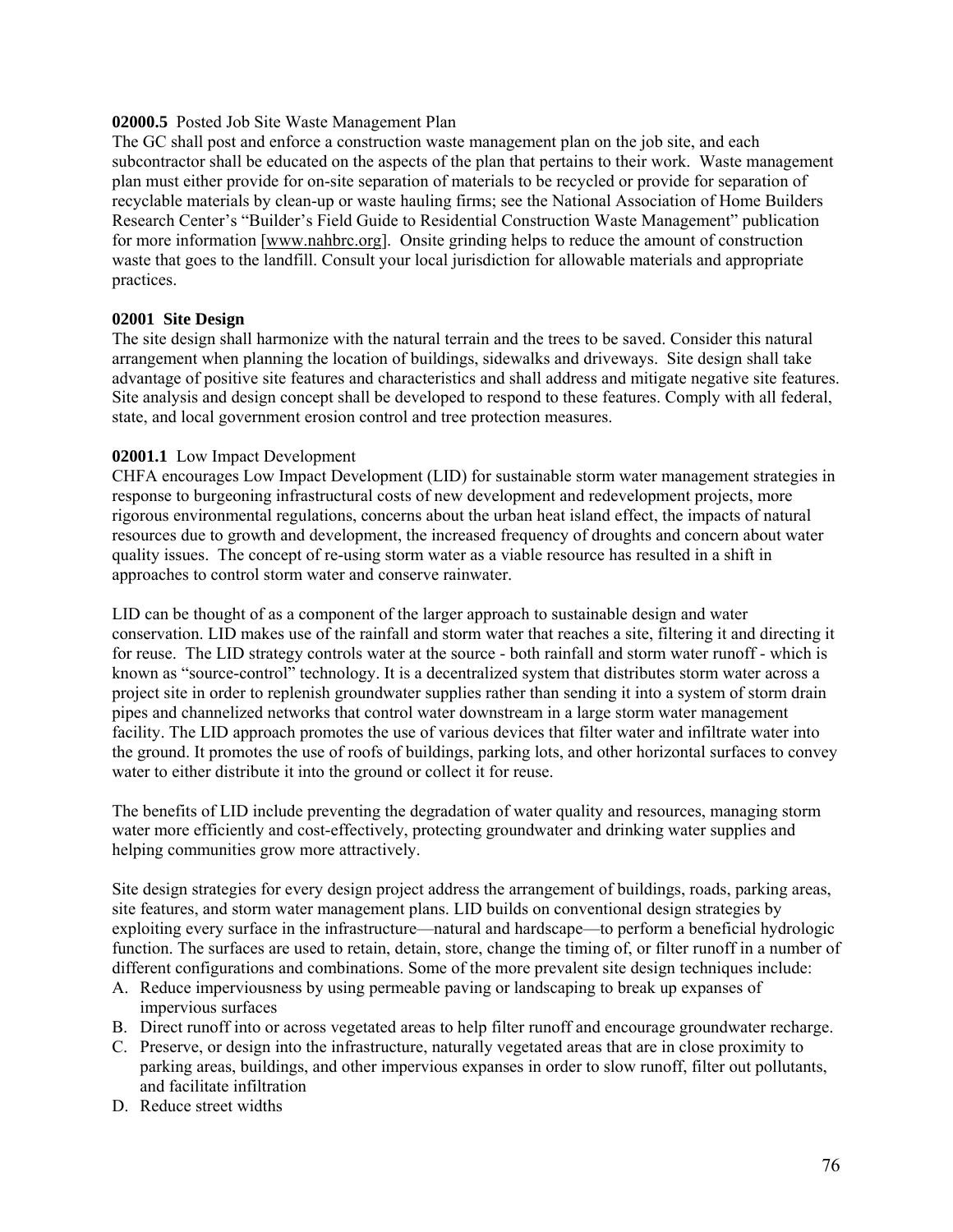**02000.5** Posted Job Site Waste Management Plan
The GC shall post and enforce a construction waste management plan on the job site, and each subcontractor shall be educated on the aspects of the plan that pertains to their work. Waste management plan must either provide for on-site separation of materials to be recycled or provide for separation of recyclable materials by clean-up or waste hauling firms; see the National Association of Home Builders Research Center's "Builder's Field Guide to Residential Construction Waste Management" publication for more information [www.nahbrc.org]. Onsite grinding helps to reduce the amount of construction waste that goes to the landfill. Consult your local jurisdiction for allowable materials and appropriate practices.

**02001 Site Design**
The site design shall harmonize with the natural terrain and the trees to be saved. Consider this natural arrangement when planning the location of buildings, sidewalks and driveways. Site design shall take advantage of positive site features and characteristics and shall address and mitigate negative site features. Site analysis and design concept shall be developed to respond to these features. Comply with all federal, state, and local government erosion control and tree protection measures.

**02001.1** Low Impact Development
CHFA encourages Low Impact Development (LID) for sustainable storm water management strategies in response to burgeoning infrastructural costs of new development and redevelopment projects, more rigorous environmental regulations, concerns about the urban heat island effect, the impacts of natural resources due to growth and development, the increased frequency of droughts and concern about water quality issues. The concept of re-using storm water as a viable resource has resulted in a shift in approaches to control storm water and conserve rainwater.

LID can be thought of as a component of the larger approach to sustainable design and water conservation. LID makes use of the rainfall and storm water that reaches a site, filtering it and directing it for reuse. The LID strategy controls water at the source - both rainfall and storm water runoff - which is known as "source-control" technology. It is a decentralized system that distributes storm water across a project site in order to replenish groundwater supplies rather than sending it into a system of storm drain pipes and channelized networks that control water downstream in a large storm water management facility. The LID approach promotes the use of various devices that filter water and infiltrate water into the ground. It promotes the use of roofs of buildings, parking lots, and other horizontal surfaces to convey water to either distribute it into the ground or collect it for reuse.

The benefits of LID include preventing the degradation of water quality and resources, managing storm water more efficiently and cost-effectively, protecting groundwater and drinking water supplies and helping communities grow more attractively.

Site design strategies for every design project address the arrangement of buildings, roads, parking areas, site features, and storm water management plans. LID builds on conventional design strategies by exploiting every surface in the infrastructure—natural and hardscape—to perform a beneficial hydrologic function. The surfaces are used to retain, detain, store, change the timing of, or filter runoff in a number of different configurations and combinations. Some of the more prevalent site design techniques include:

A. Reduce imperviousness by using permeable paving or landscaping to break up expanses of impervious surfaces
B. Direct runoff into or across vegetated areas to help filter runoff and encourage groundwater recharge.
C. Preserve, or design into the infrastructure, naturally vegetated areas that are in close proximity to parking areas, buildings, and other impervious expanses in order to slow runoff, filter out pollutants, and facilitate infiltration
D. Reduce street widths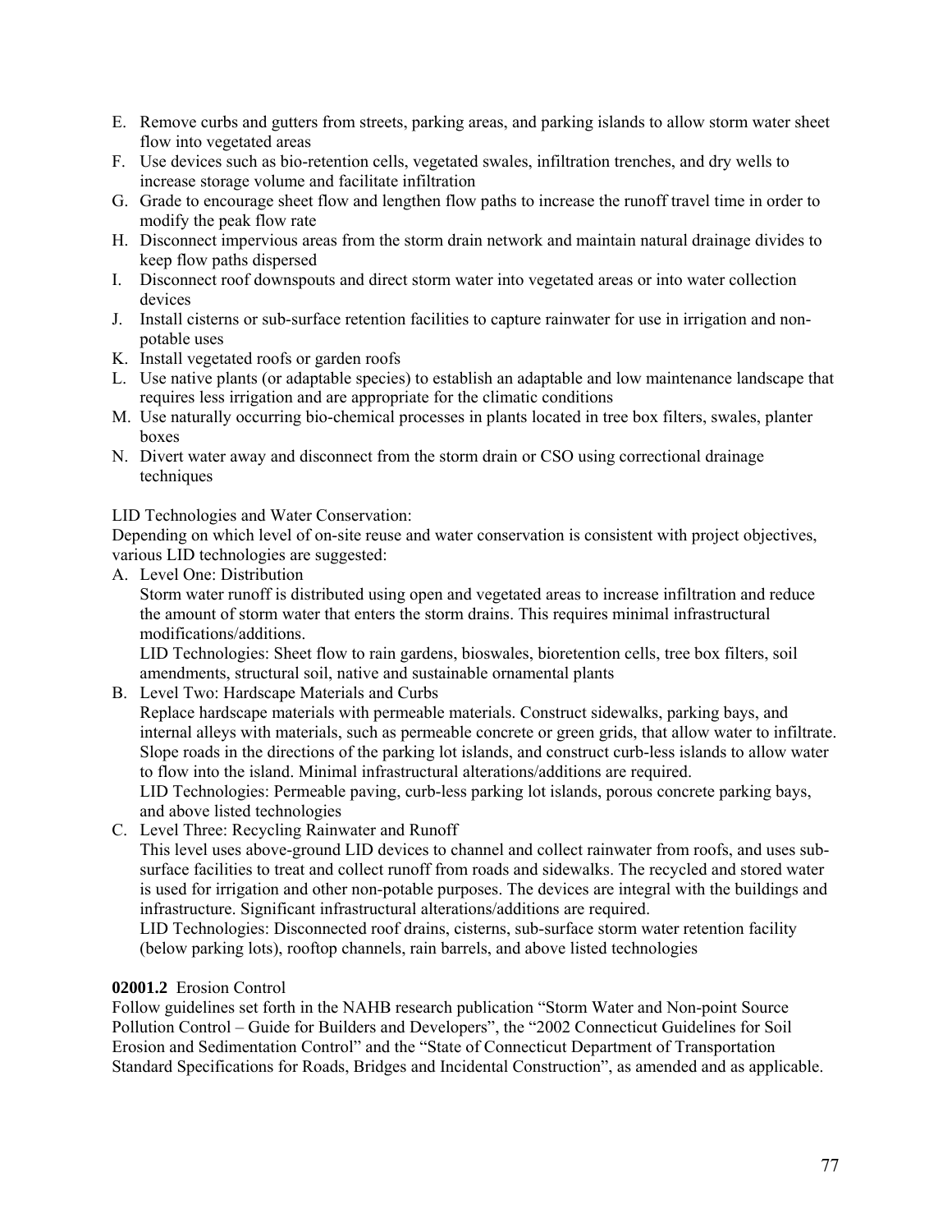E. Remove curbs and gutters from streets, parking areas, and parking islands to allow storm water sheet flow into vegetated areas
F. Use devices such as bio-retention cells, vegetated swales, infiltration trenches, and dry wells to increase storage volume and facilitate infiltration
G. Grade to encourage sheet flow and lengthen flow paths to increase the runoff travel time in order to modify the peak flow rate
H. Disconnect impervious areas from the storm drain network and maintain natural drainage divides to keep flow paths dispersed
I. Disconnect roof downspouts and direct storm water into vegetated areas or into water collection devices
J. Install cisterns or sub-surface retention facilities to capture rainwater for use in irrigation and non-potable uses
K. Install vegetated roofs or garden roofs
L. Use native plants (or adaptable species) to establish an adaptable and low maintenance landscape that requires less irrigation and are appropriate for the climatic conditions
M. Use naturally occurring bio-chemical processes in plants located in tree box filters, swales, planter boxes
N. Divert water away and disconnect from the storm drain or CSO using correctional drainage techniques

LID Technologies and Water Conservation:
Depending on which level of on-site reuse and water conservation is consistent with project objectives, various LID technologies are suggested:

A. Level One: Distribution
   Storm water runoff is distributed using open and vegetated areas to increase infiltration and reduce the amount of storm water that enters the storm drains. This requires minimal infrastructural modifications/additions.
   LID Technologies: Sheet flow to rain gardens, bioswales, bioretention cells, tree box filters, soil amendments, structural soil, native and sustainable ornamental plants
B. Level Two: Hardscape Materials and Curbs
   Replace hardscape materials with permeable materials. Construct sidewalks, parking bays, and internal alleys with materials, such as permeable concrete or green grids, that allow water to infiltrate. Slope roads in the directions of the parking lot islands, and construct curb-less islands to allow water to flow into the island. Minimal infrastructural alterations/additions are required.
   LID Technologies: Permeable paving, curb-less parking lot islands, porous concrete parking bays, and above listed technologies
C. Level Three: Recycling Rainwater and Runoff
   This level uses above-ground LID devices to channel and collect rainwater from roofs, and uses sub-surface facilities to treat and collect runoff from roads and sidewalks. The recycled and stored water is used for irrigation and other non-potable purposes. The devices are integral with the buildings and infrastructure. Significant infrastructural alterations/additions are required.
   LID Technologies: Disconnected roof drains, cisterns, sub-surface storm water retention facility (below parking lots), rooftop channels, rain barrels, and above listed technologies

**02001.2** Erosion Control
Follow guidelines set forth in the NAHB research publication "Storm Water and Non-point Source Pollution Control – Guide for Builders and Developers", the "2002 Connecticut Guidelines for Soil Erosion and Sedimentation Control" and the "State of Connecticut Department of Transportation Standard Specifications for Roads, Bridges and Incidental Construction", as amended and as applicable.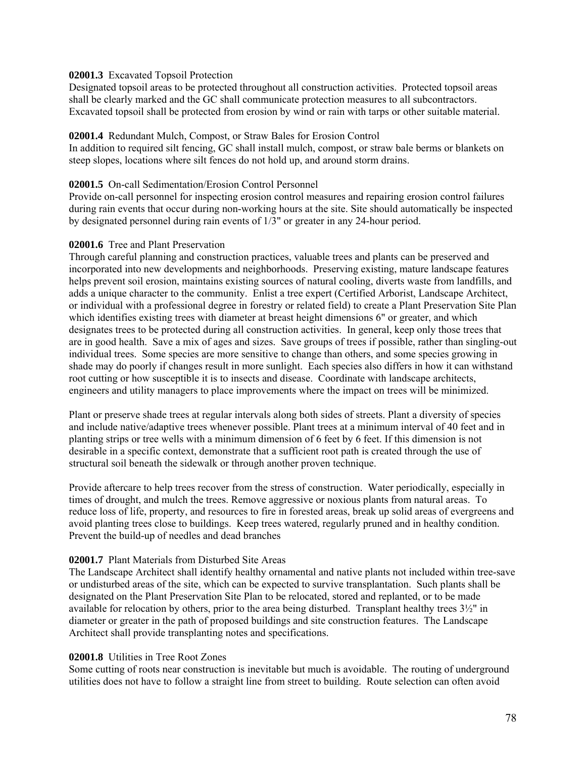**02001.3** Excavated Topsoil Protection

Designated topsoil areas to be protected throughout all construction activities. Protected topsoil areas shall be clearly marked and the GC shall communicate protection measures to all subcontractors. Excavated topsoil shall be protected from erosion by wind or rain with tarps or other suitable material.

**02001.4** Redundant Mulch, Compost, or Straw Bales for Erosion Control

In addition to required silt fencing, GC shall install mulch, compost, or straw bale berms or blankets on steep slopes, locations where silt fences do not hold up, and around storm drains.

**02001.5** On-call Sedimentation/Erosion Control Personnel

Provide on-call personnel for inspecting erosion control measures and repairing erosion control failures during rain events that occur during non-working hours at the site. Site should automatically be inspected by designated personnel during rain events of 1/3" or greater in any 24-hour period.

**02001.6** Tree and Plant Preservation

Through careful planning and construction practices, valuable trees and plants can be preserved and incorporated into new developments and neighborhoods. Preserving existing, mature landscape features helps prevent soil erosion, maintains existing sources of natural cooling, diverts waste from landfills, and adds a unique character to the community. Enlist a tree expert (Certified Arborist, Landscape Architect, or individual with a professional degree in forestry or related field) to create a Plant Preservation Site Plan which identifies existing trees with diameter at breast height dimensions 6" or greater, and which designates trees to be protected during all construction activities. In general, keep only those trees that are in good health. Save a mix of ages and sizes. Save groups of trees if possible, rather than singling-out individual trees. Some species are more sensitive to change than others, and some species growing in shade may do poorly if changes result in more sunlight. Each species also differs in how it can withstand root cutting or how susceptible it is to insects and disease. Coordinate with landscape architects, engineers and utility managers to place improvements where the impact on trees will be minimized.

Plant or preserve shade trees at regular intervals along both sides of streets. Plant a diversity of species and include native/adaptive trees whenever possible. Plant trees at a minimum interval of 40 feet and in planting strips or tree wells with a minimum dimension of 6 feet by 6 feet. If this dimension is not desirable in a specific context, demonstrate that a sufficient root path is created through the use of structural soil beneath the sidewalk or through another proven technique.

Provide aftercare to help trees recover from the stress of construction. Water periodically, especially in times of drought, and mulch the trees. Remove aggressive or noxious plants from natural areas. To reduce loss of life, property, and resources to fire in forested areas, break up solid areas of evergreens and avoid planting trees close to buildings. Keep trees watered, regularly pruned and in healthy condition. Prevent the build-up of needles and dead branches

**02001.7** Plant Materials from Disturbed Site Areas

The Landscape Architect shall identify healthy ornamental and native plants not included within tree-save or undisturbed areas of the site, which can be expected to survive transplantation. Such plants shall be designated on the Plant Preservation Site Plan to be relocated, stored and replanted, or to be made available for relocation by others, prior to the area being disturbed. Transplant healthy trees 3½" in diameter or greater in the path of proposed buildings and site construction features. The Landscape Architect shall provide transplanting notes and specifications.

**02001.8** Utilities in Tree Root Zones

Some cutting of roots near construction is inevitable but much is avoidable. The routing of underground utilities does not have to follow a straight line from street to building. Route selection can often avoid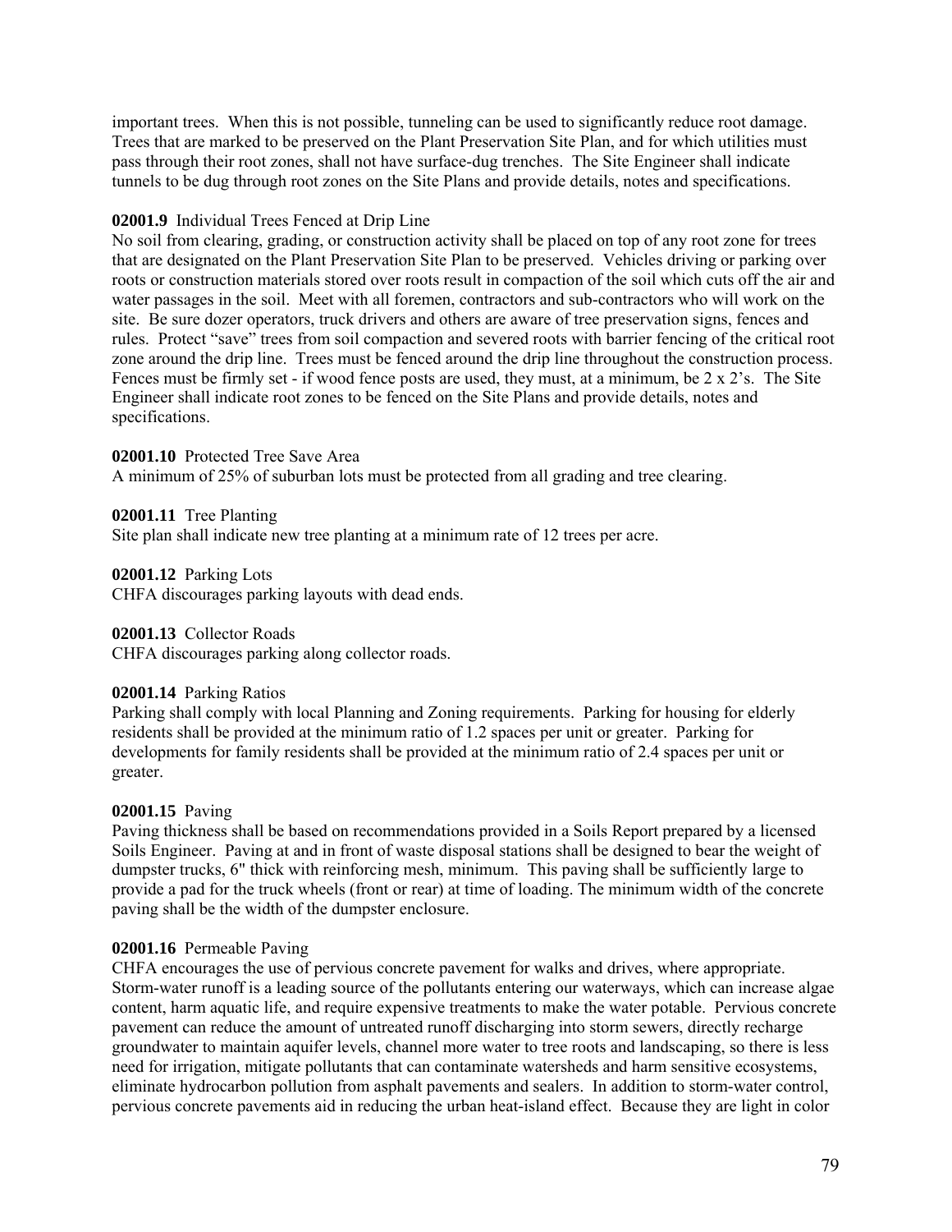important trees. When this is not possible, tunneling can be used to significantly reduce root damage. Trees that are marked to be preserved on the Plant Preservation Site Plan, and for which utilities must pass through their root zones, shall not have surface-dug trenches. The Site Engineer shall indicate tunnels to be dug through root zones on the Site Plans and provide details, notes and specifications.

**02001.9** Individual Trees Fenced at Drip Line
No soil from clearing, grading, or construction activity shall be placed on top of any root zone for trees that are designated on the Plant Preservation Site Plan to be preserved. Vehicles driving or parking over roots or construction materials stored over roots result in compaction of the soil which cuts off the air and water passages in the soil. Meet with all foremen, contractors and sub-contractors who will work on the site. Be sure dozer operators, truck drivers and others are aware of tree preservation signs, fences and rules. Protect "save" trees from soil compaction and severed roots with barrier fencing of the critical root zone around the drip line. Trees must be fenced around the drip line throughout the construction process. Fences must be firmly set - if wood fence posts are used, they must, at a minimum, be 2 x 2's. The Site Engineer shall indicate root zones to be fenced on the Site Plans and provide details, notes and specifications.

**02001.10** Protected Tree Save Area
A minimum of 25% of suburban lots must be protected from all grading and tree clearing.

**02001.11** Tree Planting
Site plan shall indicate new tree planting at a minimum rate of 12 trees per acre.

**02001.12** Parking Lots
CHFA discourages parking layouts with dead ends.

**02001.13** Collector Roads
CHFA discourages parking along collector roads.

**02001.14** Parking Ratios
Parking shall comply with local Planning and Zoning requirements. Parking for housing for elderly residents shall be provided at the minimum ratio of 1.2 spaces per unit or greater. Parking for developments for family residents shall be provided at the minimum ratio of 2.4 spaces per unit or greater.

**02001.15** Paving
Paving thickness shall be based on recommendations provided in a Soils Report prepared by a licensed Soils Engineer. Paving at and in front of waste disposal stations shall be designed to bear the weight of dumpster trucks, 6" thick with reinforcing mesh, minimum. This paving shall be sufficiently large to provide a pad for the truck wheels (front or rear) at time of loading. The minimum width of the concrete paving shall be the width of the dumpster enclosure.

**02001.16** Permeable Paving
CHFA encourages the use of pervious concrete pavement for walks and drives, where appropriate. Storm-water runoff is a leading source of the pollutants entering our waterways, which can increase algae content, harm aquatic life, and require expensive treatments to make the water potable. Pervious concrete pavement can reduce the amount of untreated runoff discharging into storm sewers, directly recharge groundwater to maintain aquifer levels, channel more water to tree roots and landscaping, so there is less need for irrigation, mitigate pollutants that can contaminate watersheds and harm sensitive ecosystems, eliminate hydrocarbon pollution from asphalt pavements and sealers. In addition to storm-water control, pervious concrete pavements aid in reducing the urban heat-island effect. Because they are light in color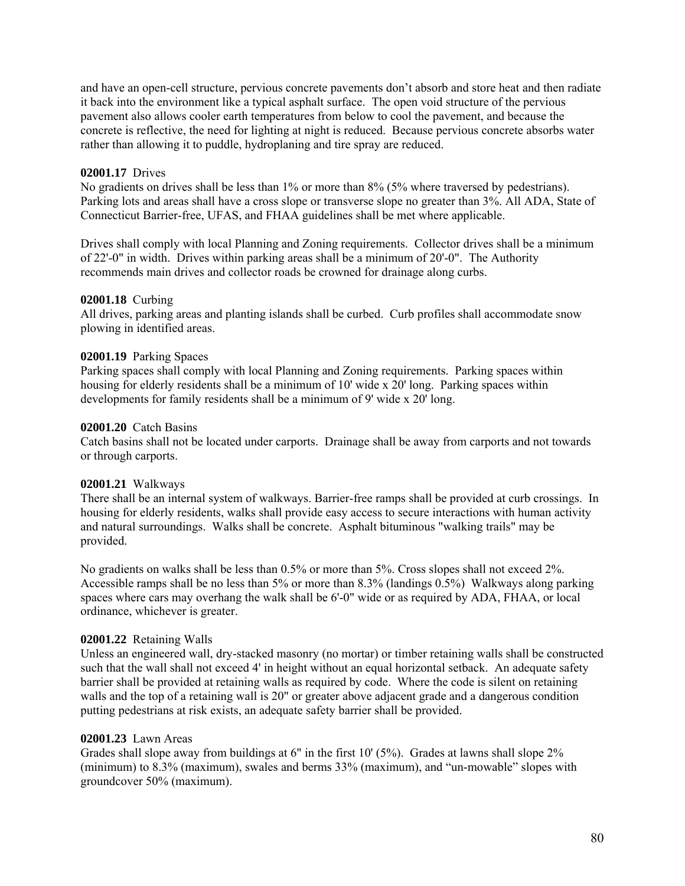and have an open-cell structure, pervious concrete pavements don't absorb and store heat and then radiate it back into the environment like a typical asphalt surface. The open void structure of the pervious pavement also allows cooler earth temperatures from below to cool the pavement, and because the concrete is reflective, the need for lighting at night is reduced. Because pervious concrete absorbs water rather than allowing it to puddle, hydroplaning and tire spray are reduced.

**02001.17** Drives
No gradients on drives shall be less than 1% or more than 8% (5% where traversed by pedestrians). Parking lots and areas shall have a cross slope or transverse slope no greater than 3%. All ADA, State of Connecticut Barrier-free, UFAS, and FHAA guidelines shall be met where applicable.

Drives shall comply with local Planning and Zoning requirements. Collector drives shall be a minimum of 22'-0" in width. Drives within parking areas shall be a minimum of 20'-0". The Authority recommends main drives and collector roads be crowned for drainage along curbs.

**02001.18** Curbing
All drives, parking areas and planting islands shall be curbed. Curb profiles shall accommodate snow plowing in identified areas.

**02001.19** Parking Spaces
Parking spaces shall comply with local Planning and Zoning requirements. Parking spaces within housing for elderly residents shall be a minimum of 10' wide x 20' long. Parking spaces within developments for family residents shall be a minimum of 9' wide x 20' long.

**02001.20** Catch Basins
Catch basins shall not be located under carports. Drainage shall be away from carports and not towards or through carports.

**02001.21** Walkways
There shall be an internal system of walkways. Barrier-free ramps shall be provided at curb crossings. In housing for elderly residents, walks shall provide easy access to secure interactions with human activity and natural surroundings. Walks shall be concrete. Asphalt bituminous "walking trails" may be provided.

No gradients on walks shall be less than 0.5% or more than 5%. Cross slopes shall not exceed 2%. Accessible ramps shall be no less than 5% or more than 8.3% (landings 0.5%) Walkways along parking spaces where cars may overhang the walk shall be 6'-0" wide or as required by ADA, FHAA, or local ordinance, whichever is greater.

**02001.22** Retaining Walls
Unless an engineered wall, dry-stacked masonry (no mortar) or timber retaining walls shall be constructed such that the wall shall not exceed 4' in height without an equal horizontal setback. An adequate safety barrier shall be provided at retaining walls as required by code. Where the code is silent on retaining walls and the top of a retaining wall is 20" or greater above adjacent grade and a dangerous condition putting pedestrians at risk exists, an adequate safety barrier shall be provided.

**02001.23** Lawn Areas
Grades shall slope away from buildings at 6" in the first 10' (5%). Grades at lawns shall slope 2% (minimum) to 8.3% (maximum), swales and berms 33% (maximum), and "un-mowable" slopes with groundcover 50% (maximum).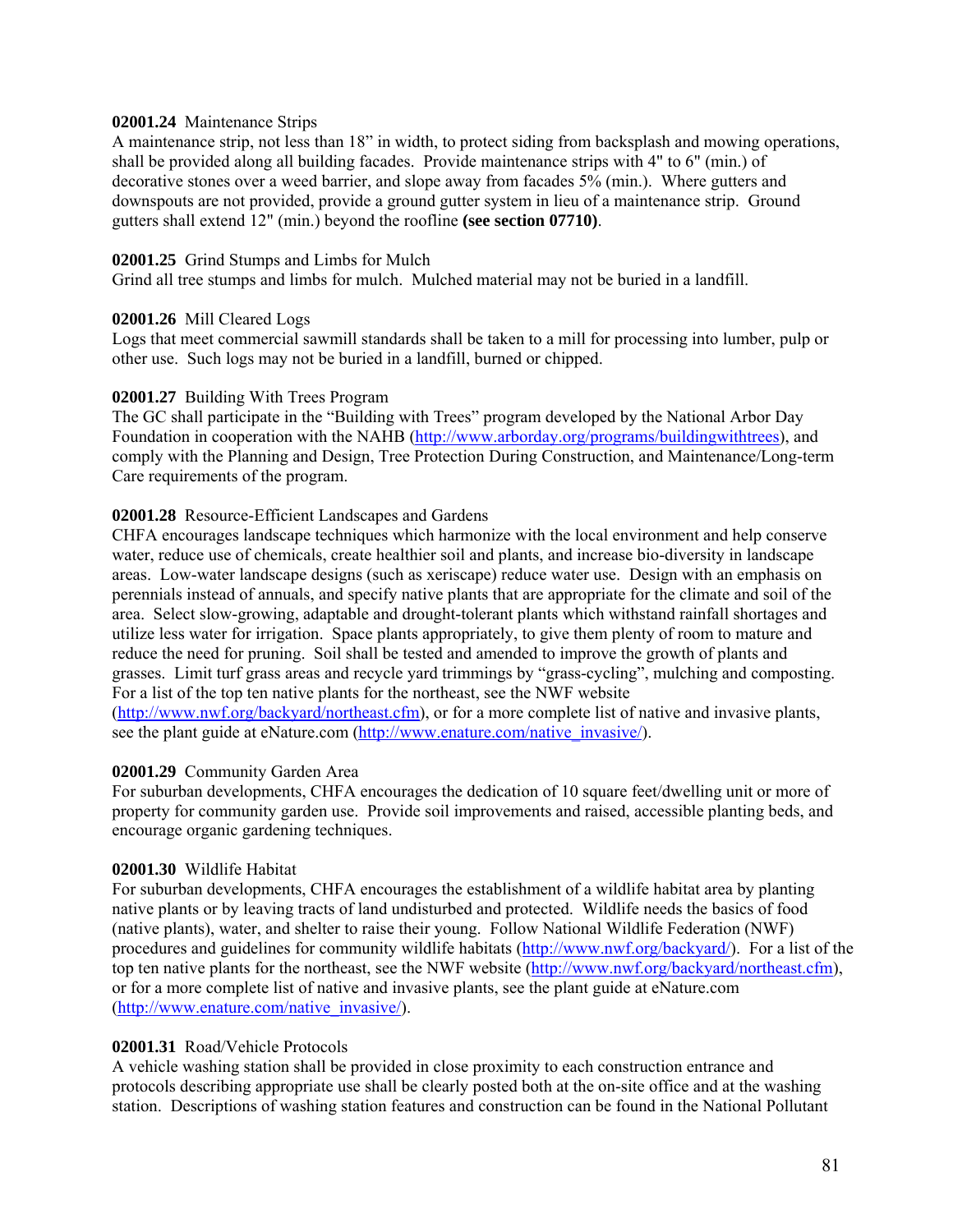**02001.24** Maintenance Strips
A maintenance strip, not less than 18" in width, to protect siding from backsplash and mowing operations, shall be provided along all building facades. Provide maintenance strips with 4" to 6" (min.) of decorative stones over a weed barrier, and slope away from facades 5% (min.). Where gutters and downspouts are not provided, provide a ground gutter system in lieu of a maintenance strip. Ground gutters shall extend 12" (min.) beyond the roofline **(see section 07710)**.

**02001.25** Grind Stumps and Limbs for Mulch
Grind all tree stumps and limbs for mulch. Mulched material may not be buried in a landfill.

**02001.26** Mill Cleared Logs
Logs that meet commercial sawmill standards shall be taken to a mill for processing into lumber, pulp or other use. Such logs may not be buried in a landfill, burned or chipped.

**02001.27** Building With Trees Program
The GC shall participate in the "Building with Trees" program developed by the National Arbor Day Foundation in cooperation with the NAHB (http://www.arborday.org/programs/buildingwithtrees), and comply with the Planning and Design, Tree Protection During Construction, and Maintenance/Long-term Care requirements of the program.

**02001.28** Resource-Efficient Landscapes and Gardens
CHFA encourages landscape techniques which harmonize with the local environment and help conserve water, reduce use of chemicals, create healthier soil and plants, and increase bio-diversity in landscape areas. Low-water landscape designs (such as xeriscape) reduce water use. Design with an emphasis on perennials instead of annuals, and specify native plants that are appropriate for the climate and soil of the area. Select slow-growing, adaptable and drought-tolerant plants which withstand rainfall shortages and utilize less water for irrigation. Space plants appropriately, to give them plenty of room to mature and reduce the need for pruning. Soil shall be tested and amended to improve the growth of plants and grasses. Limit turf grass areas and recycle yard trimmings by "grass-cycling", mulching and composting. For a list of the top ten native plants for the northeast, see the NWF website (http://www.nwf.org/backyard/northeast.cfm), or for a more complete list of native and invasive plants, see the plant guide at eNature.com (http://www.enature.com/native_invasive/).

**02001.29** Community Garden Area
For suburban developments, CHFA encourages the dedication of 10 square feet/dwelling unit or more of property for community garden use. Provide soil improvements and raised, accessible planting beds, and encourage organic gardening techniques.

**02001.30** Wildlife Habitat
For suburban developments, CHFA encourages the establishment of a wildlife habitat area by planting native plants or by leaving tracts of land undisturbed and protected. Wildlife needs the basics of food (native plants), water, and shelter to raise their young. Follow National Wildlife Federation (NWF) procedures and guidelines for community wildlife habitats (http://www.nwf.org/backyard/). For a list of the top ten native plants for the northeast, see the NWF website (http://www.nwf.org/backyard/northeast.cfm), or for a more complete list of native and invasive plants, see the plant guide at eNature.com (http://www.enature.com/native_invasive/).

**02001.31** Road/Vehicle Protocols
A vehicle washing station shall be provided in close proximity to each construction entrance and protocols describing appropriate use shall be clearly posted both at the on-site office and at the washing station. Descriptions of washing station features and construction can be found in the National Pollutant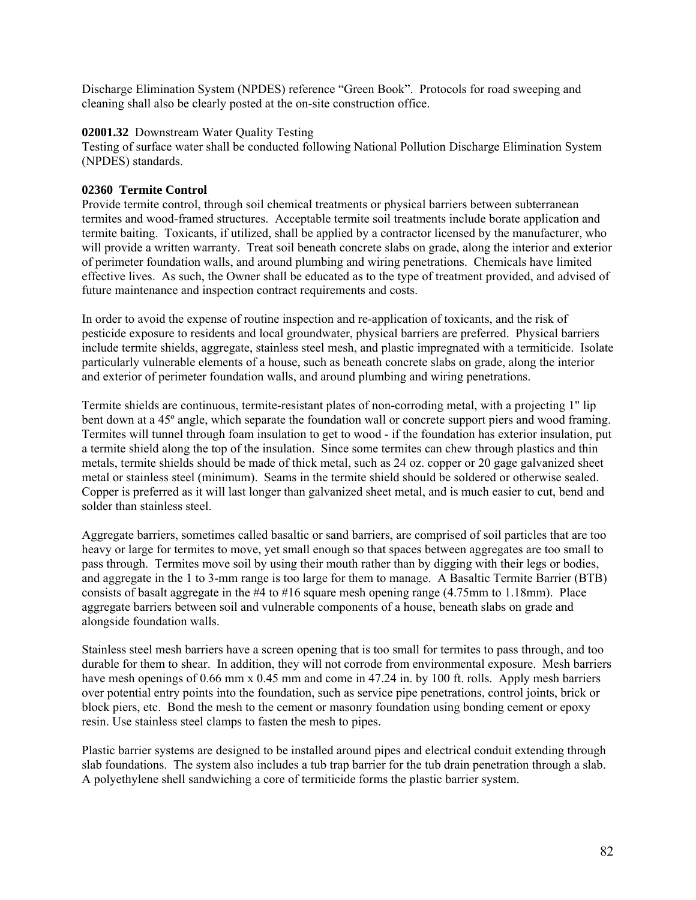Discharge Elimination System (NPDES) reference "Green Book". Protocols for road sweeping and cleaning shall also be clearly posted at the on-site construction office.

**02001.32** Downstream Water Quality Testing
Testing of surface water shall be conducted following National Pollution Discharge Elimination System (NPDES) standards.

**02360 Termite Control**
Provide termite control, through soil chemical treatments or physical barriers between subterranean termites and wood-framed structures. Acceptable termite soil treatments include borate application and termite baiting. Toxicants, if utilized, shall be applied by a contractor licensed by the manufacturer, who will provide a written warranty. Treat soil beneath concrete slabs on grade, along the interior and exterior of perimeter foundation walls, and around plumbing and wiring penetrations. Chemicals have limited effective lives. As such, the Owner shall be educated as to the type of treatment provided, and advised of future maintenance and inspection contract requirements and costs.

In order to avoid the expense of routine inspection and re-application of toxicants, and the risk of pesticide exposure to residents and local groundwater, physical barriers are preferred. Physical barriers include termite shields, aggregate, stainless steel mesh, and plastic impregnated with a termiticide. Isolate particularly vulnerable elements of a house, such as beneath concrete slabs on grade, along the interior and exterior of perimeter foundation walls, and around plumbing and wiring penetrations.

Termite shields are continuous, termite-resistant plates of non-corroding metal, with a projecting 1" lip bent down at a 45º angle, which separate the foundation wall or concrete support piers and wood framing. Termites will tunnel through foam insulation to get to wood - if the foundation has exterior insulation, put a termite shield along the top of the insulation. Since some termites can chew through plastics and thin metals, termite shields should be made of thick metal, such as 24 oz. copper or 20 gage galvanized sheet metal or stainless steel (minimum). Seams in the termite shield should be soldered or otherwise sealed. Copper is preferred as it will last longer than galvanized sheet metal, and is much easier to cut, bend and solder than stainless steel.

Aggregate barriers, sometimes called basaltic or sand barriers, are comprised of soil particles that are too heavy or large for termites to move, yet small enough so that spaces between aggregates are too small to pass through. Termites move soil by using their mouth rather than by digging with their legs or bodies, and aggregate in the 1 to 3-mm range is too large for them to manage. A Basaltic Termite Barrier (BTB) consists of basalt aggregate in the #4 to #16 square mesh opening range (4.75mm to 1.18mm). Place aggregate barriers between soil and vulnerable components of a house, beneath slabs on grade and alongside foundation walls.

Stainless steel mesh barriers have a screen opening that is too small for termites to pass through, and too durable for them to shear. In addition, they will not corrode from environmental exposure. Mesh barriers have mesh openings of 0.66 mm x 0.45 mm and come in 47.24 in. by 100 ft. rolls. Apply mesh barriers over potential entry points into the foundation, such as service pipe penetrations, control joints, brick or block piers, etc. Bond the mesh to the cement or masonry foundation using bonding cement or epoxy resin. Use stainless steel clamps to fasten the mesh to pipes.

Plastic barrier systems are designed to be installed around pipes and electrical conduit extending through slab foundations. The system also includes a tub trap barrier for the tub drain penetration through a slab. A polyethylene shell sandwiching a core of termiticide forms the plastic barrier system.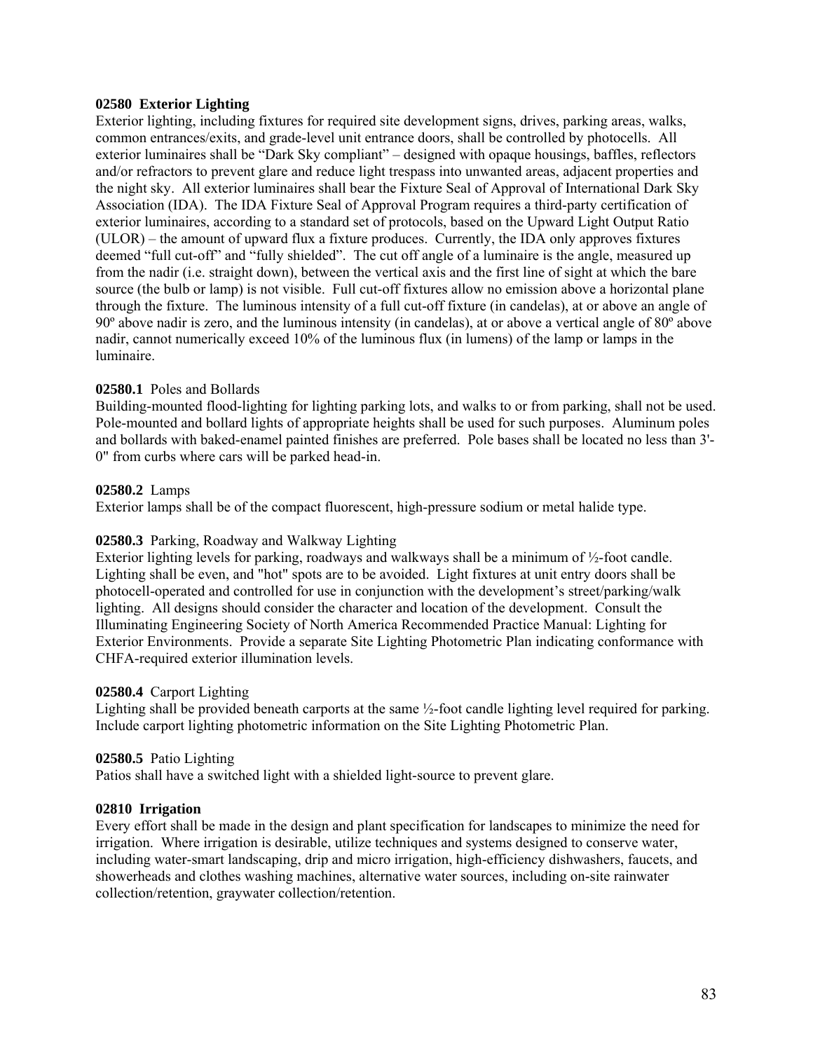**02580 Exterior Lighting**

Exterior lighting, including fixtures for required site development signs, drives, parking areas, walks, common entrances/exits, and grade-level unit entrance doors, shall be controlled by photocells. All exterior luminaires shall be "Dark Sky compliant" – designed with opaque housings, baffles, reflectors and/or refractors to prevent glare and reduce light trespass into unwanted areas, adjacent properties and the night sky. All exterior luminaires shall bear the Fixture Seal of Approval of International Dark Sky Association (IDA). The IDA Fixture Seal of Approval Program requires a third-party certification of exterior luminaires, according to a standard set of protocols, based on the Upward Light Output Ratio (ULOR) – the amount of upward flux a fixture produces. Currently, the IDA only approves fixtures deemed "full cut-off" and "fully shielded". The cut off angle of a luminaire is the angle, measured up from the nadir (i.e. straight down), between the vertical axis and the first line of sight at which the bare source (the bulb or lamp) is not visible. Full cut-off fixtures allow no emission above a horizontal plane through the fixture. The luminous intensity of a full cut-off fixture (in candelas), at or above an angle of 90º above nadir is zero, and the luminous intensity (in candelas), at or above a vertical angle of 80º above nadir, cannot numerically exceed 10% of the luminous flux (in lumens) of the lamp or lamps in the luminaire.

**02580.1** Poles and Bollards

Building-mounted flood-lighting for lighting parking lots, and walks to or from parking, shall not be used. Pole-mounted and bollard lights of appropriate heights shall be used for such purposes. Aluminum poles and bollards with baked-enamel painted finishes are preferred. Pole bases shall be located no less than 3'-0" from curbs where cars will be parked head-in.

**02580.2** Lamps

Exterior lamps shall be of the compact fluorescent, high-pressure sodium or metal halide type.

**02580.3** Parking, Roadway and Walkway Lighting

Exterior lighting levels for parking, roadways and walkways shall be a minimum of ½-foot candle. Lighting shall be even, and "hot" spots are to be avoided. Light fixtures at unit entry doors shall be photocell-operated and controlled for use in conjunction with the development's street/parking/walk lighting. All designs should consider the character and location of the development. Consult the Illuminating Engineering Society of North America Recommended Practice Manual: Lighting for Exterior Environments. Provide a separate Site Lighting Photometric Plan indicating conformance with CHFA-required exterior illumination levels.

**02580.4** Carport Lighting

Lighting shall be provided beneath carports at the same ½-foot candle lighting level required for parking. Include carport lighting photometric information on the Site Lighting Photometric Plan.

**02580.5** Patio Lighting

Patios shall have a switched light with a shielded light-source to prevent glare.

**02810 Irrigation**

Every effort shall be made in the design and plant specification for landscapes to minimize the need for irrigation. Where irrigation is desirable, utilize techniques and systems designed to conserve water, including water-smart landscaping, drip and micro irrigation, high-efficiency dishwashers, faucets, and showerheads and clothes washing machines, alternative water sources, including on-site rainwater collection/retention, graywater collection/retention.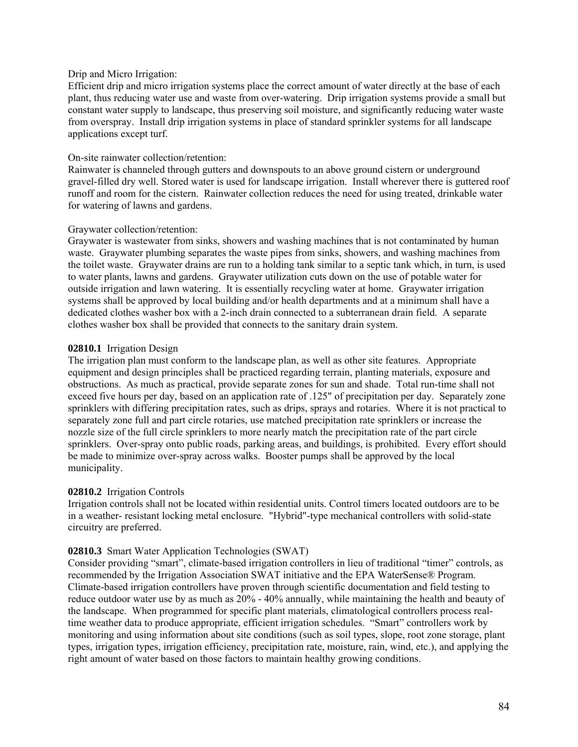Drip and Micro Irrigation:
Efficient drip and micro irrigation systems place the correct amount of water directly at the base of each plant, thus reducing water use and waste from over-watering. Drip irrigation systems provide a small but constant water supply to landscape, thus preserving soil moisture, and significantly reducing water waste from overspray. Install drip irrigation systems in place of standard sprinkler systems for all landscape applications except turf.

On-site rainwater collection/retention:
Rainwater is channeled through gutters and downspouts to an above ground cistern or underground gravel-filled dry well. Stored water is used for landscape irrigation. Install wherever there is guttered roof runoff and room for the cistern. Rainwater collection reduces the need for using treated, drinkable water for watering of lawns and gardens.

Graywater collection/retention:
Graywater is wastewater from sinks, showers and washing machines that is not contaminated by human waste. Graywater plumbing separates the waste pipes from sinks, showers, and washing machines from the toilet waste. Graywater drains are run to a holding tank similar to a septic tank which, in turn, is used to water plants, lawns and gardens. Graywater utilization cuts down on the use of potable water for outside irrigation and lawn watering. It is essentially recycling water at home. Graywater irrigation systems shall be approved by local building and/or health departments and at a minimum shall have a dedicated clothes washer box with a 2-inch drain connected to a subterranean drain field. A separate clothes washer box shall be provided that connects to the sanitary drain system.

**02810.1** Irrigation Design
The irrigation plan must conform to the landscape plan, as well as other site features. Appropriate equipment and design principles shall be practiced regarding terrain, planting materials, exposure and obstructions. As much as practical, provide separate zones for sun and shade. Total run-time shall not exceed five hours per day, based on an application rate of .125" of precipitation per day. Separately zone sprinklers with differing precipitation rates, such as drips, sprays and rotaries. Where it is not practical to separately zone full and part circle rotaries, use matched precipitation rate sprinklers or increase the nozzle size of the full circle sprinklers to more nearly match the precipitation rate of the part circle sprinklers. Over-spray onto public roads, parking areas, and buildings, is prohibited. Every effort should be made to minimize over-spray across walks. Booster pumps shall be approved by the local municipality.

**02810.2** Irrigation Controls
Irrigation controls shall not be located within residential units. Control timers located outdoors are to be in a weather- resistant locking metal enclosure. "Hybrid"-type mechanical controllers with solid-state circuitry are preferred.

**02810.3** Smart Water Application Technologies (SWAT)
Consider providing "smart", climate-based irrigation controllers in lieu of traditional "timer" controls, as recommended by the Irrigation Association SWAT initiative and the EPA WaterSense® Program. Climate-based irrigation controllers have proven through scientific documentation and field testing to reduce outdoor water use by as much as 20% - 40% annually, while maintaining the health and beauty of the landscape. When programmed for specific plant materials, climatological controllers process real-time weather data to produce appropriate, efficient irrigation schedules. "Smart" controllers work by monitoring and using information about site conditions (such as soil types, slope, root zone storage, plant types, irrigation types, irrigation efficiency, precipitation rate, moisture, rain, wind, etc.), and applying the right amount of water based on those factors to maintain healthy growing conditions.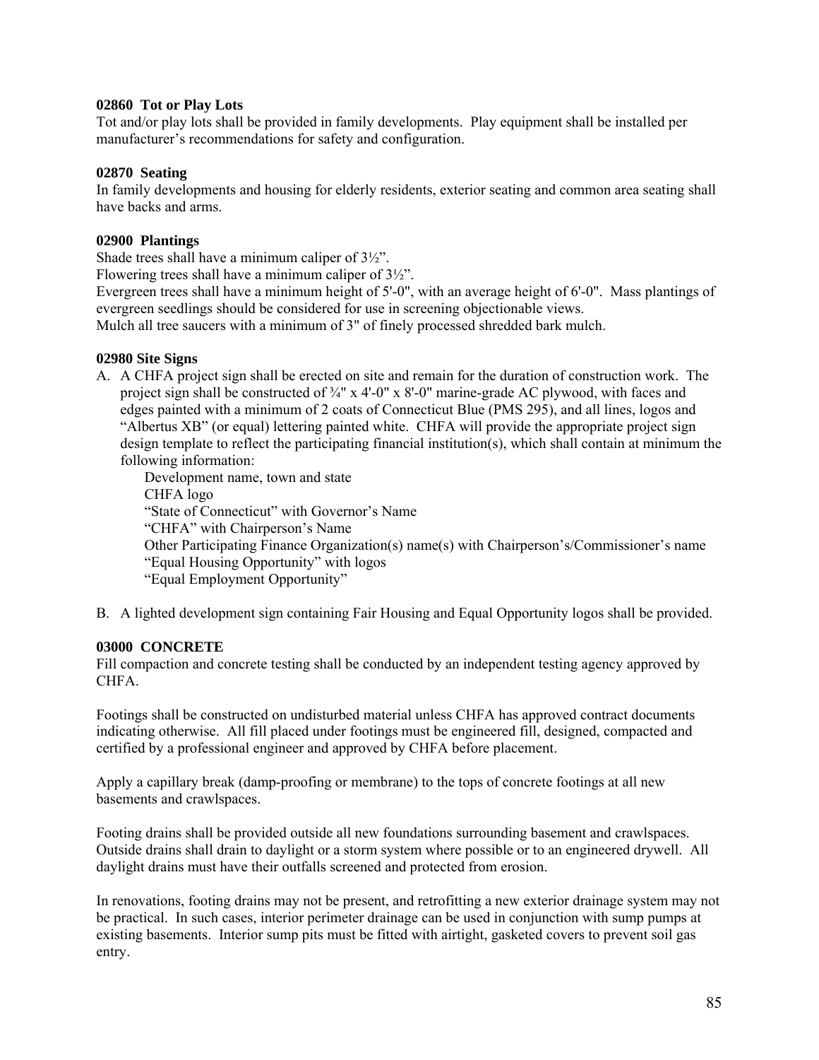**02860 Tot or Play Lots**

Tot and/or play lots shall be provided in family developments. Play equipment shall be installed per manufacturer's recommendations for safety and configuration.

**02870 Seating**

In family developments and housing for elderly residents, exterior seating and common area seating shall have backs and arms.

**02900 Plantings**

Shade trees shall have a minimum caliper of 3½".
Flowering trees shall have a minimum caliper of 3½".
Evergreen trees shall have a minimum height of 5'-0", with an average height of 6'-0". Mass plantings of evergreen seedlings should be considered for use in screening objectionable views.
Mulch all tree saucers with a minimum of 3" of finely processed shredded bark mulch.

**02980 Site Signs**

A. A CHFA project sign shall be erected on site and remain for the duration of construction work. The project sign shall be constructed of ¾" x 4'-0" x 8'-0" marine-grade AC plywood, with faces and edges painted with a minimum of 2 coats of Connecticut Blue (PMS 295), and all lines, logos and "Albertus XB" (or equal) lettering painted white. CHFA will provide the appropriate project sign design template to reflect the participating financial institution(s), which shall contain at minimum the following information:

    Development name, town and state
    CHFA logo
    "State of Connecticut" with Governor's Name
    "CHFA" with Chairperson's Name
    Other Participating Finance Organization(s) name(s) with Chairperson's/Commissioner's name
    "Equal Housing Opportunity" with logos
    "Equal Employment Opportunity"

B. A lighted development sign containing Fair Housing and Equal Opportunity logos shall be provided.

**03000 CONCRETE**

Fill compaction and concrete testing shall be conducted by an independent testing agency approved by CHFA.

Footings shall be constructed on undisturbed material unless CHFA has approved contract documents indicating otherwise. All fill placed under footings must be engineered fill, designed, compacted and certified by a professional engineer and approved by CHFA before placement.

Apply a capillary break (damp-proofing or membrane) to the tops of concrete footings at all new basements and crawlspaces.

Footing drains shall be provided outside all new foundations surrounding basement and crawlspaces. Outside drains shall drain to daylight or a storm system where possible or to an engineered drywell. All daylight drains must have their outfalls screened and protected from erosion.

In renovations, footing drains may not be present, and retrofitting a new exterior drainage system may not be practical. In such cases, interior perimeter drainage can be used in conjunction with sump pumps at existing basements. Interior sump pits must be fitted with airtight, gasketed covers to prevent soil gas entry.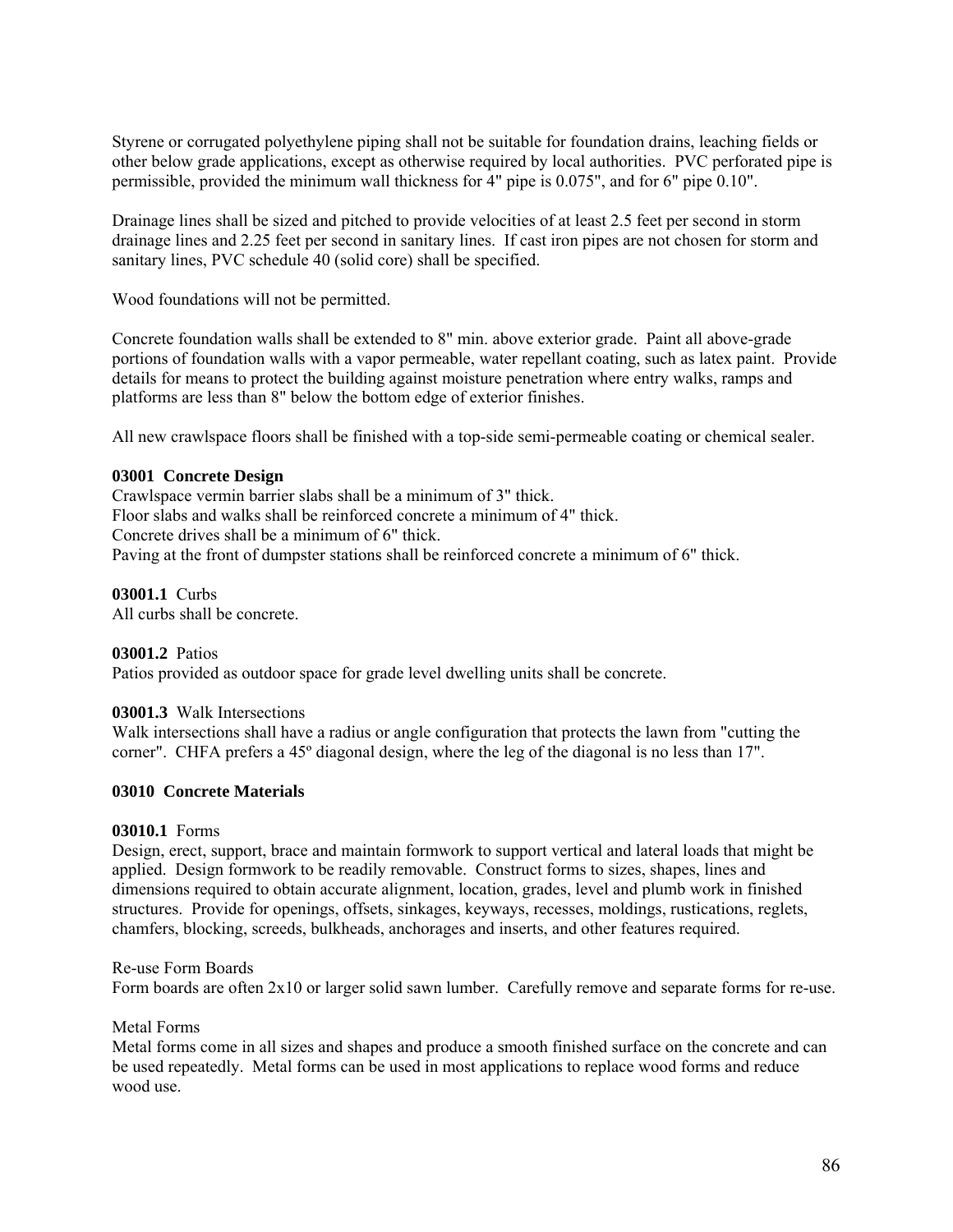Styrene or corrugated polyethylene piping shall not be suitable for foundation drains, leaching fields or other below grade applications, except as otherwise required by local authorities. PVC perforated pipe is permissible, provided the minimum wall thickness for 4" pipe is 0.075", and for 6" pipe 0.10".

Drainage lines shall be sized and pitched to provide velocities of at least 2.5 feet per second in storm drainage lines and 2.25 feet per second in sanitary lines. If cast iron pipes are not chosen for storm and sanitary lines, PVC schedule 40 (solid core) shall be specified.

Wood foundations will not be permitted.

Concrete foundation walls shall be extended to 8" min. above exterior grade. Paint all above-grade portions of foundation walls with a vapor permeable, water repellant coating, such as latex paint. Provide details for means to protect the building against moisture penetration where entry walks, ramps and platforms are less than 8" below the bottom edge of exterior finishes.

All new crawlspace floors shall be finished with a top-side semi-permeable coating or chemical sealer.

**03001 Concrete Design**

Crawlspace vermin barrier slabs shall be a minimum of 3" thick.
Floor slabs and walks shall be reinforced concrete a minimum of 4" thick.
Concrete drives shall be a minimum of 6" thick.
Paving at the front of dumpster stations shall be reinforced concrete a minimum of 6" thick.

**03001.1** Curbs

All curbs shall be concrete.

**03001.2** Patios

Patios provided as outdoor space for grade level dwelling units shall be concrete.

**03001.3** Walk Intersections

Walk intersections shall have a radius or angle configuration that protects the lawn from "cutting the corner". CHFA prefers a 45º diagonal design, where the leg of the diagonal is no less than 17".

**03010 Concrete Materials**

**03010.1** Forms

Design, erect, support, brace and maintain formwork to support vertical and lateral loads that might be applied. Design formwork to be readily removable. Construct forms to sizes, shapes, lines and dimensions required to obtain accurate alignment, location, grades, level and plumb work in finished structures. Provide for openings, offsets, sinkages, keyways, recesses, moldings, rustications, reglets, chamfers, blocking, screeds, bulkheads, anchorages and inserts, and other features required.

Re-use Form Boards

Form boards are often 2x10 or larger solid sawn lumber. Carefully remove and separate forms for re-use.

Metal Forms

Metal forms come in all sizes and shapes and produce a smooth finished surface on the concrete and can be used repeatedly. Metal forms can be used in most applications to replace wood forms and reduce wood use.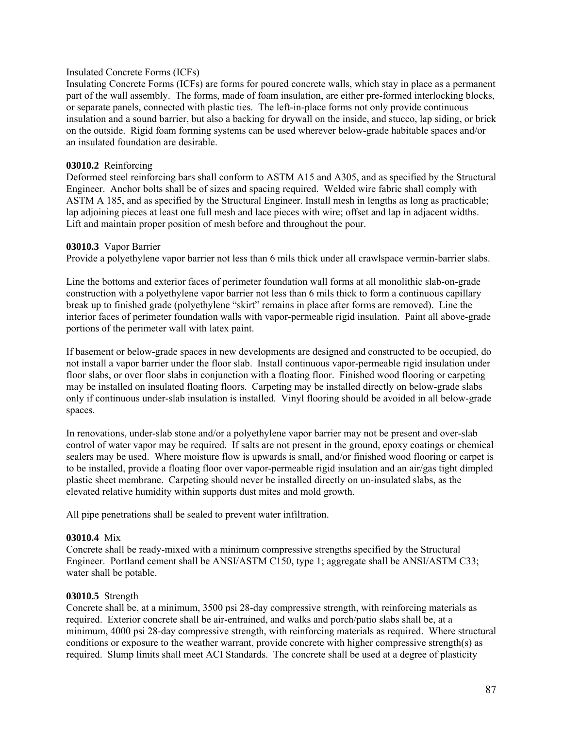Insulated Concrete Forms (ICFs)

Insulating Concrete Forms (ICFs) are forms for poured concrete walls, which stay in place as a permanent part of the wall assembly. The forms, made of foam insulation, are either pre-formed interlocking blocks, or separate panels, connected with plastic ties. The left-in-place forms not only provide continuous insulation and a sound barrier, but also a backing for drywall on the inside, and stucco, lap siding, or brick on the outside. Rigid foam forming systems can be used wherever below-grade habitable spaces and/or an insulated foundation are desirable.

**03010.2** Reinforcing

Deformed steel reinforcing bars shall conform to ASTM A15 and A305, and as specified by the Structural Engineer. Anchor bolts shall be of sizes and spacing required. Welded wire fabric shall comply with ASTM A 185, and as specified by the Structural Engineer. Install mesh in lengths as long as practicable; lap adjoining pieces at least one full mesh and lace pieces with wire; offset and lap in adjacent widths. Lift and maintain proper position of mesh before and throughout the pour.

**03010.3** Vapor Barrier

Provide a polyethylene vapor barrier not less than 6 mils thick under all crawlspace vermin-barrier slabs.

Line the bottoms and exterior faces of perimeter foundation wall forms at all monolithic slab-on-grade construction with a polyethylene vapor barrier not less than 6 mils thick to form a continuous capillary break up to finished grade (polyethylene "skirt" remains in place after forms are removed). Line the interior faces of perimeter foundation walls with vapor-permeable rigid insulation. Paint all above-grade portions of the perimeter wall with latex paint.

If basement or below-grade spaces in new developments are designed and constructed to be occupied, do not install a vapor barrier under the floor slab. Install continuous vapor-permeable rigid insulation under floor slabs, or over floor slabs in conjunction with a floating floor. Finished wood flooring or carpeting may be installed on insulated floating floors. Carpeting may be installed directly on below-grade slabs only if continuous under-slab insulation is installed. Vinyl flooring should be avoided in all below-grade spaces.

In renovations, under-slab stone and/or a polyethylene vapor barrier may not be present and over-slab control of water vapor may be required. If salts are not present in the ground, epoxy coatings or chemical sealers may be used. Where moisture flow is upwards is small, and/or finished wood flooring or carpet is to be installed, provide a floating floor over vapor-permeable rigid insulation and an air/gas tight dimpled plastic sheet membrane. Carpeting should never be installed directly on un-insulated slabs, as the elevated relative humidity within supports dust mites and mold growth.

All pipe penetrations shall be sealed to prevent water infiltration.

**03010.4** Mix

Concrete shall be ready-mixed with a minimum compressive strengths specified by the Structural Engineer. Portland cement shall be ANSI/ASTM C150, type 1; aggregate shall be ANSI/ASTM C33; water shall be potable.

**03010.5** Strength

Concrete shall be, at a minimum, 3500 psi 28-day compressive strength, with reinforcing materials as required. Exterior concrete shall be air-entrained, and walks and porch/patio slabs shall be, at a minimum, 4000 psi 28-day compressive strength, with reinforcing materials as required. Where structural conditions or exposure to the weather warrant, provide concrete with higher compressive strength(s) as required. Slump limits shall meet ACI Standards. The concrete shall be used at a degree of plasticity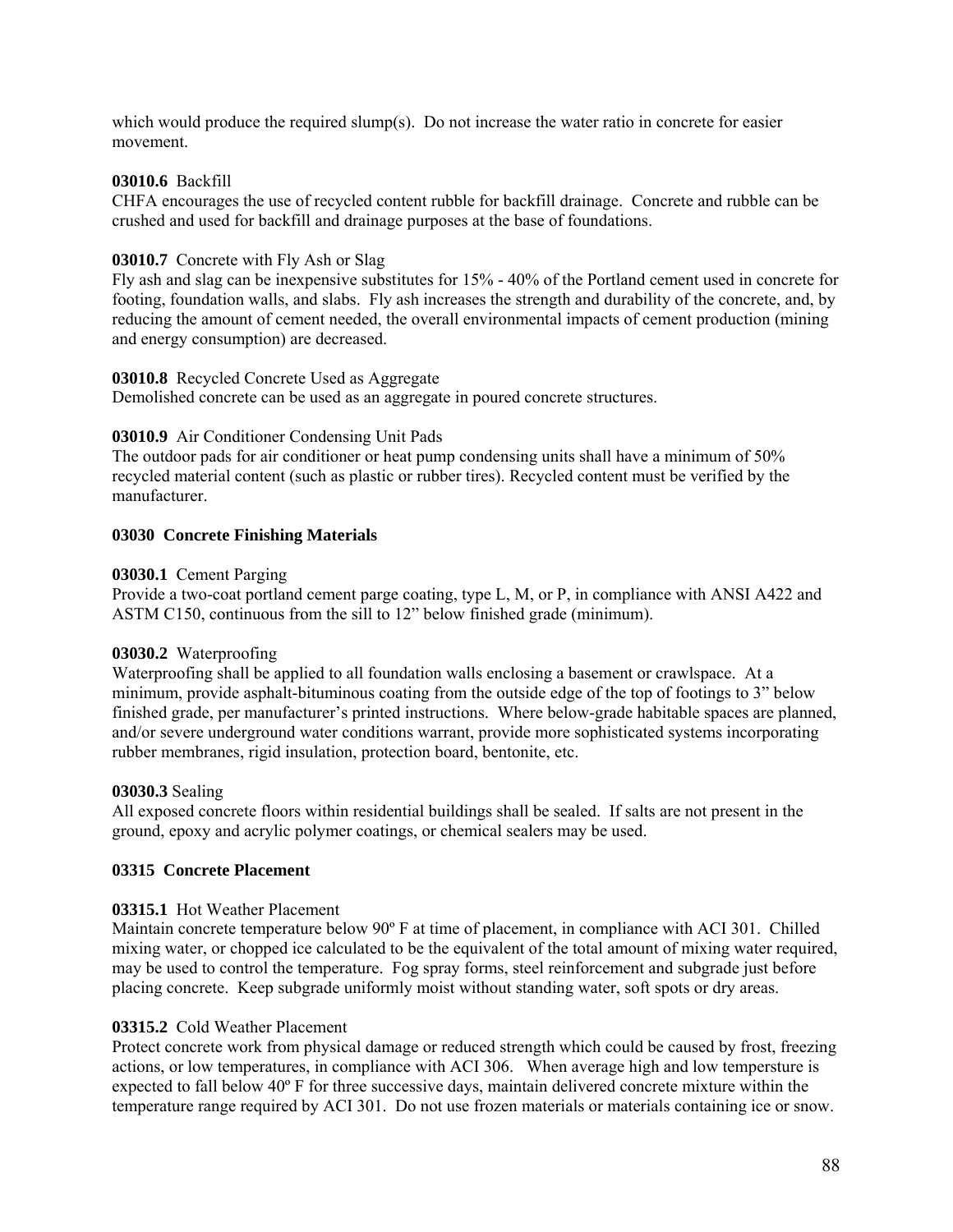which would produce the required slump(s). Do not increase the water ratio in concrete for easier movement.

**03010.6** Backfill
CHFA encourages the use of recycled content rubble for backfill drainage. Concrete and rubble can be crushed and used for backfill and drainage purposes at the base of foundations.

**03010.7** Concrete with Fly Ash or Slag
Fly ash and slag can be inexpensive substitutes for 15% - 40% of the Portland cement used in concrete for footing, foundation walls, and slabs. Fly ash increases the strength and durability of the concrete, and, by reducing the amount of cement needed, the overall environmental impacts of cement production (mining and energy consumption) are decreased.

**03010.8** Recycled Concrete Used as Aggregate
Demolished concrete can be used as an aggregate in poured concrete structures.

**03010.9** Air Conditioner Condensing Unit Pads
The outdoor pads for air conditioner or heat pump condensing units shall have a minimum of 50% recycled material content (such as plastic or rubber tires). Recycled content must be verified by the manufacturer.

## 03030 Concrete Finishing Materials

**03030.1** Cement Parging
Provide a two-coat portland cement parge coating, type L, M, or P, in compliance with ANSI A422 and ASTM C150, continuous from the sill to 12" below finished grade (minimum).

**03030.2** Waterproofing
Waterproofing shall be applied to all foundation walls enclosing a basement or crawlspace. At a minimum, provide asphalt-bituminous coating from the outside edge of the top of footings to 3" below finished grade, per manufacturer's printed instructions. Where below-grade habitable spaces are planned, and/or severe underground water conditions warrant, provide more sophisticated systems incorporating rubber membranes, rigid insulation, protection board, bentonite, etc.

**03030.3** Sealing
All exposed concrete floors within residential buildings shall be sealed. If salts are not present in the ground, epoxy and acrylic polymer coatings, or chemical sealers may be used.

## 03315 Concrete Placement

**03315.1** Hot Weather Placement
Maintain concrete temperature below 90º F at time of placement, in compliance with ACI 301. Chilled mixing water, or chopped ice calculated to be the equivalent of the total amount of mixing water required, may be used to control the temperature. Fog spray forms, steel reinforcement and subgrade just before placing concrete. Keep subgrade uniformly moist without standing water, soft spots or dry areas.

**03315.2** Cold Weather Placement
Protect concrete work from physical damage or reduced strength which could be caused by frost, freezing actions, or low temperatures, in compliance with ACI 306. When average high and low tempersture is expected to fall below 40º F for three successive days, maintain delivered concrete mixture within the temperature range required by ACI 301. Do not use frozen materials or materials containing ice or snow.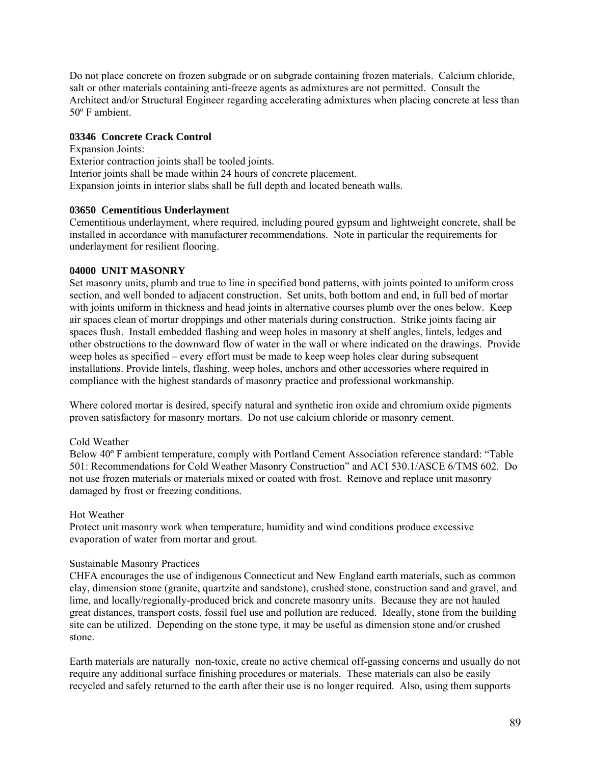Do not place concrete on frozen subgrade or on subgrade containing frozen materials. Calcium chloride, salt or other materials containing anti-freeze agents as admixtures are not permitted. Consult the Architect and/or Structural Engineer regarding accelerating admixtures when placing concrete at less than 50º F ambient.

**03346 Concrete Crack Control**

Expansion Joints:
Exterior contraction joints shall be tooled joints.
Interior joints shall be made within 24 hours of concrete placement.
Expansion joints in interior slabs shall be full depth and located beneath walls.

**03650 Cementitious Underlayment**

Cementitious underlayment, where required, including poured gypsum and lightweight concrete, shall be installed in accordance with manufacturer recommendations. Note in particular the requirements for underlayment for resilient flooring.

**04000 UNIT MASONRY**

Set masonry units, plumb and true to line in specified bond patterns, with joints pointed to uniform cross section, and well bonded to adjacent construction. Set units, both bottom and end, in full bed of mortar with joints uniform in thickness and head joints in alternative courses plumb over the ones below. Keep air spaces clean of mortar droppings and other materials during construction. Strike joints facing air spaces flush. Install embedded flashing and weep holes in masonry at shelf angles, lintels, ledges and other obstructions to the downward flow of water in the wall or where indicated on the drawings. Provide weep holes as specified – every effort must be made to keep weep holes clear during subsequent installations. Provide lintels, flashing, weep holes, anchors and other accessories where required in compliance with the highest standards of masonry practice and professional workmanship.

Where colored mortar is desired, specify natural and synthetic iron oxide and chromium oxide pigments proven satisfactory for masonry mortars. Do not use calcium chloride or masonry cement.

Cold Weather
Below 40º F ambient temperature, comply with Portland Cement Association reference standard: "Table 501: Recommendations for Cold Weather Masonry Construction" and ACI 530.1/ASCE 6/TMS 602. Do not use frozen materials or materials mixed or coated with frost. Remove and replace unit masonry damaged by frost or freezing conditions.

Hot Weather
Protect unit masonry work when temperature, humidity and wind conditions produce excessive evaporation of water from mortar and grout.

Sustainable Masonry Practices
CHFA encourages the use of indigenous Connecticut and New England earth materials, such as common clay, dimension stone (granite, quartzite and sandstone), crushed stone, construction sand and gravel, and lime, and locally/regionally-produced brick and concrete masonry units. Because they are not hauled great distances, transport costs, fossil fuel use and pollution are reduced. Ideally, stone from the building site can be utilized. Depending on the stone type, it may be useful as dimension stone and/or crushed stone.

Earth materials are naturally non-toxic, create no active chemical off-gassing concerns and usually do not require any additional surface finishing procedures or materials. These materials can also be easily recycled and safely returned to the earth after their use is no longer required. Also, using them supports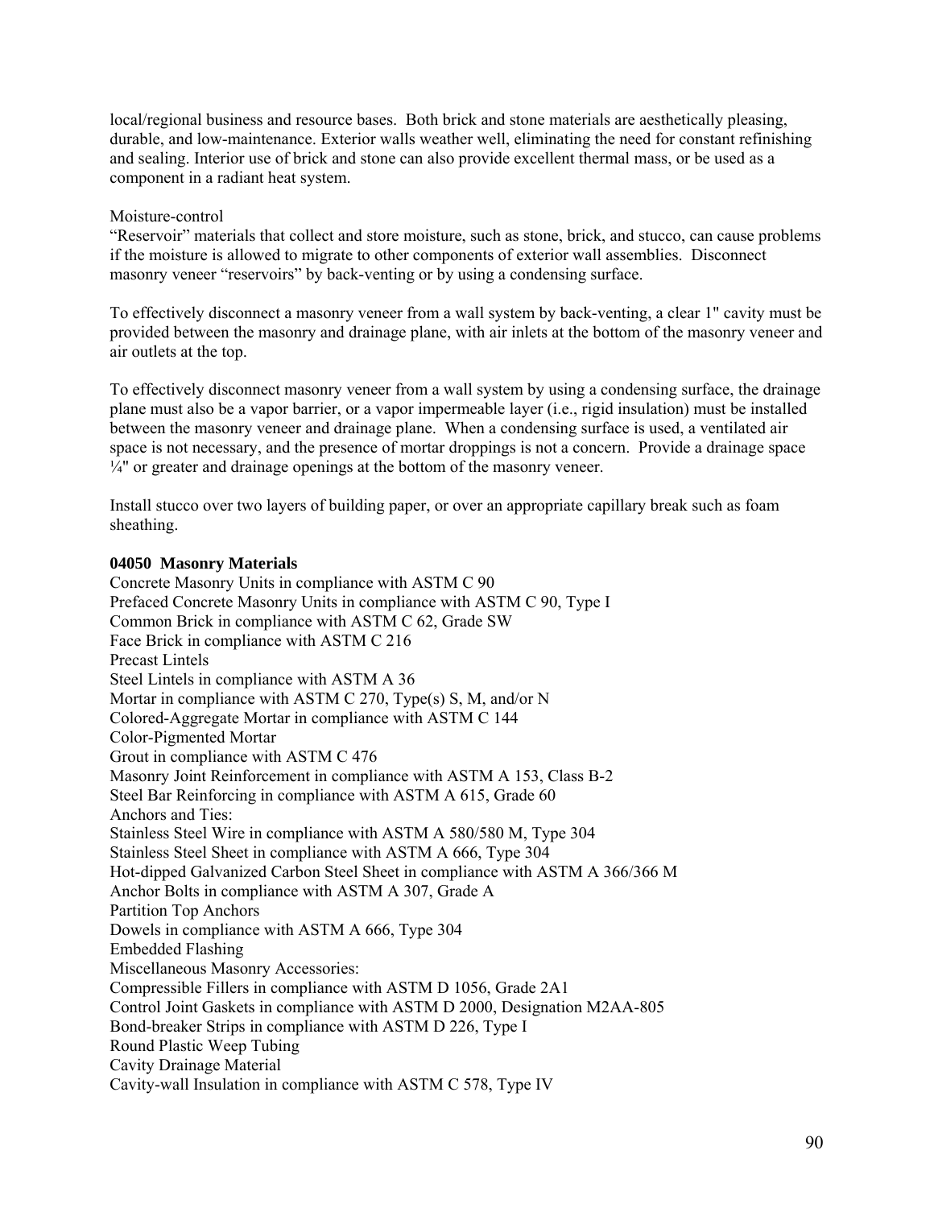local/regional business and resource bases. Both brick and stone materials are aesthetically pleasing, durable, and low-maintenance. Exterior walls weather well, eliminating the need for constant refinishing and sealing. Interior use of brick and stone can also provide excellent thermal mass, or be used as a component in a radiant heat system.

Moisture-control

"Reservoir" materials that collect and store moisture, such as stone, brick, and stucco, can cause problems if the moisture is allowed to migrate to other components of exterior wall assemblies. Disconnect masonry veneer "reservoirs" by back-venting or by using a condensing surface.

To effectively disconnect a masonry veneer from a wall system by back-venting, a clear 1" cavity must be provided between the masonry and drainage plane, with air inlets at the bottom of the masonry veneer and air outlets at the top.

To effectively disconnect masonry veneer from a wall system by using a condensing surface, the drainage plane must also be a vapor barrier, or a vapor impermeable layer (i.e., rigid insulation) must be installed between the masonry veneer and drainage plane. When a condensing surface is used, a ventilated air space is not necessary, and the presence of mortar droppings is not a concern. Provide a drainage space ¼" or greater and drainage openings at the bottom of the masonry veneer.

Install stucco over two layers of building paper, or over an appropriate capillary break such as foam sheathing.

**04050 Masonry Materials**

Concrete Masonry Units in compliance with ASTM C 90
Prefaced Concrete Masonry Units in compliance with ASTM C 90, Type I
Common Brick in compliance with ASTM C 62, Grade SW
Face Brick in compliance with ASTM C 216
Precast Lintels
Steel Lintels in compliance with ASTM A 36
Mortar in compliance with ASTM C 270, Type(s) S, M, and/or N
Colored-Aggregate Mortar in compliance with ASTM C 144
Color-Pigmented Mortar
Grout in compliance with ASTM C 476
Masonry Joint Reinforcement in compliance with ASTM A 153, Class B-2
Steel Bar Reinforcing in compliance with ASTM A 615, Grade 60
Anchors and Ties:
Stainless Steel Wire in compliance with ASTM A 580/580 M, Type 304
Stainless Steel Sheet in compliance with ASTM A 666, Type 304
Hot-dipped Galvanized Carbon Steel Sheet in compliance with ASTM A 366/366 M
Anchor Bolts in compliance with ASTM A 307, Grade A
Partition Top Anchors
Dowels in compliance with ASTM A 666, Type 304
Embedded Flashing
Miscellaneous Masonry Accessories:
Compressible Fillers in compliance with ASTM D 1056, Grade 2A1
Control Joint Gaskets in compliance with ASTM D 2000, Designation M2AA-805
Bond-breaker Strips in compliance with ASTM D 226, Type I
Round Plastic Weep Tubing
Cavity Drainage Material
Cavity-wall Insulation in compliance with ASTM C 578, Type IV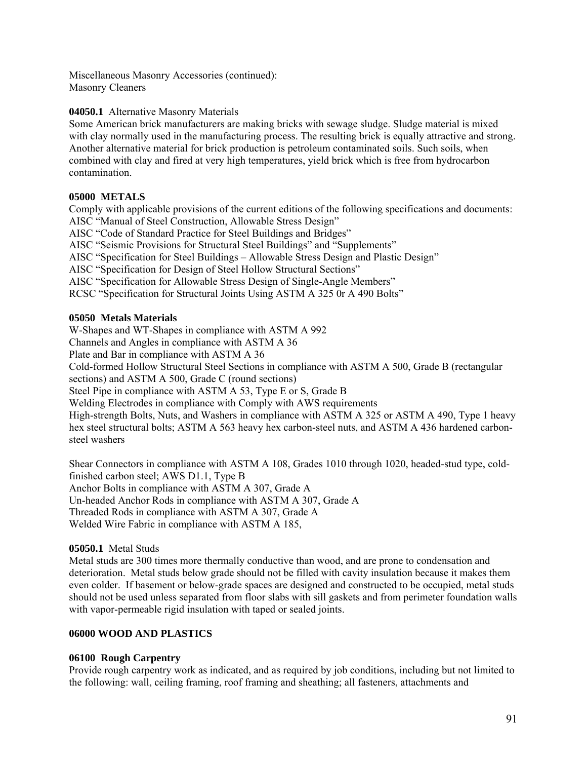Miscellaneous Masonry Accessories (continued):
Masonry Cleaners

**04050.1** Alternative Masonry Materials
Some American brick manufacturers are making bricks with sewage sludge. Sludge material is mixed with clay normally used in the manufacturing process. The resulting brick is equally attractive and strong. Another alternative material for brick production is petroleum contaminated soils. Such soils, when combined with clay and fired at very high temperatures, yield brick which is free from hydrocarbon contamination.

**05000 METALS**
Comply with applicable provisions of the current editions of the following specifications and documents:
AISC "Manual of Steel Construction, Allowable Stress Design"
AISC "Code of Standard Practice for Steel Buildings and Bridges"
AISC "Seismic Provisions for Structural Steel Buildings" and "Supplements"
AISC "Specification for Steel Buildings – Allowable Stress Design and Plastic Design"
AISC "Specification for Design of Steel Hollow Structural Sections"
AISC "Specification for Allowable Stress Design of Single-Angle Members"
RCSC "Specification for Structural Joints Using ASTM A 325 0r A 490 Bolts"

**05050 Metals Materials**
W-Shapes and WT-Shapes in compliance with ASTM A 992
Channels and Angles in compliance with ASTM A 36
Plate and Bar in compliance with ASTM A 36
Cold-formed Hollow Structural Steel Sections in compliance with ASTM A 500, Grade B (rectangular sections) and ASTM A 500, Grade C (round sections)
Steel Pipe in compliance with ASTM A 53, Type E or S, Grade B
Welding Electrodes in compliance with Comply with AWS requirements
High-strength Bolts, Nuts, and Washers in compliance with ASTM A 325 or ASTM A 490, Type 1 heavy hex steel structural bolts; ASTM A 563 heavy hex carbon-steel nuts, and ASTM A 436 hardened carbon-steel washers

Shear Connectors in compliance with ASTM A 108, Grades 1010 through 1020, headed-stud type, cold-finished carbon steel; AWS D1.1, Type B
Anchor Bolts in compliance with ASTM A 307, Grade A
Un-headed Anchor Rods in compliance with ASTM A 307, Grade A
Threaded Rods in compliance with ASTM A 307, Grade A
Welded Wire Fabric in compliance with ASTM A 185,

**05050.1** Metal Studs
Metal studs are 300 times more thermally conductive than wood, and are prone to condensation and deterioration. Metal studs below grade should not be filled with cavity insulation because it makes them even colder. If basement or below-grade spaces are designed and constructed to be occupied, metal studs should not be used unless separated from floor slabs with sill gaskets and from perimeter foundation walls with vapor-permeable rigid insulation with taped or sealed joints.

**06000 WOOD AND PLASTICS**

**06100 Rough Carpentry**
Provide rough carpentry work as indicated, and as required by job conditions, including but not limited to the following: wall, ceiling framing, roof framing and sheathing; all fasteners, attachments and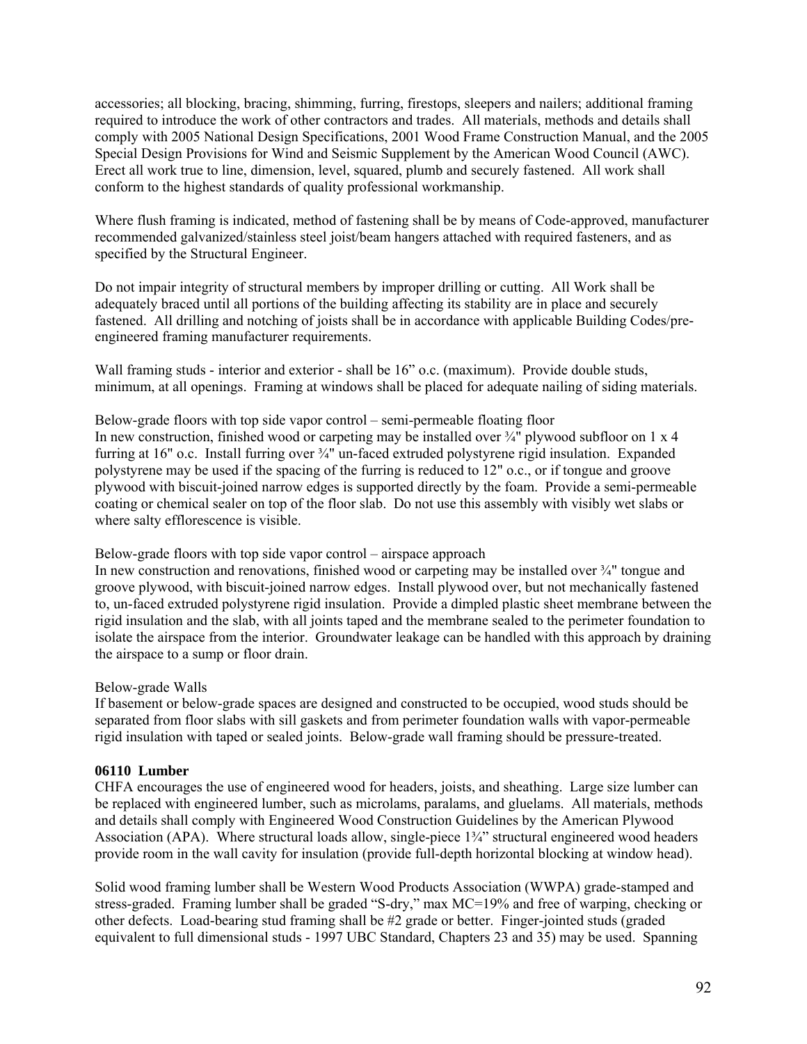accessories; all blocking, bracing, shimming, furring, firestops, sleepers and nailers; additional framing required to introduce the work of other contractors and trades. All materials, methods and details shall comply with 2005 National Design Specifications, 2001 Wood Frame Construction Manual, and the 2005 Special Design Provisions for Wind and Seismic Supplement by the American Wood Council (AWC). Erect all work true to line, dimension, level, squared, plumb and securely fastened. All work shall conform to the highest standards of quality professional workmanship.

Where flush framing is indicated, method of fastening shall be by means of Code-approved, manufacturer recommended galvanized/stainless steel joist/beam hangers attached with required fasteners, and as specified by the Structural Engineer.

Do not impair integrity of structural members by improper drilling or cutting. All Work shall be adequately braced until all portions of the building affecting its stability are in place and securely fastened. All drilling and notching of joists shall be in accordance with applicable Building Codes/pre-engineered framing manufacturer requirements.

Wall framing studs - interior and exterior - shall be 16" o.c. (maximum). Provide double studs, minimum, at all openings. Framing at windows shall be placed for adequate nailing of siding materials.

Below-grade floors with top side vapor control – semi-permeable floating floor
In new construction, finished wood or carpeting may be installed over ¾" plywood subfloor on 1 x 4 furring at 16" o.c. Install furring over ¾" un-faced extruded polystyrene rigid insulation. Expanded polystyrene may be used if the spacing of the furring is reduced to 12" o.c., or if tongue and groove plywood with biscuit-joined narrow edges is supported directly by the foam. Provide a semi-permeable coating or chemical sealer on top of the floor slab. Do not use this assembly with visibly wet slabs or where salty efflorescence is visible.

Below-grade floors with top side vapor control – airspace approach
In new construction and renovations, finished wood or carpeting may be installed over ¾" tongue and groove plywood, with biscuit-joined narrow edges. Install plywood over, but not mechanically fastened to, un-faced extruded polystyrene rigid insulation. Provide a dimpled plastic sheet membrane between the rigid insulation and the slab, with all joints taped and the membrane sealed to the perimeter foundation to isolate the airspace from the interior. Groundwater leakage can be handled with this approach by draining the airspace to a sump or floor drain.

Below-grade Walls
If basement or below-grade spaces are designed and constructed to be occupied, wood studs should be separated from floor slabs with sill gaskets and from perimeter foundation walls with vapor-permeable rigid insulation with taped or sealed joints. Below-grade wall framing should be pressure-treated.

**06110 Lumber**

CHFA encourages the use of engineered wood for headers, joists, and sheathing. Large size lumber can be replaced with engineered lumber, such as microlams, paralams, and gluelams. All materials, methods and details shall comply with Engineered Wood Construction Guidelines by the American Plywood Association (APA). Where structural loads allow, single-piece 1¾" structural engineered wood headers provide room in the wall cavity for insulation (provide full-depth horizontal blocking at window head).

Solid wood framing lumber shall be Western Wood Products Association (WWPA) grade-stamped and stress-graded. Framing lumber shall be graded "S-dry," max MC=19% and free of warping, checking or other defects. Load-bearing stud framing shall be #2 grade or better. Finger-jointed studs (graded equivalent to full dimensional studs - 1997 UBC Standard, Chapters 23 and 35) may be used. Spanning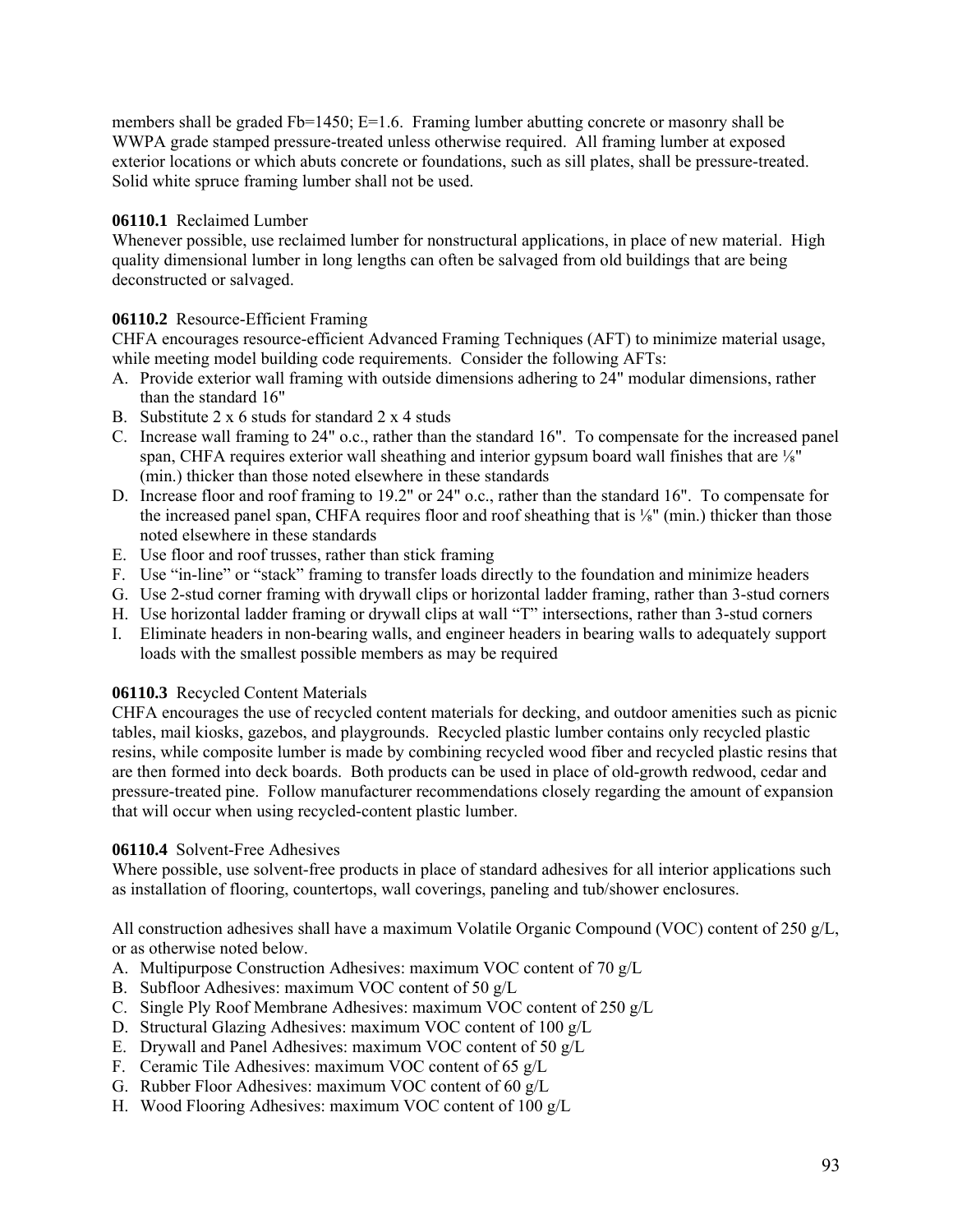members shall be graded Fb=1450; E=1.6. Framing lumber abutting concrete or masonry shall be WWPA grade stamped pressure-treated unless otherwise required. All framing lumber at exposed exterior locations or which abuts concrete or foundations, such as sill plates, shall be pressure-treated. Solid white spruce framing lumber shall not be used.

**06110.1** Reclaimed Lumber

Whenever possible, use reclaimed lumber for nonstructural applications, in place of new material. High quality dimensional lumber in long lengths can often be salvaged from old buildings that are being deconstructed or salvaged.

**06110.2** Resource-Efficient Framing

CHFA encourages resource-efficient Advanced Framing Techniques (AFT) to minimize material usage, while meeting model building code requirements. Consider the following AFTs:

A. Provide exterior wall framing with outside dimensions adhering to 24" modular dimensions, rather than the standard 16"
B. Substitute 2 x 6 studs for standard 2 x 4 studs
C. Increase wall framing to 24" o.c., rather than the standard 16". To compensate for the increased panel span, CHFA requires exterior wall sheathing and interior gypsum board wall finishes that are ⅛" (min.) thicker than those noted elsewhere in these standards
D. Increase floor and roof framing to 19.2" or 24" o.c., rather than the standard 16". To compensate for the increased panel span, CHFA requires floor and roof sheathing that is ⅛" (min.) thicker than those noted elsewhere in these standards
E. Use floor and roof trusses, rather than stick framing
F. Use "in-line" or "stack" framing to transfer loads directly to the foundation and minimize headers
G. Use 2-stud corner framing with drywall clips or horizontal ladder framing, rather than 3-stud corners
H. Use horizontal ladder framing or drywall clips at wall "T" intersections, rather than 3-stud corners
I. Eliminate headers in non-bearing walls, and engineer headers in bearing walls to adequately support loads with the smallest possible members as may be required

**06110.3** Recycled Content Materials

CHFA encourages the use of recycled content materials for decking, and outdoor amenities such as picnic tables, mail kiosks, gazebos, and playgrounds. Recycled plastic lumber contains only recycled plastic resins, while composite lumber is made by combining recycled wood fiber and recycled plastic resins that are then formed into deck boards. Both products can be used in place of old-growth redwood, cedar and pressure-treated pine. Follow manufacturer recommendations closely regarding the amount of expansion that will occur when using recycled-content plastic lumber.

**06110.4** Solvent-Free Adhesives

Where possible, use solvent-free products in place of standard adhesives for all interior applications such as installation of flooring, countertops, wall coverings, paneling and tub/shower enclosures.

All construction adhesives shall have a maximum Volatile Organic Compound (VOC) content of 250 g/L, or as otherwise noted below.

A. Multipurpose Construction Adhesives: maximum VOC content of 70 g/L
B. Subfloor Adhesives: maximum VOC content of 50 g/L
C. Single Ply Roof Membrane Adhesives: maximum VOC content of 250 g/L
D. Structural Glazing Adhesives: maximum VOC content of 100 g/L
E. Drywall and Panel Adhesives: maximum VOC content of 50 g/L
F. Ceramic Tile Adhesives: maximum VOC content of 65 g/L
G. Rubber Floor Adhesives: maximum VOC content of 60 g/L
H. Wood Flooring Adhesives: maximum VOC content of 100 g/L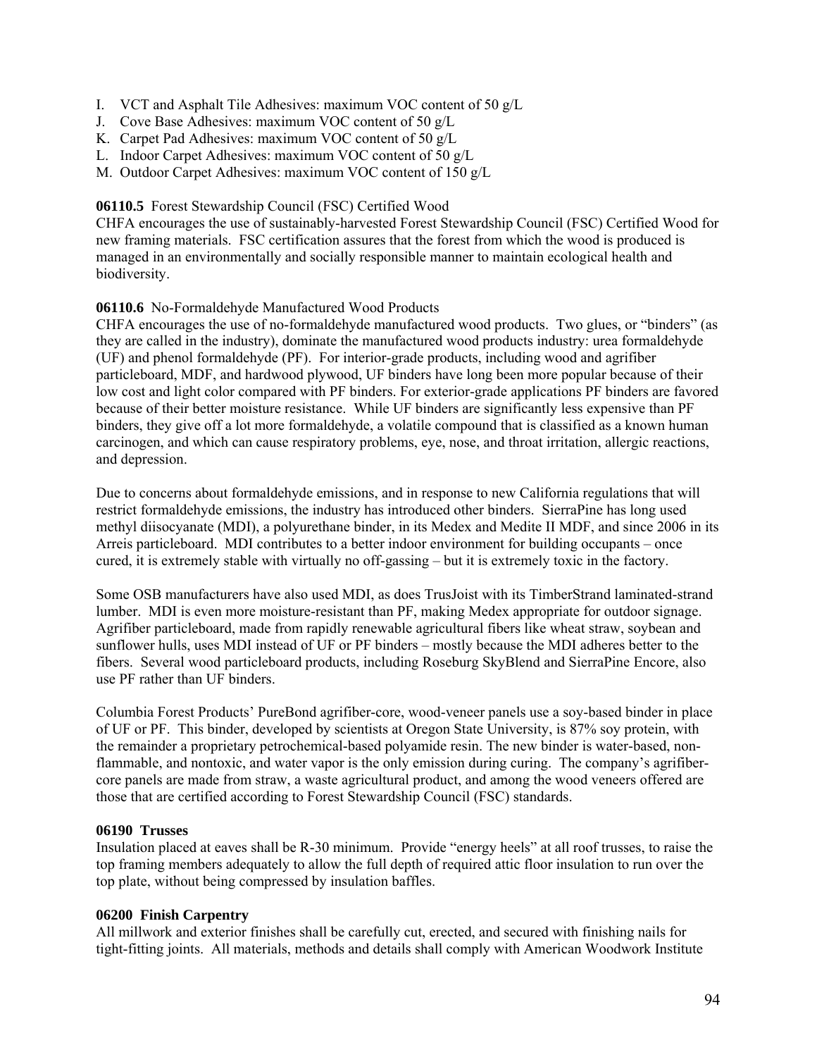I. VCT and Asphalt Tile Adhesives: maximum VOC content of 50 g/L
J. Cove Base Adhesives: maximum VOC content of 50 g/L
K. Carpet Pad Adhesives: maximum VOC content of 50 g/L
L. Indoor Carpet Adhesives: maximum VOC content of 50 g/L
M. Outdoor Carpet Adhesives: maximum VOC content of 150 g/L

**06110.5** Forest Stewardship Council (FSC) Certified Wood
CHFA encourages the use of sustainably-harvested Forest Stewardship Council (FSC) Certified Wood for new framing materials. FSC certification assures that the forest from which the wood is produced is managed in an environmentally and socially responsible manner to maintain ecological health and biodiversity.

**06110.6** No-Formaldehyde Manufactured Wood Products
CHFA encourages the use of no-formaldehyde manufactured wood products. Two glues, or "binders" (as they are called in the industry), dominate the manufactured wood products industry: urea formaldehyde (UF) and phenol formaldehyde (PF). For interior-grade products, including wood and agrifiber particleboard, MDF, and hardwood plywood, UF binders have long been more popular because of their low cost and light color compared with PF binders. For exterior-grade applications PF binders are favored because of their better moisture resistance. While UF binders are significantly less expensive than PF binders, they give off a lot more formaldehyde, a volatile compound that is classified as a known human carcinogen, and which can cause respiratory problems, eye, nose, and throat irritation, allergic reactions, and depression.

Due to concerns about formaldehyde emissions, and in response to new California regulations that will restrict formaldehyde emissions, the industry has introduced other binders. SierraPine has long used methyl diisocyanate (MDI), a polyurethane binder, in its Medex and Medite II MDF, and since 2006 in its Arreis particleboard. MDI contributes to a better indoor environment for building occupants – once cured, it is extremely stable with virtually no off-gassing – but it is extremely toxic in the factory.

Some OSB manufacturers have also used MDI, as does TrusJoist with its TimberStrand laminated-strand lumber. MDI is even more moisture-resistant than PF, making Medex appropriate for outdoor signage. Agrifiber particleboard, made from rapidly renewable agricultural fibers like wheat straw, soybean and sunflower hulls, uses MDI instead of UF or PF binders – mostly because the MDI adheres better to the fibers. Several wood particleboard products, including Roseburg SkyBlend and SierraPine Encore, also use PF rather than UF binders.

Columbia Forest Products' PureBond agrifiber-core, wood-veneer panels use a soy-based binder in place of UF or PF. This binder, developed by scientists at Oregon State University, is 87% soy protein, with the remainder a proprietary petrochemical-based polyamide resin. The new binder is water-based, non-flammable, and nontoxic, and water vapor is the only emission during curing. The company's agrifiber-core panels are made from straw, a waste agricultural product, and among the wood veneers offered are those that are certified according to Forest Stewardship Council (FSC) standards.

**06190 Trusses**
Insulation placed at eaves shall be R-30 minimum. Provide "energy heels" at all roof trusses, to raise the top framing members adequately to allow the full depth of required attic floor insulation to run over the top plate, without being compressed by insulation baffles.

**06200 Finish Carpentry**
All millwork and exterior finishes shall be carefully cut, erected, and secured with finishing nails for tight-fitting joints. All materials, methods and details shall comply with American Woodwork Institute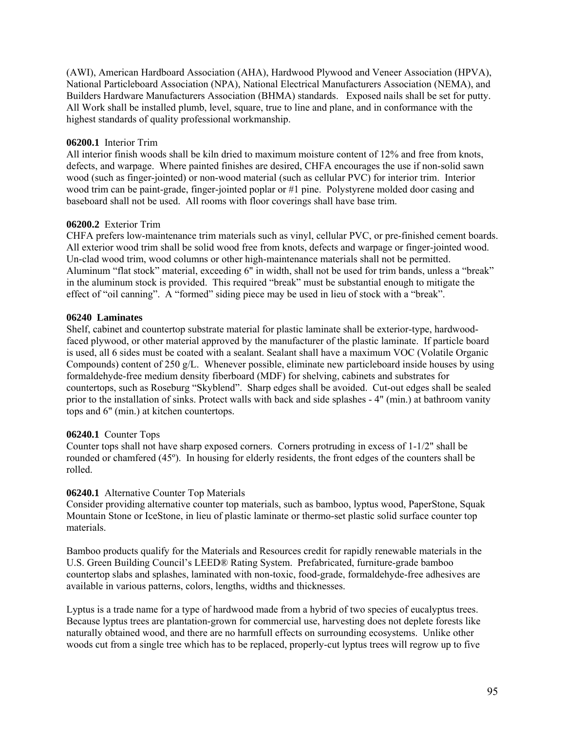(AWI), American Hardboard Association (AHA), Hardwood Plywood and Veneer Association (HPVA), National Particleboard Association (NPA), National Electrical Manufacturers Association (NEMA), and Builders Hardware Manufacturers Association (BHMA) standards. Exposed nails shall be set for putty. All Work shall be installed plumb, level, square, true to line and plane, and in conformance with the highest standards of quality professional workmanship.

**06200.1** Interior Trim
All interior finish woods shall be kiln dried to maximum moisture content of 12% and free from knots, defects, and warpage. Where painted finishes are desired, CHFA encourages the use if non-solid sawn wood (such as finger-jointed) or non-wood material (such as cellular PVC) for interior trim. Interior wood trim can be paint-grade, finger-jointed poplar or #1 pine. Polystyrene molded door casing and baseboard shall not be used. All rooms with floor coverings shall have base trim.

**06200.2** Exterior Trim
CHFA prefers low-maintenance trim materials such as vinyl, cellular PVC, or pre-finished cement boards. All exterior wood trim shall be solid wood free from knots, defects and warpage or finger-jointed wood. Un-clad wood trim, wood columns or other high-maintenance materials shall not be permitted. Aluminum "flat stock" material, exceeding 6" in width, shall not be used for trim bands, unless a "break" in the aluminum stock is provided. This required "break" must be substantial enough to mitigate the effect of "oil canning". A "formed" siding piece may be used in lieu of stock with a "break".

**06240 Laminates**
Shelf, cabinet and countertop substrate material for plastic laminate shall be exterior-type, hardwood-faced plywood, or other material approved by the manufacturer of the plastic laminate. If particle board is used, all 6 sides must be coated with a sealant. Sealant shall have a maximum VOC (Volatile Organic Compounds) content of 250 g/L. Whenever possible, eliminate new particleboard inside houses by using formaldehyde-free medium density fiberboard (MDF) for shelving, cabinets and substrates for countertops, such as Roseburg "Skyblend". Sharp edges shall be avoided. Cut-out edges shall be sealed prior to the installation of sinks. Protect walls with back and side splashes - 4" (min.) at bathroom vanity tops and 6" (min.) at kitchen countertops.

**06240.1** Counter Tops
Counter tops shall not have sharp exposed corners. Corners protruding in excess of 1-1/2" shall be rounded or chamfered (45º). In housing for elderly residents, the front edges of the counters shall be rolled.

**06240.1** Alternative Counter Top Materials
Consider providing alternative counter top materials, such as bamboo, lyptus wood, PaperStone, Squak Mountain Stone or IceStone, in lieu of plastic laminate or thermo-set plastic solid surface counter top materials.

Bamboo products qualify for the Materials and Resources credit for rapidly renewable materials in the U.S. Green Building Council's LEED® Rating System. Prefabricated, furniture-grade bamboo countertop slabs and splashes, laminated with non-toxic, food-grade, formaldehyde-free adhesives are available in various patterns, colors, lengths, widths and thicknesses.

Lyptus is a trade name for a type of hardwood made from a hybrid of two species of eucalyptus trees. Because lyptus trees are plantation-grown for commercial use, harvesting does not deplete forests like naturally obtained wood, and there are no harmfull effects on surrounding ecosystems. Unlike other woods cut from a single tree which has to be replaced, properly-cut lyptus trees will regrow up to five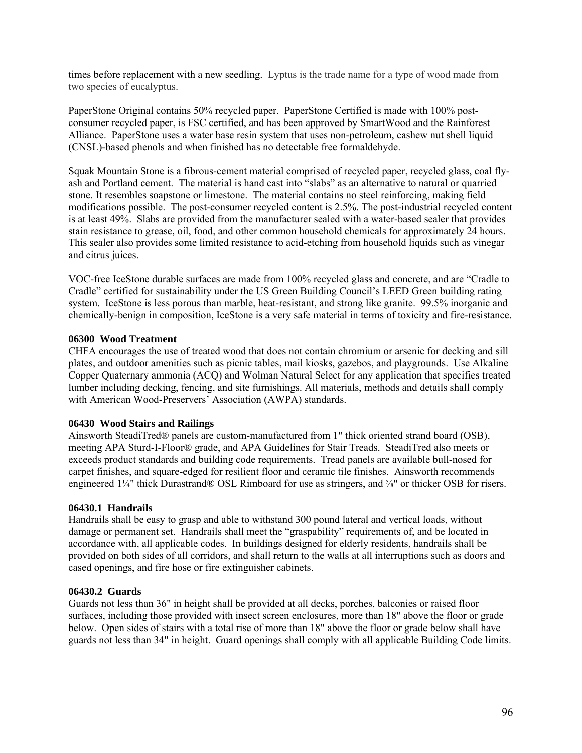times before replacement with a new seedling. Lyptus is the trade name for a type of wood made from two species of eucalyptus.

PaperStone Original contains 50% recycled paper. PaperStone Certified is made with 100% post-consumer recycled paper, is FSC certified, and has been approved by SmartWood and the Rainforest Alliance. PaperStone uses a water base resin system that uses non-petroleum, cashew nut shell liquid (CNSL)-based phenols and when finished has no detectable free formaldehyde.

Squak Mountain Stone is a fibrous-cement material comprised of recycled paper, recycled glass, coal fly-ash and Portland cement. The material is hand cast into "slabs" as an alternative to natural or quarried stone. It resembles soapstone or limestone. The material contains no steel reinforcing, making field modifications possible. The post-consumer recycled content is 2.5%. The post-industrial recycled content is at least 49%. Slabs are provided from the manufacturer sealed with a water-based sealer that provides stain resistance to grease, oil, food, and other common household chemicals for approximately 24 hours. This sealer also provides some limited resistance to acid-etching from household liquids such as vinegar and citrus juices.

VOC-free IceStone durable surfaces are made from 100% recycled glass and concrete, and are "Cradle to Cradle" certified for sustainability under the US Green Building Council's LEED Green building rating system. IceStone is less porous than marble, heat-resistant, and strong like granite. 99.5% inorganic and chemically-benign in composition, IceStone is a very safe material in terms of toxicity and fire-resistance.

**06300 Wood Treatment**

CHFA encourages the use of treated wood that does not contain chromium or arsenic for decking and sill plates, and outdoor amenities such as picnic tables, mail kiosks, gazebos, and playgrounds. Use Alkaline Copper Quaternary ammonia (ACQ) and Wolman Natural Select for any application that specifies treated lumber including decking, fencing, and site furnishings. All materials, methods and details shall comply with American Wood-Preservers' Association (AWPA) standards.

**06430 Wood Stairs and Railings**

Ainsworth SteadiTred® panels are custom-manufactured from 1" thick oriented strand board (OSB), meeting APA Sturd-I-Floor® grade, and APA Guidelines for Stair Treads. SteadiTred also meets or exceeds product standards and building code requirements. Tread panels are available bull-nosed for carpet finishes, and square-edged for resilient floor and ceramic tile finishes. Ainsworth recommends engineered 1¼" thick Durastrand® OSL Rimboard for use as stringers, and ⅝" or thicker OSB for risers.

**06430.1 Handrails**

Handrails shall be easy to grasp and able to withstand 300 pound lateral and vertical loads, without damage or permanent set. Handrails shall meet the "graspability" requirements of, and be located in accordance with, all applicable codes. In buildings designed for elderly residents, handrails shall be provided on both sides of all corridors, and shall return to the walls at all interruptions such as doors and cased openings, and fire hose or fire extinguisher cabinets.

**06430.2 Guards**

Guards not less than 36" in height shall be provided at all decks, porches, balconies or raised floor surfaces, including those provided with insect screen enclosures, more than 18" above the floor or grade below. Open sides of stairs with a total rise of more than 18" above the floor or grade below shall have guards not less than 34" in height. Guard openings shall comply with all applicable Building Code limits.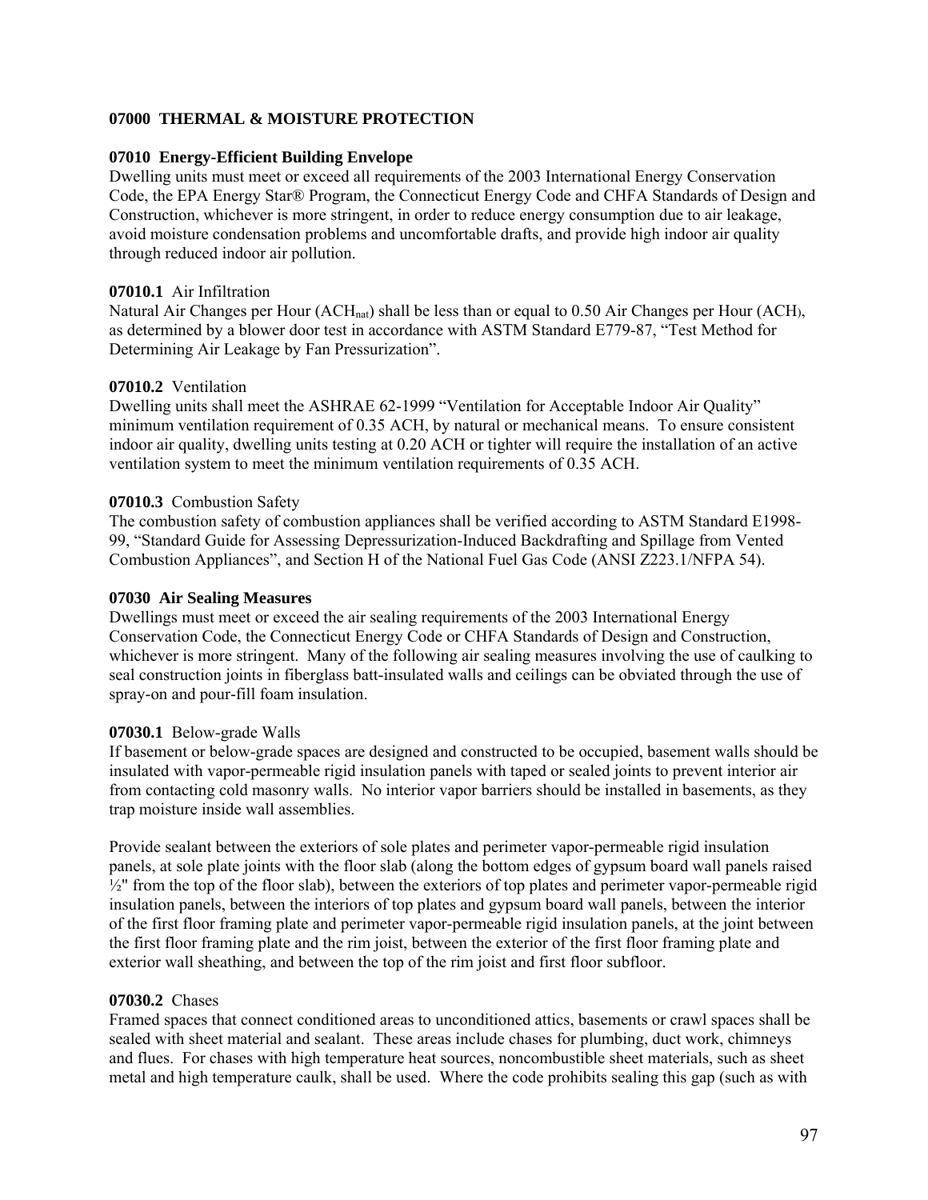## 07000 THERMAL & MOISTURE PROTECTION

### 07010 Energy-Efficient Building Envelope

Dwelling units must meet or exceed all requirements of the 2003 International Energy Conservation Code, the EPA Energy Star® Program, the Connecticut Energy Code and CHFA Standards of Design and Construction, whichever is more stringent, in order to reduce energy consumption due to air leakage, avoid moisture condensation problems and uncomfortable drafts, and provide high indoor air quality through reduced indoor air pollution.

**07010.1** Air Infiltration

Natural Air Changes per Hour ($ACH_{nat}$) shall be less than or equal to 0.50 Air Changes per Hour (ACH), as determined by a blower door test in accordance with ASTM Standard E779-87, "Test Method for Determining Air Leakage by Fan Pressurization".

**07010.2** Ventilation

Dwelling units shall meet the ASHRAE 62-1999 "Ventilation for Acceptable Indoor Air Quality" minimum ventilation requirement of 0.35 ACH, by natural or mechanical means. To ensure consistent indoor air quality, dwelling units testing at 0.20 ACH or tighter will require the installation of an active ventilation system to meet the minimum ventilation requirements of 0.35 ACH.

**07010.3** Combustion Safety

The combustion safety of combustion appliances shall be verified according to ASTM Standard E1998-99, "Standard Guide for Assessing Depressurization-Induced Backdrafting and Spillage from Vented Combustion Appliances", and Section H of the National Fuel Gas Code (ANSI Z223.1/NFPA 54).

### 07030 Air Sealing Measures

Dwellings must meet or exceed the air sealing requirements of the 2003 International Energy Conservation Code, the Connecticut Energy Code or CHFA Standards of Design and Construction, whichever is more stringent. Many of the following air sealing measures involving the use of caulking to seal construction joints in fiberglass batt-insulated walls and ceilings can be obviated through the use of spray-on and pour-fill foam insulation.

**07030.1** Below-grade Walls

If basement or below-grade spaces are designed and constructed to be occupied, basement walls should be insulated with vapor-permeable rigid insulation panels with taped or sealed joints to prevent interior air from contacting cold masonry walls. No interior vapor barriers should be installed in basements, as they trap moisture inside wall assemblies.

Provide sealant between the exteriors of sole plates and perimeter vapor-permeable rigid insulation panels, at sole plate joints with the floor slab (along the bottom edges of gypsum board wall panels raised ½" from the top of the floor slab), between the exteriors of top plates and perimeter vapor-permeable rigid insulation panels, between the interiors of top plates and gypsum board wall panels, between the interior of the first floor framing plate and perimeter vapor-permeable rigid insulation panels, at the joint between the first floor framing plate and the rim joist, between the exterior of the first floor framing plate and exterior wall sheathing, and between the top of the rim joist and first floor subfloor.

**07030.2** Chases

Framed spaces that connect conditioned areas to unconditioned attics, basements or crawl spaces shall be sealed with sheet material and sealant. These areas include chases for plumbing, duct work, chimneys and flues. For chases with high temperature heat sources, noncombustible sheet materials, such as sheet metal and high temperature caulk, shall be used. Where the code prohibits sealing this gap (such as with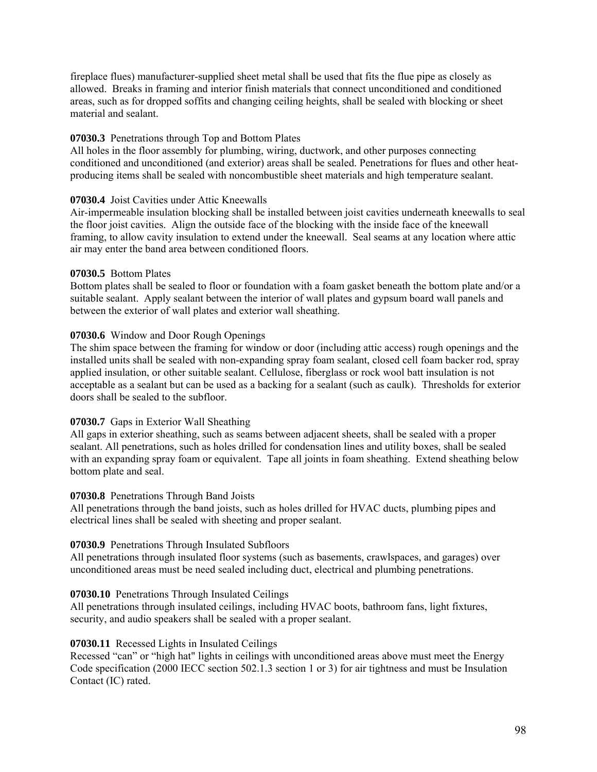fireplace flues) manufacturer-supplied sheet metal shall be used that fits the flue pipe as closely as allowed. Breaks in framing and interior finish materials that connect unconditioned and conditioned areas, such as for dropped soffits and changing ceiling heights, shall be sealed with blocking or sheet material and sealant.

**07030.3** Penetrations through Top and Bottom Plates
All holes in the floor assembly for plumbing, wiring, ductwork, and other purposes connecting conditioned and unconditioned (and exterior) areas shall be sealed. Penetrations for flues and other heat-producing items shall be sealed with noncombustible sheet materials and high temperature sealant.

**07030.4** Joist Cavities under Attic Kneewalls
Air-impermeable insulation blocking shall be installed between joist cavities underneath kneewalls to seal the floor joist cavities. Align the outside face of the blocking with the inside face of the kneewall framing, to allow cavity insulation to extend under the kneewall. Seal seams at any location where attic air may enter the band area between conditioned floors.

**07030.5** Bottom Plates
Bottom plates shall be sealed to floor or foundation with a foam gasket beneath the bottom plate and/or a suitable sealant. Apply sealant between the interior of wall plates and gypsum board wall panels and between the exterior of wall plates and exterior wall sheathing.

**07030.6** Window and Door Rough Openings
The shim space between the framing for window or door (including attic access) rough openings and the installed units shall be sealed with non-expanding spray foam sealant, closed cell foam backer rod, spray applied insulation, or other suitable sealant. Cellulose, fiberglass or rock wool batt insulation is not acceptable as a sealant but can be used as a backing for a sealant (such as caulk). Thresholds for exterior doors shall be sealed to the subfloor.

**07030.7** Gaps in Exterior Wall Sheathing
All gaps in exterior sheathing, such as seams between adjacent sheets, shall be sealed with a proper sealant. All penetrations, such as holes drilled for condensation lines and utility boxes, shall be sealed with an expanding spray foam or equivalent. Tape all joints in foam sheathing. Extend sheathing below bottom plate and seal.

**07030.8** Penetrations Through Band Joists
All penetrations through the band joists, such as holes drilled for HVAC ducts, plumbing pipes and electrical lines shall be sealed with sheeting and proper sealant.

**07030.9** Penetrations Through Insulated Subfloors
All penetrations through insulated floor systems (such as basements, crawlspaces, and garages) over unconditioned areas must be need sealed including duct, electrical and plumbing penetrations.

**07030.10** Penetrations Through Insulated Ceilings
All penetrations through insulated ceilings, including HVAC boots, bathroom fans, light fixtures, security, and audio speakers shall be sealed with a proper sealant.

**07030.11** Recessed Lights in Insulated Ceilings
Recessed "can" or "high hat" lights in ceilings with unconditioned areas above must meet the Energy Code specification (2000 IECC section 502.1.3 section 1 or 3) for air tightness and must be Insulation Contact (IC) rated.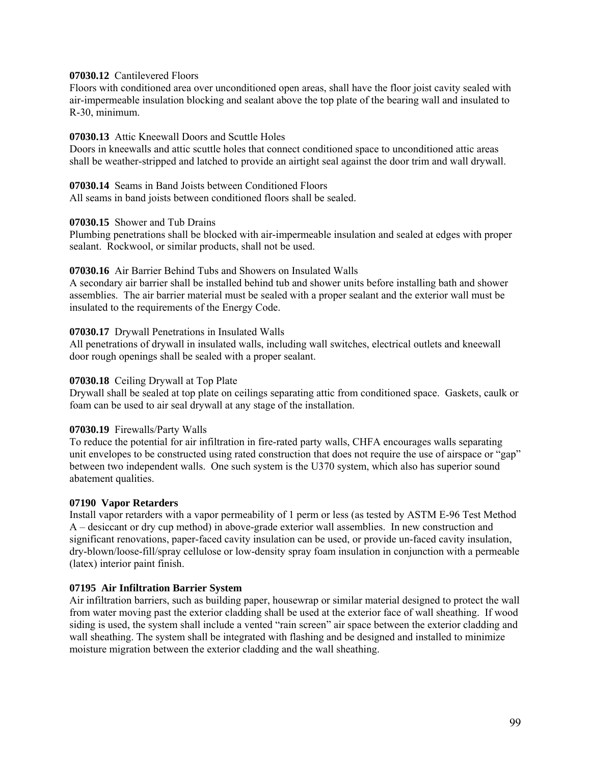**07030.12** Cantilevered Floors
Floors with conditioned area over unconditioned open areas, shall have the floor joist cavity sealed with air-impermeable insulation blocking and sealant above the top plate of the bearing wall and insulated to R-30, minimum.

**07030.13** Attic Kneewall Doors and Scuttle Holes
Doors in kneewalls and attic scuttle holes that connect conditioned space to unconditioned attic areas shall be weather-stripped and latched to provide an airtight seal against the door trim and wall drywall.

**07030.14** Seams in Band Joists between Conditioned Floors
All seams in band joists between conditioned floors shall be sealed.

**07030.15** Shower and Tub Drains
Plumbing penetrations shall be blocked with air-impermeable insulation and sealed at edges with proper sealant. Rockwool, or similar products, shall not be used.

**07030.16** Air Barrier Behind Tubs and Showers on Insulated Walls
A secondary air barrier shall be installed behind tub and shower units before installing bath and shower assemblies. The air barrier material must be sealed with a proper sealant and the exterior wall must be insulated to the requirements of the Energy Code.

**07030.17** Drywall Penetrations in Insulated Walls
All penetrations of drywall in insulated walls, including wall switches, electrical outlets and kneewall door rough openings shall be sealed with a proper sealant.

**07030.18** Ceiling Drywall at Top Plate
Drywall shall be sealed at top plate on ceilings separating attic from conditioned space. Gaskets, caulk or foam can be used to air seal drywall at any stage of the installation.

**07030.19** Firewalls/Party Walls
To reduce the potential for air infiltration in fire-rated party walls, CHFA encourages walls separating unit envelopes to be constructed using rated construction that does not require the use of airspace or "gap" between two independent walls. One such system is the U370 system, which also has superior sound abatement qualities.

**07190 Vapor Retarders**
Install vapor retarders with a vapor permeability of 1 perm or less (as tested by ASTM E-96 Test Method A – desiccant or dry cup method) in above-grade exterior wall assemblies. In new construction and significant renovations, paper-faced cavity insulation can be used, or provide un-faced cavity insulation, dry-blown/loose-fill/spray cellulose or low-density spray foam insulation in conjunction with a permeable (latex) interior paint finish.

**07195 Air Infiltration Barrier System**
Air infiltration barriers, such as building paper, housewrap or similar material designed to protect the wall from water moving past the exterior cladding shall be used at the exterior face of wall sheathing. If wood siding is used, the system shall include a vented "rain screen" air space between the exterior cladding and wall sheathing. The system shall be integrated with flashing and be designed and installed to minimize moisture migration between the exterior cladding and the wall sheathing.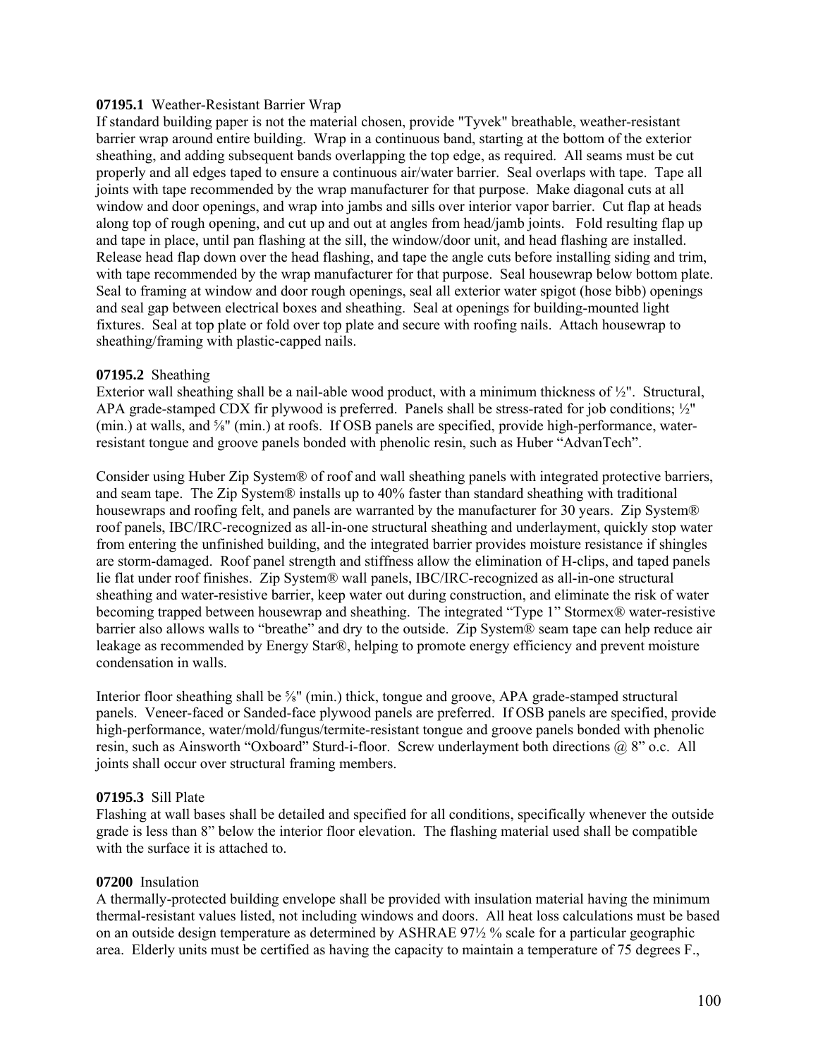**07195.1** Weather-Resistant Barrier Wrap
If standard building paper is not the material chosen, provide "Tyvek" breathable, weather-resistant barrier wrap around entire building. Wrap in a continuous band, starting at the bottom of the exterior sheathing, and adding subsequent bands overlapping the top edge, as required. All seams must be cut properly and all edges taped to ensure a continuous air/water barrier. Seal overlaps with tape. Tape all joints with tape recommended by the wrap manufacturer for that purpose. Make diagonal cuts at all window and door openings, and wrap into jambs and sills over interior vapor barrier. Cut flap at heads along top of rough opening, and cut up and out at angles from head/jamb joints. Fold resulting flap up and tape in place, until pan flashing at the sill, the window/door unit, and head flashing are installed. Release head flap down over the head flashing, and tape the angle cuts before installing siding and trim, with tape recommended by the wrap manufacturer for that purpose. Seal housewrap below bottom plate. Seal to framing at window and door rough openings, seal all exterior water spigot (hose bibb) openings and seal gap between electrical boxes and sheathing. Seal at openings for building-mounted light fixtures. Seal at top plate or fold over top plate and secure with roofing nails. Attach housewrap to sheathing/framing with plastic-capped nails.

**07195.2** Sheathing
Exterior wall sheathing shall be a nail-able wood product, with a minimum thickness of ½". Structural, APA grade-stamped CDX fir plywood is preferred. Panels shall be stress-rated for job conditions; ½" (min.) at walls, and ⅝" (min.) at roofs. If OSB panels are specified, provide high-performance, water-resistant tongue and groove panels bonded with phenolic resin, such as Huber "AdvanTech".

Consider using Huber Zip System® of roof and wall sheathing panels with integrated protective barriers, and seam tape. The Zip System® installs up to 40% faster than standard sheathing with traditional housewraps and roofing felt, and panels are warranted by the manufacturer for 30 years. Zip System® roof panels, IBC/IRC-recognized as all-in-one structural sheathing and underlayment, quickly stop water from entering the unfinished building, and the integrated barrier provides moisture resistance if shingles are storm-damaged. Roof panel strength and stiffness allow the elimination of H-clips, and taped panels lie flat under roof finishes. Zip System® wall panels, IBC/IRC-recognized as all-in-one structural sheathing and water-resistive barrier, keep water out during construction, and eliminate the risk of water becoming trapped between housewrap and sheathing. The integrated "Type 1" Stormex® water-resistive barrier also allows walls to "breathe" and dry to the outside. Zip System® seam tape can help reduce air leakage as recommended by Energy Star®, helping to promote energy efficiency and prevent moisture condensation in walls.

Interior floor sheathing shall be ⅝" (min.) thick, tongue and groove, APA grade-stamped structural panels. Veneer-faced or Sanded-face plywood panels are preferred. If OSB panels are specified, provide high-performance, water/mold/fungus/termite-resistant tongue and groove panels bonded with phenolic resin, such as Ainsworth "Oxboard" Sturd-i-floor. Screw underlayment both directions @ 8" o.c. All joints shall occur over structural framing members.

**07195.3** Sill Plate
Flashing at wall bases shall be detailed and specified for all conditions, specifically whenever the outside grade is less than 8" below the interior floor elevation. The flashing material used shall be compatible with the surface it is attached to.

**07200** Insulation
A thermally-protected building envelope shall be provided with insulation material having the minimum thermal-resistant values listed, not including windows and doors. All heat loss calculations must be based on an outside design temperature as determined by ASHRAE 97½ % scale for a particular geographic area. Elderly units must be certified as having the capacity to maintain a temperature of 75 degrees F.,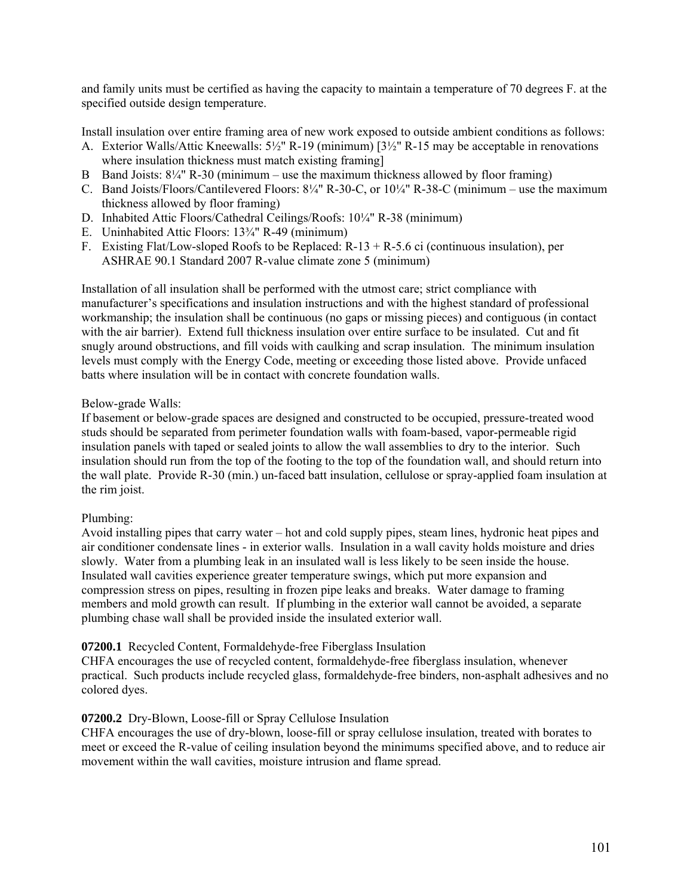and family units must be certified as having the capacity to maintain a temperature of 70 degrees F. at the specified outside design temperature.

Install insulation over entire framing area of new work exposed to outside ambient conditions as follows:

A. Exterior Walls/Attic Kneewalls: 5½" R-19 (minimum) [3½" R-15 may be acceptable in renovations where insulation thickness must match existing framing]
B Band Joists: 8¼" R-30 (minimum – use the maximum thickness allowed by floor framing)
C. Band Joists/Floors/Cantilevered Floors: 8¼" R-30-C, or 10¼" R-38-C (minimum – use the maximum thickness allowed by floor framing)
D. Inhabited Attic Floors/Cathedral Ceilings/Roofs: 10¼" R-38 (minimum)
E. Uninhabited Attic Floors: 13¾" R-49 (minimum)
F. Existing Flat/Low-sloped Roofs to be Replaced: R-13 + R-5.6 ci (continuous insulation), per ASHRAE 90.1 Standard 2007 R-value climate zone 5 (minimum)

Installation of all insulation shall be performed with the utmost care; strict compliance with manufacturer's specifications and insulation instructions and with the highest standard of professional workmanship; the insulation shall be continuous (no gaps or missing pieces) and contiguous (in contact with the air barrier). Extend full thickness insulation over entire surface to be insulated. Cut and fit snugly around obstructions, and fill voids with caulking and scrap insulation. The minimum insulation levels must comply with the Energy Code, meeting or exceeding those listed above. Provide unfaced batts where insulation will be in contact with concrete foundation walls.

Below-grade Walls:
If basement or below-grade spaces are designed and constructed to be occupied, pressure-treated wood studs should be separated from perimeter foundation walls with foam-based, vapor-permeable rigid insulation panels with taped or sealed joints to allow the wall assemblies to dry to the interior. Such insulation should run from the top of the footing to the top of the foundation wall, and should return into the wall plate. Provide R-30 (min.) un-faced batt insulation, cellulose or spray-applied foam insulation at the rim joist.

Plumbing:
Avoid installing pipes that carry water – hot and cold supply pipes, steam lines, hydronic heat pipes and air conditioner condensate lines - in exterior walls. Insulation in a wall cavity holds moisture and dries slowly. Water from a plumbing leak in an insulated wall is less likely to be seen inside the house. Insulated wall cavities experience greater temperature swings, which put more expansion and compression stress on pipes, resulting in frozen pipe leaks and breaks. Water damage to framing members and mold growth can result. If plumbing in the exterior wall cannot be avoided, a separate plumbing chase wall shall be provided inside the insulated exterior wall.

**07200.1** Recycled Content, Formaldehyde-free Fiberglass Insulation
CHFA encourages the use of recycled content, formaldehyde-free fiberglass insulation, whenever practical. Such products include recycled glass, formaldehyde-free binders, non-asphalt adhesives and no colored dyes.

**07200.2** Dry-Blown, Loose-fill or Spray Cellulose Insulation
CHFA encourages the use of dry-blown, loose-fill or spray cellulose insulation, treated with borates to meet or exceed the R-value of ceiling insulation beyond the minimums specified above, and to reduce air movement within the wall cavities, moisture intrusion and flame spread.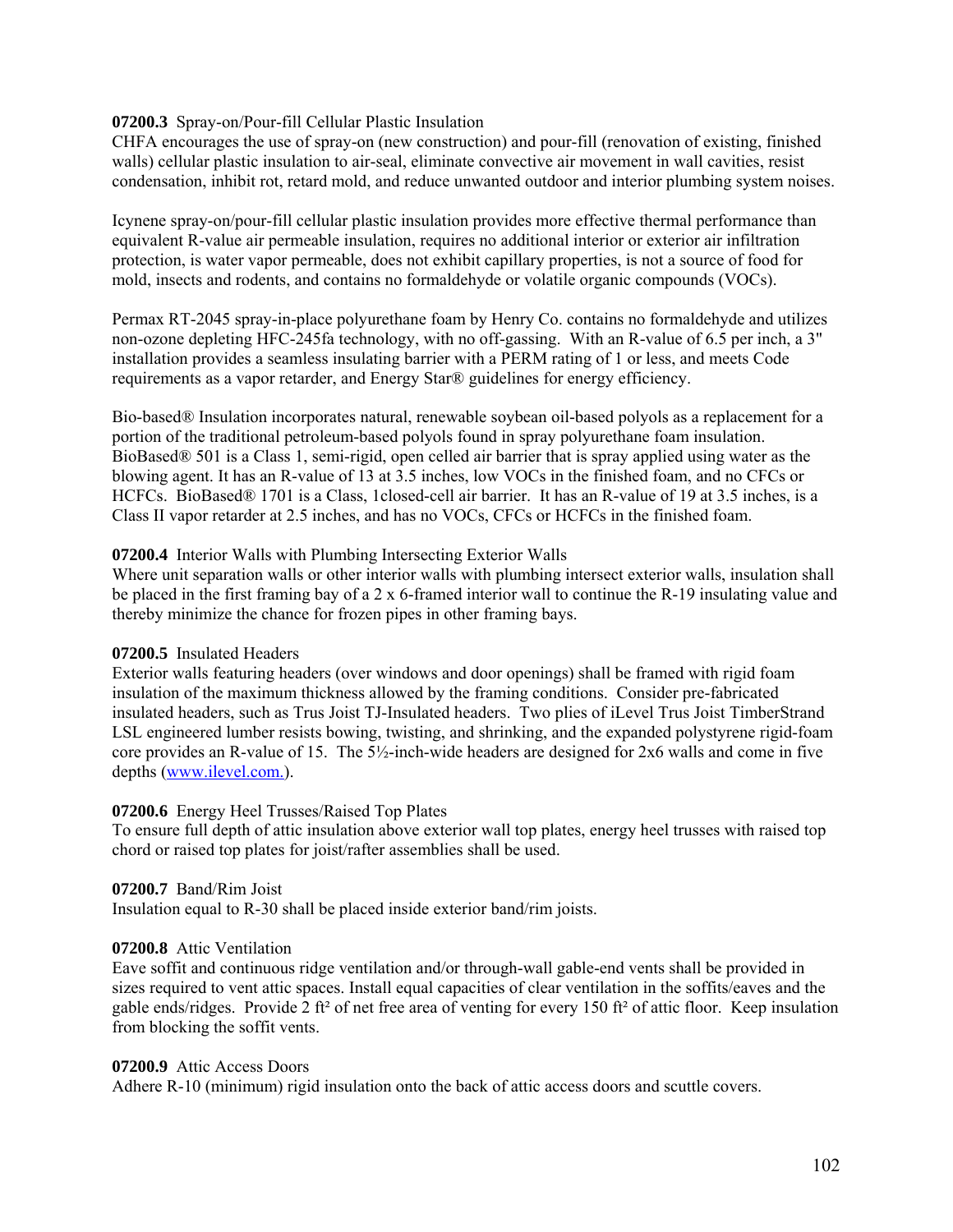**07200.3** Spray-on/Pour-fill Cellular Plastic Insulation
CHFA encourages the use of spray-on (new construction) and pour-fill (renovation of existing, finished walls) cellular plastic insulation to air-seal, eliminate convective air movement in wall cavities, resist condensation, inhibit rot, retard mold, and reduce unwanted outdoor and interior plumbing system noises.

Icynene spray-on/pour-fill cellular plastic insulation provides more effective thermal performance than equivalent R-value air permeable insulation, requires no additional interior or exterior air infiltration protection, is water vapor permeable, does not exhibit capillary properties, is not a source of food for mold, insects and rodents, and contains no formaldehyde or volatile organic compounds (VOCs).

Permax RT-2045 spray-in-place polyurethane foam by Henry Co. contains no formaldehyde and utilizes non-ozone depleting HFC-245fa technology, with no off-gassing. With an R-value of 6.5 per inch, a 3" installation provides a seamless insulating barrier with a PERM rating of 1 or less, and meets Code requirements as a vapor retarder, and Energy Star® guidelines for energy efficiency.

Bio-based® Insulation incorporates natural, renewable soybean oil-based polyols as a replacement for a portion of the traditional petroleum-based polyols found in spray polyurethane foam insulation. BioBased® 501 is a Class 1, semi-rigid, open celled air barrier that is spray applied using water as the blowing agent. It has an R-value of 13 at 3.5 inches, low VOCs in the finished foam, and no CFCs or HCFCs. BioBased® 1701 is a Class, 1closed-cell air barrier. It has an R-value of 19 at 3.5 inches, is a Class II vapor retarder at 2.5 inches, and has no VOCs, CFCs or HCFCs in the finished foam.

**07200.4** Interior Walls with Plumbing Intersecting Exterior Walls
Where unit separation walls or other interior walls with plumbing intersect exterior walls, insulation shall be placed in the first framing bay of a 2 x 6-framed interior wall to continue the R-19 insulating value and thereby minimize the chance for frozen pipes in other framing bays.

**07200.5** Insulated Headers
Exterior walls featuring headers (over windows and door openings) shall be framed with rigid foam insulation of the maximum thickness allowed by the framing conditions. Consider pre-fabricated insulated headers, such as Trus Joist TJ-Insulated headers. Two plies of iLevel Trus Joist TimberStrand LSL engineered lumber resists bowing, twisting, and shrinking, and the expanded polystyrene rigid-foam core provides an R-value of 15. The 5½-inch-wide headers are designed for 2x6 walls and come in five depths (www.ilevel.com.).

**07200.6** Energy Heel Trusses/Raised Top Plates
To ensure full depth of attic insulation above exterior wall top plates, energy heel trusses with raised top chord or raised top plates for joist/rafter assemblies shall be used.

**07200.7** Band/Rim Joist
Insulation equal to R-30 shall be placed inside exterior band/rim joists.

**07200.8** Attic Ventilation
Eave soffit and continuous ridge ventilation and/or through-wall gable-end vents shall be provided in sizes required to vent attic spaces. Install equal capacities of clear ventilation in the soffits/eaves and the gable ends/ridges. Provide 2 ft² of net free area of venting for every 150 ft² of attic floor. Keep insulation from blocking the soffit vents.

**07200.9** Attic Access Doors
Adhere R-10 (minimum) rigid insulation onto the back of attic access doors and scuttle covers.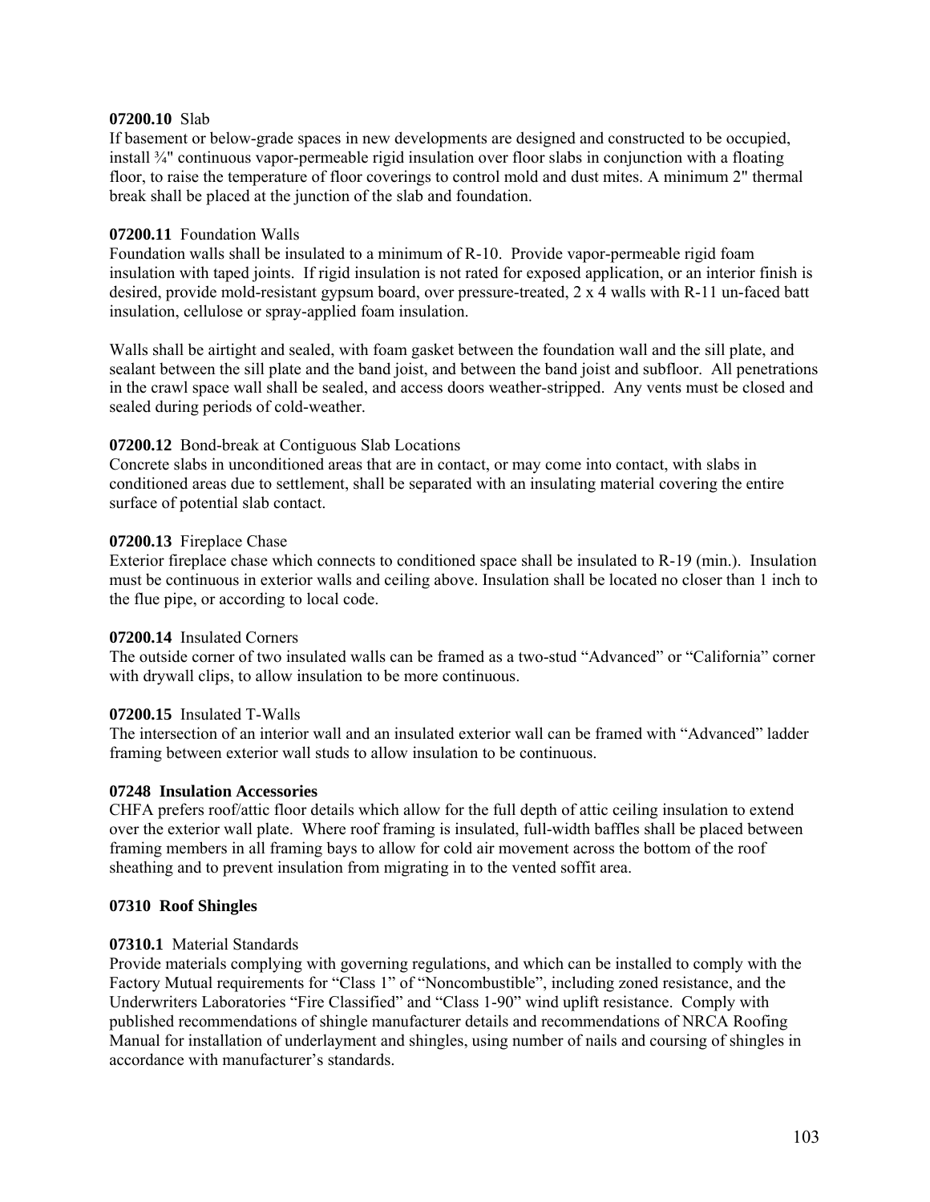**07200.10** Slab
If basement or below-grade spaces in new developments are designed and constructed to be occupied, install ¾" continuous vapor-permeable rigid insulation over floor slabs in conjunction with a floating floor, to raise the temperature of floor coverings to control mold and dust mites. A minimum 2" thermal break shall be placed at the junction of the slab and foundation.

**07200.11** Foundation Walls
Foundation walls shall be insulated to a minimum of R-10. Provide vapor-permeable rigid foam insulation with taped joints. If rigid insulation is not rated for exposed application, or an interior finish is desired, provide mold-resistant gypsum board, over pressure-treated, 2 x 4 walls with R-11 un-faced batt insulation, cellulose or spray-applied foam insulation.

Walls shall be airtight and sealed, with foam gasket between the foundation wall and the sill plate, and sealant between the sill plate and the band joist, and between the band joist and subfloor. All penetrations in the crawl space wall shall be sealed, and access doors weather-stripped. Any vents must be closed and sealed during periods of cold-weather.

**07200.12** Bond-break at Contiguous Slab Locations
Concrete slabs in unconditioned areas that are in contact, or may come into contact, with slabs in conditioned areas due to settlement, shall be separated with an insulating material covering the entire surface of potential slab contact.

**07200.13** Fireplace Chase
Exterior fireplace chase which connects to conditioned space shall be insulated to R-19 (min.). Insulation must be continuous in exterior walls and ceiling above. Insulation shall be located no closer than 1 inch to the flue pipe, or according to local code.

**07200.14** Insulated Corners
The outside corner of two insulated walls can be framed as a two-stud "Advanced" or "California" corner with drywall clips, to allow insulation to be more continuous.

**07200.15** Insulated T-Walls
The intersection of an interior wall and an insulated exterior wall can be framed with "Advanced" ladder framing between exterior wall studs to allow insulation to be continuous.

**07248 Insulation Accessories**
CHFA prefers roof/attic floor details which allow for the full depth of attic ceiling insulation to extend over the exterior wall plate. Where roof framing is insulated, full-width baffles shall be placed between framing members in all framing bays to allow for cold air movement across the bottom of the roof sheathing and to prevent insulation from migrating in to the vented soffit area.

**07310 Roof Shingles**

**07310.1** Material Standards
Provide materials complying with governing regulations, and which can be installed to comply with the Factory Mutual requirements for "Class 1" of "Noncombustible", including zoned resistance, and the Underwriters Laboratories "Fire Classified" and "Class 1-90" wind uplift resistance. Comply with published recommendations of shingle manufacturer details and recommendations of NRCA Roofing Manual for installation of underlayment and shingles, using number of nails and coursing of shingles in accordance with manufacturer's standards.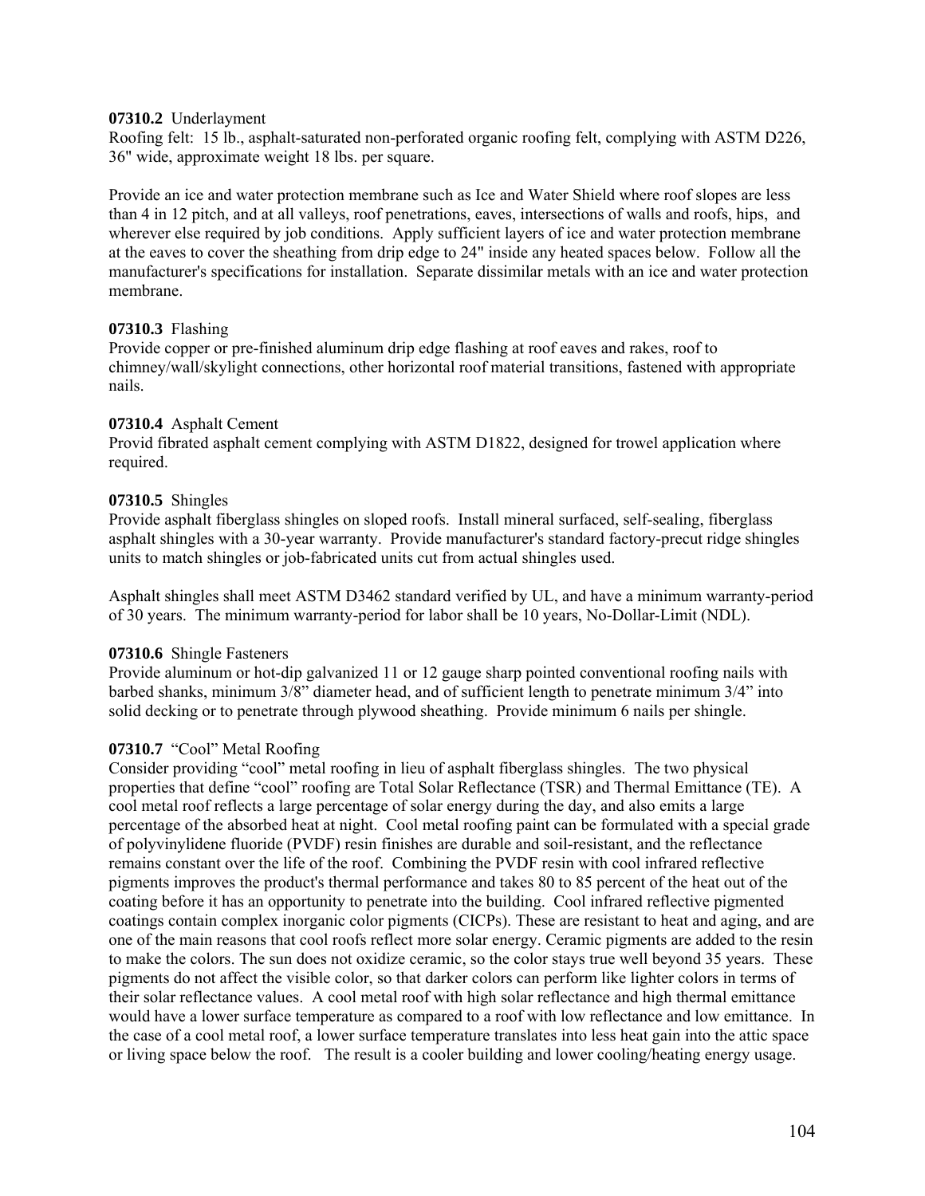**07310.2** Underlayment

Roofing felt: 15 lb., asphalt-saturated non-perforated organic roofing felt, complying with ASTM D226, 36" wide, approximate weight 18 lbs. per square.

Provide an ice and water protection membrane such as Ice and Water Shield where roof slopes are less than 4 in 12 pitch, and at all valleys, roof penetrations, eaves, intersections of walls and roofs, hips, and wherever else required by job conditions. Apply sufficient layers of ice and water protection membrane at the eaves to cover the sheathing from drip edge to 24" inside any heated spaces below. Follow all the manufacturer's specifications for installation. Separate dissimilar metals with an ice and water protection membrane.

**07310.3** Flashing

Provide copper or pre-finished aluminum drip edge flashing at roof eaves and rakes, roof to chimney/wall/skylight connections, other horizontal roof material transitions, fastened with appropriate nails.

**07310.4** Asphalt Cement

Provid fibrated asphalt cement complying with ASTM D1822, designed for trowel application where required.

**07310.5** Shingles

Provide asphalt fiberglass shingles on sloped roofs. Install mineral surfaced, self-sealing, fiberglass asphalt shingles with a 30-year warranty. Provide manufacturer's standard factory-precut ridge shingles units to match shingles or job-fabricated units cut from actual shingles used.

Asphalt shingles shall meet ASTM D3462 standard verified by UL, and have a minimum warranty-period of 30 years. The minimum warranty-period for labor shall be 10 years, No-Dollar-Limit (NDL).

**07310.6** Shingle Fasteners

Provide aluminum or hot-dip galvanized 11 or 12 gauge sharp pointed conventional roofing nails with barbed shanks, minimum 3/8" diameter head, and of sufficient length to penetrate minimum 3/4" into solid decking or to penetrate through plywood sheathing. Provide minimum 6 nails per shingle.

**07310.7** "Cool" Metal Roofing

Consider providing "cool" metal roofing in lieu of asphalt fiberglass shingles. The two physical properties that define "cool" roofing are Total Solar Reflectance (TSR) and Thermal Emittance (TE). A cool metal roof reflects a large percentage of solar energy during the day, and also emits a large percentage of the absorbed heat at night. Cool metal roofing paint can be formulated with a special grade of polyvinylidene fluoride (PVDF) resin finishes are durable and soil-resistant, and the reflectance remains constant over the life of the roof. Combining the PVDF resin with cool infrared reflective pigments improves the product's thermal performance and takes 80 to 85 percent of the heat out of the coating before it has an opportunity to penetrate into the building. Cool infrared reflective pigmented coatings contain complex inorganic color pigments (CICPs). These are resistant to heat and aging, and are one of the main reasons that cool roofs reflect more solar energy. Ceramic pigments are added to the resin to make the colors. The sun does not oxidize ceramic, so the color stays true well beyond 35 years. These pigments do not affect the visible color, so that darker colors can perform like lighter colors in terms of their solar reflectance values. A cool metal roof with high solar reflectance and high thermal emittance would have a lower surface temperature as compared to a roof with low reflectance and low emittance. In the case of a cool metal roof, a lower surface temperature translates into less heat gain into the attic space or living space below the roof. The result is a cooler building and lower cooling/heating energy usage.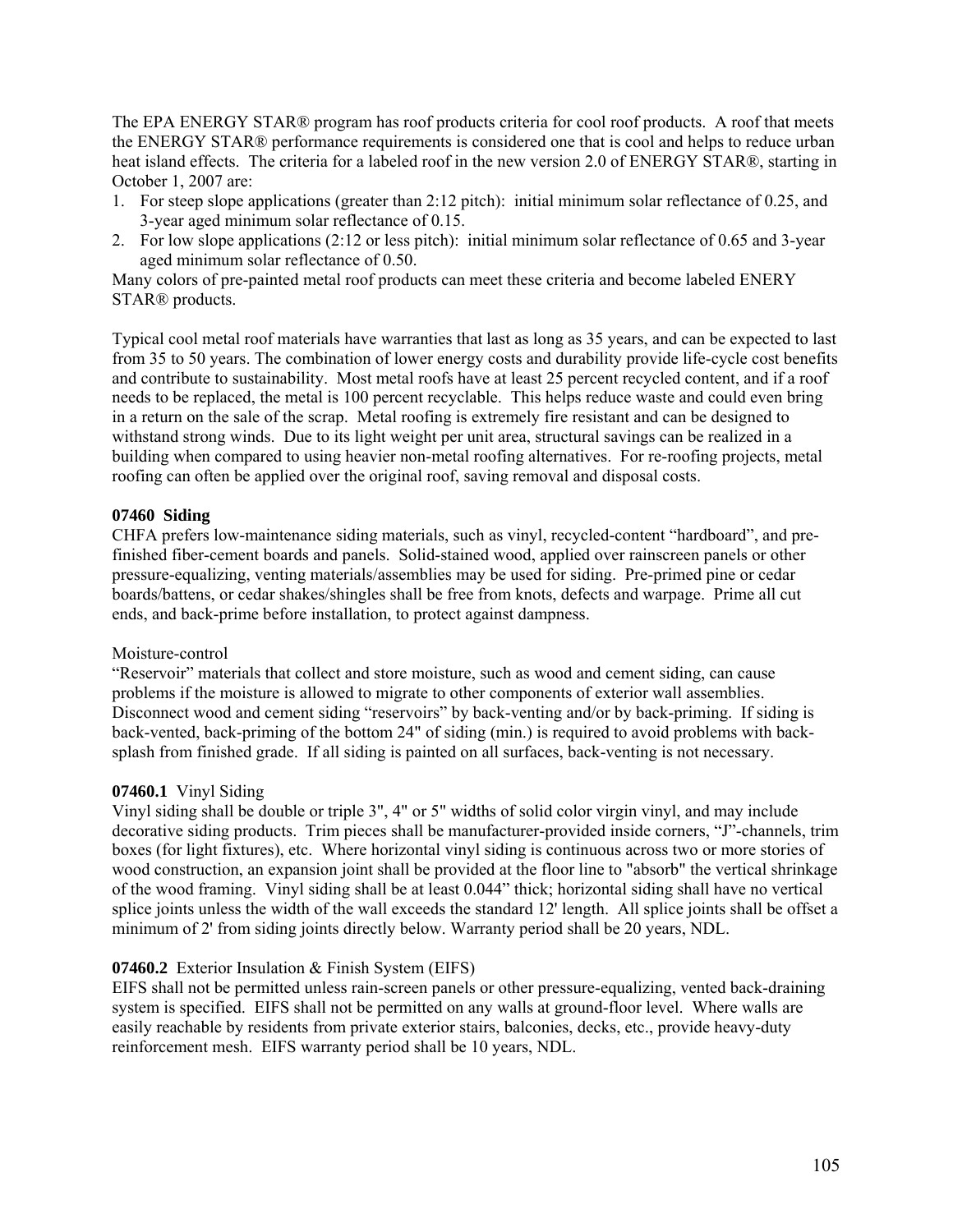The EPA ENERGY STAR® program has roof products criteria for cool roof products. A roof that meets the ENERGY STAR® performance requirements is considered one that is cool and helps to reduce urban heat island effects. The criteria for a labeled roof in the new version 2.0 of ENERGY STAR®, starting in October 1, 2007 are:

1. For steep slope applications (greater than 2:12 pitch): initial minimum solar reflectance of 0.25, and 3-year aged minimum solar reflectance of 0.15.
2. For low slope applications (2:12 or less pitch): initial minimum solar reflectance of 0.65 and 3-year aged minimum solar reflectance of 0.50.

Many colors of pre-painted metal roof products can meet these criteria and become labeled ENERY STAR® products.

Typical cool metal roof materials have warranties that last as long as 35 years, and can be expected to last from 35 to 50 years. The combination of lower energy costs and durability provide life-cycle cost benefits and contribute to sustainability. Most metal roofs have at least 25 percent recycled content, and if a roof needs to be replaced, the metal is 100 percent recyclable. This helps reduce waste and could even bring in a return on the sale of the scrap. Metal roofing is extremely fire resistant and can be designed to withstand strong winds. Due to its light weight per unit area, structural savings can be realized in a building when compared to using heavier non-metal roofing alternatives. For re-roofing projects, metal roofing can often be applied over the original roof, saving removal and disposal costs.

### 07460 Siding

CHFA prefers low-maintenance siding materials, such as vinyl, recycled-content "hardboard", and pre-finished fiber-cement boards and panels. Solid-stained wood, applied over rainscreen panels or other pressure-equalizing, venting materials/assemblies may be used for siding. Pre-primed pine or cedar boards/battens, or cedar shakes/shingles shall be free from knots, defects and warpage. Prime all cut ends, and back-prime before installation, to protect against dampness.

Moisture-control

"Reservoir" materials that collect and store moisture, such as wood and cement siding, can cause problems if the moisture is allowed to migrate to other components of exterior wall assemblies. Disconnect wood and cement siding "reservoirs" by back-venting and/or by back-priming. If siding is back-vented, back-priming of the bottom 24" of siding (min.) is required to avoid problems with back-splash from finished grade. If all siding is painted on all surfaces, back-venting is not necessary.

**07460.1** Vinyl Siding

Vinyl siding shall be double or triple 3", 4" or 5" widths of solid color virgin vinyl, and may include decorative siding products. Trim pieces shall be manufacturer-provided inside corners, "J"-channels, trim boxes (for light fixtures), etc. Where horizontal vinyl siding is continuous across two or more stories of wood construction, an expansion joint shall be provided at the floor line to "absorb" the vertical shrinkage of the wood framing. Vinyl siding shall be at least 0.044" thick; horizontal siding shall have no vertical splice joints unless the width of the wall exceeds the standard 12' length. All splice joints shall be offset a minimum of 2' from siding joints directly below. Warranty period shall be 20 years, NDL.

**07460.2** Exterior Insulation & Finish System (EIFS)

EIFS shall not be permitted unless rain-screen panels or other pressure-equalizing, vented back-draining system is specified. EIFS shall not be permitted on any walls at ground-floor level. Where walls are easily reachable by residents from private exterior stairs, balconies, decks, etc., provide heavy-duty reinforcement mesh. EIFS warranty period shall be 10 years, NDL.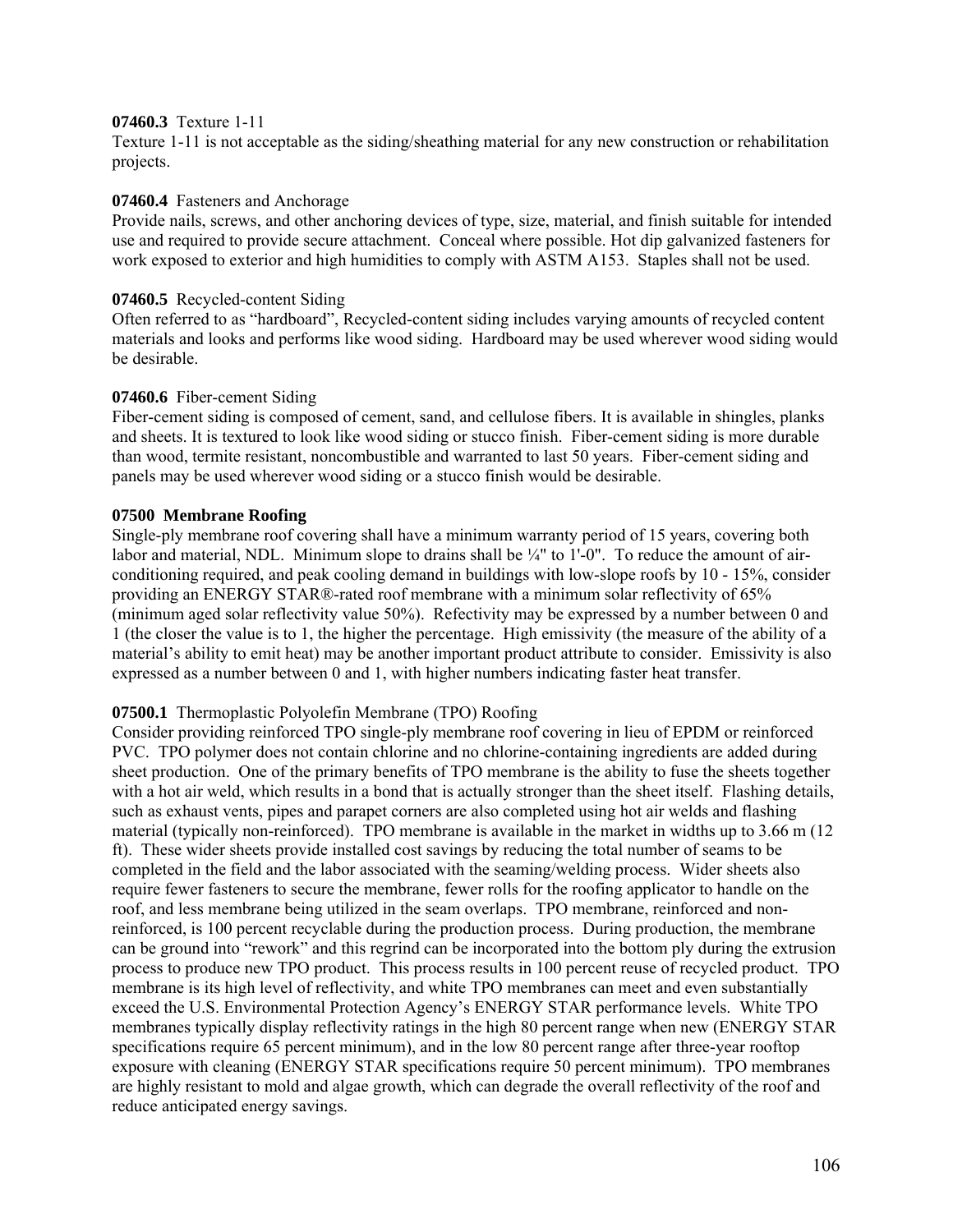**07460.3** Texture 1-11
Texture 1-11 is not acceptable as the siding/sheathing material for any new construction or rehabilitation projects.

**07460.4** Fasteners and Anchorage
Provide nails, screws, and other anchoring devices of type, size, material, and finish suitable for intended use and required to provide secure attachment. Conceal where possible. Hot dip galvanized fasteners for work exposed to exterior and high humidities to comply with ASTM A153. Staples shall not be used.

**07460.5** Recycled-content Siding
Often referred to as "hardboard", Recycled-content siding includes varying amounts of recycled content materials and looks and performs like wood siding. Hardboard may be used wherever wood siding would be desirable.

**07460.6** Fiber-cement Siding
Fiber-cement siding is composed of cement, sand, and cellulose fibers. It is available in shingles, planks and sheets. It is textured to look like wood siding or stucco finish. Fiber-cement siding is more durable than wood, termite resistant, noncombustible and warranted to last 50 years. Fiber-cement siding and panels may be used wherever wood siding or a stucco finish would be desirable.

**07500 Membrane Roofing**
Single-ply membrane roof covering shall have a minimum warranty period of 15 years, covering both labor and material, NDL. Minimum slope to drains shall be ¼" to 1'-0". To reduce the amount of air-conditioning required, and peak cooling demand in buildings with low-slope roofs by 10 - 15%, consider providing an ENERGY STAR®-rated roof membrane with a minimum solar reflectivity of 65% (minimum aged solar reflectivity value 50%). Refectivity may be expressed by a number between 0 and 1 (the closer the value is to 1, the higher the percentage. High emissivity (the measure of the ability of a material's ability to emit heat) may be another important product attribute to consider. Emissivity is also expressed as a number between 0 and 1, with higher numbers indicating faster heat transfer.

**07500.1** Thermoplastic Polyolefin Membrane (TPO) Roofing
Consider providing reinforced TPO single-ply membrane roof covering in lieu of EPDM or reinforced PVC. TPO polymer does not contain chlorine and no chlorine-containing ingredients are added during sheet production. One of the primary benefits of TPO membrane is the ability to fuse the sheets together with a hot air weld, which results in a bond that is actually stronger than the sheet itself. Flashing details, such as exhaust vents, pipes and parapet corners are also completed using hot air welds and flashing material (typically non-reinforced). TPO membrane is available in the market in widths up to 3.66 m (12 ft). These wider sheets provide installed cost savings by reducing the total number of seams to be completed in the field and the labor associated with the seaming/welding process. Wider sheets also require fewer fasteners to secure the membrane, fewer rolls for the roofing applicator to handle on the roof, and less membrane being utilized in the seam overlaps. TPO membrane, reinforced and non-reinforced, is 100 percent recyclable during the production process. During production, the membrane can be ground into "rework" and this regrind can be incorporated into the bottom ply during the extrusion process to produce new TPO product. This process results in 100 percent reuse of recycled product. TPO membrane is its high level of reflectivity, and white TPO membranes can meet and even substantially exceed the U.S. Environmental Protection Agency's ENERGY STAR performance levels. White TPO membranes typically display reflectivity ratings in the high 80 percent range when new (ENERGY STAR specifications require 65 percent minimum), and in the low 80 percent range after three-year rooftop exposure with cleaning (ENERGY STAR specifications require 50 percent minimum). TPO membranes are highly resistant to mold and algae growth, which can degrade the overall reflectivity of the roof and reduce anticipated energy savings.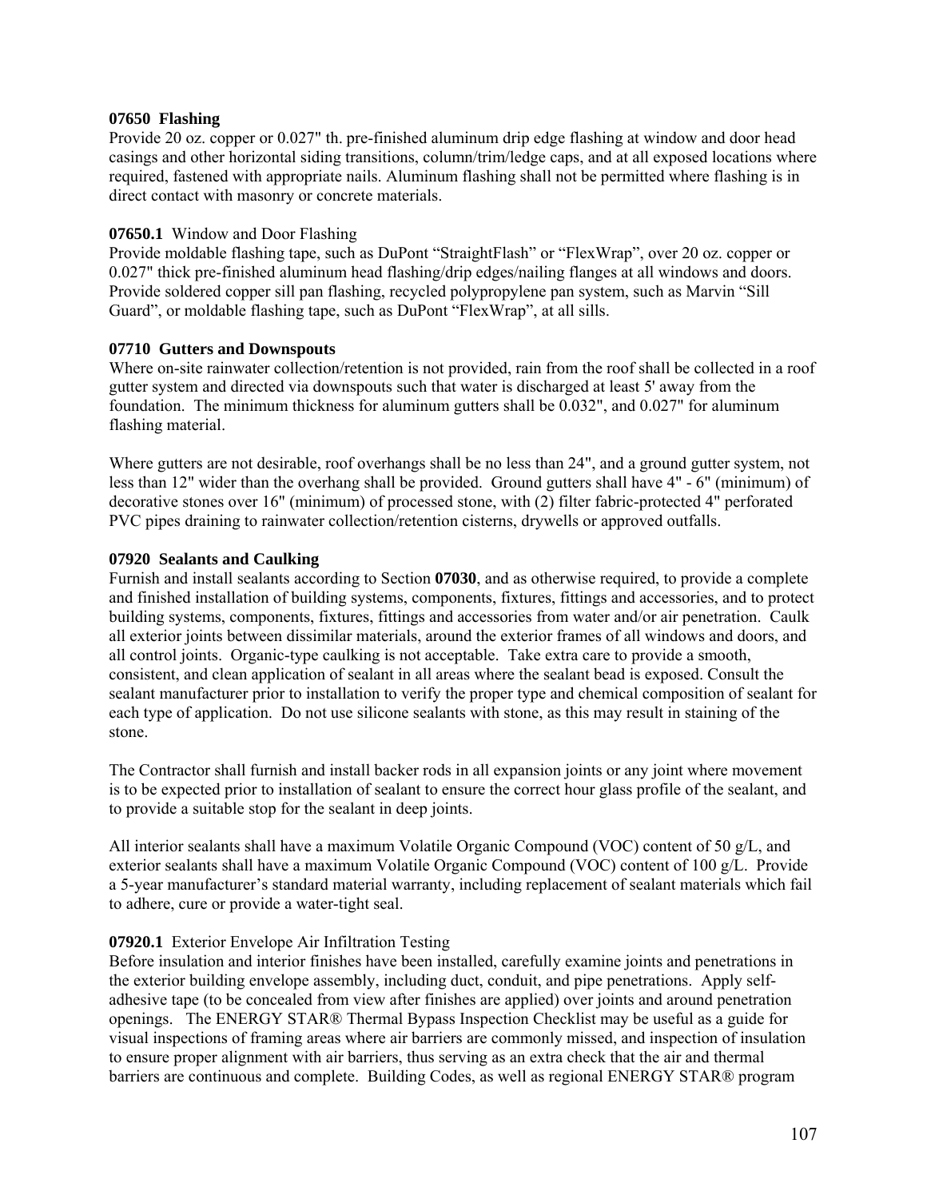**07650 Flashing**
Provide 20 oz. copper or 0.027" th. pre-finished aluminum drip edge flashing at window and door head casings and other horizontal siding transitions, column/trim/ledge caps, and at all exposed locations where required, fastened with appropriate nails. Aluminum flashing shall not be permitted where flashing is in direct contact with masonry or concrete materials.

**07650.1** Window and Door Flashing
Provide moldable flashing tape, such as DuPont "StraightFlash" or "FlexWrap", over 20 oz. copper or 0.027" thick pre-finished aluminum head flashing/drip edges/nailing flanges at all windows and doors. Provide soldered copper sill pan flashing, recycled polypropylene pan system, such as Marvin "Sill Guard", or moldable flashing tape, such as DuPont "FlexWrap", at all sills.

**07710 Gutters and Downspouts**
Where on-site rainwater collection/retention is not provided, rain from the roof shall be collected in a roof gutter system and directed via downspouts such that water is discharged at least 5' away from the foundation. The minimum thickness for aluminum gutters shall be 0.032", and 0.027" for aluminum flashing material.

Where gutters are not desirable, roof overhangs shall be no less than 24", and a ground gutter system, not less than 12" wider than the overhang shall be provided. Ground gutters shall have 4" - 6" (minimum) of decorative stones over 16" (minimum) of processed stone, with (2) filter fabric-protected 4" perforated PVC pipes draining to rainwater collection/retention cisterns, drywells or approved outfalls.

**07920 Sealants and Caulking**
Furnish and install sealants according to Section **07030**, and as otherwise required, to provide a complete and finished installation of building systems, components, fixtures, fittings and accessories, and to protect building systems, components, fixtures, fittings and accessories from water and/or air penetration. Caulk all exterior joints between dissimilar materials, around the exterior frames of all windows and doors, and all control joints. Organic-type caulking is not acceptable. Take extra care to provide a smooth, consistent, and clean application of sealant in all areas where the sealant bead is exposed. Consult the sealant manufacturer prior to installation to verify the proper type and chemical composition of sealant for each type of application. Do not use silicone sealants with stone, as this may result in staining of the stone.

The Contractor shall furnish and install backer rods in all expansion joints or any joint where movement is to be expected prior to installation of sealant to ensure the correct hour glass profile of the sealant, and to provide a suitable stop for the sealant in deep joints.

All interior sealants shall have a maximum Volatile Organic Compound (VOC) content of 50 g/L, and exterior sealants shall have a maximum Volatile Organic Compound (VOC) content of 100 g/L. Provide a 5-year manufacturer's standard material warranty, including replacement of sealant materials which fail to adhere, cure or provide a water-tight seal.

**07920.1** Exterior Envelope Air Infiltration Testing
Before insulation and interior finishes have been installed, carefully examine joints and penetrations in the exterior building envelope assembly, including duct, conduit, and pipe penetrations. Apply self-adhesive tape (to be concealed from view after finishes are applied) over joints and around penetration openings. The ENERGY STAR® Thermal Bypass Inspection Checklist may be useful as a guide for visual inspections of framing areas where air barriers are commonly missed, and inspection of insulation to ensure proper alignment with air barriers, thus serving as an extra check that the air and thermal barriers are continuous and complete. Building Codes, as well as regional ENERGY STAR® program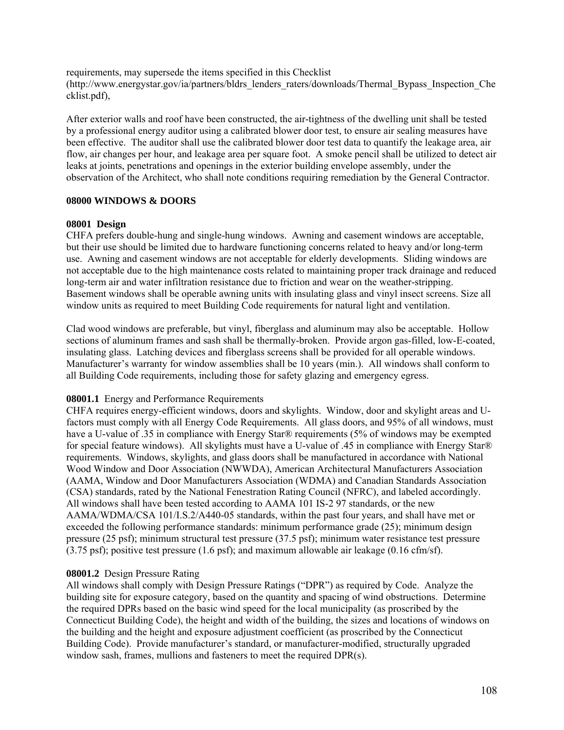requirements, may supersede the items specified in this Checklist (http://www.energystar.gov/ia/partners/bldrs_lenders_raters/downloads/Thermal_Bypass_Inspection_Checklist.pdf),

After exterior walls and roof have been constructed, the air-tightness of the dwelling unit shall be tested by a professional energy auditor using a calibrated blower door test, to ensure air sealing measures have been effective. The auditor shall use the calibrated blower door test data to quantify the leakage area, air flow, air changes per hour, and leakage area per square foot. A smoke pencil shall be utilized to detect air leaks at joints, penetrations and openings in the exterior building envelope assembly, under the observation of the Architect, who shall note conditions requiring remediation by the General Contractor.

## 08000 WINDOWS & DOORS

### 08001 Design

CHFA prefers double-hung and single-hung windows. Awning and casement windows are acceptable, but their use should be limited due to hardware functioning concerns related to heavy and/or long-term use. Awning and casement windows are not acceptable for elderly developments. Sliding windows are not acceptable due to the high maintenance costs related to maintaining proper track drainage and reduced long-term air and water infiltration resistance due to friction and wear on the weather-stripping. Basement windows shall be operable awning units with insulating glass and vinyl insect screens. Size all window units as required to meet Building Code requirements for natural light and ventilation.

Clad wood windows are preferable, but vinyl, fiberglass and aluminum may also be acceptable. Hollow sections of aluminum frames and sash shall be thermally-broken. Provide argon gas-filled, low-E-coated, insulating glass. Latching devices and fiberglass screens shall be provided for all operable windows. Manufacturer's warranty for window assemblies shall be 10 years (min.). All windows shall conform to all Building Code requirements, including those for safety glazing and emergency egress.

**08001.1** Energy and Performance Requirements

CHFA requires energy-efficient windows, doors and skylights. Window, door and skylight areas and U-factors must comply with all Energy Code Requirements. All glass doors, and 95% of all windows, must have a U-value of .35 in compliance with Energy Star® requirements (5% of windows may be exempted for special feature windows). All skylights must have a U-value of .45 in compliance with Energy Star® requirements. Windows, skylights, and glass doors shall be manufactured in accordance with National Wood Window and Door Association (NWWDA), American Architectural Manufacturers Association (AAMA, Window and Door Manufacturers Association (WDMA) and Canadian Standards Association (CSA) standards, rated by the National Fenestration Rating Council (NFRC), and labeled accordingly. All windows shall have been tested according to AAMA 101 IS-2 97 standards, or the new AAMA/WDMA/CSA 101/I.S.2/A440-05 standards, within the past four years, and shall have met or exceeded the following performance standards: minimum performance grade (25); minimum design pressure (25 psf); minimum structural test pressure (37.5 psf); minimum water resistance test pressure (3.75 psf); positive test pressure (1.6 psf); and maximum allowable air leakage (0.16 cfm/sf).

**08001.2** Design Pressure Rating

All windows shall comply with Design Pressure Ratings ("DPR") as required by Code. Analyze the building site for exposure category, based on the quantity and spacing of wind obstructions. Determine the required DPRs based on the basic wind speed for the local municipality (as proscribed by the Connecticut Building Code), the height and width of the building, the sizes and locations of windows on the building and the height and exposure adjustment coefficient (as proscribed by the Connecticut Building Code). Provide manufacturer's standard, or manufacturer-modified, structurally upgraded window sash, frames, mullions and fasteners to meet the required DPR(s).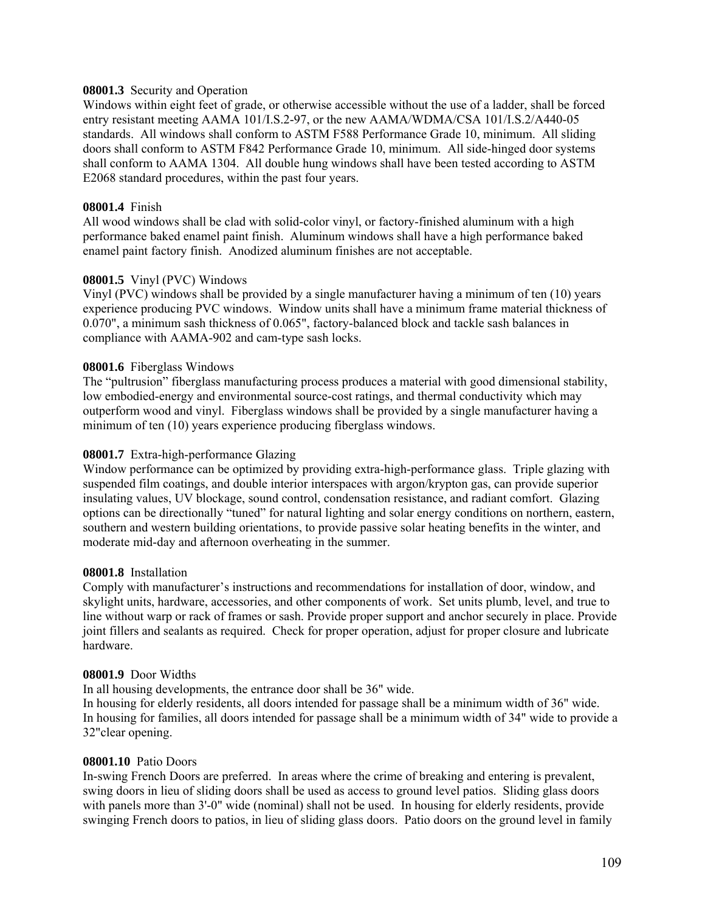**08001.3** Security and Operation
Windows within eight feet of grade, or otherwise accessible without the use of a ladder, shall be forced entry resistant meeting AAMA 101/I.S.2-97, or the new AAMA/WDMA/CSA 101/I.S.2/A440-05 standards. All windows shall conform to ASTM F588 Performance Grade 10, minimum. All sliding doors shall conform to ASTM F842 Performance Grade 10, minimum. All side-hinged door systems shall conform to AAMA 1304. All double hung windows shall have been tested according to ASTM E2068 standard procedures, within the past four years.

**08001.4** Finish
All wood windows shall be clad with solid-color vinyl, or factory-finished aluminum with a high performance baked enamel paint finish. Aluminum windows shall have a high performance baked enamel paint factory finish. Anodized aluminum finishes are not acceptable.

**08001.5** Vinyl (PVC) Windows
Vinyl (PVC) windows shall be provided by a single manufacturer having a minimum of ten (10) years experience producing PVC windows. Window units shall have a minimum frame material thickness of 0.070", a minimum sash thickness of 0.065", factory-balanced block and tackle sash balances in compliance with AAMA-902 and cam-type sash locks.

**08001.6** Fiberglass Windows
The "pultrusion" fiberglass manufacturing process produces a material with good dimensional stability, low embodied-energy and environmental source-cost ratings, and thermal conductivity which may outperform wood and vinyl. Fiberglass windows shall be provided by a single manufacturer having a minimum of ten (10) years experience producing fiberglass windows.

**08001.7** Extra-high-performance Glazing
Window performance can be optimized by providing extra-high-performance glass. Triple glazing with suspended film coatings, and double interior interspaces with argon/krypton gas, can provide superior insulating values, UV blockage, sound control, condensation resistance, and radiant comfort. Glazing options can be directionally "tuned" for natural lighting and solar energy conditions on northern, eastern, southern and western building orientations, to provide passive solar heating benefits in the winter, and moderate mid-day and afternoon overheating in the summer.

**08001.8** Installation
Comply with manufacturer's instructions and recommendations for installation of door, window, and skylight units, hardware, accessories, and other components of work. Set units plumb, level, and true to line without warp or rack of frames or sash. Provide proper support and anchor securely in place. Provide joint fillers and sealants as required. Check for proper operation, adjust for proper closure and lubricate hardware.

**08001.9** Door Widths
In all housing developments, the entrance door shall be 36" wide.
In housing for elderly residents, all doors intended for passage shall be a minimum width of 36" wide.
In housing for families, all doors intended for passage shall be a minimum width of 34" wide to provide a 32"clear opening.

**08001.10** Patio Doors
In-swing French Doors are preferred. In areas where the crime of breaking and entering is prevalent, swing doors in lieu of sliding doors shall be used as access to ground level patios. Sliding glass doors with panels more than 3'-0" wide (nominal) shall not be used. In housing for elderly residents, provide swinging French doors to patios, in lieu of sliding glass doors. Patio doors on the ground level in family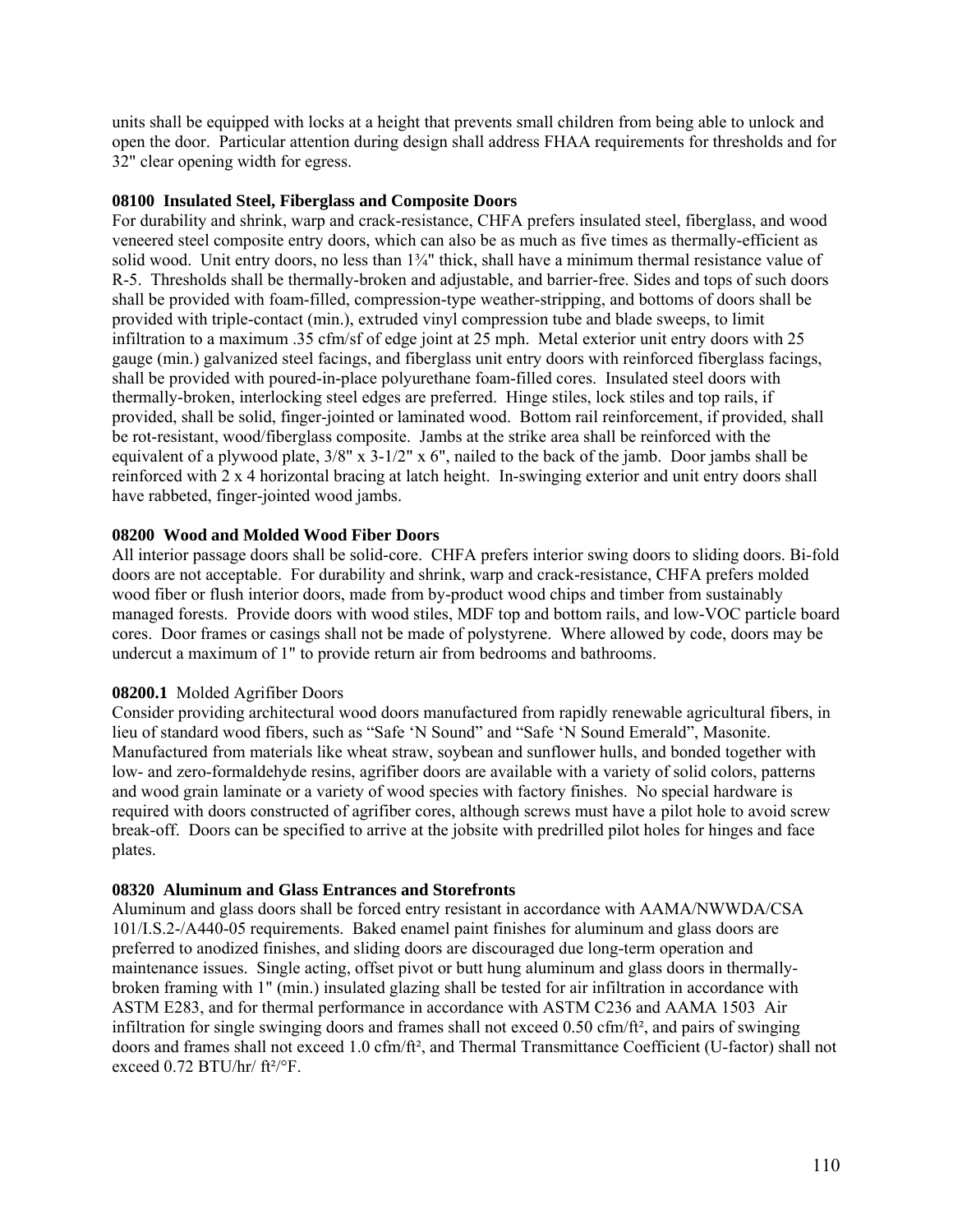units shall be equipped with locks at a height that prevents small children from being able to unlock and open the door. Particular attention during design shall address FHAA requirements for thresholds and for 32" clear opening width for egress.

**08100 Insulated Steel, Fiberglass and Composite Doors**

For durability and shrink, warp and crack-resistance, CHFA prefers insulated steel, fiberglass, and wood veneered steel composite entry doors, which can also be as much as five times as thermally-efficient as solid wood. Unit entry doors, no less than 1¾" thick, shall have a minimum thermal resistance value of R-5. Thresholds shall be thermally-broken and adjustable, and barrier-free. Sides and tops of such doors shall be provided with foam-filled, compression-type weather-stripping, and bottoms of doors shall be provided with triple-contact (min.), extruded vinyl compression tube and blade sweeps, to limit infiltration to a maximum .35 cfm/sf of edge joint at 25 mph. Metal exterior unit entry doors with 25 gauge (min.) galvanized steel facings, and fiberglass unit entry doors with reinforced fiberglass facings, shall be provided with poured-in-place polyurethane foam-filled cores. Insulated steel doors with thermally-broken, interlocking steel edges are preferred. Hinge stiles, lock stiles and top rails, if provided, shall be solid, finger-jointed or laminated wood. Bottom rail reinforcement, if provided, shall be rot-resistant, wood/fiberglass composite. Jambs at the strike area shall be reinforced with the equivalent of a plywood plate, 3/8" x 3-1/2" x 6", nailed to the back of the jamb. Door jambs shall be reinforced with 2 x 4 horizontal bracing at latch height. In-swinging exterior and unit entry doors shall have rabbeted, finger-jointed wood jambs.

**08200 Wood and Molded Wood Fiber Doors**

All interior passage doors shall be solid-core. CHFA prefers interior swing doors to sliding doors. Bi-fold doors are not acceptable. For durability and shrink, warp and crack-resistance, CHFA prefers molded wood fiber or flush interior doors, made from by-product wood chips and timber from sustainably managed forests. Provide doors with wood stiles, MDF top and bottom rails, and low-VOC particle board cores. Door frames or casings shall not be made of polystyrene. Where allowed by code, doors may be undercut a maximum of 1" to provide return air from bedrooms and bathrooms.

**08200.1** Molded Agrifiber Doors

Consider providing architectural wood doors manufactured from rapidly renewable agricultural fibers, in lieu of standard wood fibers, such as "Safe 'N Sound" and "Safe 'N Sound Emerald", Masonite. Manufactured from materials like wheat straw, soybean and sunflower hulls, and bonded together with low- and zero-formaldehyde resins, agrifiber doors are available with a variety of solid colors, patterns and wood grain laminate or a variety of wood species with factory finishes. No special hardware is required with doors constructed of agrifiber cores, although screws must have a pilot hole to avoid screw break-off. Doors can be specified to arrive at the jobsite with predrilled pilot holes for hinges and face plates.

**08320 Aluminum and Glass Entrances and Storefronts**

Aluminum and glass doors shall be forced entry resistant in accordance with AAMA/NWWDA/CSA 101/I.S.2-/A440-05 requirements. Baked enamel paint finishes for aluminum and glass doors are preferred to anodized finishes, and sliding doors are discouraged due long-term operation and maintenance issues. Single acting, offset pivot or butt hung aluminum and glass doors in thermally-broken framing with 1" (min.) insulated glazing shall be tested for air infiltration in accordance with ASTM E283, and for thermal performance in accordance with ASTM C236 and AAMA 1503 Air infiltration for single swinging doors and frames shall not exceed 0.50 cfm/ft², and pairs of swinging doors and frames shall not exceed 1.0 cfm/ft², and Thermal Transmittance Coefficient (U-factor) shall not exceed 0.72 BTU/hr/ ft²/°F.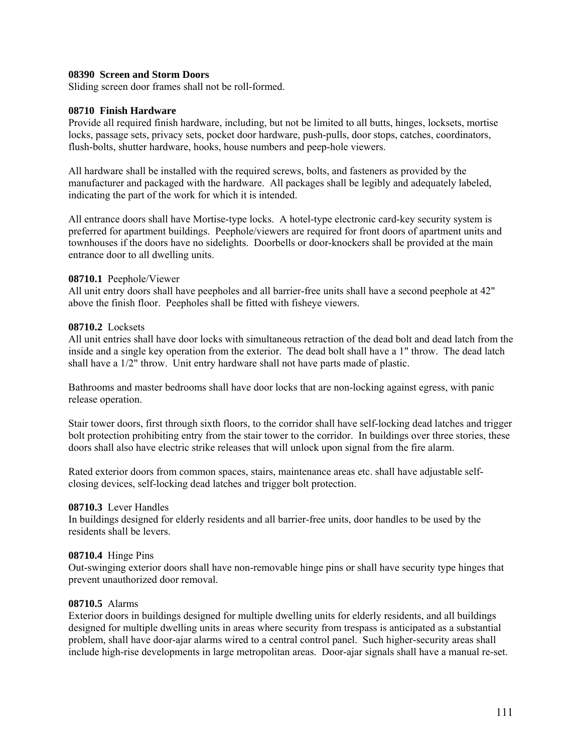**08390 Screen and Storm Doors**

Sliding screen door frames shall not be roll-formed.

**08710 Finish Hardware**

Provide all required finish hardware, including, but not be limited to all butts, hinges, locksets, mortise locks, passage sets, privacy sets, pocket door hardware, push-pulls, door stops, catches, coordinators, flush-bolts, shutter hardware, hooks, house numbers and peep-hole viewers.

All hardware shall be installed with the required screws, bolts, and fasteners as provided by the manufacturer and packaged with the hardware. All packages shall be legibly and adequately labeled, indicating the part of the work for which it is intended.

All entrance doors shall have Mortise-type locks. A hotel-type electronic card-key security system is preferred for apartment buildings. Peephole/viewers are required for front doors of apartment units and townhouses if the doors have no sidelights. Doorbells or door-knockers shall be provided at the main entrance door to all dwelling units.

**08710.1** Peephole/Viewer

All unit entry doors shall have peepholes and all barrier-free units shall have a second peephole at 42" above the finish floor. Peepholes shall be fitted with fisheye viewers.

**08710.2** Locksets

All unit entries shall have door locks with simultaneous retraction of the dead bolt and dead latch from the inside and a single key operation from the exterior. The dead bolt shall have a 1" throw. The dead latch shall have a 1/2" throw. Unit entry hardware shall not have parts made of plastic.

Bathrooms and master bedrooms shall have door locks that are non-locking against egress, with panic release operation.

Stair tower doors, first through sixth floors, to the corridor shall have self-locking dead latches and trigger bolt protection prohibiting entry from the stair tower to the corridor. In buildings over three stories, these doors shall also have electric strike releases that will unlock upon signal from the fire alarm.

Rated exterior doors from common spaces, stairs, maintenance areas etc. shall have adjustable self-closing devices, self-locking dead latches and trigger bolt protection.

**08710.3** Lever Handles

In buildings designed for elderly residents and all barrier-free units, door handles to be used by the residents shall be levers.

**08710.4** Hinge Pins

Out-swinging exterior doors shall have non-removable hinge pins or shall have security type hinges that prevent unauthorized door removal.

**08710.5** Alarms

Exterior doors in buildings designed for multiple dwelling units for elderly residents, and all buildings designed for multiple dwelling units in areas where security from trespass is anticipated as a substantial problem, shall have door-ajar alarms wired to a central control panel. Such higher-security areas shall include high-rise developments in large metropolitan areas. Door-ajar signals shall have a manual re-set.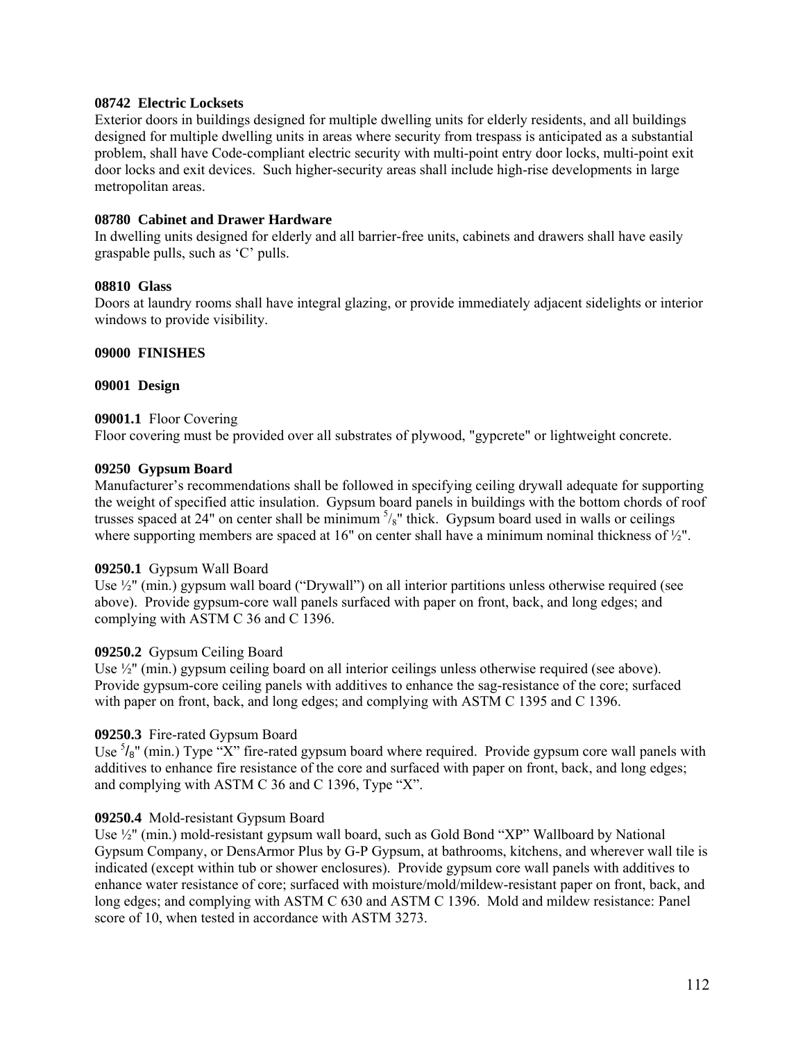**08742 Electric Locksets**

Exterior doors in buildings designed for multiple dwelling units for elderly residents, and all buildings designed for multiple dwelling units in areas where security from trespass is anticipated as a substantial problem, shall have Code-compliant electric security with multi-point entry door locks, multi-point exit door locks and exit devices. Such higher-security areas shall include high-rise developments in large metropolitan areas.

**08780 Cabinet and Drawer Hardware**

In dwelling units designed for elderly and all barrier-free units, cabinets and drawers shall have easily graspable pulls, such as 'C' pulls.

**08810 Glass**

Doors at laundry rooms shall have integral glazing, or provide immediately adjacent sidelights or interior windows to provide visibility.

**09000 FINISHES**

**09001 Design**

**09001.1** Floor Covering

Floor covering must be provided over all substrates of plywood, "gypcrete" or lightweight concrete.

**09250 Gypsum Board**

Manufacturer's recommendations shall be followed in specifying ceiling drywall adequate for supporting the weight of specified attic insulation. Gypsum board panels in buildings with the bottom chords of roof trusses spaced at 24" on center shall be minimum 5/8" thick. Gypsum board used in walls or ceilings where supporting members are spaced at 16" on center shall have a minimum nominal thickness of ½".

**09250.1** Gypsum Wall Board

Use ½" (min.) gypsum wall board ("Drywall") on all interior partitions unless otherwise required (see above). Provide gypsum-core wall panels surfaced with paper on front, back, and long edges; and complying with ASTM C 36 and C 1396.

**09250.2** Gypsum Ceiling Board

Use ½" (min.) gypsum ceiling board on all interior ceilings unless otherwise required (see above). Provide gypsum-core ceiling panels with additives to enhance the sag-resistance of the core; surfaced with paper on front, back, and long edges; and complying with ASTM C 1395 and C 1396.

**09250.3** Fire-rated Gypsum Board

Use 5/8" (min.) Type "X" fire-rated gypsum board where required. Provide gypsum core wall panels with additives to enhance fire resistance of the core and surfaced with paper on front, back, and long edges; and complying with ASTM C 36 and C 1396, Type "X".

**09250.4** Mold-resistant Gypsum Board

Use ½" (min.) mold-resistant gypsum wall board, such as Gold Bond "XP" Wallboard by National Gypsum Company, or DensArmor Plus by G-P Gypsum, at bathrooms, kitchens, and wherever wall tile is indicated (except within tub or shower enclosures). Provide gypsum core wall panels with additives to enhance water resistance of core; surfaced with moisture/mold/mildew-resistant paper on front, back, and long edges; and complying with ASTM C 630 and ASTM C 1396. Mold and mildew resistance: Panel score of 10, when tested in accordance with ASTM 3273.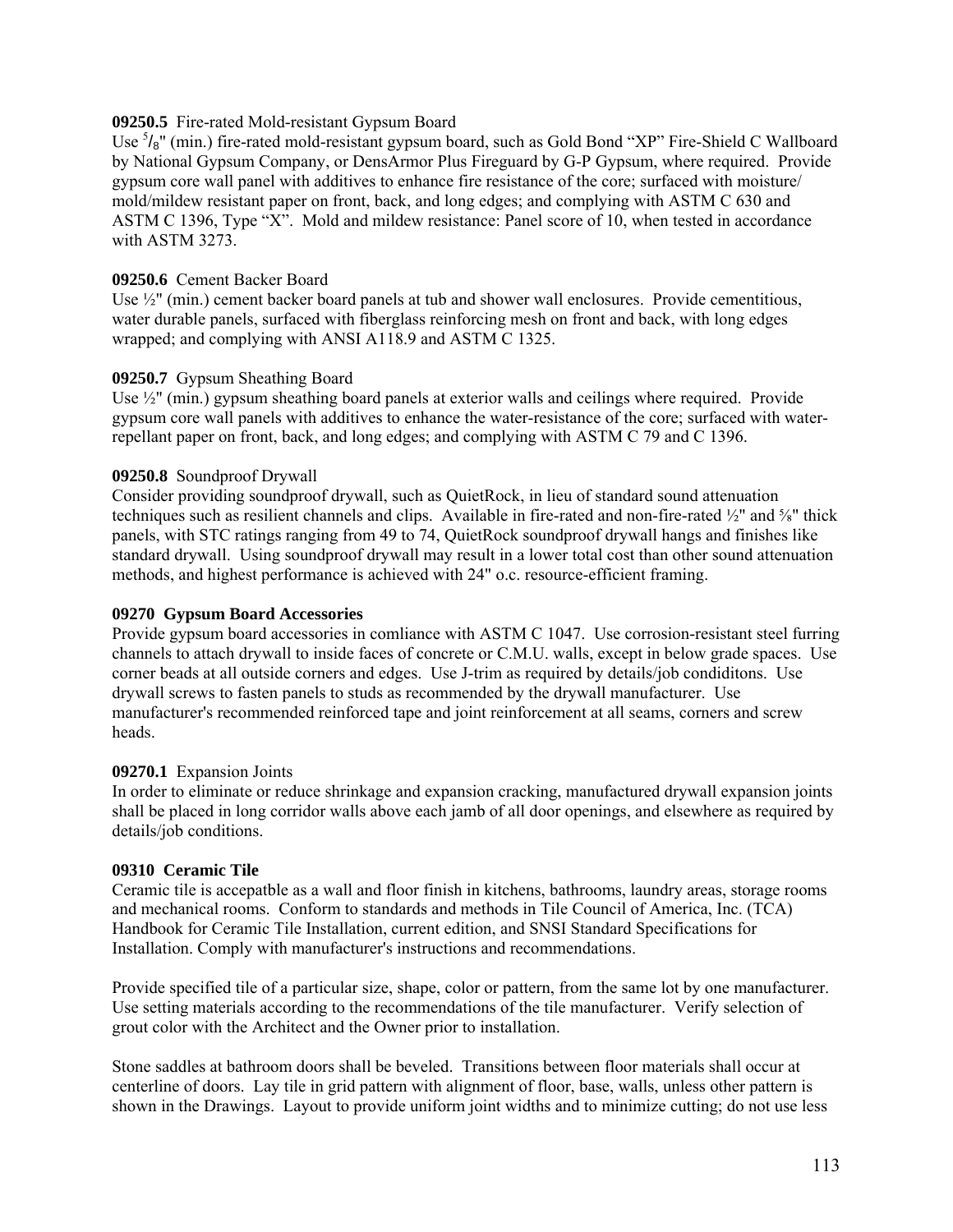**09250.5** Fire-rated Mold-resistant Gypsum Board
Use 5/8" (min.) fire-rated mold-resistant gypsum board, such as Gold Bond "XP" Fire-Shield C Wallboard by National Gypsum Company, or DensArmor Plus Fireguard by G-P Gypsum, where required. Provide gypsum core wall panel with additives to enhance fire resistance of the core; surfaced with moisture/ mold/mildew resistant paper on front, back, and long edges; and complying with ASTM C 630 and ASTM C 1396, Type "X". Mold and mildew resistance: Panel score of 10, when tested in accordance with ASTM 3273.

**09250.6** Cement Backer Board
Use ½" (min.) cement backer board panels at tub and shower wall enclosures. Provide cementitious, water durable panels, surfaced with fiberglass reinforcing mesh on front and back, with long edges wrapped; and complying with ANSI A118.9 and ASTM C 1325.

**09250.7** Gypsum Sheathing Board
Use ½" (min.) gypsum sheathing board panels at exterior walls and ceilings where required. Provide gypsum core wall panels with additives to enhance the water-resistance of the core; surfaced with water-repellant paper on front, back, and long edges; and complying with ASTM C 79 and C 1396.

**09250.8** Soundproof Drywall
Consider providing soundproof drywall, such as QuietRock, in lieu of standard sound attenuation techniques such as resilient channels and clips. Available in fire-rated and non-fire-rated ½" and ⅝" thick panels, with STC ratings ranging from 49 to 74, QuietRock soundproof drywall hangs and finishes like standard drywall. Using soundproof drywall may result in a lower total cost than other sound attenuation methods, and highest performance is achieved with 24" o.c. resource-efficient framing.

**09270 Gypsum Board Accessories**
Provide gypsum board accessories in comliance with ASTM C 1047. Use corrosion-resistant steel furring channels to attach drywall to inside faces of concrete or C.M.U. walls, except in below grade spaces. Use corner beads at all outside corners and edges. Use J-trim as required by details/job condiditons. Use drywall screws to fasten panels to studs as recommended by the drywall manufacturer. Use manufacturer's recommended reinforced tape and joint reinforcement at all seams, corners and screw heads.

**09270.1** Expansion Joints
In order to eliminate or reduce shrinkage and expansion cracking, manufactured drywall expansion joints shall be placed in long corridor walls above each jamb of all door openings, and elsewhere as required by details/job conditions.

**09310 Ceramic Tile**
Ceramic tile is accepatble as a wall and floor finish in kitchens, bathrooms, laundry areas, storage rooms and mechanical rooms. Conform to standards and methods in Tile Council of America, Inc. (TCA) Handbook for Ceramic Tile Installation, current edition, and SNSI Standard Specifications for Installation. Comply with manufacturer's instructions and recommendations.

Provide specified tile of a particular size, shape, color or pattern, from the same lot by one manufacturer. Use setting materials according to the recommendations of the tile manufacturer. Verify selection of grout color with the Architect and the Owner prior to installation.

Stone saddles at bathroom doors shall be beveled. Transitions between floor materials shall occur at centerline of doors. Lay tile in grid pattern with alignment of floor, base, walls, unless other pattern is shown in the Drawings. Layout to provide uniform joint widths and to minimize cutting; do not use less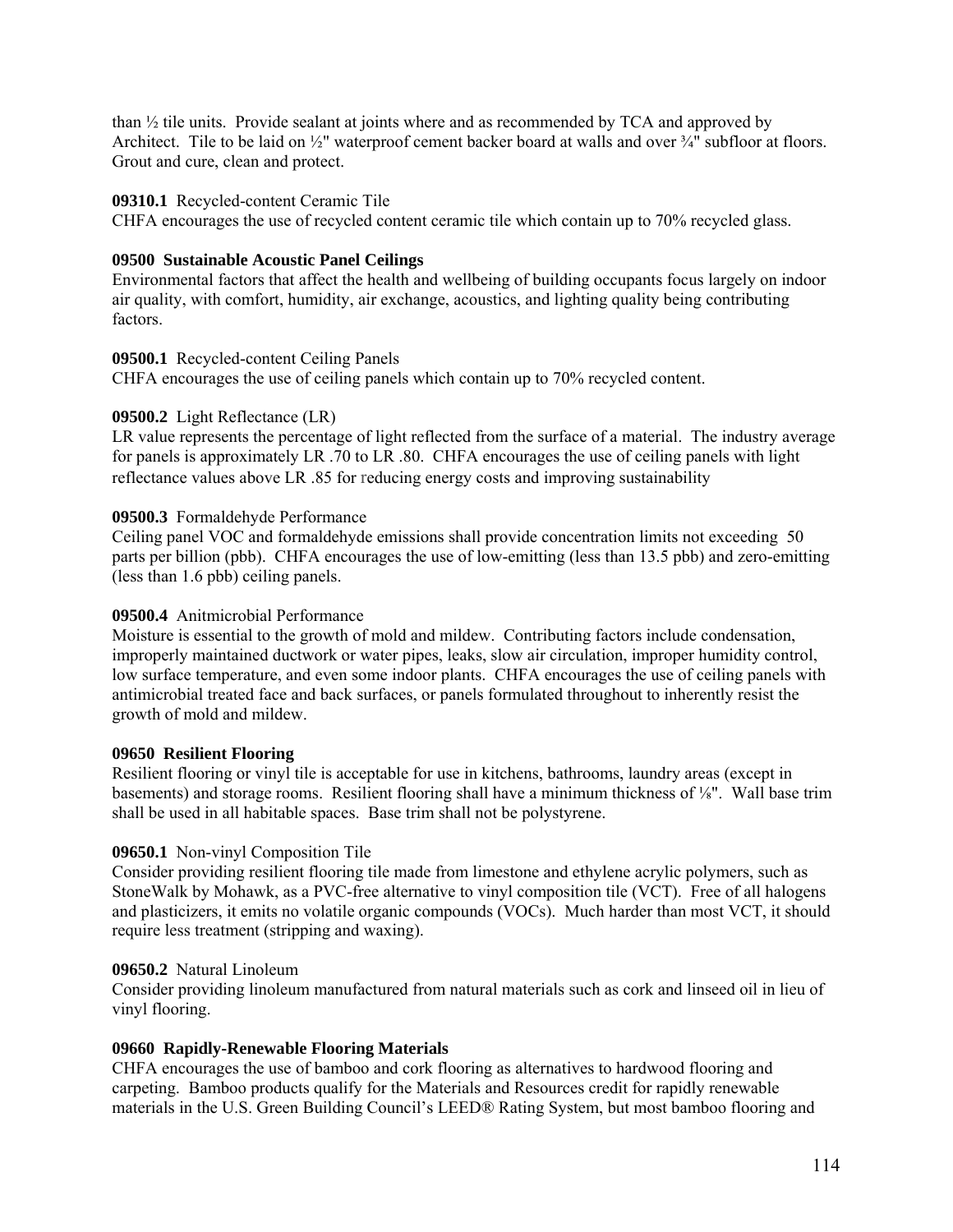than ½ tile units. Provide sealant at joints where and as recommended by TCA and approved by Architect. Tile to be laid on ½" waterproof cement backer board at walls and over ¾" subfloor at floors. Grout and cure, clean and protect.

**09310.1** Recycled-content Ceramic Tile
CHFA encourages the use of recycled content ceramic tile which contain up to 70% recycled glass.

**09500 Sustainable Acoustic Panel Ceilings**
Environmental factors that affect the health and wellbeing of building occupants focus largely on indoor air quality, with comfort, humidity, air exchange, acoustics, and lighting quality being contributing factors.

**09500.1** Recycled-content Ceiling Panels
CHFA encourages the use of ceiling panels which contain up to 70% recycled content.

**09500.2** Light Reflectance (LR)
LR value represents the percentage of light reflected from the surface of a material. The industry average for panels is approximately LR .70 to LR .80. CHFA encourages the use of ceiling panels with light reflectance values above LR .85 for reducing energy costs and improving sustainability

**09500.3** Formaldehyde Performance
Ceiling panel VOC and formaldehyde emissions shall provide concentration limits not exceeding 50 parts per billion (pbb). CHFA encourages the use of low-emitting (less than 13.5 pbb) and zero-emitting (less than 1.6 pbb) ceiling panels.

**09500.4** Anitmicrobial Performance
Moisture is essential to the growth of mold and mildew. Contributing factors include condensation, improperly maintained ductwork or water pipes, leaks, slow air circulation, improper humidity control, low surface temperature, and even some indoor plants. CHFA encourages the use of ceiling panels with antimicrobial treated face and back surfaces, or panels formulated throughout to inherently resist the growth of mold and mildew.

**09650 Resilient Flooring**
Resilient flooring or vinyl tile is acceptable for use in kitchens, bathrooms, laundry areas (except in basements) and storage rooms. Resilient flooring shall have a minimum thickness of ⅛". Wall base trim shall be used in all habitable spaces. Base trim shall not be polystyrene.

**09650.1** Non-vinyl Composition Tile
Consider providing resilient flooring tile made from limestone and ethylene acrylic polymers, such as StoneWalk by Mohawk, as a PVC-free alternative to vinyl composition tile (VCT). Free of all halogens and plasticizers, it emits no volatile organic compounds (VOCs). Much harder than most VCT, it should require less treatment (stripping and waxing).

**09650.2** Natural Linoleum
Consider providing linoleum manufactured from natural materials such as cork and linseed oil in lieu of vinyl flooring.

**09660 Rapidly-Renewable Flooring Materials**
CHFA encourages the use of bamboo and cork flooring as alternatives to hardwood flooring and carpeting. Bamboo products qualify for the Materials and Resources credit for rapidly renewable materials in the U.S. Green Building Council's LEED® Rating System, but most bamboo flooring and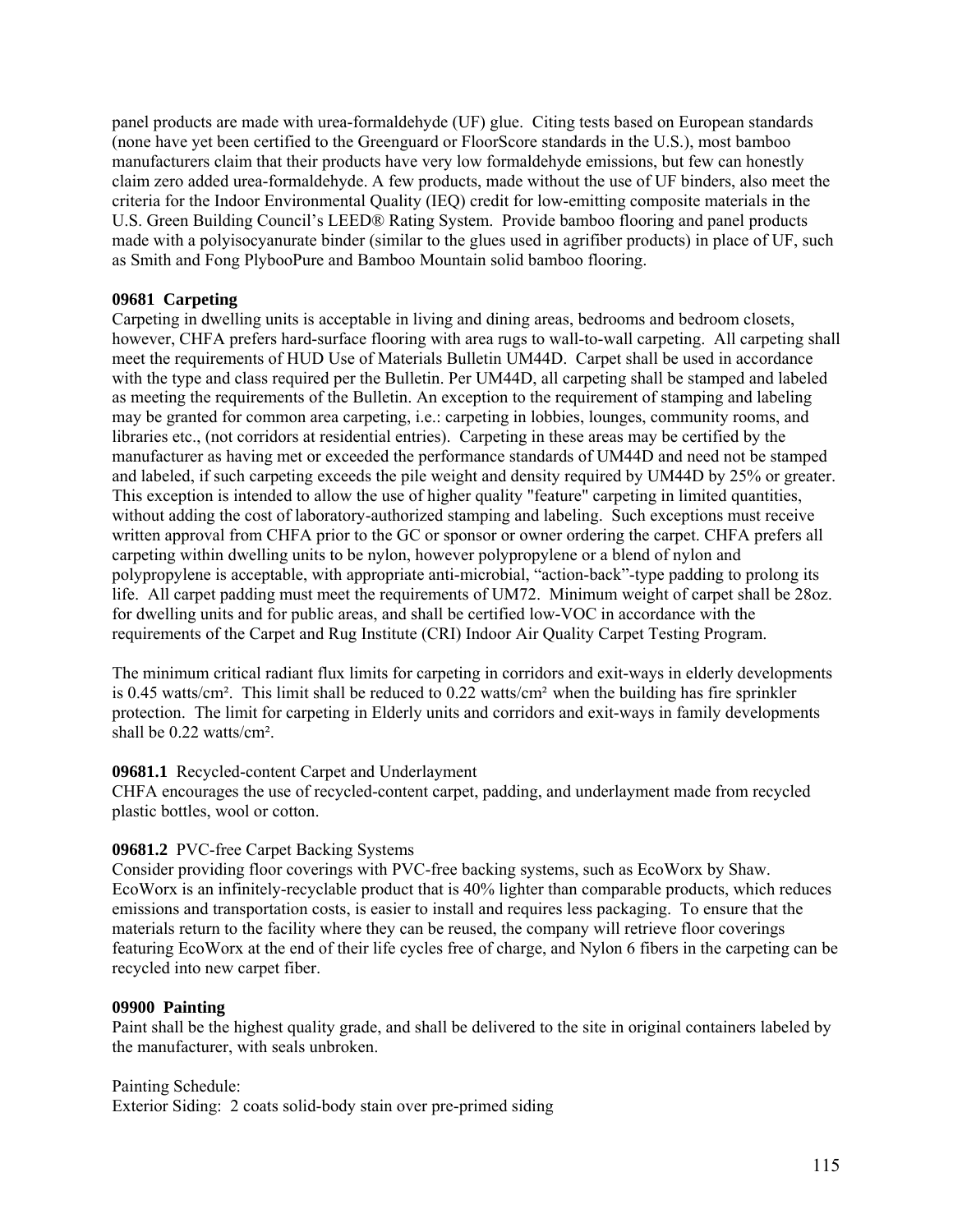panel products are made with urea-formaldehyde (UF) glue. Citing tests based on European standards (none have yet been certified to the Greenguard or FloorScore standards in the U.S.), most bamboo manufacturers claim that their products have very low formaldehyde emissions, but few can honestly claim zero added urea-formaldehyde. A few products, made without the use of UF binders, also meet the criteria for the Indoor Environmental Quality (IEQ) credit for low-emitting composite materials in the U.S. Green Building Council's LEED® Rating System. Provide bamboo flooring and panel products made with a polyisocyanurate binder (similar to the glues used in agrifiber products) in place of UF, such as Smith and Fong PlybooPure and Bamboo Mountain solid bamboo flooring.

**09681 Carpeting**

Carpeting in dwelling units is acceptable in living and dining areas, bedrooms and bedroom closets, however, CHFA prefers hard-surface flooring with area rugs to wall-to-wall carpeting. All carpeting shall meet the requirements of HUD Use of Materials Bulletin UM44D. Carpet shall be used in accordance with the type and class required per the Bulletin. Per UM44D, all carpeting shall be stamped and labeled as meeting the requirements of the Bulletin. An exception to the requirement of stamping and labeling may be granted for common area carpeting, i.e.: carpeting in lobbies, lounges, community rooms, and libraries etc., (not corridors at residential entries). Carpeting in these areas may be certified by the manufacturer as having met or exceeded the performance standards of UM44D and need not be stamped and labeled, if such carpeting exceeds the pile weight and density required by UM44D by 25% or greater. This exception is intended to allow the use of higher quality "feature" carpeting in limited quantities, without adding the cost of laboratory-authorized stamping and labeling. Such exceptions must receive written approval from CHFA prior to the GC or sponsor or owner ordering the carpet. CHFA prefers all carpeting within dwelling units to be nylon, however polypropylene or a blend of nylon and polypropylene is acceptable, with appropriate anti-microbial, "action-back"-type padding to prolong its life. All carpet padding must meet the requirements of UM72. Minimum weight of carpet shall be 28oz. for dwelling units and for public areas, and shall be certified low-VOC in accordance with the requirements of the Carpet and Rug Institute (CRI) Indoor Air Quality Carpet Testing Program.

The minimum critical radiant flux limits for carpeting in corridors and exit-ways in elderly developments is 0.45 watts/cm². This limit shall be reduced to 0.22 watts/cm² when the building has fire sprinkler protection. The limit for carpeting in Elderly units and corridors and exit-ways in family developments shall be 0.22 watts/cm².

**09681.1** Recycled-content Carpet and Underlayment

CHFA encourages the use of recycled-content carpet, padding, and underlayment made from recycled plastic bottles, wool or cotton.

**09681.2** PVC-free Carpet Backing Systems

Consider providing floor coverings with PVC-free backing systems, such as EcoWorx by Shaw. EcoWorx is an infinitely-recyclable product that is 40% lighter than comparable products, which reduces emissions and transportation costs, is easier to install and requires less packaging. To ensure that the materials return to the facility where they can be reused, the company will retrieve floor coverings featuring EcoWorx at the end of their life cycles free of charge, and Nylon 6 fibers in the carpeting can be recycled into new carpet fiber.

**09900 Painting**

Paint shall be the highest quality grade, and shall be delivered to the site in original containers labeled by the manufacturer, with seals unbroken.

Painting Schedule:
Exterior Siding: 2 coats solid-body stain over pre-primed siding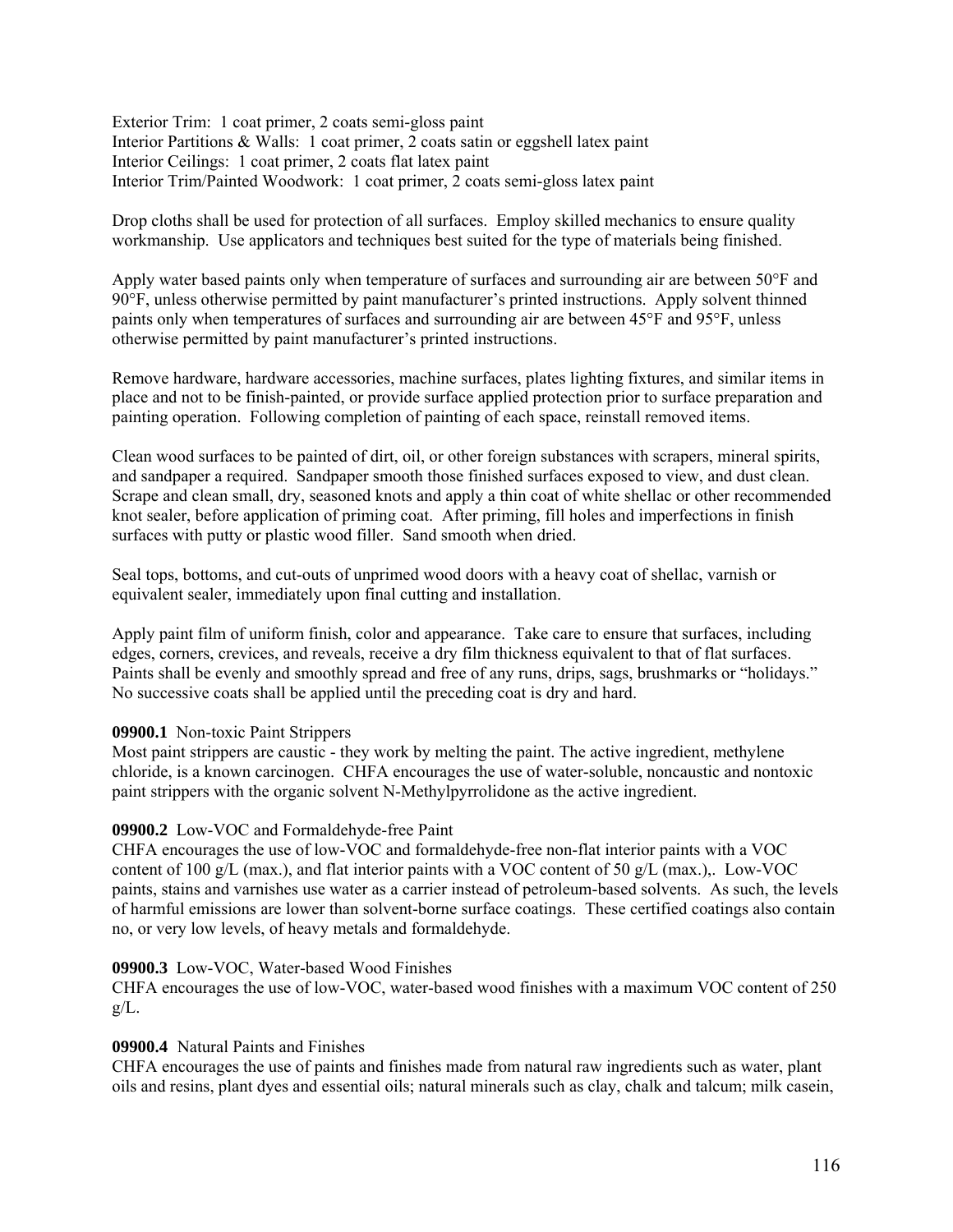Exterior Trim: 1 coat primer, 2 coats semi-gloss paint
Interior Partitions & Walls: 1 coat primer, 2 coats satin or eggshell latex paint
Interior Ceilings: 1 coat primer, 2 coats flat latex paint
Interior Trim/Painted Woodwork: 1 coat primer, 2 coats semi-gloss latex paint

Drop cloths shall be used for protection of all surfaces. Employ skilled mechanics to ensure quality workmanship. Use applicators and techniques best suited for the type of materials being finished.

Apply water based paints only when temperature of surfaces and surrounding air are between 50°F and 90°F, unless otherwise permitted by paint manufacturer's printed instructions. Apply solvent thinned paints only when temperatures of surfaces and surrounding air are between 45°F and 95°F, unless otherwise permitted by paint manufacturer's printed instructions.

Remove hardware, hardware accessories, machine surfaces, plates lighting fixtures, and similar items in place and not to be finish-painted, or provide surface applied protection prior to surface preparation and painting operation. Following completion of painting of each space, reinstall removed items.

Clean wood surfaces to be painted of dirt, oil, or other foreign substances with scrapers, mineral spirits, and sandpaper a required. Sandpaper smooth those finished surfaces exposed to view, and dust clean. Scrape and clean small, dry, seasoned knots and apply a thin coat of white shellac or other recommended knot sealer, before application of priming coat. After priming, fill holes and imperfections in finish surfaces with putty or plastic wood filler. Sand smooth when dried.

Seal tops, bottoms, and cut-outs of unprimed wood doors with a heavy coat of shellac, varnish or equivalent sealer, immediately upon final cutting and installation.

Apply paint film of uniform finish, color and appearance. Take care to ensure that surfaces, including edges, corners, crevices, and reveals, receive a dry film thickness equivalent to that of flat surfaces. Paints shall be evenly and smoothly spread and free of any runs, drips, sags, brushmarks or "holidays." No successive coats shall be applied until the preceding coat is dry and hard.

**09900.1** Non-toxic Paint Strippers
Most paint strippers are caustic - they work by melting the paint. The active ingredient, methylene chloride, is a known carcinogen. CHFA encourages the use of water-soluble, noncaustic and nontoxic paint strippers with the organic solvent N-Methylpyrrolidone as the active ingredient.

**09900.2** Low-VOC and Formaldehyde-free Paint
CHFA encourages the use of low-VOC and formaldehyde-free non-flat interior paints with a VOC content of 100 g/L (max.), and flat interior paints with a VOC content of 50 g/L (max.),. Low-VOC paints, stains and varnishes use water as a carrier instead of petroleum-based solvents. As such, the levels of harmful emissions are lower than solvent-borne surface coatings. These certified coatings also contain no, or very low levels, of heavy metals and formaldehyde.

**09900.3** Low-VOC, Water-based Wood Finishes
CHFA encourages the use of low-VOC, water-based wood finishes with a maximum VOC content of 250 g/L.

**09900.4** Natural Paints and Finishes
CHFA encourages the use of paints and finishes made from natural raw ingredients such as water, plant oils and resins, plant dyes and essential oils; natural minerals such as clay, chalk and talcum; milk casein,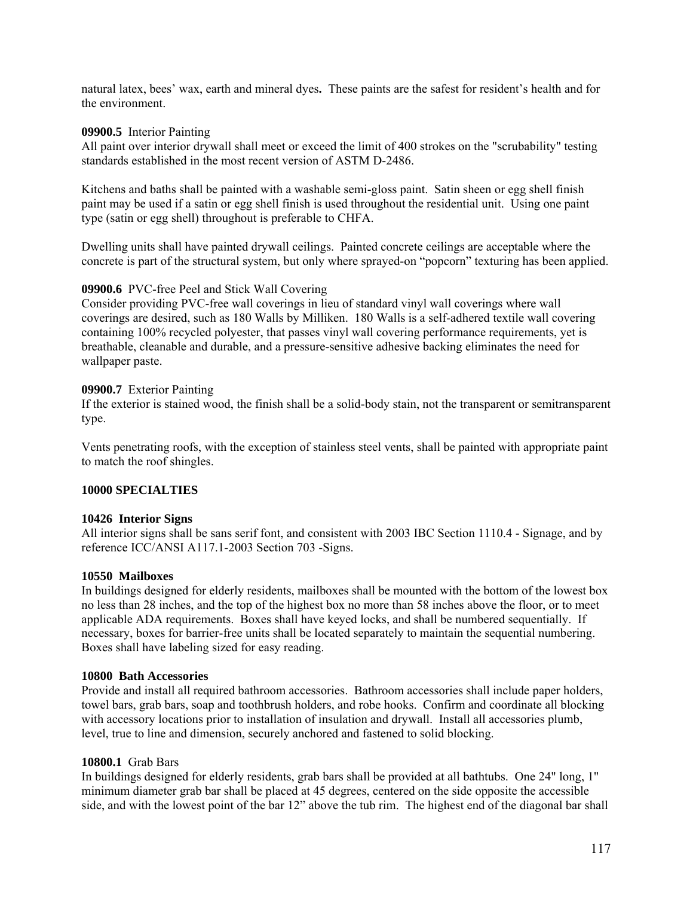natural latex, bees' wax, earth and mineral dyes**.** These paints are the safest for resident's health and for the environment.

**09900.5** Interior Painting
All paint over interior drywall shall meet or exceed the limit of 400 strokes on the "scrubability" testing standards established in the most recent version of ASTM D-2486.

Kitchens and baths shall be painted with a washable semi-gloss paint. Satin sheen or egg shell finish paint may be used if a satin or egg shell finish is used throughout the residential unit. Using one paint type (satin or egg shell) throughout is preferable to CHFA.

Dwelling units shall have painted drywall ceilings. Painted concrete ceilings are acceptable where the concrete is part of the structural system, but only where sprayed-on "popcorn" texturing has been applied.

**09900.6** PVC-free Peel and Stick Wall Covering
Consider providing PVC-free wall coverings in lieu of standard vinyl wall coverings where wall coverings are desired, such as 180 Walls by Milliken. 180 Walls is a self-adhered textile wall covering containing 100% recycled polyester, that passes vinyl wall covering performance requirements, yet is breathable, cleanable and durable, and a pressure-sensitive adhesive backing eliminates the need for wallpaper paste.

**09900.7** Exterior Painting
If the exterior is stained wood, the finish shall be a solid-body stain, not the transparent or semitransparent type.

Vents penetrating roofs, with the exception of stainless steel vents, shall be painted with appropriate paint to match the roof shingles.

## 10000 SPECIALTIES

### 10426 Interior Signs
All interior signs shall be sans serif font, and consistent with 2003 IBC Section 1110.4 - Signage, and by reference ICC/ANSI A117.1-2003 Section 703 -Signs.

### 10550 Mailboxes
In buildings designed for elderly residents, mailboxes shall be mounted with the bottom of the lowest box no less than 28 inches, and the top of the highest box no more than 58 inches above the floor, or to meet applicable ADA requirements. Boxes shall have keyed locks, and shall be numbered sequentially. If necessary, boxes for barrier-free units shall be located separately to maintain the sequential numbering. Boxes shall have labeling sized for easy reading.

### 10800 Bath Accessories
Provide and install all required bathroom accessories. Bathroom accessories shall include paper holders, towel bars, grab bars, soap and toothbrush holders, and robe hooks. Confirm and coordinate all blocking with accessory locations prior to installation of insulation and drywall. Install all accessories plumb, level, true to line and dimension, securely anchored and fastened to solid blocking.

**10800.1** Grab Bars
In buildings designed for elderly residents, grab bars shall be provided at all bathtubs. One 24" long, 1" minimum diameter grab bar shall be placed at 45 degrees, centered on the side opposite the accessible side, and with the lowest point of the bar 12" above the tub rim. The highest end of the diagonal bar shall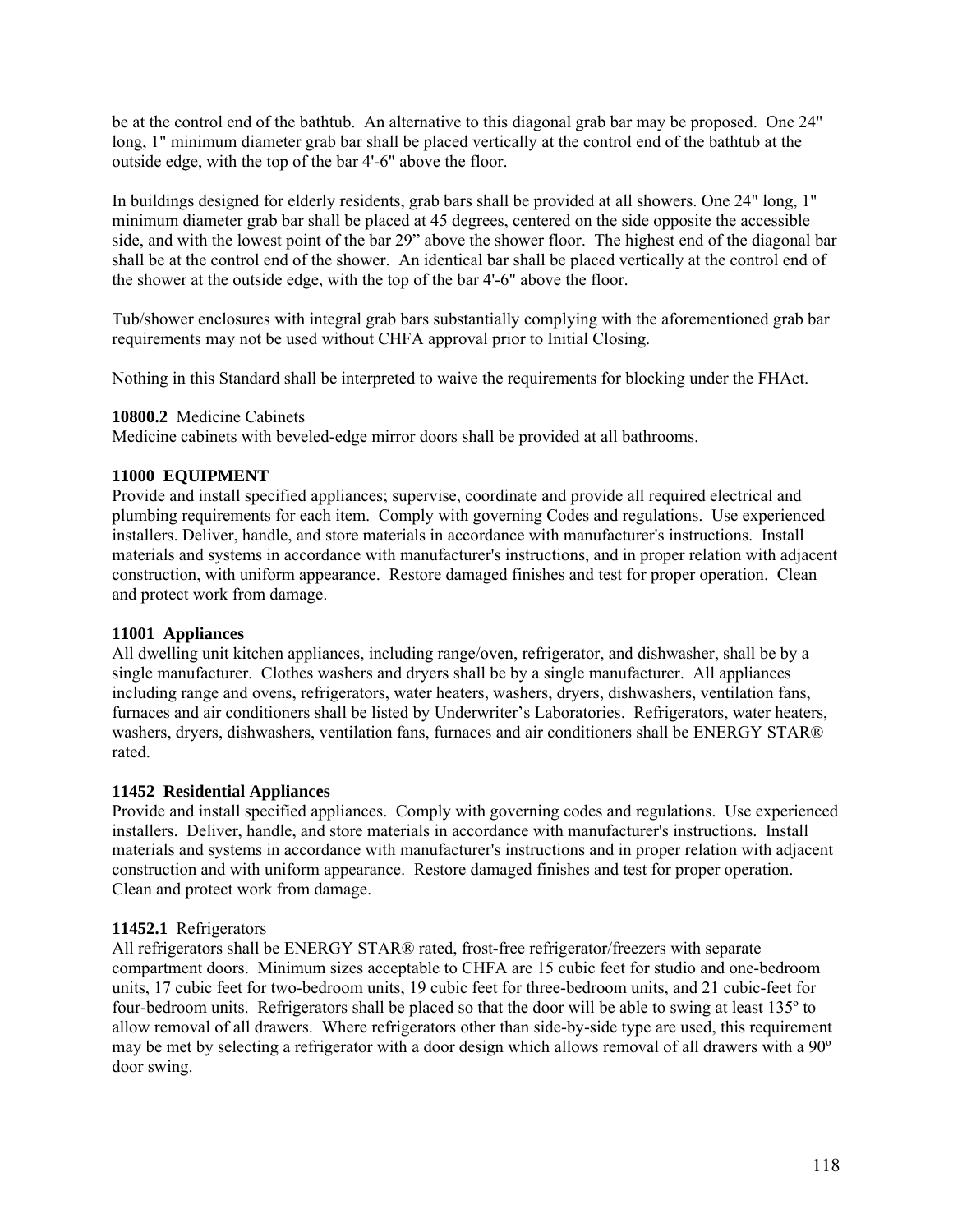be at the control end of the bathtub. An alternative to this diagonal grab bar may be proposed. One 24" long, 1" minimum diameter grab bar shall be placed vertically at the control end of the bathtub at the outside edge, with the top of the bar 4'-6" above the floor.

In buildings designed for elderly residents, grab bars shall be provided at all showers. One 24" long, 1" minimum diameter grab bar shall be placed at 45 degrees, centered on the side opposite the accessible side, and with the lowest point of the bar 29” above the shower floor. The highest end of the diagonal bar shall be at the control end of the shower. An identical bar shall be placed vertically at the control end of the shower at the outside edge, with the top of the bar 4'-6" above the floor.

Tub/shower enclosures with integral grab bars substantially complying with the aforementioned grab bar requirements may not be used without CHFA approval prior to Initial Closing.

Nothing in this Standard shall be interpreted to waive the requirements for blocking under the FHAct.

**10800.2** Medicine Cabinets
Medicine cabinets with beveled-edge mirror doors shall be provided at all bathrooms.

**11000 EQUIPMENT**
Provide and install specified appliances; supervise, coordinate and provide all required electrical and plumbing requirements for each item. Comply with governing Codes and regulations. Use experienced installers. Deliver, handle, and store materials in accordance with manufacturer's instructions. Install materials and systems in accordance with manufacturer's instructions, and in proper relation with adjacent construction, with uniform appearance. Restore damaged finishes and test for proper operation. Clean and protect work from damage.

**11001 Appliances**
All dwelling unit kitchen appliances, including range/oven, refrigerator, and dishwasher, shall be by a single manufacturer. Clothes washers and dryers shall be by a single manufacturer. All appliances including range and ovens, refrigerators, water heaters, washers, dryers, dishwashers, ventilation fans, furnaces and air conditioners shall be listed by Underwriter’s Laboratories. Refrigerators, water heaters, washers, dryers, dishwashers, ventilation fans, furnaces and air conditioners shall be ENERGY STAR® rated.

**11452 Residential Appliances**
Provide and install specified appliances. Comply with governing codes and regulations. Use experienced installers. Deliver, handle, and store materials in accordance with manufacturer's instructions. Install materials and systems in accordance with manufacturer's instructions and in proper relation with adjacent construction and with uniform appearance. Restore damaged finishes and test for proper operation. Clean and protect work from damage.

**11452.1** Refrigerators
All refrigerators shall be ENERGY STAR® rated, frost-free refrigerator/freezers with separate compartment doors. Minimum sizes acceptable to CHFA are 15 cubic feet for studio and one-bedroom units, 17 cubic feet for two-bedroom units, 19 cubic feet for three-bedroom units, and 21 cubic-feet for four-bedroom units. Refrigerators shall be placed so that the door will be able to swing at least 135º to allow removal of all drawers. Where refrigerators other than side-by-side type are used, this requirement may be met by selecting a refrigerator with a door design which allows removal of all drawers with a 90º door swing.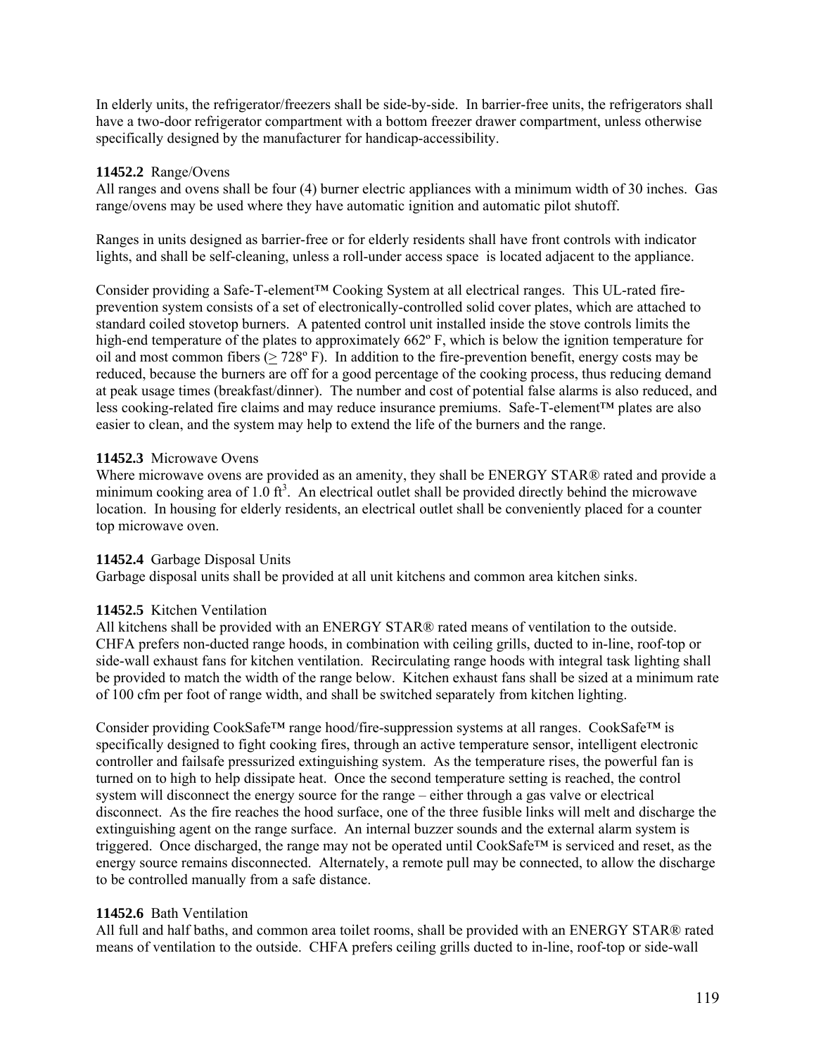In elderly units, the refrigerator/freezers shall be side-by-side. In barrier-free units, the refrigerators shall have a two-door refrigerator compartment with a bottom freezer drawer compartment, unless otherwise specifically designed by the manufacturer for handicap-accessibility.

**11452.2** Range/Ovens
All ranges and ovens shall be four (4) burner electric appliances with a minimum width of 30 inches. Gas range/ovens may be used where they have automatic ignition and automatic pilot shutoff.

Ranges in units designed as barrier-free or for elderly residents shall have front controls with indicator lights, and shall be self-cleaning, unless a roll-under access space is located adjacent to the appliance.

Consider providing a Safe-T-element™ Cooking System at all electrical ranges. This UL-rated fire-prevention system consists of a set of electronically-controlled solid cover plates, which are attached to standard coiled stovetop burners. A patented control unit installed inside the stove controls limits the high-end temperature of the plates to approximately 662º F, which is below the ignition temperature for oil and most common fibers (≥ 728º F). In addition to the fire-prevention benefit, energy costs may be reduced, because the burners are off for a good percentage of the cooking process, thus reducing demand at peak usage times (breakfast/dinner). The number and cost of potential false alarms is also reduced, and less cooking-related fire claims and may reduce insurance premiums. Safe-T-element™ plates are also easier to clean, and the system may help to extend the life of the burners and the range.

**11452.3** Microwave Ovens
Where microwave ovens are provided as an amenity, they shall be ENERGY STAR® rated and provide a minimum cooking area of 1.0 $ft^3$. An electrical outlet shall be provided directly behind the microwave location. In housing for elderly residents, an electrical outlet shall be conveniently placed for a counter top microwave oven.

**11452.4** Garbage Disposal Units
Garbage disposal units shall be provided at all unit kitchens and common area kitchen sinks.

**11452.5** Kitchen Ventilation
All kitchens shall be provided with an ENERGY STAR® rated means of ventilation to the outside. CHFA prefers non-ducted range hoods, in combination with ceiling grills, ducted to in-line, roof-top or side-wall exhaust fans for kitchen ventilation. Recirculating range hoods with integral task lighting shall be provided to match the width of the range below. Kitchen exhaust fans shall be sized at a minimum rate of 100 cfm per foot of range width, and shall be switched separately from kitchen lighting.

Consider providing CookSafe™ range hood/fire-suppression systems at all ranges. CookSafe™ is specifically designed to fight cooking fires, through an active temperature sensor, intelligent electronic controller and failsafe pressurized extinguishing system. As the temperature rises, the powerful fan is turned on to high to help dissipate heat. Once the second temperature setting is reached, the control system will disconnect the energy source for the range – either through a gas valve or electrical disconnect. As the fire reaches the hood surface, one of the three fusible links will melt and discharge the extinguishing agent on the range surface. An internal buzzer sounds and the external alarm system is triggered. Once discharged, the range may not be operated until CookSafe™ is serviced and reset, as the energy source remains disconnected. Alternately, a remote pull may be connected, to allow the discharge to be controlled manually from a safe distance.

**11452.6** Bath Ventilation
All full and half baths, and common area toilet rooms, shall be provided with an ENERGY STAR® rated means of ventilation to the outside. CHFA prefers ceiling grills ducted to in-line, roof-top or side-wall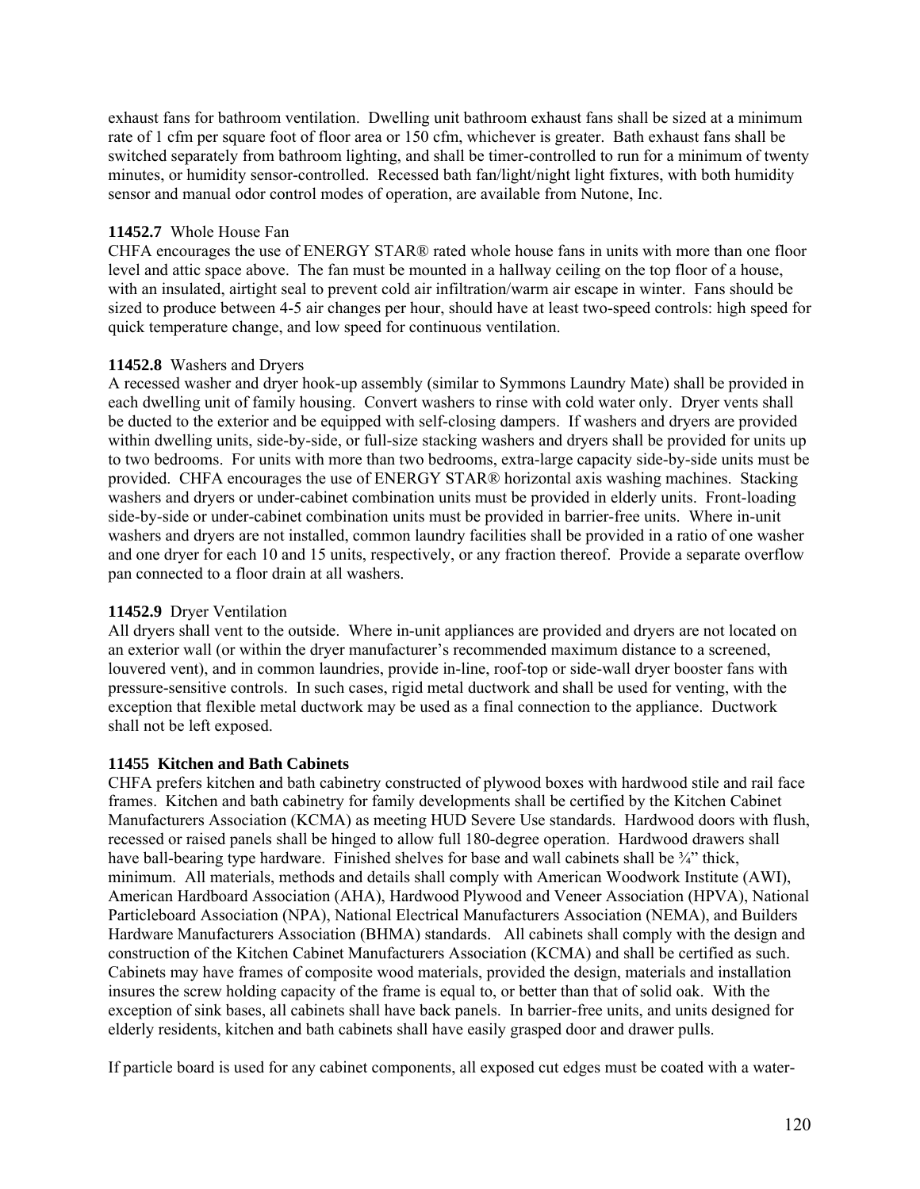exhaust fans for bathroom ventilation. Dwelling unit bathroom exhaust fans shall be sized at a minimum rate of 1 cfm per square foot of floor area or 150 cfm, whichever is greater. Bath exhaust fans shall be switched separately from bathroom lighting, and shall be timer-controlled to run for a minimum of twenty minutes, or humidity sensor-controlled. Recessed bath fan/light/night light fixtures, with both humidity sensor and manual odor control modes of operation, are available from Nutone, Inc.

**11452.7** Whole House Fan

CHFA encourages the use of ENERGY STAR® rated whole house fans in units with more than one floor level and attic space above. The fan must be mounted in a hallway ceiling on the top floor of a house, with an insulated, airtight seal to prevent cold air infiltration/warm air escape in winter. Fans should be sized to produce between 4-5 air changes per hour, should have at least two-speed controls: high speed for quick temperature change, and low speed for continuous ventilation.

**11452.8** Washers and Dryers

A recessed washer and dryer hook-up assembly (similar to Symmons Laundry Mate) shall be provided in each dwelling unit of family housing. Convert washers to rinse with cold water only. Dryer vents shall be ducted to the exterior and be equipped with self-closing dampers. If washers and dryers are provided within dwelling units, side-by-side, or full-size stacking washers and dryers shall be provided for units up to two bedrooms. For units with more than two bedrooms, extra-large capacity side-by-side units must be provided. CHFA encourages the use of ENERGY STAR® horizontal axis washing machines. Stacking washers and dryers or under-cabinet combination units must be provided in elderly units. Front-loading side-by-side or under-cabinet combination units must be provided in barrier-free units. Where in-unit washers and dryers are not installed, common laundry facilities shall be provided in a ratio of one washer and one dryer for each 10 and 15 units, respectively, or any fraction thereof. Provide a separate overflow pan connected to a floor drain at all washers.

**11452.9** Dryer Ventilation

All dryers shall vent to the outside. Where in-unit appliances are provided and dryers are not located on an exterior wall (or within the dryer manufacturer's recommended maximum distance to a screened, louvered vent), and in common laundries, provide in-line, roof-top or side-wall dryer booster fans with pressure-sensitive controls. In such cases, rigid metal ductwork and shall be used for venting, with the exception that flexible metal ductwork may be used as a final connection to the appliance. Ductwork shall not be left exposed.

**11455 Kitchen and Bath Cabinets**

CHFA prefers kitchen and bath cabinetry constructed of plywood boxes with hardwood stile and rail face frames. Kitchen and bath cabinetry for family developments shall be certified by the Kitchen Cabinet Manufacturers Association (KCMA) as meeting HUD Severe Use standards. Hardwood doors with flush, recessed or raised panels shall be hinged to allow full 180-degree operation. Hardwood drawers shall have ball-bearing type hardware. Finished shelves for base and wall cabinets shall be ¾" thick, minimum. All materials, methods and details shall comply with American Woodwork Institute (AWI), American Hardboard Association (AHA), Hardwood Plywood and Veneer Association (HPVA), National Particleboard Association (NPA), National Electrical Manufacturers Association (NEMA), and Builders Hardware Manufacturers Association (BHMA) standards. All cabinets shall comply with the design and construction of the Kitchen Cabinet Manufacturers Association (KCMA) and shall be certified as such. Cabinets may have frames of composite wood materials, provided the design, materials and installation insures the screw holding capacity of the frame is equal to, or better than that of solid oak. With the exception of sink bases, all cabinets shall have back panels. In barrier-free units, and units designed for elderly residents, kitchen and bath cabinets shall have easily grasped door and drawer pulls.

If particle board is used for any cabinet components, all exposed cut edges must be coated with a water-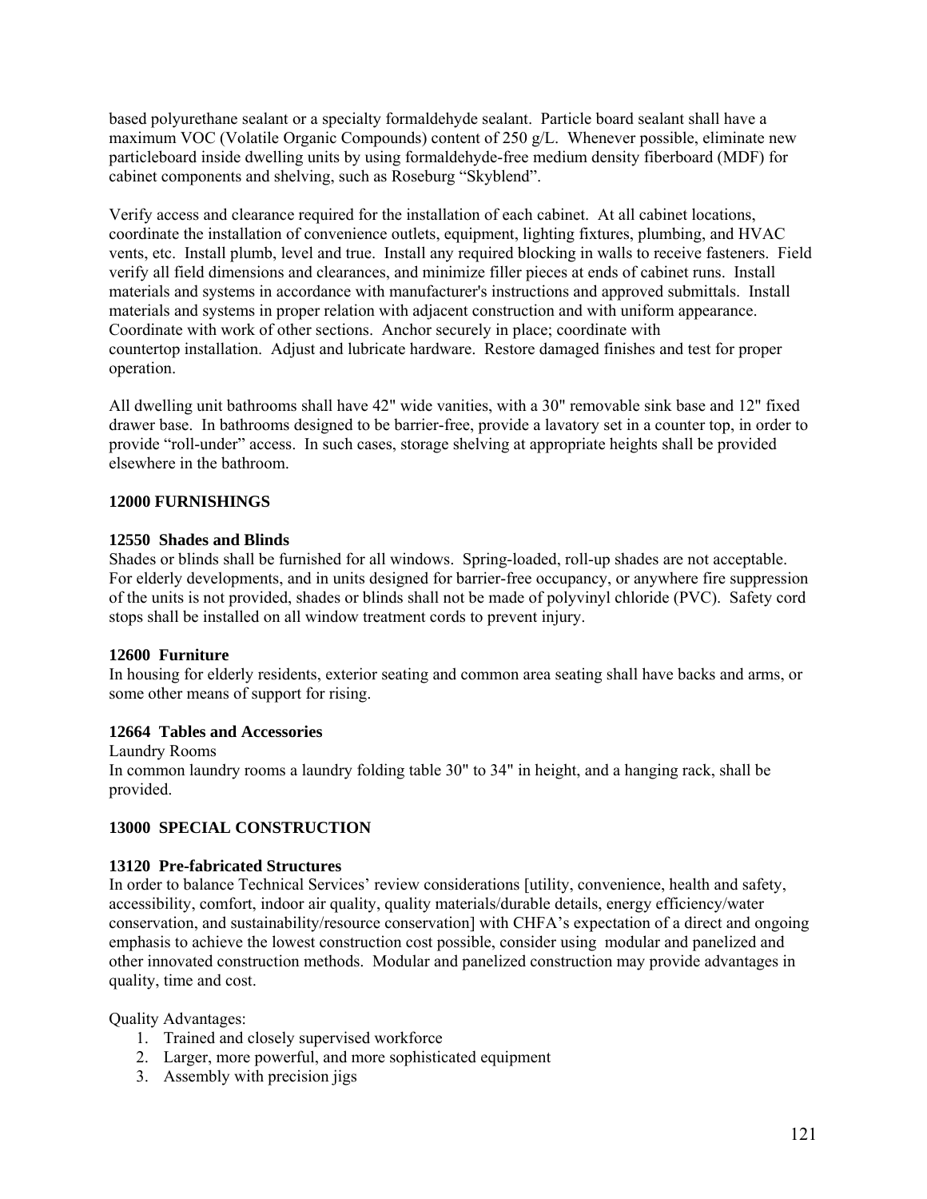based polyurethane sealant or a specialty formaldehyde sealant. Particle board sealant shall have a maximum VOC (Volatile Organic Compounds) content of 250 g/L. Whenever possible, eliminate new particleboard inside dwelling units by using formaldehyde-free medium density fiberboard (MDF) for cabinet components and shelving, such as Roseburg "Skyblend".

Verify access and clearance required for the installation of each cabinet. At all cabinet locations, coordinate the installation of convenience outlets, equipment, lighting fixtures, plumbing, and HVAC vents, etc. Install plumb, level and true. Install any required blocking in walls to receive fasteners. Field verify all field dimensions and clearances, and minimize filler pieces at ends of cabinet runs. Install materials and systems in accordance with manufacturer's instructions and approved submittals. Install materials and systems in proper relation with adjacent construction and with uniform appearance. Coordinate with work of other sections. Anchor securely in place; coordinate with countertop installation. Adjust and lubricate hardware. Restore damaged finishes and test for proper operation.

All dwelling unit bathrooms shall have 42" wide vanities, with a 30" removable sink base and 12" fixed drawer base. In bathrooms designed to be barrier-free, provide a lavatory set in a counter top, in order to provide "roll-under" access. In such cases, storage shelving at appropriate heights shall be provided elsewhere in the bathroom.

## 12000 FURNISHINGS

### 12550 Shades and Blinds

Shades or blinds shall be furnished for all windows. Spring-loaded, roll-up shades are not acceptable. For elderly developments, and in units designed for barrier-free occupancy, or anywhere fire suppression of the units is not provided, shades or blinds shall not be made of polyvinyl chloride (PVC). Safety cord stops shall be installed on all window treatment cords to prevent injury.

### 12600 Furniture

In housing for elderly residents, exterior seating and common area seating shall have backs and arms, or some other means of support for rising.

### 12664 Tables and Accessories

Laundry Rooms

In common laundry rooms a laundry folding table 30" to 34" in height, and a hanging rack, shall be provided.

## 13000 SPECIAL CONSTRUCTION

### 13120 Pre-fabricated Structures

In order to balance Technical Services' review considerations [utility, convenience, health and safety, accessibility, comfort, indoor air quality, quality materials/durable details, energy efficiency/water conservation, and sustainability/resource conservation] with CHFA's expectation of a direct and ongoing emphasis to achieve the lowest construction cost possible, consider using modular and panelized and other innovated construction methods. Modular and panelized construction may provide advantages in quality, time and cost.

Quality Advantages:

1. Trained and closely supervised workforce
2. Larger, more powerful, and more sophisticated equipment
3. Assembly with precision jigs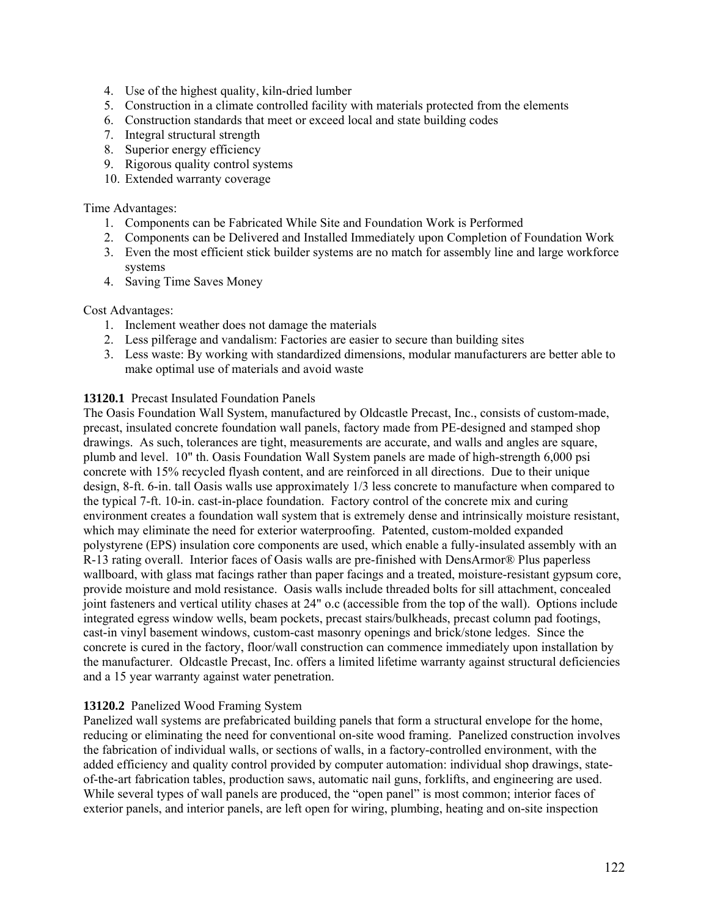4. Use of the highest quality, kiln-dried lumber
5. Construction in a climate controlled facility with materials protected from the elements
6. Construction standards that meet or exceed local and state building codes
7. Integral structural strength
8. Superior energy efficiency
9. Rigorous quality control systems
10. Extended warranty coverage

Time Advantages:

1. Components can be Fabricated While Site and Foundation Work is Performed
2. Components can be Delivered and Installed Immediately upon Completion of Foundation Work
3. Even the most efficient stick builder systems are no match for assembly line and large workforce systems
4. Saving Time Saves Money

Cost Advantages:

1. Inclement weather does not damage the materials
2. Less pilferage and vandalism: Factories are easier to secure than building sites
3. Less waste: By working with standardized dimensions, modular manufacturers are better able to make optimal use of materials and avoid waste

**13120.1** Precast Insulated Foundation Panels

The Oasis Foundation Wall System, manufactured by Oldcastle Precast, Inc., consists of custom-made, precast, insulated concrete foundation wall panels, factory made from PE-designed and stamped shop drawings. As such, tolerances are tight, measurements are accurate, and walls and angles are square, plumb and level. 10" th. Oasis Foundation Wall System panels are made of high-strength 6,000 psi concrete with 15% recycled flyash content, and are reinforced in all directions. Due to their unique design, 8-ft. 6-in. tall Oasis walls use approximately 1/3 less concrete to manufacture when compared to the typical 7-ft. 10-in. cast-in-place foundation. Factory control of the concrete mix and curing environment creates a foundation wall system that is extremely dense and intrinsically moisture resistant, which may eliminate the need for exterior waterproofing. Patented, custom-molded expanded polystyrene (EPS) insulation core components are used, which enable a fully-insulated assembly with an R-13 rating overall. Interior faces of Oasis walls are pre-finished with DensArmor® Plus paperless wallboard, with glass mat facings rather than paper facings and a treated, moisture-resistant gypsum core, provide moisture and mold resistance. Oasis walls include threaded bolts for sill attachment, concealed joint fasteners and vertical utility chases at 24" o.c (accessible from the top of the wall). Options include integrated egress window wells, beam pockets, precast stairs/bulkheads, precast column pad footings, cast-in vinyl basement windows, custom-cast masonry openings and brick/stone ledges. Since the concrete is cured in the factory, floor/wall construction can commence immediately upon installation by the manufacturer. Oldcastle Precast, Inc. offers a limited lifetime warranty against structural deficiencies and a 15 year warranty against water penetration.

**13120.2** Panelized Wood Framing System

Panelized wall systems are prefabricated building panels that form a structural envelope for the home, reducing or eliminating the need for conventional on-site wood framing. Panelized construction involves the fabrication of individual walls, or sections of walls, in a factory-controlled environment, with the added efficiency and quality control provided by computer automation: individual shop drawings, state-of-the-art fabrication tables, production saws, automatic nail guns, forklifts, and engineering are used. While several types of wall panels are produced, the "open panel" is most common; interior faces of exterior panels, and interior panels, are left open for wiring, plumbing, heating and on-site inspection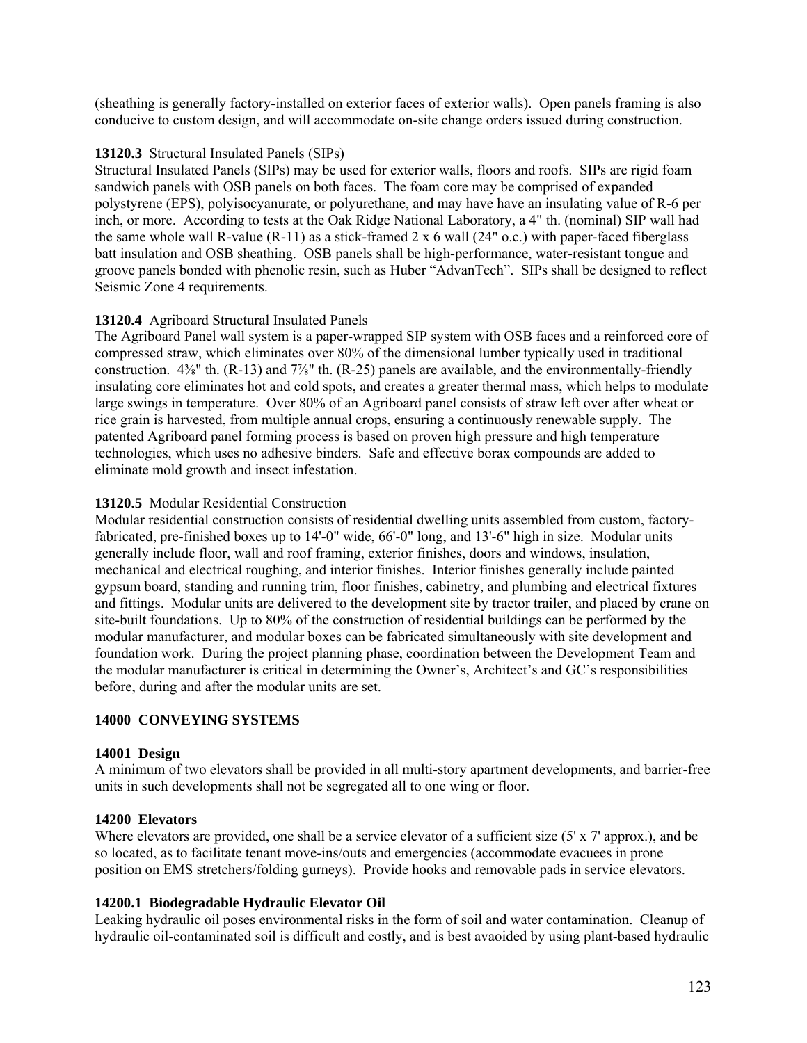(sheathing is generally factory-installed on exterior faces of exterior walls). Open panels framing is also conducive to custom design, and will accommodate on-site change orders issued during construction.

**13120.3** Structural Insulated Panels (SIPs)
Structural Insulated Panels (SIPs) may be used for exterior walls, floors and roofs. SIPs are rigid foam sandwich panels with OSB panels on both faces. The foam core may be comprised of expanded polystyrene (EPS), polyisocyanurate, or polyurethane, and may have have an insulating value of R-6 per inch, or more. According to tests at the Oak Ridge National Laboratory, a 4" th. (nominal) SIP wall had the same whole wall R-value (R-11) as a stick-framed 2 x 6 wall (24" o.c.) with paper-faced fiberglass batt insulation and OSB sheathing. OSB panels shall be high-performance, water-resistant tongue and groove panels bonded with phenolic resin, such as Huber "AdvanTech". SIPs shall be designed to reflect Seismic Zone 4 requirements.

**13120.4** Agriboard Structural Insulated Panels
The Agriboard Panel wall system is a paper-wrapped SIP system with OSB faces and a reinforced core of compressed straw, which eliminates over 80% of the dimensional lumber typically used in traditional construction. 4⅜" th. (R-13) and 7⅞" th. (R-25) panels are available, and the environmentally-friendly insulating core eliminates hot and cold spots, and creates a greater thermal mass, which helps to modulate large swings in temperature. Over 80% of an Agriboard panel consists of straw left over after wheat or rice grain is harvested, from multiple annual crops, ensuring a continuously renewable supply. The patented Agriboard panel forming process is based on proven high pressure and high temperature technologies, which uses no adhesive binders. Safe and effective borax compounds are added to eliminate mold growth and insect infestation.

**13120.5** Modular Residential Construction
Modular residential construction consists of residential dwelling units assembled from custom, factory-fabricated, pre-finished boxes up to 14'-0" wide, 66'-0" long, and 13'-6" high in size. Modular units generally include floor, wall and roof framing, exterior finishes, doors and windows, insulation, mechanical and electrical roughing, and interior finishes. Interior finishes generally include painted gypsum board, standing and running trim, floor finishes, cabinetry, and plumbing and electrical fixtures and fittings. Modular units are delivered to the development site by tractor trailer, and placed by crane on site-built foundations. Up to 80% of the construction of residential buildings can be performed by the modular manufacturer, and modular boxes can be fabricated simultaneously with site development and foundation work. During the project planning phase, coordination between the Development Team and the modular manufacturer is critical in determining the Owner's, Architect's and GC's responsibilities before, during and after the modular units are set.

## 14000 CONVEYING SYSTEMS

### 14001 Design
A minimum of two elevators shall be provided in all multi-story apartment developments, and barrier-free units in such developments shall not be segregated all to one wing or floor.

### 14200 Elevators
Where elevators are provided, one shall be a service elevator of a sufficient size (5' x 7' approx.), and be so located, as to facilitate tenant move-ins/outs and emergencies (accommodate evacuees in prone position on EMS stretchers/folding gurneys). Provide hooks and removable pads in service elevators.

#### 14200.1 Biodegradable Hydraulic Elevator Oil
Leaking hydraulic oil poses environmental risks in the form of soil and water contamination. Cleanup of hydraulic oil-contaminated soil is difficult and costly, and is best avaoided by using plant-based hydraulic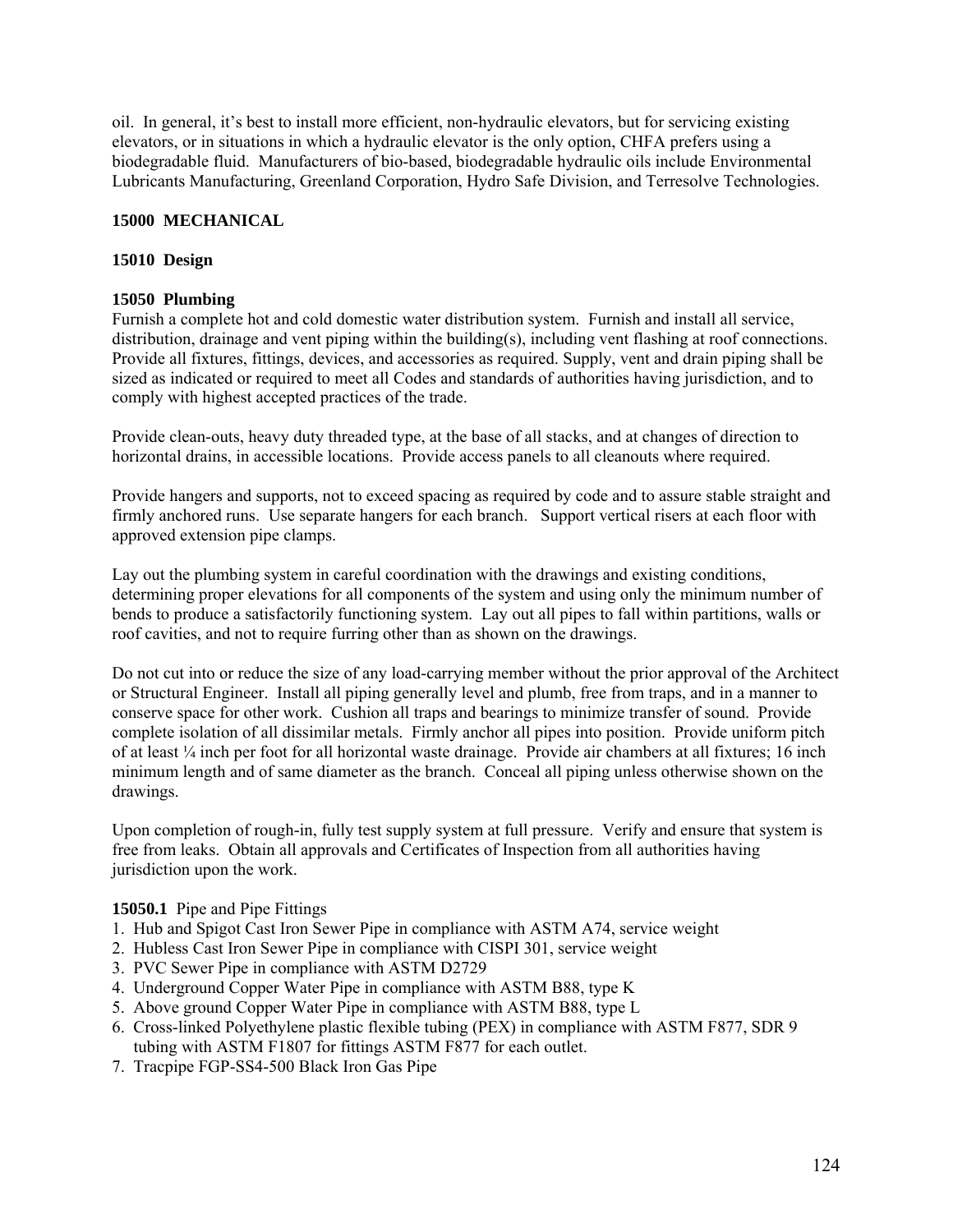oil. In general, it's best to install more efficient, non-hydraulic elevators, but for servicing existing elevators, or in situations in which a hydraulic elevator is the only option, CHFA prefers using a biodegradable fluid. Manufacturers of bio-based, biodegradable hydraulic oils include Environmental Lubricants Manufacturing, Greenland Corporation, Hydro Safe Division, and Terresolve Technologies.

## 15000 MECHANICAL

### 15010 Design

### 15050 Plumbing

Furnish a complete hot and cold domestic water distribution system. Furnish and install all service, distribution, drainage and vent piping within the building(s), including vent flashing at roof connections. Provide all fixtures, fittings, devices, and accessories as required. Supply, vent and drain piping shall be sized as indicated or required to meet all Codes and standards of authorities having jurisdiction, and to comply with highest accepted practices of the trade.

Provide clean-outs, heavy duty threaded type, at the base of all stacks, and at changes of direction to horizontal drains, in accessible locations. Provide access panels to all cleanouts where required.

Provide hangers and supports, not to exceed spacing as required by code and to assure stable straight and firmly anchored runs. Use separate hangers for each branch. Support vertical risers at each floor with approved extension pipe clamps.

Lay out the plumbing system in careful coordination with the drawings and existing conditions, determining proper elevations for all components of the system and using only the minimum number of bends to produce a satisfactorily functioning system. Lay out all pipes to fall within partitions, walls or roof cavities, and not to require furring other than as shown on the drawings.

Do not cut into or reduce the size of any load-carrying member without the prior approval of the Architect or Structural Engineer. Install all piping generally level and plumb, free from traps, and in a manner to conserve space for other work. Cushion all traps and bearings to minimize transfer of sound. Provide complete isolation of all dissimilar metals. Firmly anchor all pipes into position. Provide uniform pitch of at least ¼ inch per foot for all horizontal waste drainage. Provide air chambers at all fixtures; 16 inch minimum length and of same diameter as the branch. Conceal all piping unless otherwise shown on the drawings.

Upon completion of rough-in, fully test supply system at full pressure. Verify and ensure that system is free from leaks. Obtain all approvals and Certificates of Inspection from all authorities having jurisdiction upon the work.

**15050.1** Pipe and Pipe Fittings

1. Hub and Spigot Cast Iron Sewer Pipe in compliance with ASTM A74, service weight
2. Hubless Cast Iron Sewer Pipe in compliance with CISPI 301, service weight
3. PVC Sewer Pipe in compliance with ASTM D2729
4. Underground Copper Water Pipe in compliance with ASTM B88, type K
5. Above ground Copper Water Pipe in compliance with ASTM B88, type L
6. Cross-linked Polyethylene plastic flexible tubing (PEX) in compliance with ASTM F877, SDR 9 tubing with ASTM F1807 for fittings ASTM F877 for each outlet.
7. Tracpipe FGP-SS4-500 Black Iron Gas Pipe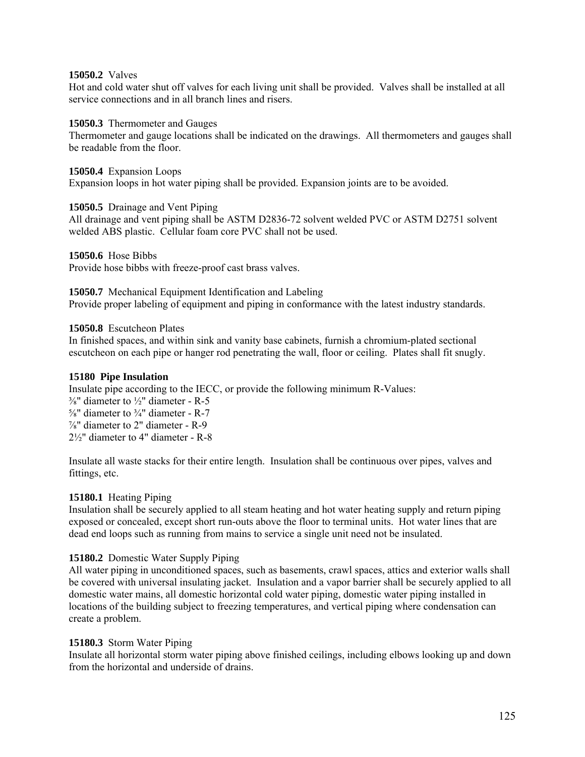**15050.2** Valves
Hot and cold water shut off valves for each living unit shall be provided. Valves shall be installed at all service connections and in all branch lines and risers.

**15050.3** Thermometer and Gauges
Thermometer and gauge locations shall be indicated on the drawings. All thermometers and gauges shall be readable from the floor.

**15050.4** Expansion Loops
Expansion loops in hot water piping shall be provided. Expansion joints are to be avoided.

**15050.5** Drainage and Vent Piping
All drainage and vent piping shall be ASTM D2836-72 solvent welded PVC or ASTM D2751 solvent welded ABS plastic. Cellular foam core PVC shall not be used.

**15050.6** Hose Bibbs
Provide hose bibbs with freeze-proof cast brass valves.

**15050.7** Mechanical Equipment Identification and Labeling
Provide proper labeling of equipment and piping in conformance with the latest industry standards.

**15050.8** Escutcheon Plates
In finished spaces, and within sink and vanity base cabinets, furnish a chromium-plated sectional escutcheon on each pipe or hanger rod penetrating the wall, floor or ceiling. Plates shall fit snugly.

**15180 Pipe Insulation**
Insulate pipe according to the IECC, or provide the following minimum R-Values:
⅜" diameter to ½" diameter - R-5
⅝" diameter to ¾" diameter - R-7
⅞" diameter to 2" diameter - R-9
2½" diameter to 4" diameter - R-8

Insulate all waste stacks for their entire length. Insulation shall be continuous over pipes, valves and fittings, etc.

**15180.1** Heating Piping
Insulation shall be securely applied to all steam heating and hot water heating supply and return piping exposed or concealed, except short run-outs above the floor to terminal units. Hot water lines that are dead end loops such as running from mains to service a single unit need not be insulated.

**15180.2** Domestic Water Supply Piping
All water piping in unconditioned spaces, such as basements, crawl spaces, attics and exterior walls shall be covered with universal insulating jacket. Insulation and a vapor barrier shall be securely applied to all domestic water mains, all domestic horizontal cold water piping, domestic water piping installed in locations of the building subject to freezing temperatures, and vertical piping where condensation can create a problem.

**15180.3** Storm Water Piping
Insulate all horizontal storm water piping above finished ceilings, including elbows looking up and down from the horizontal and underside of drains.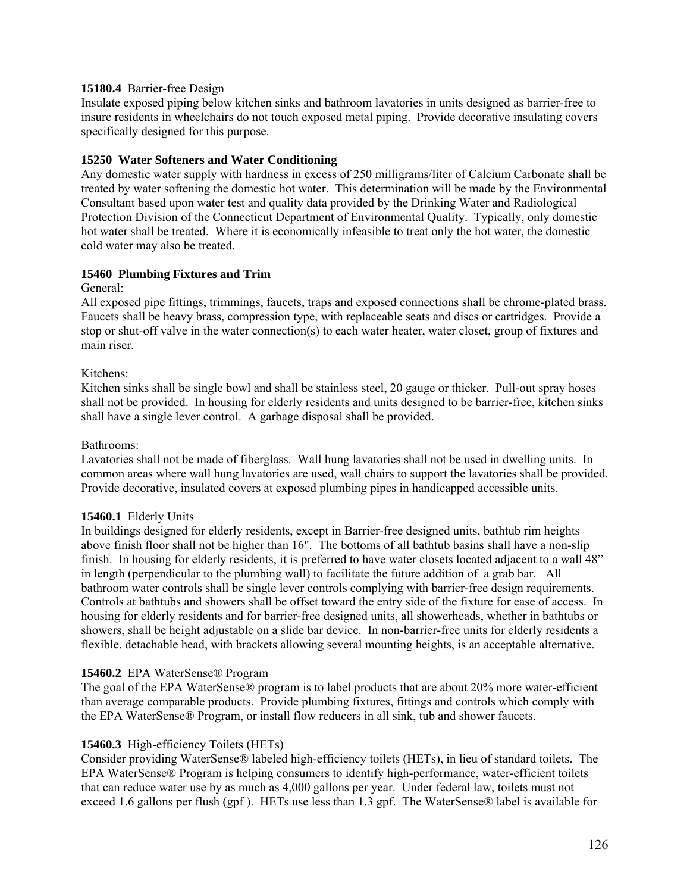**15180.4** Barrier-free Design

Insulate exposed piping below kitchen sinks and bathroom lavatories in units designed as barrier-free to insure residents in wheelchairs do not touch exposed metal piping. Provide decorative insulating covers specifically designed for this purpose.

**15250 Water Softeners and Water Conditioning**

Any domestic water supply with hardness in excess of 250 milligrams/liter of Calcium Carbonate shall be treated by water softening the domestic hot water. This determination will be made by the Environmental Consultant based upon water test and quality data provided by the Drinking Water and Radiological Protection Division of the Connecticut Department of Environmental Quality. Typically, only domestic hot water shall be treated. Where it is economically infeasible to treat only the hot water, the domestic cold water may also be treated.

**15460 Plumbing Fixtures and Trim**

General:

All exposed pipe fittings, trimmings, faucets, traps and exposed connections shall be chrome-plated brass. Faucets shall be heavy brass, compression type, with replaceable seats and discs or cartridges. Provide a stop or shut-off valve in the water connection(s) to each water heater, water closet, group of fixtures and main riser.

Kitchens:

Kitchen sinks shall be single bowl and shall be stainless steel, 20 gauge or thicker. Pull-out spray hoses shall not be provided. In housing for elderly residents and units designed to be barrier-free, kitchen sinks shall have a single lever control. A garbage disposal shall be provided.

Bathrooms:

Lavatories shall not be made of fiberglass. Wall hung lavatories shall not be used in dwelling units. In common areas where wall hung lavatories are used, wall chairs to support the lavatories shall be provided. Provide decorative, insulated covers at exposed plumbing pipes in handicapped accessible units.

**15460.1** Elderly Units

In buildings designed for elderly residents, except in Barrier-free designed units, bathtub rim heights above finish floor shall not be higher than 16". The bottoms of all bathtub basins shall have a non-slip finish. In housing for elderly residents, it is preferred to have water closets located adjacent to a wall 48" in length (perpendicular to the plumbing wall) to facilitate the future addition of a grab bar. All bathroom water controls shall be single lever controls complying with barrier-free design requirements. Controls at bathtubs and showers shall be offset toward the entry side of the fixture for ease of access. In housing for elderly residents and for barrier-free designed units, all showerheads, whether in bathtubs or showers, shall be height adjustable on a slide bar device. In non-barrier-free units for elderly residents a flexible, detachable head, with brackets allowing several mounting heights, is an acceptable alternative.

**15460.2** EPA WaterSense® Program

The goal of the EPA WaterSense® program is to label products that are about 20% more water-efficient than average comparable products. Provide plumbing fixtures, fittings and controls which comply with the EPA WaterSense® Program, or install flow reducers in all sink, tub and shower faucets.

**15460.3** High-efficiency Toilets (HETs)

Consider providing WaterSense® labeled high-efficiency toilets (HETs), in lieu of standard toilets. The EPA WaterSense® Program is helping consumers to identify high-performance, water-efficient toilets that can reduce water use by as much as 4,000 gallons per year. Under federal law, toilets must not exceed 1.6 gallons per flush (gpf ). HETs use less than 1.3 gpf. The WaterSense® label is available for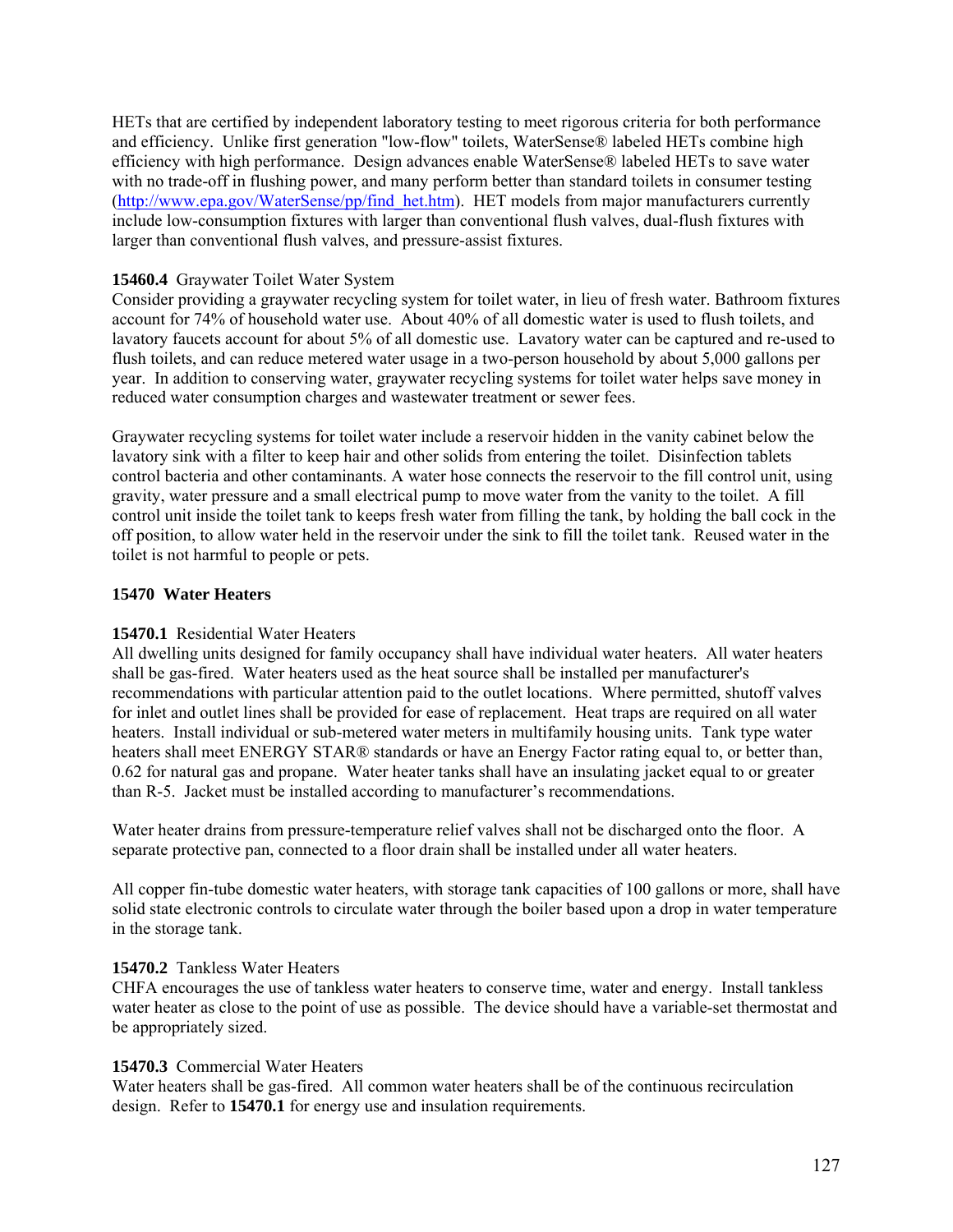HETs that are certified by independent laboratory testing to meet rigorous criteria for both performance and efficiency. Unlike first generation "low-flow" toilets, WaterSense® labeled HETs combine high efficiency with high performance. Design advances enable WaterSense® labeled HETs to save water with no trade-off in flushing power, and many perform better than standard toilets in consumer testing (http://www.epa.gov/WaterSense/pp/find_het.htm). HET models from major manufacturers currently include low-consumption fixtures with larger than conventional flush valves, dual-flush fixtures with larger than conventional flush valves, and pressure-assist fixtures.

**15460.4** Graywater Toilet Water System

Consider providing a graywater recycling system for toilet water, in lieu of fresh water. Bathroom fixtures account for 74% of household water use. About 40% of all domestic water is used to flush toilets, and lavatory faucets account for about 5% of all domestic use. Lavatory water can be captured and re-used to flush toilets, and can reduce metered water usage in a two-person household by about 5,000 gallons per year. In addition to conserving water, graywater recycling systems for toilet water helps save money in reduced water consumption charges and wastewater treatment or sewer fees.

Graywater recycling systems for toilet water include a reservoir hidden in the vanity cabinet below the lavatory sink with a filter to keep hair and other solids from entering the toilet. Disinfection tablets control bacteria and other contaminants. A water hose connects the reservoir to the fill control unit, using gravity, water pressure and a small electrical pump to move water from the vanity to the toilet. A fill control unit inside the toilet tank to keeps fresh water from filling the tank, by holding the ball cock in the off position, to allow water held in the reservoir under the sink to fill the toilet tank. Reused water in the toilet is not harmful to people or pets.

## 15470 Water Heaters

**15470.1** Residential Water Heaters

All dwelling units designed for family occupancy shall have individual water heaters. All water heaters shall be gas-fired. Water heaters used as the heat source shall be installed per manufacturer's recommendations with particular attention paid to the outlet locations. Where permitted, shutoff valves for inlet and outlet lines shall be provided for ease of replacement. Heat traps are required on all water heaters. Install individual or sub-metered water meters in multifamily housing units. Tank type water heaters shall meet ENERGY STAR® standards or have an Energy Factor rating equal to, or better than, 0.62 for natural gas and propane. Water heater tanks shall have an insulating jacket equal to or greater than R-5. Jacket must be installed according to manufacturer's recommendations.

Water heater drains from pressure-temperature relief valves shall not be discharged onto the floor. A separate protective pan, connected to a floor drain shall be installed under all water heaters.

All copper fin-tube domestic water heaters, with storage tank capacities of 100 gallons or more, shall have solid state electronic controls to circulate water through the boiler based upon a drop in water temperature in the storage tank.

**15470.2** Tankless Water Heaters

CHFA encourages the use of tankless water heaters to conserve time, water and energy. Install tankless water heater as close to the point of use as possible. The device should have a variable-set thermostat and be appropriately sized.

**15470.3** Commercial Water Heaters

Water heaters shall be gas-fired. All common water heaters shall be of the continuous recirculation design. Refer to **15470.1** for energy use and insulation requirements.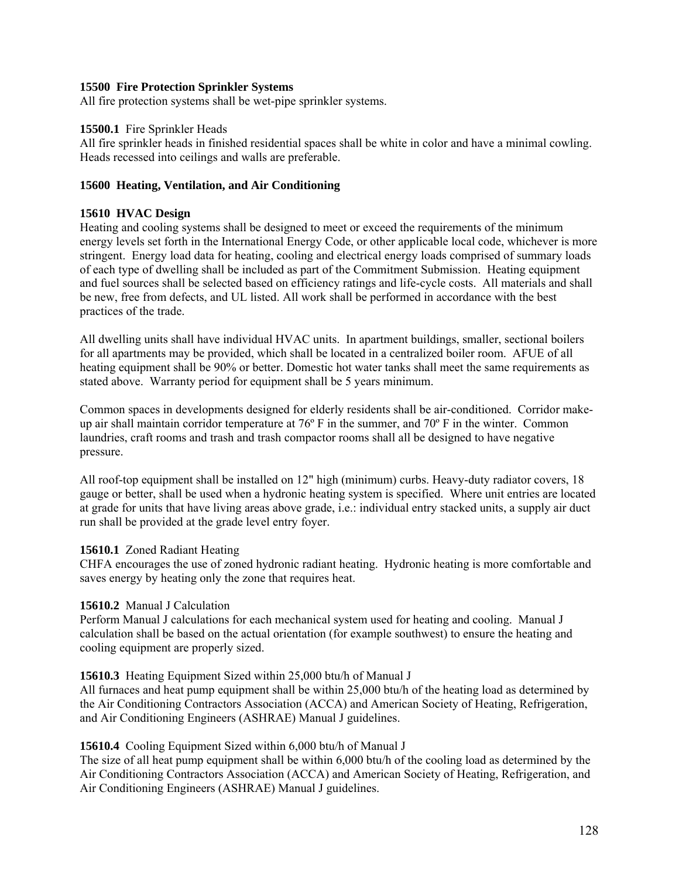**15500 Fire Protection Sprinkler Systems**
All fire protection systems shall be wet-pipe sprinkler systems.

**15500.1** Fire Sprinkler Heads
All fire sprinkler heads in finished residential spaces shall be white in color and have a minimal cowling. Heads recessed into ceilings and walls are preferable.

**15600 Heating, Ventilation, and Air Conditioning**

**15610 HVAC Design**
Heating and cooling systems shall be designed to meet or exceed the requirements of the minimum energy levels set forth in the International Energy Code, or other applicable local code, whichever is more stringent. Energy load data for heating, cooling and electrical energy loads comprised of summary loads of each type of dwelling shall be included as part of the Commitment Submission. Heating equipment and fuel sources shall be selected based on efficiency ratings and life-cycle costs. All materials and shall be new, free from defects, and UL listed. All work shall be performed in accordance with the best practices of the trade.

All dwelling units shall have individual HVAC units. In apartment buildings, smaller, sectional boilers for all apartments may be provided, which shall be located in a centralized boiler room. AFUE of all heating equipment shall be 90% or better. Domestic hot water tanks shall meet the same requirements as stated above. Warranty period for equipment shall be 5 years minimum.

Common spaces in developments designed for elderly residents shall be air-conditioned. Corridor make-up air shall maintain corridor temperature at 76º F in the summer, and 70º F in the winter. Common laundries, craft rooms and trash and trash compactor rooms shall all be designed to have negative pressure.

All roof-top equipment shall be installed on 12" high (minimum) curbs. Heavy-duty radiator covers, 18 gauge or better, shall be used when a hydronic heating system is specified. Where unit entries are located at grade for units that have living areas above grade, i.e.: individual entry stacked units, a supply air duct run shall be provided at the grade level entry foyer.

**15610.1** Zoned Radiant Heating
CHFA encourages the use of zoned hydronic radiant heating. Hydronic heating is more comfortable and saves energy by heating only the zone that requires heat.

**15610.2** Manual J Calculation
Perform Manual J calculations for each mechanical system used for heating and cooling. Manual J calculation shall be based on the actual orientation (for example southwest) to ensure the heating and cooling equipment are properly sized.

**15610.3** Heating Equipment Sized within 25,000 btu/h of Manual J
All furnaces and heat pump equipment shall be within 25,000 btu/h of the heating load as determined by the Air Conditioning Contractors Association (ACCA) and American Society of Heating, Refrigeration, and Air Conditioning Engineers (ASHRAE) Manual J guidelines.

**15610.4** Cooling Equipment Sized within 6,000 btu/h of Manual J
The size of all heat pump equipment shall be within 6,000 btu/h of the cooling load as determined by the Air Conditioning Contractors Association (ACCA) and American Society of Heating, Refrigeration, and Air Conditioning Engineers (ASHRAE) Manual J guidelines.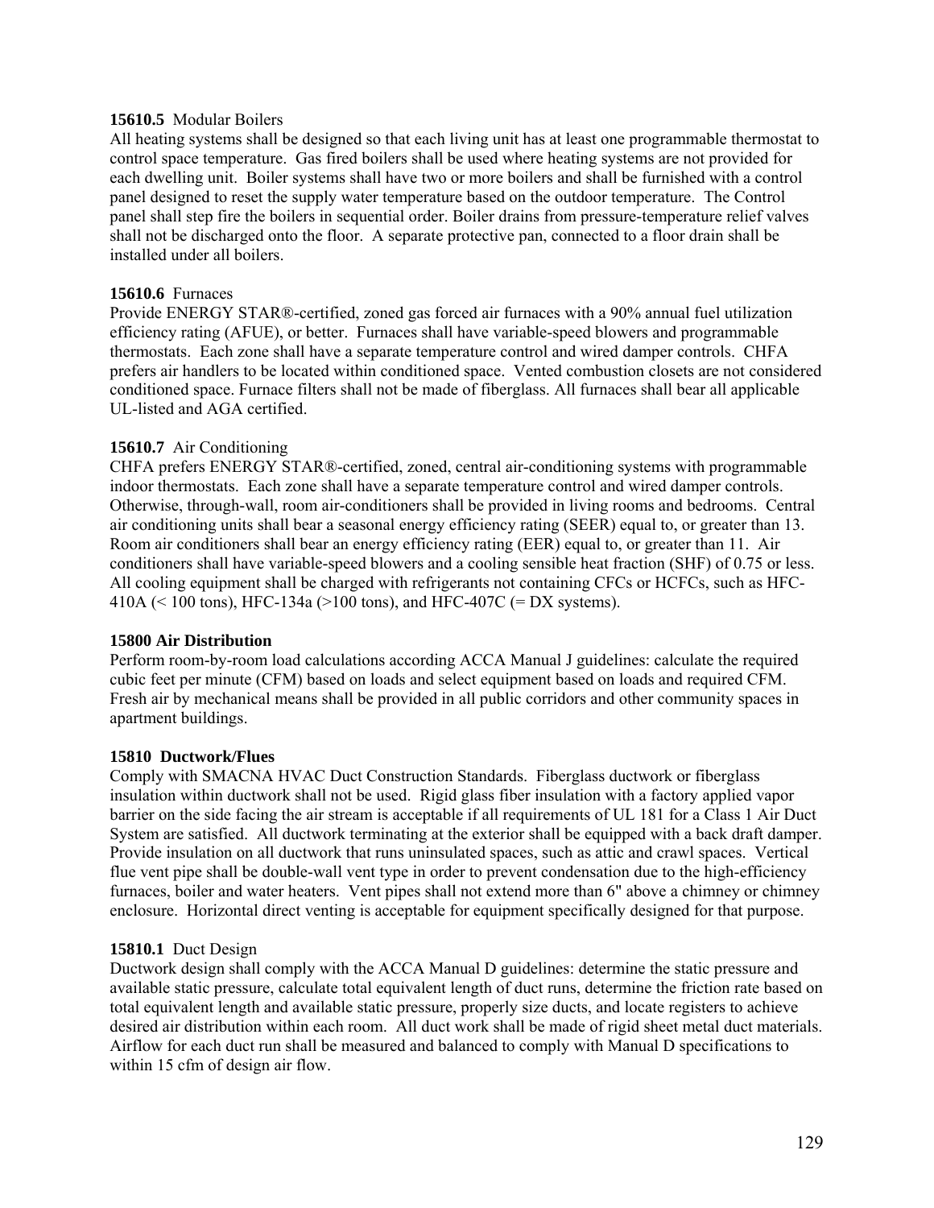**15610.5** Modular Boilers

All heating systems shall be designed so that each living unit has at least one programmable thermostat to control space temperature. Gas fired boilers shall be used where heating systems are not provided for each dwelling unit. Boiler systems shall have two or more boilers and shall be furnished with a control panel designed to reset the supply water temperature based on the outdoor temperature. The Control panel shall step fire the boilers in sequential order. Boiler drains from pressure-temperature relief valves shall not be discharged onto the floor. A separate protective pan, connected to a floor drain shall be installed under all boilers.

**15610.6** Furnaces

Provide ENERGY STAR®-certified, zoned gas forced air furnaces with a 90% annual fuel utilization efficiency rating (AFUE), or better. Furnaces shall have variable-speed blowers and programmable thermostats. Each zone shall have a separate temperature control and wired damper controls. CHFA prefers air handlers to be located within conditioned space. Vented combustion closets are not considered conditioned space. Furnace filters shall not be made of fiberglass. All furnaces shall bear all applicable UL-listed and AGA certified.

**15610.7** Air Conditioning

CHFA prefers ENERGY STAR®-certified, zoned, central air-conditioning systems with programmable indoor thermostats. Each zone shall have a separate temperature control and wired damper controls. Otherwise, through-wall, room air-conditioners shall be provided in living rooms and bedrooms. Central air conditioning units shall bear a seasonal energy efficiency rating (SEER) equal to, or greater than 13. Room air conditioners shall bear an energy efficiency rating (EER) equal to, or greater than 11. Air conditioners shall have variable-speed blowers and a cooling sensible heat fraction (SHF) of 0.75 or less. All cooling equipment shall be charged with refrigerants not containing CFCs or HCFCs, such as HFC-410A (< 100 tons), HFC-134a (>100 tons), and HFC-407C (= DX systems).

**15800 Air Distribution**

Perform room-by-room load calculations according ACCA Manual J guidelines: calculate the required cubic feet per minute (CFM) based on loads and select equipment based on loads and required CFM. Fresh air by mechanical means shall be provided in all public corridors and other community spaces in apartment buildings.

**15810 Ductwork/Flues**

Comply with SMACNA HVAC Duct Construction Standards. Fiberglass ductwork or fiberglass insulation within ductwork shall not be used. Rigid glass fiber insulation with a factory applied vapor barrier on the side facing the air stream is acceptable if all requirements of UL 181 for a Class 1 Air Duct System are satisfied. All ductwork terminating at the exterior shall be equipped with a back draft damper. Provide insulation on all ductwork that runs uninsulated spaces, such as attic and crawl spaces. Vertical flue vent pipe shall be double-wall vent type in order to prevent condensation due to the high-efficiency furnaces, boiler and water heaters. Vent pipes shall not extend more than 6" above a chimney or chimney enclosure. Horizontal direct venting is acceptable for equipment specifically designed for that purpose.

**15810.1** Duct Design

Ductwork design shall comply with the ACCA Manual D guidelines: determine the static pressure and available static pressure, calculate total equivalent length of duct runs, determine the friction rate based on total equivalent length and available static pressure, properly size ducts, and locate registers to achieve desired air distribution within each room. All duct work shall be made of rigid sheet metal duct materials. Airflow for each duct run shall be measured and balanced to comply with Manual D specifications to within 15 cfm of design air flow.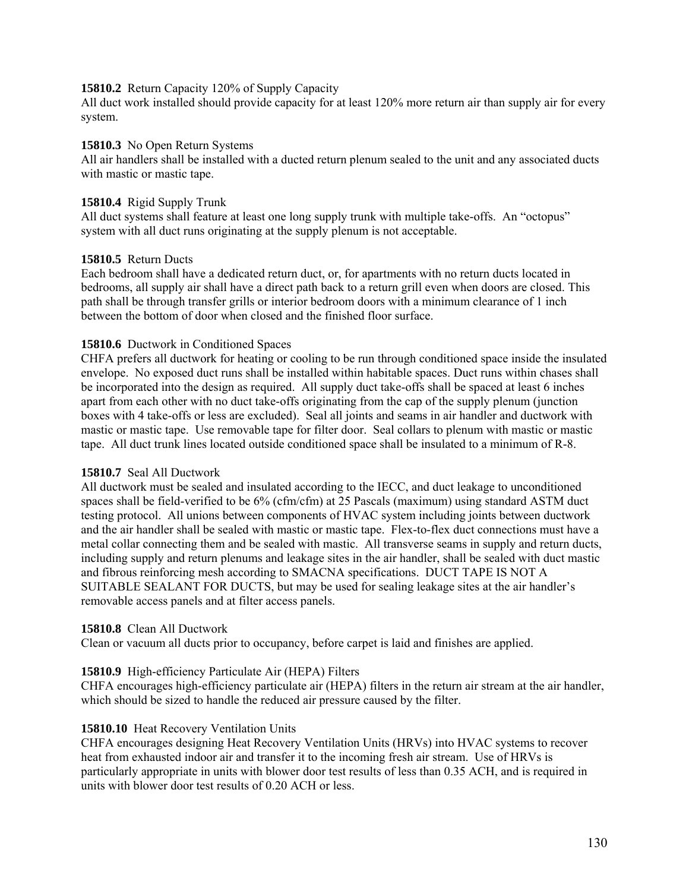**15810.2** Return Capacity 120% of Supply Capacity

All duct work installed should provide capacity for at least 120% more return air than supply air for every system.

**15810.3** No Open Return Systems

All air handlers shall be installed with a ducted return plenum sealed to the unit and any associated ducts with mastic or mastic tape.

**15810.4** Rigid Supply Trunk

All duct systems shall feature at least one long supply trunk with multiple take-offs. An "octopus" system with all duct runs originating at the supply plenum is not acceptable.

**15810.5** Return Ducts

Each bedroom shall have a dedicated return duct, or, for apartments with no return ducts located in bedrooms, all supply air shall have a direct path back to a return grill even when doors are closed. This path shall be through transfer grills or interior bedroom doors with a minimum clearance of 1 inch between the bottom of door when closed and the finished floor surface.

**15810.6** Ductwork in Conditioned Spaces

CHFA prefers all ductwork for heating or cooling to be run through conditioned space inside the insulated envelope. No exposed duct runs shall be installed within habitable spaces. Duct runs within chases shall be incorporated into the design as required. All supply duct take-offs shall be spaced at least 6 inches apart from each other with no duct take-offs originating from the cap of the supply plenum (junction boxes with 4 take-offs or less are excluded). Seal all joints and seams in air handler and ductwork with mastic or mastic tape. Use removable tape for filter door. Seal collars to plenum with mastic or mastic tape. All duct trunk lines located outside conditioned space shall be insulated to a minimum of R-8.

**15810.7** Seal All Ductwork

All ductwork must be sealed and insulated according to the IECC, and duct leakage to unconditioned spaces shall be field-verified to be 6% (cfm/cfm) at 25 Pascals (maximum) using standard ASTM duct testing protocol. All unions between components of HVAC system including joints between ductwork and the air handler shall be sealed with mastic or mastic tape. Flex-to-flex duct connections must have a metal collar connecting them and be sealed with mastic. All transverse seams in supply and return ducts, including supply and return plenums and leakage sites in the air handler, shall be sealed with duct mastic and fibrous reinforcing mesh according to SMACNA specifications. DUCT TAPE IS NOT A SUITABLE SEALANT FOR DUCTS, but may be used for sealing leakage sites at the air handler's removable access panels and at filter access panels.

**15810.8** Clean All Ductwork

Clean or vacuum all ducts prior to occupancy, before carpet is laid and finishes are applied.

**15810.9** High-efficiency Particulate Air (HEPA) Filters

CHFA encourages high-efficiency particulate air (HEPA) filters in the return air stream at the air handler, which should be sized to handle the reduced air pressure caused by the filter.

**15810.10** Heat Recovery Ventilation Units

CHFA encourages designing Heat Recovery Ventilation Units (HRVs) into HVAC systems to recover heat from exhausted indoor air and transfer it to the incoming fresh air stream. Use of HRVs is particularly appropriate in units with blower door test results of less than 0.35 ACH, and is required in units with blower door test results of 0.20 ACH or less.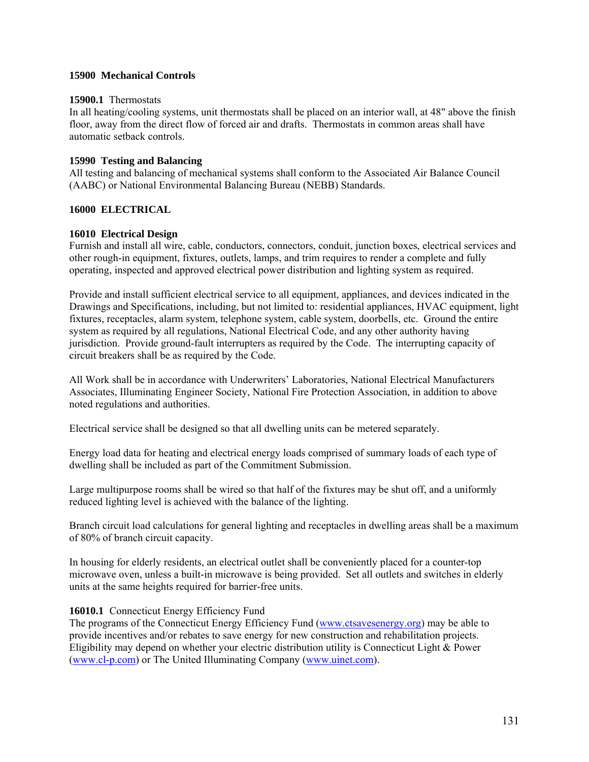### 15900 Mechanical Controls

**15900.1** Thermostats
In all heating/cooling systems, unit thermostats shall be placed on an interior wall, at 48" above the finish floor, away from the direct flow of forced air and drafts. Thermostats in common areas shall have automatic setback controls.

### 15990 Testing and Balancing

All testing and balancing of mechanical systems shall conform to the Associated Air Balance Council (AABC) or National Environmental Balancing Bureau (NEBB) Standards.

## 16000 ELECTRICAL

### 16010 Electrical Design

Furnish and install all wire, cable, conductors, connectors, conduit, junction boxes, electrical services and other rough-in equipment, fixtures, outlets, lamps, and trim requires to render a complete and fully operating, inspected and approved electrical power distribution and lighting system as required.

Provide and install sufficient electrical service to all equipment, appliances, and devices indicated in the Drawings and Specifications, including, but not limited to: residential appliances, HVAC equipment, light fixtures, receptacles, alarm system, telephone system, cable system, doorbells, etc. Ground the entire system as required by all regulations, National Electrical Code, and any other authority having jurisdiction. Provide ground-fault interrupters as required by the Code. The interrupting capacity of circuit breakers shall be as required by the Code.

All Work shall be in accordance with Underwriters' Laboratories, National Electrical Manufacturers Associates, Illuminating Engineer Society, National Fire Protection Association, in addition to above noted regulations and authorities.

Electrical service shall be designed so that all dwelling units can be metered separately.

Energy load data for heating and electrical energy loads comprised of summary loads of each type of dwelling shall be included as part of the Commitment Submission.

Large multipurpose rooms shall be wired so that half of the fixtures may be shut off, and a uniformly reduced lighting level is achieved with the balance of the lighting.

Branch circuit load calculations for general lighting and receptacles in dwelling areas shall be a maximum of 80% of branch circuit capacity.

In housing for elderly residents, an electrical outlet shall be conveniently placed for a counter-top microwave oven, unless a built-in microwave is being provided. Set all outlets and switches in elderly units at the same heights required for barrier-free units.

**16010.1** Connecticut Energy Efficiency Fund
The programs of the Connecticut Energy Efficiency Fund (www.ctsavesenergy.org) may be able to provide incentives and/or rebates to save energy for new construction and rehabilitation projects. Eligibility may depend on whether your electric distribution utility is Connecticut Light & Power (www.cl-p.com) or The United Illuminating Company (www.uinet.com).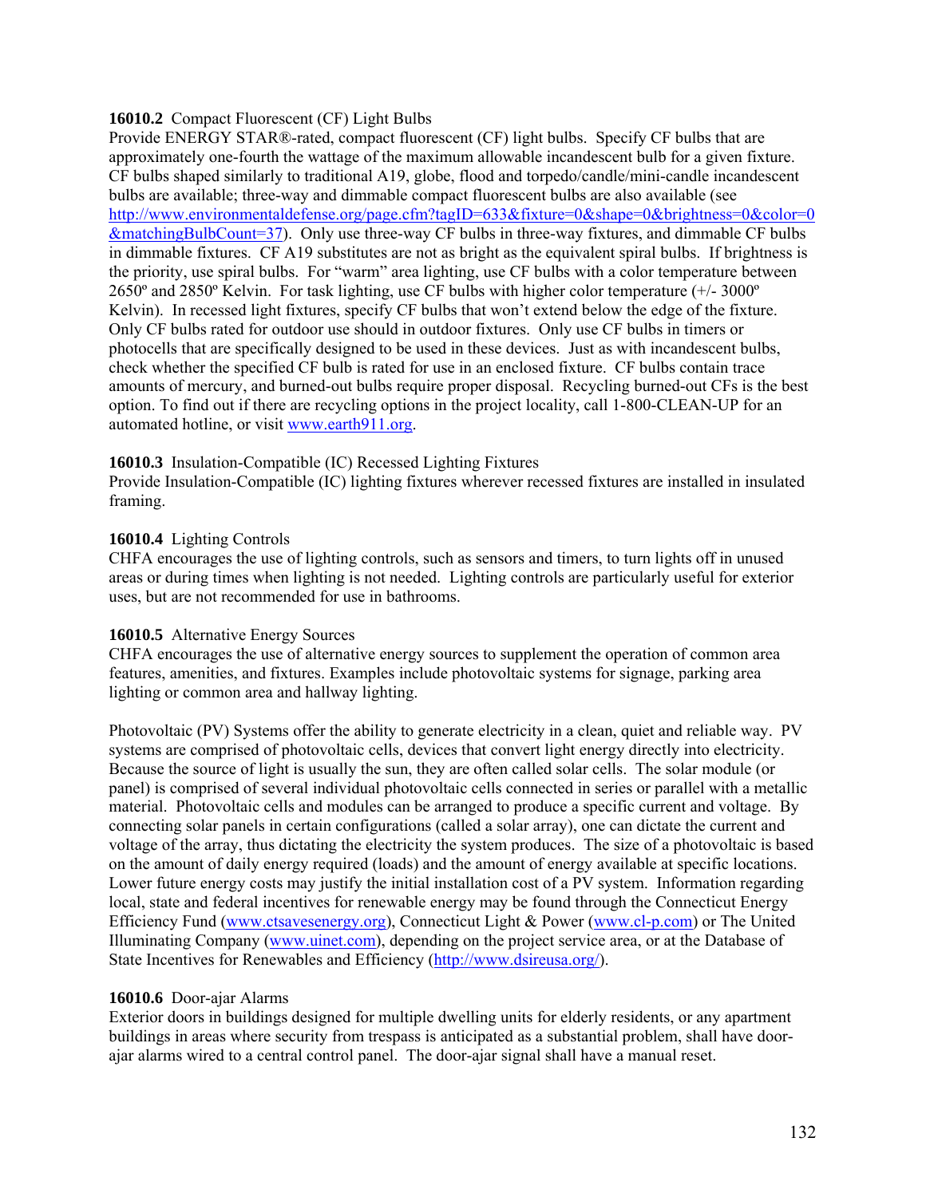**16010.2** Compact Fluorescent (CF) Light Bulbs
Provide ENERGY STAR®-rated, compact fluorescent (CF) light bulbs. Specify CF bulbs that are approximately one-fourth the wattage of the maximum allowable incandescent bulb for a given fixture. CF bulbs shaped similarly to traditional A19, globe, flood and torpedo/candle/mini-candle incandescent bulbs are available; three-way and dimmable compact fluorescent bulbs are also available (see http://www.environmentaldefense.org/page.cfm?tagID=633&fixture=0&shape=0&brightness=0&color=0&matchingBulbCount=37). Only use three-way CF bulbs in three-way fixtures, and dimmable CF bulbs in dimmable fixtures. CF A19 substitutes are not as bright as the equivalent spiral bulbs. If brightness is the priority, use spiral bulbs. For "warm" area lighting, use CF bulbs with a color temperature between 2650º and 2850º Kelvin. For task lighting, use CF bulbs with higher color temperature (+/- 3000º Kelvin). In recessed light fixtures, specify CF bulbs that won't extend below the edge of the fixture. Only CF bulbs rated for outdoor use should in outdoor fixtures. Only use CF bulbs in timers or photocells that are specifically designed to be used in these devices. Just as with incandescent bulbs, check whether the specified CF bulb is rated for use in an enclosed fixture. CF bulbs contain trace amounts of mercury, and burned-out bulbs require proper disposal. Recycling burned-out CFs is the best option. To find out if there are recycling options in the project locality, call 1-800-CLEAN-UP for an automated hotline, or visit www.earth911.org.

**16010.3** Insulation-Compatible (IC) Recessed Lighting Fixtures
Provide Insulation-Compatible (IC) lighting fixtures wherever recessed fixtures are installed in insulated framing.

**16010.4** Lighting Controls
CHFA encourages the use of lighting controls, such as sensors and timers, to turn lights off in unused areas or during times when lighting is not needed. Lighting controls are particularly useful for exterior uses, but are not recommended for use in bathrooms.

**16010.5** Alternative Energy Sources
CHFA encourages the use of alternative energy sources to supplement the operation of common area features, amenities, and fixtures. Examples include photovoltaic systems for signage, parking area lighting or common area and hallway lighting.

Photovoltaic (PV) Systems offer the ability to generate electricity in a clean, quiet and reliable way. PV systems are comprised of photovoltaic cells, devices that convert light energy directly into electricity. Because the source of light is usually the sun, they are often called solar cells. The solar module (or panel) is comprised of several individual photovoltaic cells connected in series or parallel with a metallic material. Photovoltaic cells and modules can be arranged to produce a specific current and voltage. By connecting solar panels in certain configurations (called a solar array), one can dictate the current and voltage of the array, thus dictating the electricity the system produces. The size of a photovoltaic is based on the amount of daily energy required (loads) and the amount of energy available at specific locations. Lower future energy costs may justify the initial installation cost of a PV system. Information regarding local, state and federal incentives for renewable energy may be found through the Connecticut Energy Efficiency Fund (www.ctsavesenergy.org), Connecticut Light & Power (www.cl-p.com) or The United Illuminating Company (www.uinet.com), depending on the project service area, or at the Database of State Incentives for Renewables and Efficiency (http://www.dsireusa.org/).

**16010.6** Door-ajar Alarms
Exterior doors in buildings designed for multiple dwelling units for elderly residents, or any apartment buildings in areas where security from trespass is anticipated as a substantial problem, shall have door-ajar alarms wired to a central control panel. The door-ajar signal shall have a manual reset.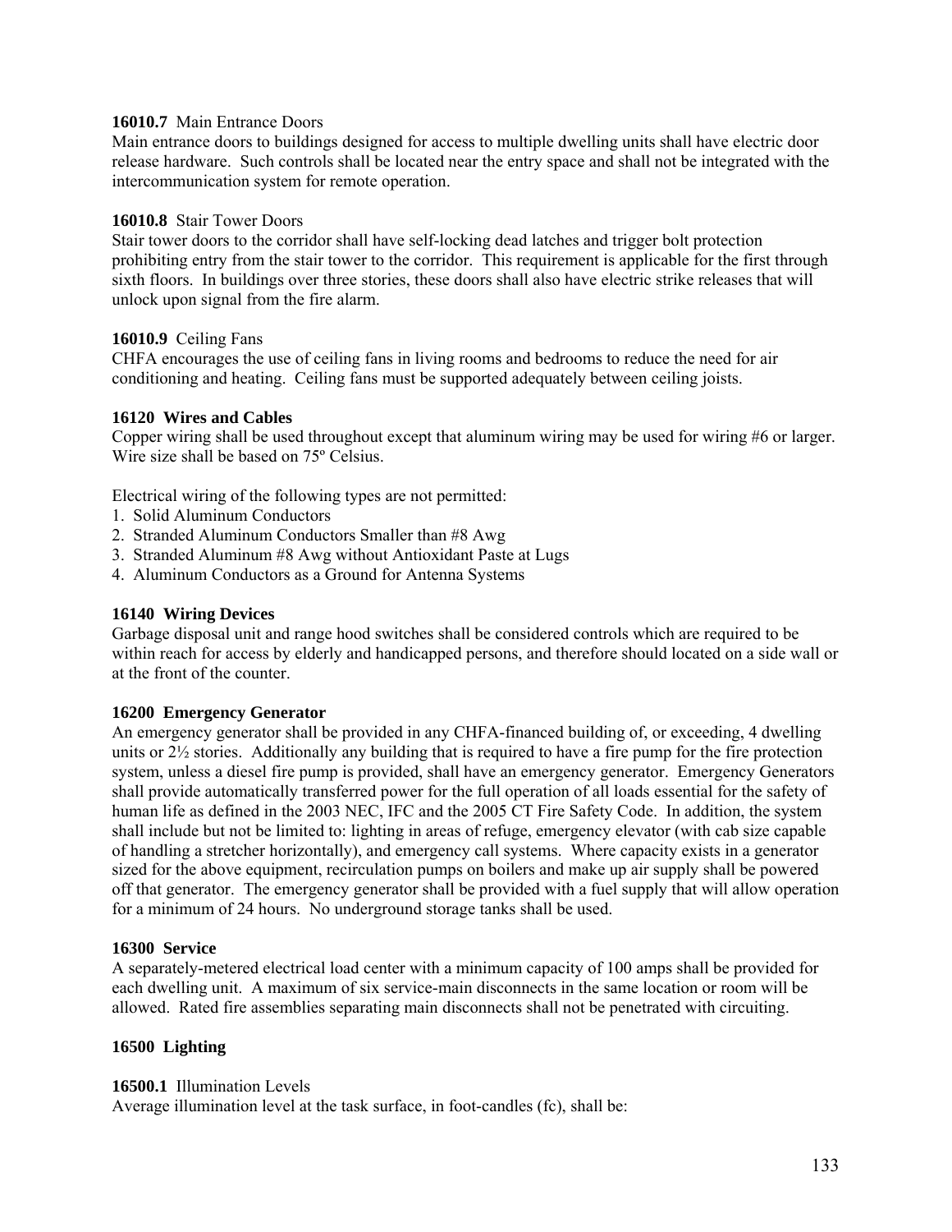**16010.7** Main Entrance Doors
Main entrance doors to buildings designed for access to multiple dwelling units shall have electric door release hardware. Such controls shall be located near the entry space and shall not be integrated with the intercommunication system for remote operation.

**16010.8** Stair Tower Doors
Stair tower doors to the corridor shall have self-locking dead latches and trigger bolt protection prohibiting entry from the stair tower to the corridor. This requirement is applicable for the first through sixth floors. In buildings over three stories, these doors shall also have electric strike releases that will unlock upon signal from the fire alarm.

**16010.9** Ceiling Fans
CHFA encourages the use of ceiling fans in living rooms and bedrooms to reduce the need for air conditioning and heating. Ceiling fans must be supported adequately between ceiling joists.

**16120 Wires and Cables**
Copper wiring shall be used throughout except that aluminum wiring may be used for wiring #6 or larger. Wire size shall be based on 75º Celsius.

Electrical wiring of the following types are not permitted:
1. Solid Aluminum Conductors
2. Stranded Aluminum Conductors Smaller than #8 Awg
3. Stranded Aluminum #8 Awg without Antioxidant Paste at Lugs
4. Aluminum Conductors as a Ground for Antenna Systems

**16140 Wiring Devices**
Garbage disposal unit and range hood switches shall be considered controls which are required to be within reach for access by elderly and handicapped persons, and therefore should located on a side wall or at the front of the counter.

**16200 Emergency Generator**
An emergency generator shall be provided in any CHFA-financed building of, or exceeding, 4 dwelling units or 2½ stories. Additionally any building that is required to have a fire pump for the fire protection system, unless a diesel fire pump is provided, shall have an emergency generator. Emergency Generators shall provide automatically transferred power for the full operation of all loads essential for the safety of human life as defined in the 2003 NEC, IFC and the 2005 CT Fire Safety Code. In addition, the system shall include but not be limited to: lighting in areas of refuge, emergency elevator (with cab size capable of handling a stretcher horizontally), and emergency call systems. Where capacity exists in a generator sized for the above equipment, recirculation pumps on boilers and make up air supply shall be powered off that generator. The emergency generator shall be provided with a fuel supply that will allow operation for a minimum of 24 hours. No underground storage tanks shall be used.

**16300 Service**
A separately-metered electrical load center with a minimum capacity of 100 amps shall be provided for each dwelling unit. A maximum of six service-main disconnects in the same location or room will be allowed. Rated fire assemblies separating main disconnects shall not be penetrated with circuiting.

**16500 Lighting**

**16500.1** Illumination Levels
Average illumination level at the task surface, in foot-candles (fc), shall be: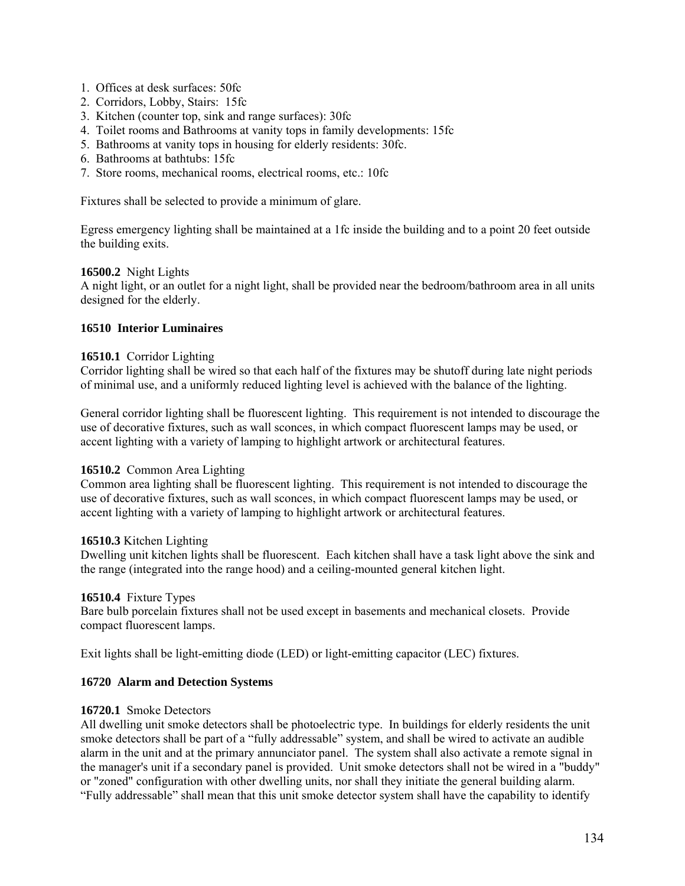1. Offices at desk surfaces: 50fc
2. Corridors, Lobby, Stairs: 15fc
3. Kitchen (counter top, sink and range surfaces): 30fc
4. Toilet rooms and Bathrooms at vanity tops in family developments: 15fc
5. Bathrooms at vanity tops in housing for elderly residents: 30fc.
6. Bathrooms at bathtubs: 15fc
7. Store rooms, mechanical rooms, electrical rooms, etc.: 10fc

Fixtures shall be selected to provide a minimum of glare.

Egress emergency lighting shall be maintained at a 1fc inside the building and to a point 20 feet outside the building exits.

**16500.2** Night Lights
A night light, or an outlet for a night light, shall be provided near the bedroom/bathroom area in all units designed for the elderly.

### 16510 Interior Luminaires

**16510.1** Corridor Lighting
Corridor lighting shall be wired so that each half of the fixtures may be shutoff during late night periods of minimal use, and a uniformly reduced lighting level is achieved with the balance of the lighting.

General corridor lighting shall be fluorescent lighting. This requirement is not intended to discourage the use of decorative fixtures, such as wall sconces, in which compact fluorescent lamps may be used, or accent lighting with a variety of lamping to highlight artwork or architectural features.

**16510.2** Common Area Lighting
Common area lighting shall be fluorescent lighting. This requirement is not intended to discourage the use of decorative fixtures, such as wall sconces, in which compact fluorescent lamps may be used, or accent lighting with a variety of lamping to highlight artwork or architectural features.

**16510.3** Kitchen Lighting
Dwelling unit kitchen lights shall be fluorescent. Each kitchen shall have a task light above the sink and the range (integrated into the range hood) and a ceiling-mounted general kitchen light.

**16510.4** Fixture Types
Bare bulb porcelain fixtures shall not be used except in basements and mechanical closets. Provide compact fluorescent lamps.

Exit lights shall be light-emitting diode (LED) or light-emitting capacitor (LEC) fixtures.

### 16720 Alarm and Detection Systems

**16720.1** Smoke Detectors
All dwelling unit smoke detectors shall be photoelectric type. In buildings for elderly residents the unit smoke detectors shall be part of a "fully addressable" system, and shall be wired to activate an audible alarm in the unit and at the primary annunciator panel. The system shall also activate a remote signal in the manager's unit if a secondary panel is provided. Unit smoke detectors shall not be wired in a "buddy" or "zoned" configuration with other dwelling units, nor shall they initiate the general building alarm. "Fully addressable" shall mean that this unit smoke detector system shall have the capability to identify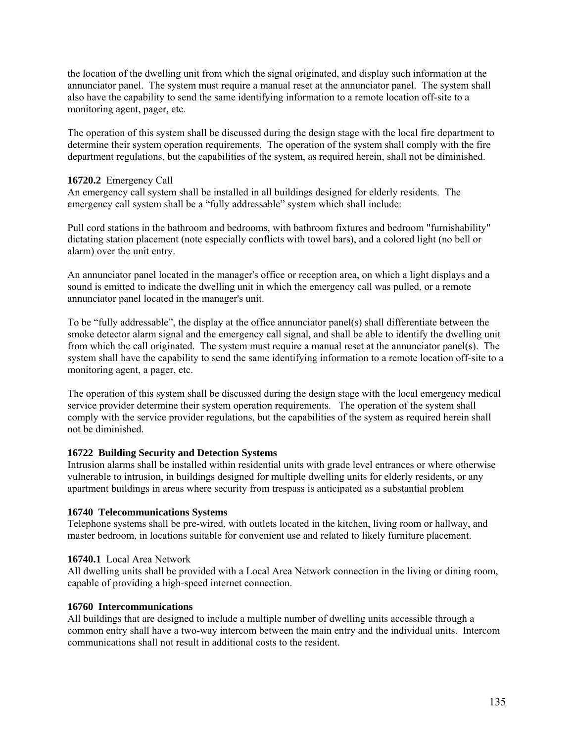the location of the dwelling unit from which the signal originated, and display such information at the annunciator panel. The system must require a manual reset at the annunciator panel. The system shall also have the capability to send the same identifying information to a remote location off-site to a monitoring agent, pager, etc.

The operation of this system shall be discussed during the design stage with the local fire department to determine their system operation requirements. The operation of the system shall comply with the fire department regulations, but the capabilities of the system, as required herein, shall not be diminished.

**16720.2** Emergency Call
An emergency call system shall be installed in all buildings designed for elderly residents. The emergency call system shall be a "fully addressable" system which shall include:

Pull cord stations in the bathroom and bedrooms, with bathroom fixtures and bedroom "furnishability" dictating station placement (note especially conflicts with towel bars), and a colored light (no bell or alarm) over the unit entry.

An annunciator panel located in the manager's office or reception area, on which a light displays and a sound is emitted to indicate the dwelling unit in which the emergency call was pulled, or a remote annunciator panel located in the manager's unit.

To be "fully addressable", the display at the office annunciator panel(s) shall differentiate between the smoke detector alarm signal and the emergency call signal, and shall be able to identify the dwelling unit from which the call originated. The system must require a manual reset at the annunciator panel(s). The system shall have the capability to send the same identifying information to a remote location off-site to a monitoring agent, a pager, etc.

The operation of this system shall be discussed during the design stage with the local emergency medical service provider determine their system operation requirements. The operation of the system shall comply with the service provider regulations, but the capabilities of the system as required herein shall not be diminished.

**16722 Building Security and Detection Systems**
Intrusion alarms shall be installed within residential units with grade level entrances or where otherwise vulnerable to intrusion, in buildings designed for multiple dwelling units for elderly residents, or any apartment buildings in areas where security from trespass is anticipated as a substantial problem

**16740 Telecommunications Systems**
Telephone systems shall be pre-wired, with outlets located in the kitchen, living room or hallway, and master bedroom, in locations suitable for convenient use and related to likely furniture placement.

**16740.1** Local Area Network
All dwelling units shall be provided with a Local Area Network connection in the living or dining room, capable of providing a high-speed internet connection.

**16760 Intercommunications**
All buildings that are designed to include a multiple number of dwelling units accessible through a common entry shall have a two-way intercom between the main entry and the individual units. Intercom communications shall not result in additional costs to the resident.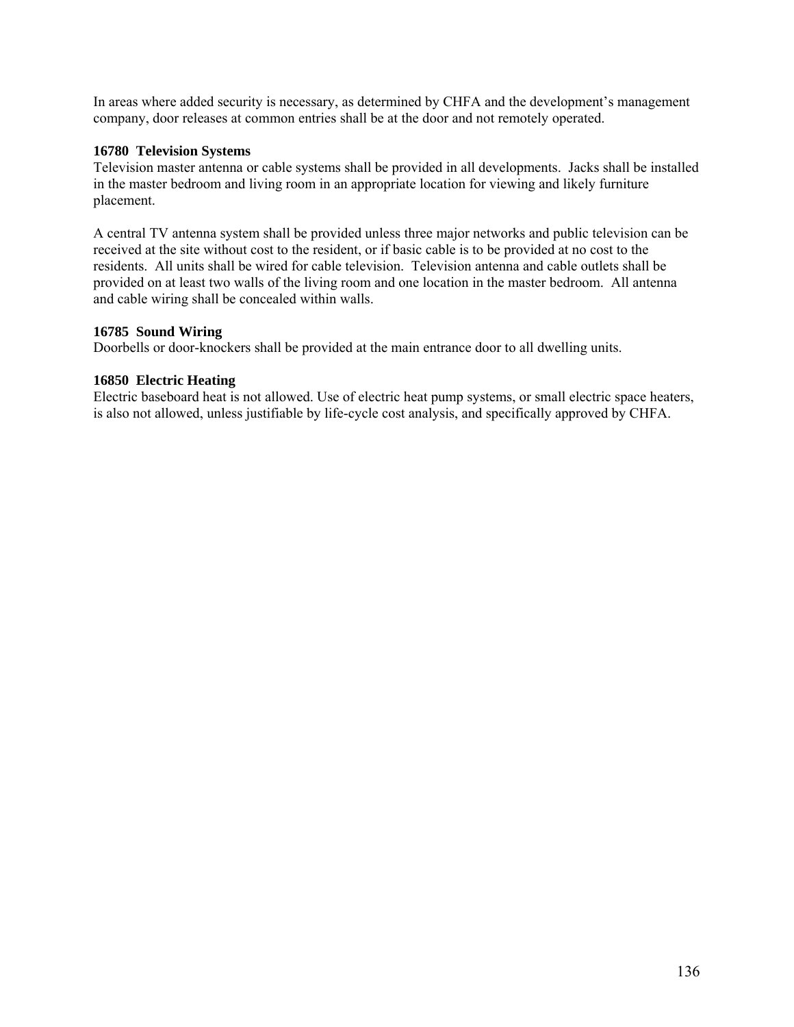In areas where added security is necessary, as determined by CHFA and the development's management company, door releases at common entries shall be at the door and not remotely operated.

**16780 Television Systems**
Television master antenna or cable systems shall be provided in all developments. Jacks shall be installed in the master bedroom and living room in an appropriate location for viewing and likely furniture placement.

A central TV antenna system shall be provided unless three major networks and public television can be received at the site without cost to the resident, or if basic cable is to be provided at no cost to the residents. All units shall be wired for cable television. Television antenna and cable outlets shall be provided on at least two walls of the living room and one location in the master bedroom. All antenna and cable wiring shall be concealed within walls.

**16785 Sound Wiring**
Doorbells or door-knockers shall be provided at the main entrance door to all dwelling units.

**16850 Electric Heating**
Electric baseboard heat is not allowed. Use of electric heat pump systems, or small electric space heaters, is also not allowed, unless justifiable by life-cycle cost analysis, and specifically approved by CHFA.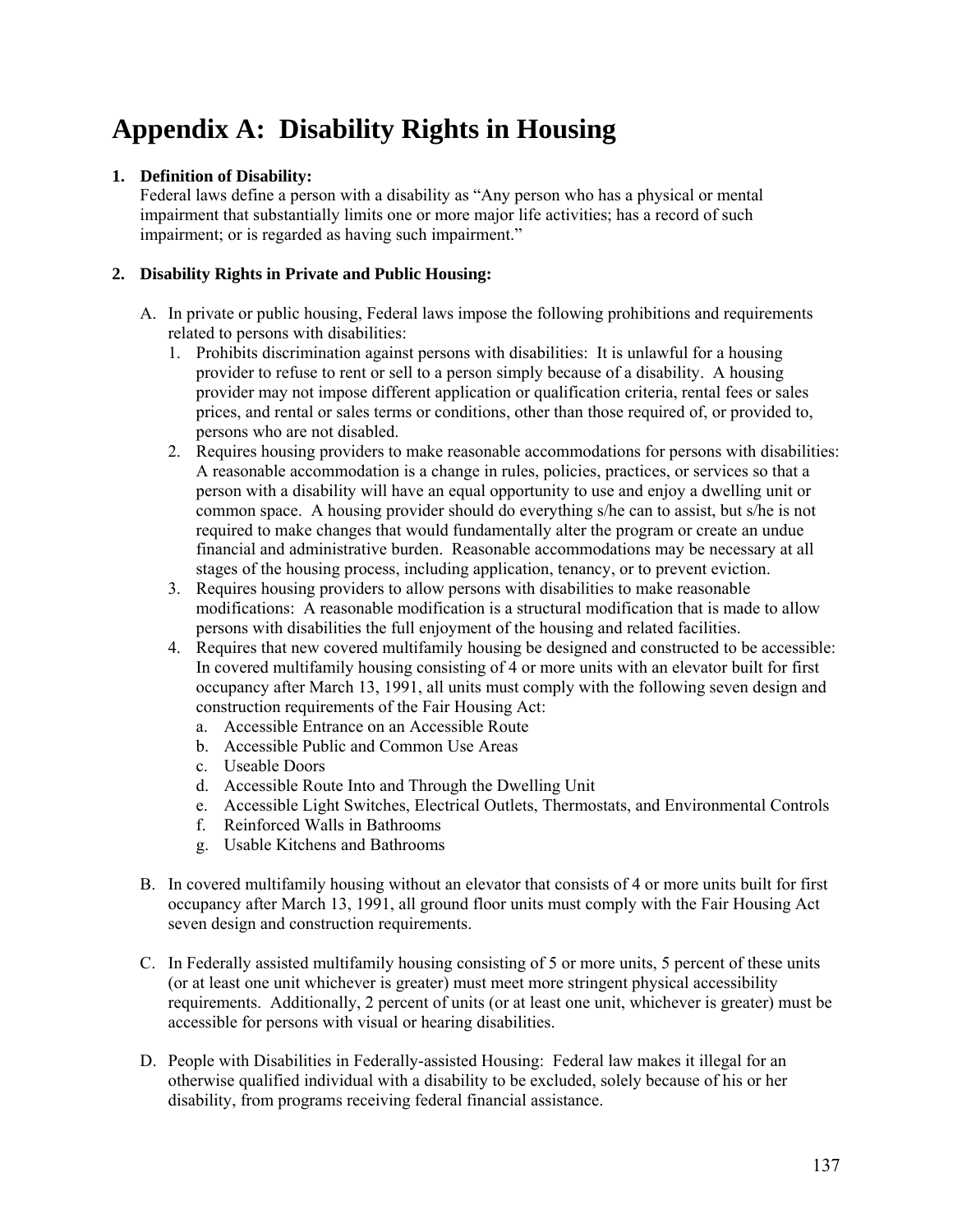# Appendix A: Disability Rights in Housing

1. **Definition of Disability:**
   Federal laws define a person with a disability as "Any person who has a physical or mental impairment that substantially limits one or more major life activities; has a record of such impairment; or is regarded as having such impairment."

2. **Disability Rights in Private and Public Housing:**

   A. In private or public housing, Federal laws impose the following prohibitions and requirements related to persons with disabilities:
      1. Prohibits discrimination against persons with disabilities: It is unlawful for a housing provider to refuse to rent or sell to a person simply because of a disability. A housing provider may not impose different application or qualification criteria, rental fees or sales prices, and rental or sales terms or conditions, other than those required of, or provided to, persons who are not disabled.
      2. Requires housing providers to make reasonable accommodations for persons with disabilities: A reasonable accommodation is a change in rules, policies, practices, or services so that a person with a disability will have an equal opportunity to use and enjoy a dwelling unit or common space. A housing provider should do everything s/he can to assist, but s/he is not required to make changes that would fundamentally alter the program or create an undue financial and administrative burden. Reasonable accommodations may be necessary at all stages of the housing process, including application, tenancy, or to prevent eviction.
      3. Requires housing providers to allow persons with disabilities to make reasonable modifications: A reasonable modification is a structural modification that is made to allow persons with disabilities the full enjoyment of the housing and related facilities.
      4. Requires that new covered multifamily housing be designed and constructed to be accessible: In covered multifamily housing consisting of 4 or more units with an elevator built for first occupancy after March 13, 1991, all units must comply with the following seven design and construction requirements of the Fair Housing Act:
         a. Accessible Entrance on an Accessible Route
         b. Accessible Public and Common Use Areas
         c. Useable Doors
         d. Accessible Route Into and Through the Dwelling Unit
         e. Accessible Light Switches, Electrical Outlets, Thermostats, and Environmental Controls
         f. Reinforced Walls in Bathrooms
         g. Usable Kitchens and Bathrooms

   B. In covered multifamily housing without an elevator that consists of 4 or more units built for first occupancy after March 13, 1991, all ground floor units must comply with the Fair Housing Act seven design and construction requirements.

   C. In Federally assisted multifamily housing consisting of 5 or more units, 5 percent of these units (or at least one unit whichever is greater) must meet more stringent physical accessibility requirements. Additionally, 2 percent of units (or at least one unit, whichever is greater) must be accessible for persons with visual or hearing disabilities.

   D. People with Disabilities in Federally-assisted Housing: Federal law makes it illegal for an otherwise qualified individual with a disability to be excluded, solely because of his or her disability, from programs receiving federal financial assistance.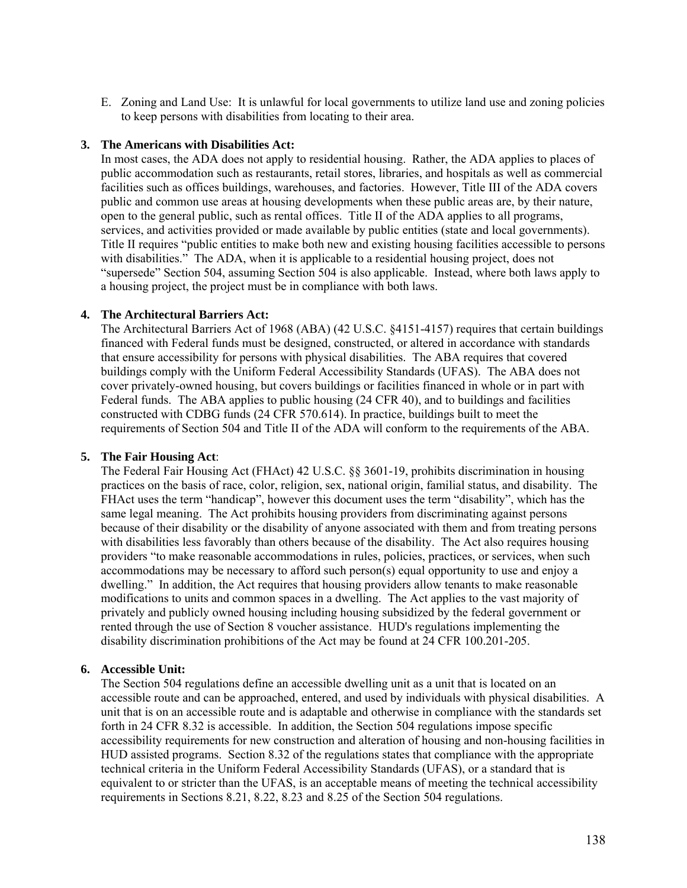E. Zoning and Land Use: It is unlawful for local governments to utilize land use and zoning policies to keep persons with disabilities from locating to their area.

**3. The Americans with Disabilities Act:**

In most cases, the ADA does not apply to residential housing. Rather, the ADA applies to places of public accommodation such as restaurants, retail stores, libraries, and hospitals as well as commercial facilities such as offices buildings, warehouses, and factories. However, Title III of the ADA covers public and common use areas at housing developments when these public areas are, by their nature, open to the general public, such as rental offices. Title II of the ADA applies to all programs, services, and activities provided or made available by public entities (state and local governments). Title II requires "public entities to make both new and existing housing facilities accessible to persons with disabilities." The ADA, when it is applicable to a residential housing project, does not "supersede" Section 504, assuming Section 504 is also applicable. Instead, where both laws apply to a housing project, the project must be in compliance with both laws.

**4. The Architectural Barriers Act:**

The Architectural Barriers Act of 1968 (ABA) (42 U.S.C. §4151-4157) requires that certain buildings financed with Federal funds must be designed, constructed, or altered in accordance with standards that ensure accessibility for persons with physical disabilities. The ABA requires that covered buildings comply with the Uniform Federal Accessibility Standards (UFAS). The ABA does not cover privately-owned housing, but covers buildings or facilities financed in whole or in part with Federal funds. The ABA applies to public housing (24 CFR 40), and to buildings and facilities constructed with CDBG funds (24 CFR 570.614). In practice, buildings built to meet the requirements of Section 504 and Title II of the ADA will conform to the requirements of the ABA.

**5. The Fair Housing Act**:

The Federal Fair Housing Act (FHAct) 42 U.S.C. §§ 3601-19, prohibits discrimination in housing practices on the basis of race, color, religion, sex, national origin, familial status, and disability. The FHAct uses the term "handicap", however this document uses the term "disability", which has the same legal meaning. The Act prohibits housing providers from discriminating against persons because of their disability or the disability of anyone associated with them and from treating persons with disabilities less favorably than others because of the disability. The Act also requires housing providers "to make reasonable accommodations in rules, policies, practices, or services, when such accommodations may be necessary to afford such person(s) equal opportunity to use and enjoy a dwelling." In addition, the Act requires that housing providers allow tenants to make reasonable modifications to units and common spaces in a dwelling. The Act applies to the vast majority of privately and publicly owned housing including housing subsidized by the federal government or rented through the use of Section 8 voucher assistance. HUD's regulations implementing the disability discrimination prohibitions of the Act may be found at 24 CFR 100.201-205.

**6. Accessible Unit:**

The Section 504 regulations define an accessible dwelling unit as a unit that is located on an accessible route and can be approached, entered, and used by individuals with physical disabilities. A unit that is on an accessible route and is adaptable and otherwise in compliance with the standards set forth in 24 CFR 8.32 is accessible. In addition, the Section 504 regulations impose specific accessibility requirements for new construction and alteration of housing and non-housing facilities in HUD assisted programs. Section 8.32 of the regulations states that compliance with the appropriate technical criteria in the Uniform Federal Accessibility Standards (UFAS), or a standard that is equivalent to or stricter than the UFAS, is an acceptable means of meeting the technical accessibility requirements in Sections 8.21, 8.22, 8.23 and 8.25 of the Section 504 regulations.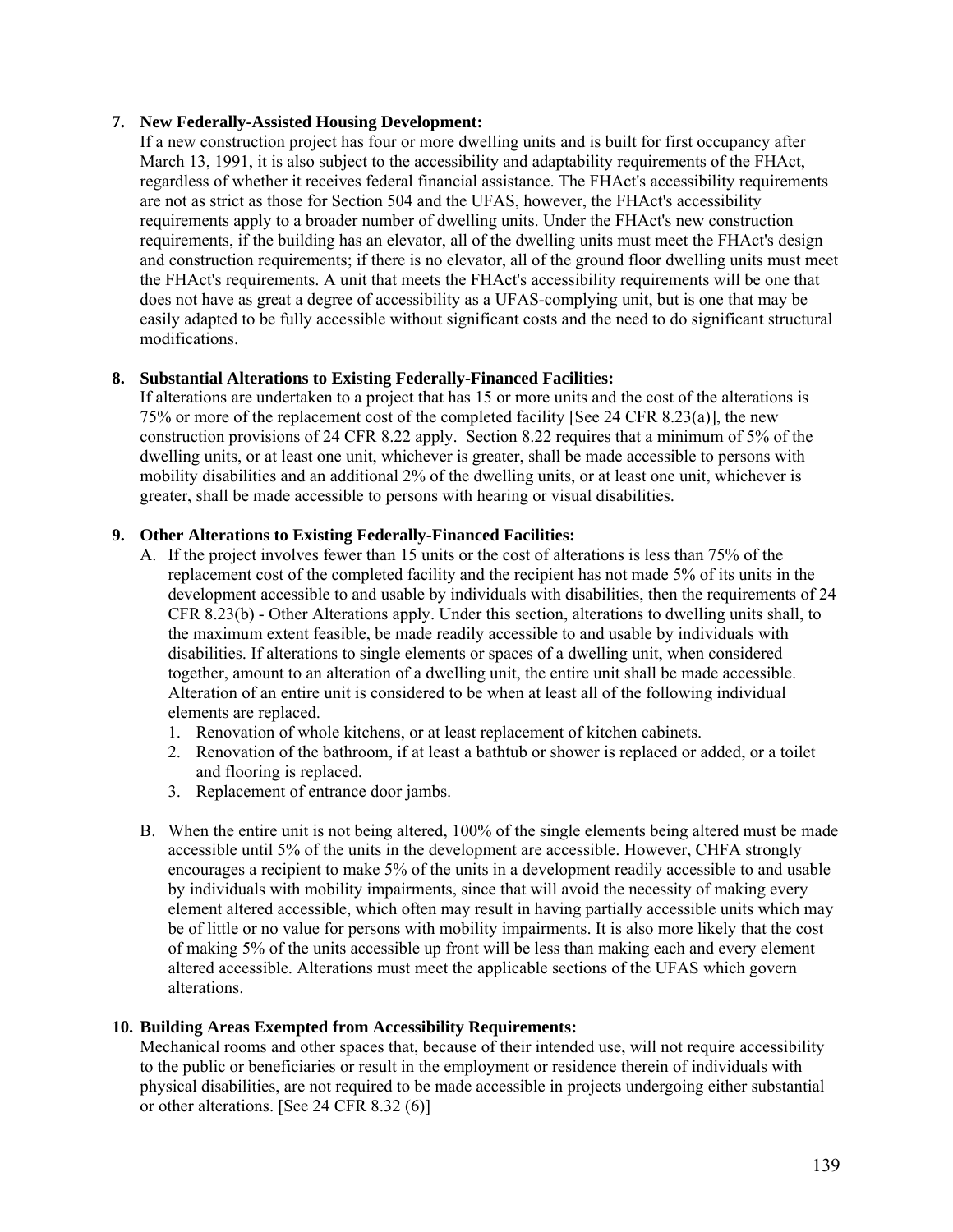7. **New Federally-Assisted Housing Development:**
   If a new construction project has four or more dwelling units and is built for first occupancy after March 13, 1991, it is also subject to the accessibility and adaptability requirements of the FHAct, regardless of whether it receives federal financial assistance. The FHAct's accessibility requirements are not as strict as those for Section 504 and the UFAS, however, the FHAct's accessibility requirements apply to a broader number of dwelling units. Under the FHAct's new construction requirements, if the building has an elevator, all of the dwelling units must meet the FHAct's design and construction requirements; if there is no elevator, all of the ground floor dwelling units must meet the FHAct's requirements. A unit that meets the FHAct's accessibility requirements will be one that does not have as great a degree of accessibility as a UFAS-complying unit, but is one that may be easily adapted to be fully accessible without significant costs and the need to do significant structural modifications.

8. **Substantial Alterations to Existing Federally-Financed Facilities:**
   If alterations are undertaken to a project that has 15 or more units and the cost of the alterations is 75% or more of the replacement cost of the completed facility [See 24 CFR 8.23(a)], the new construction provisions of 24 CFR 8.22 apply. Section 8.22 requires that a minimum of 5% of the dwelling units, or at least one unit, whichever is greater, shall be made accessible to persons with mobility disabilities and an additional 2% of the dwelling units, or at least one unit, whichever is greater, shall be made accessible to persons with hearing or visual disabilities.

9. **Other Alterations to Existing Federally-Financed Facilities:**
   A. If the project involves fewer than 15 units or the cost of alterations is less than 75% of the replacement cost of the completed facility and the recipient has not made 5% of its units in the development accessible to and usable by individuals with disabilities, then the requirements of 24 CFR 8.23(b) - Other Alterations apply. Under this section, alterations to dwelling units shall, to the maximum extent feasible, be made readily accessible to and usable by individuals with disabilities. If alterations to single elements or spaces of a dwelling unit, when considered together, amount to an alteration of a dwelling unit, the entire unit shall be made accessible. Alteration of an entire unit is considered to be when at least all of the following individual elements are replaced.
      1. Renovation of whole kitchens, or at least replacement of kitchen cabinets.
      2. Renovation of the bathroom, if at least a bathtub or shower is replaced or added, or a toilet and flooring is replaced.
      3. Replacement of entrance door jambs.

   B. When the entire unit is not being altered, 100% of the single elements being altered must be made accessible until 5% of the units in the development are accessible. However, CHFA strongly encourages a recipient to make 5% of the units in a development readily accessible to and usable by individuals with mobility impairments, since that will avoid the necessity of making every element altered accessible, which often may result in having partially accessible units which may be of little or no value for persons with mobility impairments. It is also more likely that the cost of making 5% of the units accessible up front will be less than making each and every element altered accessible. Alterations must meet the applicable sections of the UFAS which govern alterations.

10. **Building Areas Exempted from Accessibility Requirements:**
    Mechanical rooms and other spaces that, because of their intended use, will not require accessibility to the public or beneficiaries or result in the employment or residence therein of individuals with physical disabilities, are not required to be made accessible in projects undergoing either substantial or other alterations. [See 24 CFR 8.32 (6)]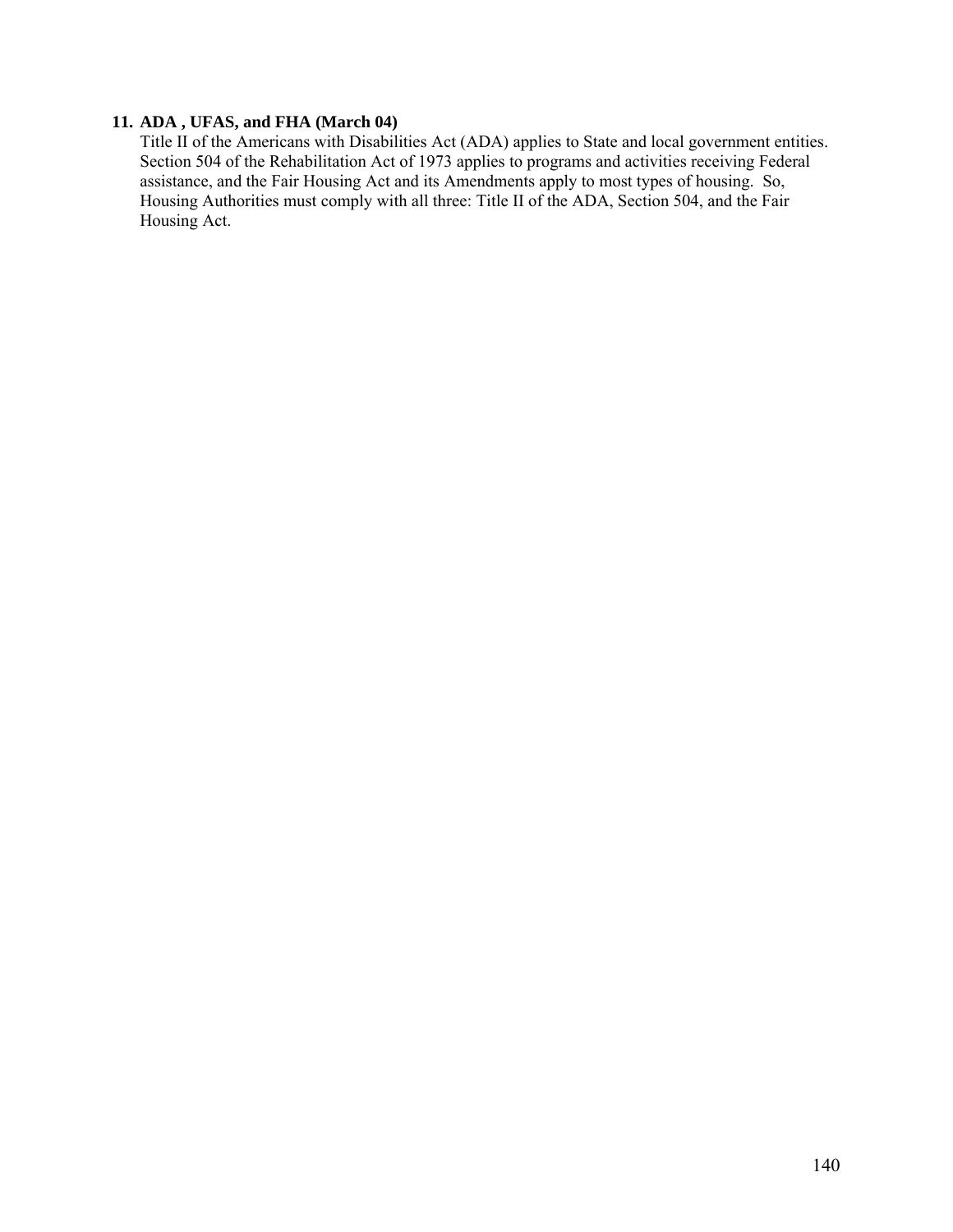**11. ADA , UFAS, and FHA (March 04)**

Title II of the Americans with Disabilities Act (ADA) applies to State and local government entities. Section 504 of the Rehabilitation Act of 1973 applies to programs and activities receiving Federal assistance, and the Fair Housing Act and its Amendments apply to most types of housing. So, Housing Authorities must comply with all three: Title II of the ADA, Section 504, and the Fair Housing Act.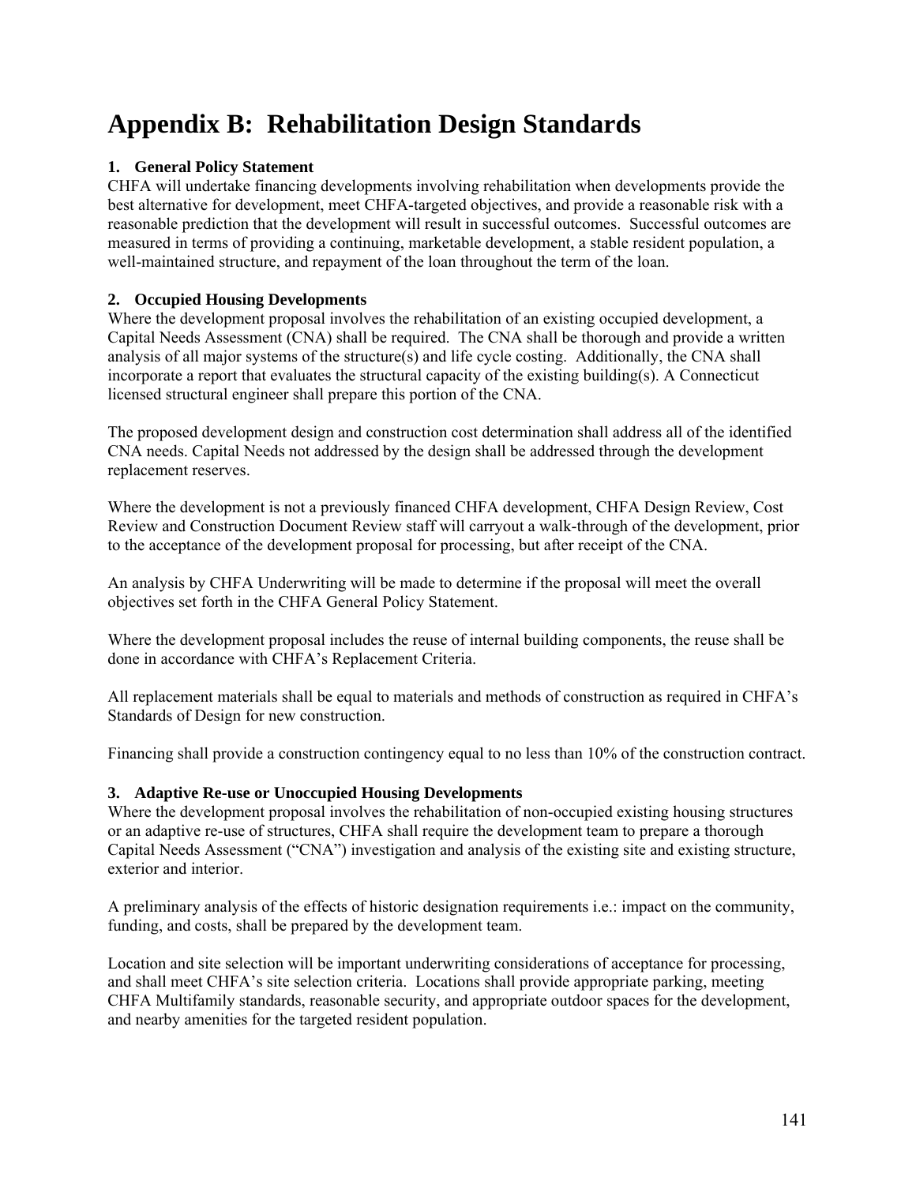# Appendix B: Rehabilitation Design Standards

## 1. General Policy Statement

CHFA will undertake financing developments involving rehabilitation when developments provide the best alternative for development, meet CHFA-targeted objectives, and provide a reasonable risk with a reasonable prediction that the development will result in successful outcomes. Successful outcomes are measured in terms of providing a continuing, marketable development, a stable resident population, a well-maintained structure, and repayment of the loan throughout the term of the loan.

## 2. Occupied Housing Developments

Where the development proposal involves the rehabilitation of an existing occupied development, a Capital Needs Assessment (CNA) shall be required. The CNA shall be thorough and provide a written analysis of all major systems of the structure(s) and life cycle costing. Additionally, the CNA shall incorporate a report that evaluates the structural capacity of the existing building(s). A Connecticut licensed structural engineer shall prepare this portion of the CNA.

The proposed development design and construction cost determination shall address all of the identified CNA needs. Capital Needs not addressed by the design shall be addressed through the development replacement reserves.

Where the development is not a previously financed CHFA development, CHFA Design Review, Cost Review and Construction Document Review staff will carryout a walk-through of the development, prior to the acceptance of the development proposal for processing, but after receipt of the CNA.

An analysis by CHFA Underwriting will be made to determine if the proposal will meet the overall objectives set forth in the CHFA General Policy Statement.

Where the development proposal includes the reuse of internal building components, the reuse shall be done in accordance with CHFA's Replacement Criteria.

All replacement materials shall be equal to materials and methods of construction as required in CHFA's Standards of Design for new construction.

Financing shall provide a construction contingency equal to no less than 10% of the construction contract.

## 3. Adaptive Re-use or Unoccupied Housing Developments

Where the development proposal involves the rehabilitation of non-occupied existing housing structures or an adaptive re-use of structures, CHFA shall require the development team to prepare a thorough Capital Needs Assessment ("CNA") investigation and analysis of the existing site and existing structure, exterior and interior.

A preliminary analysis of the effects of historic designation requirements i.e.: impact on the community, funding, and costs, shall be prepared by the development team.

Location and site selection will be important underwriting considerations of acceptance for processing, and shall meet CHFA's site selection criteria. Locations shall provide appropriate parking, meeting CHFA Multifamily standards, reasonable security, and appropriate outdoor spaces for the development, and nearby amenities for the targeted resident population.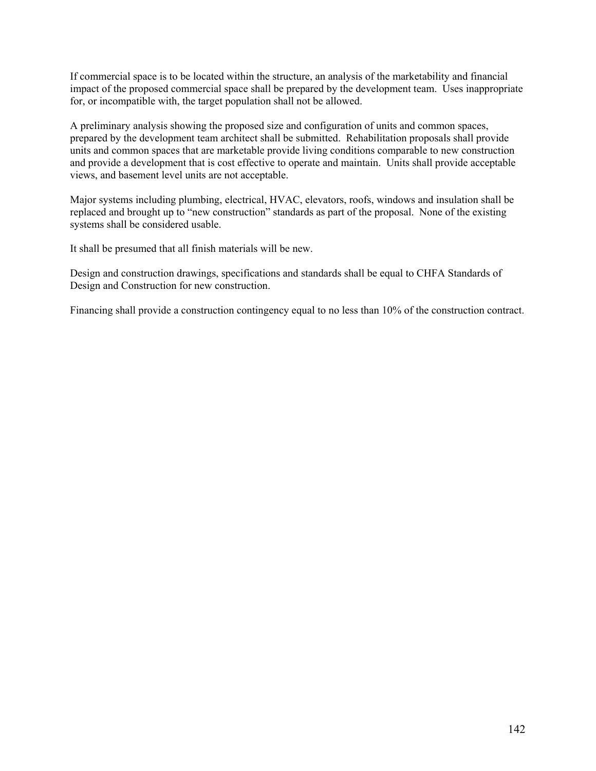If commercial space is to be located within the structure, an analysis of the marketability and financial impact of the proposed commercial space shall be prepared by the development team. Uses inappropriate for, or incompatible with, the target population shall not be allowed.

A preliminary analysis showing the proposed size and configuration of units and common spaces, prepared by the development team architect shall be submitted. Rehabilitation proposals shall provide units and common spaces that are marketable provide living conditions comparable to new construction and provide a development that is cost effective to operate and maintain. Units shall provide acceptable views, and basement level units are not acceptable.

Major systems including plumbing, electrical, HVAC, elevators, roofs, windows and insulation shall be replaced and brought up to "new construction" standards as part of the proposal. None of the existing systems shall be considered usable.

It shall be presumed that all finish materials will be new.

Design and construction drawings, specifications and standards shall be equal to CHFA Standards of Design and Construction for new construction.

Financing shall provide a construction contingency equal to no less than 10% of the construction contract.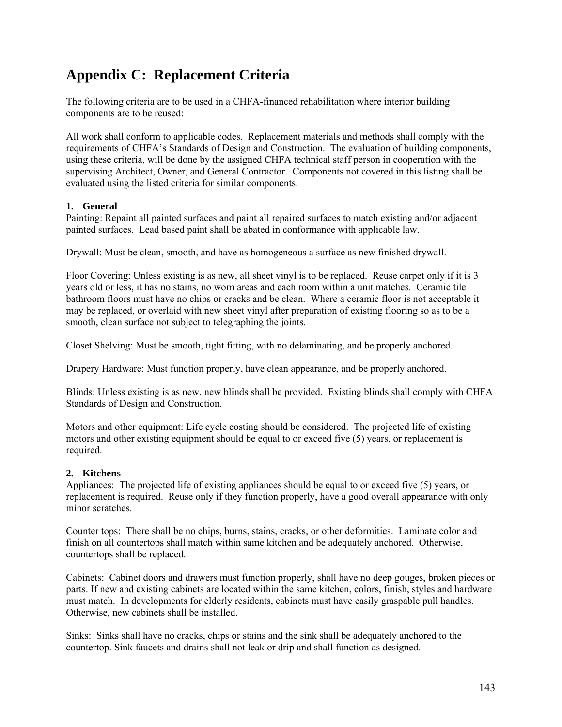# Appendix C: Replacement Criteria

The following criteria are to be used in a CHFA-financed rehabilitation where interior building components are to be reused:

All work shall conform to applicable codes. Replacement materials and methods shall comply with the requirements of CHFA's Standards of Design and Construction. The evaluation of building components, using these criteria, will be done by the assigned CHFA technical staff person in cooperation with the supervising Architect, Owner, and General Contractor. Components not covered in this listing shall be evaluated using the listed criteria for similar components.

### 1. General

Painting: Repaint all painted surfaces and paint all repaired surfaces to match existing and/or adjacent painted surfaces. Lead based paint shall be abated in conformance with applicable law.

Drywall: Must be clean, smooth, and have as homogeneous a surface as new finished drywall.

Floor Covering: Unless existing is as new, all sheet vinyl is to be replaced. Reuse carpet only if it is 3 years old or less, it has no stains, no worn areas and each room within a unit matches. Ceramic tile bathroom floors must have no chips or cracks and be clean. Where a ceramic floor is not acceptable it may be replaced, or overlaid with new sheet vinyl after preparation of existing flooring so as to be a smooth, clean surface not subject to telegraphing the joints.

Closet Shelving: Must be smooth, tight fitting, with no delaminating, and be properly anchored.

Drapery Hardware: Must function properly, have clean appearance, and be properly anchored.

Blinds: Unless existing is as new, new blinds shall be provided. Existing blinds shall comply with CHFA Standards of Design and Construction.

Motors and other equipment: Life cycle costing should be considered. The projected life of existing motors and other existing equipment should be equal to or exceed five (5) years, or replacement is required.

### 2. Kitchens

Appliances: The projected life of existing appliances should be equal to or exceed five (5) years, or replacement is required. Reuse only if they function properly, have a good overall appearance with only minor scratches.

Counter tops: There shall be no chips, burns, stains, cracks, or other deformities. Laminate color and finish on all countertops shall match within same kitchen and be adequately anchored. Otherwise, countertops shall be replaced.

Cabinets: Cabinet doors and drawers must function properly, shall have no deep gouges, broken pieces or parts. If new and existing cabinets are located within the same kitchen, colors, finish, styles and hardware must match. In developments for elderly residents, cabinets must have easily graspable pull handles. Otherwise, new cabinets shall be installed.

Sinks: Sinks shall have no cracks, chips or stains and the sink shall be adequately anchored to the countertop. Sink faucets and drains shall not leak or drip and shall function as designed.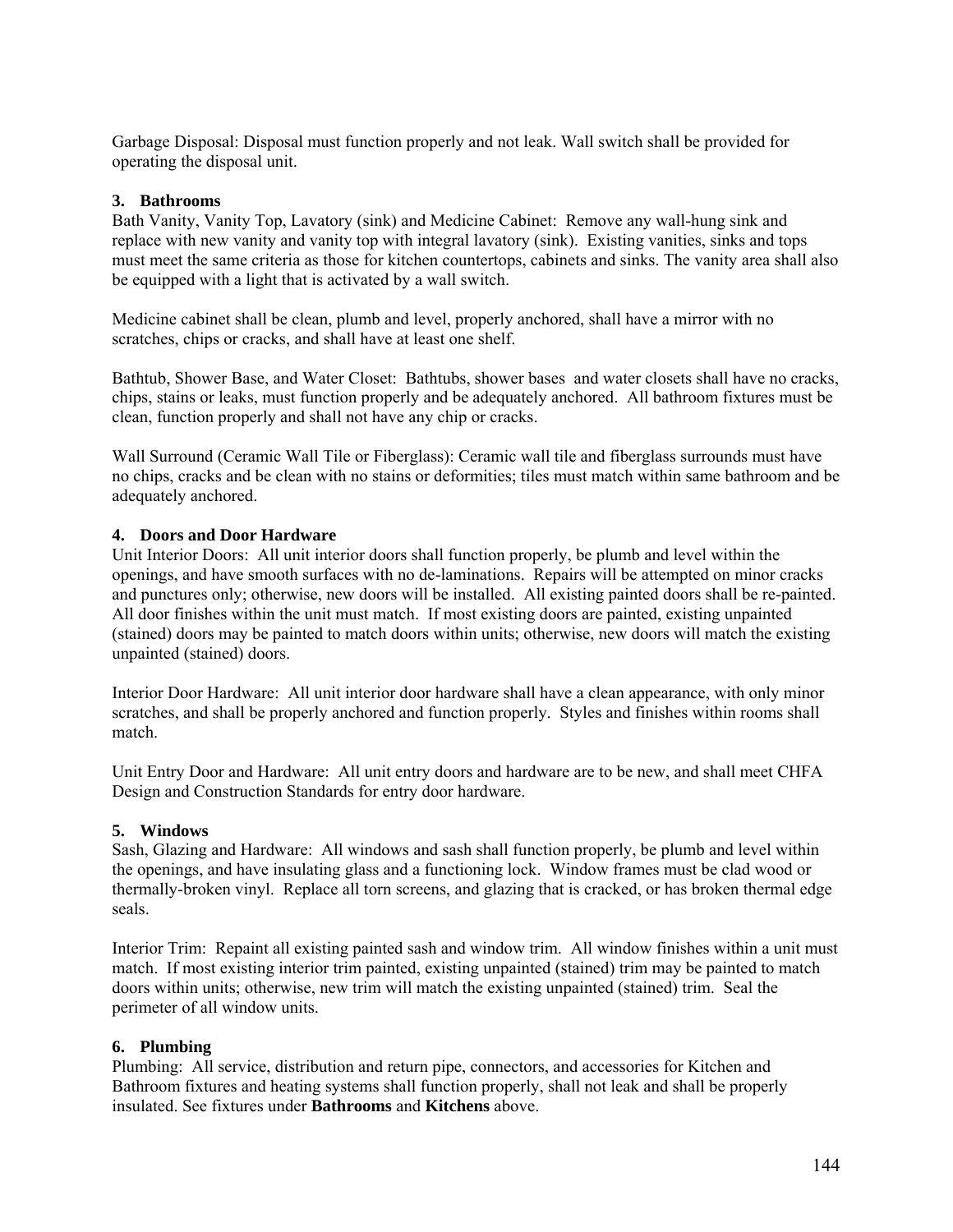Garbage Disposal: Disposal must function properly and not leak. Wall switch shall be provided for operating the disposal unit.

### 3. Bathrooms

Bath Vanity, Vanity Top, Lavatory (sink) and Medicine Cabinet: Remove any wall-hung sink and replace with new vanity and vanity top with integral lavatory (sink). Existing vanities, sinks and tops must meet the same criteria as those for kitchen countertops, cabinets and sinks. The vanity area shall also be equipped with a light that is activated by a wall switch.

Medicine cabinet shall be clean, plumb and level, properly anchored, shall have a mirror with no scratches, chips or cracks, and shall have at least one shelf.

Bathtub, Shower Base, and Water Closet: Bathtubs, shower bases and water closets shall have no cracks, chips, stains or leaks, must function properly and be adequately anchored. All bathroom fixtures must be clean, function properly and shall not have any chip or cracks.

Wall Surround (Ceramic Wall Tile or Fiberglass): Ceramic wall tile and fiberglass surrounds must have no chips, cracks and be clean with no stains or deformities; tiles must match within same bathroom and be adequately anchored.

### 4. Doors and Door Hardware

Unit Interior Doors: All unit interior doors shall function properly, be plumb and level within the openings, and have smooth surfaces with no de-laminations. Repairs will be attempted on minor cracks and punctures only; otherwise, new doors will be installed. All existing painted doors shall be re-painted. All door finishes within the unit must match. If most existing doors are painted, existing unpainted (stained) doors may be painted to match doors within units; otherwise, new doors will match the existing unpainted (stained) doors.

Interior Door Hardware: All unit interior door hardware shall have a clean appearance, with only minor scratches, and shall be properly anchored and function properly. Styles and finishes within rooms shall match.

Unit Entry Door and Hardware: All unit entry doors and hardware are to be new, and shall meet CHFA Design and Construction Standards for entry door hardware.

### 5. Windows

Sash, Glazing and Hardware: All windows and sash shall function properly, be plumb and level within the openings, and have insulating glass and a functioning lock. Window frames must be clad wood or thermally-broken vinyl. Replace all torn screens, and glazing that is cracked, or has broken thermal edge seals.

Interior Trim: Repaint all existing painted sash and window trim. All window finishes within a unit must match. If most existing interior trim painted, existing unpainted (stained) trim may be painted to match doors within units; otherwise, new trim will match the existing unpainted (stained) trim. Seal the perimeter of all window units.

### 6. Plumbing

Plumbing: All service, distribution and return pipe, connectors, and accessories for Kitchen and Bathroom fixtures and heating systems shall function properly, shall not leak and shall be properly insulated. See fixtures under **Bathrooms** and **Kitchens** above.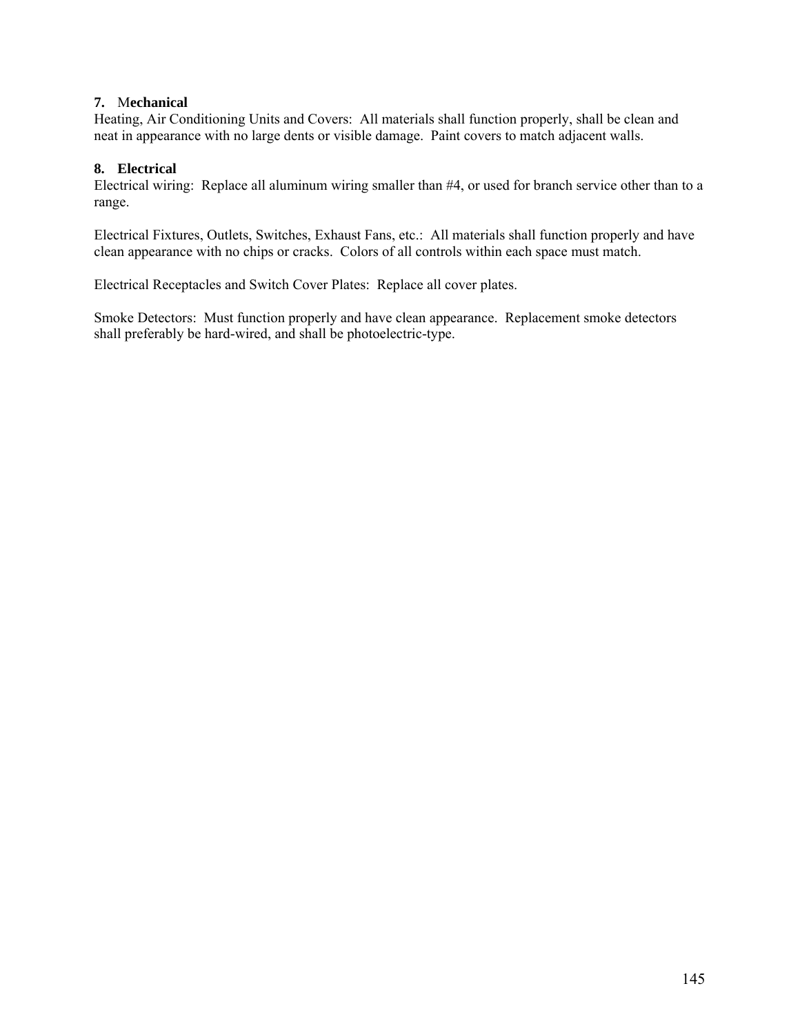**7. Mechanical**

Heating, Air Conditioning Units and Covers:  All materials shall function properly, shall be clean and neat in appearance with no large dents or visible damage.  Paint covers to match adjacent walls.

**8. Electrical**

Electrical wiring:  Replace all aluminum wiring smaller than #4, or used for branch service other than to a range.

Electrical Fixtures, Outlets, Switches, Exhaust Fans, etc.:  All materials shall function properly and have clean appearance with no chips or cracks.  Colors of all controls within each space must match.

Electrical Receptacles and Switch Cover Plates:  Replace all cover plates.

Smoke Detectors:  Must function properly and have clean appearance.  Replacement smoke detectors shall preferably be hard-wired, and shall be photoelectric-type.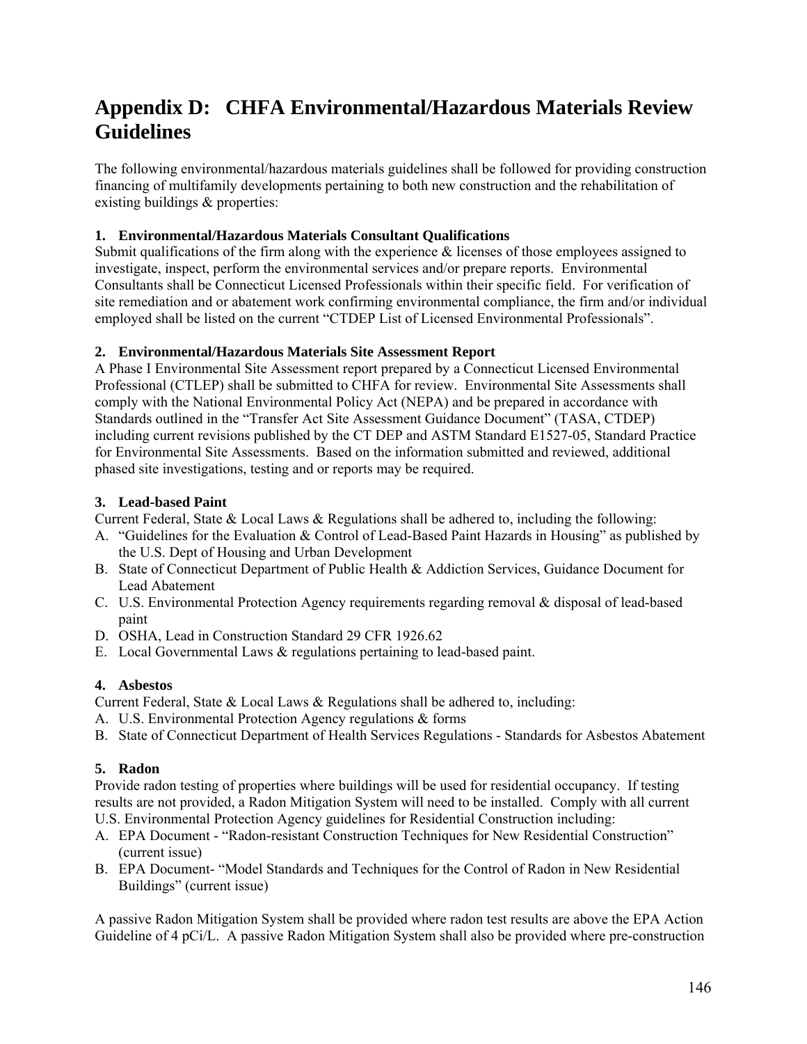# Appendix D: CHFA Environmental/Hazardous Materials Review Guidelines

The following environmental/hazardous materials guidelines shall be followed for providing construction financing of multifamily developments pertaining to both new construction and the rehabilitation of existing buildings & properties:

**1. Environmental/Hazardous Materials Consultant Qualifications**

Submit qualifications of the firm along with the experience & licenses of those employees assigned to investigate, inspect, perform the environmental services and/or prepare reports. Environmental Consultants shall be Connecticut Licensed Professionals within their specific field. For verification of site remediation and or abatement work confirming environmental compliance, the firm and/or individual employed shall be listed on the current "CTDEP List of Licensed Environmental Professionals".

**2. Environmental/Hazardous Materials Site Assessment Report**

A Phase I Environmental Site Assessment report prepared by a Connecticut Licensed Environmental Professional (CTLEP) shall be submitted to CHFA for review. Environmental Site Assessments shall comply with the National Environmental Policy Act (NEPA) and be prepared in accordance with Standards outlined in the "Transfer Act Site Assessment Guidance Document" (TASA, CTDEP) including current revisions published by the CT DEP and ASTM Standard E1527-05, Standard Practice for Environmental Site Assessments. Based on the information submitted and reviewed, additional phased site investigations, testing and or reports may be required.

**3. Lead-based Paint**

Current Federal, State & Local Laws & Regulations shall be adhered to, including the following:

A. "Guidelines for the Evaluation & Control of Lead-Based Paint Hazards in Housing" as published by the U.S. Dept of Housing and Urban Development
B. State of Connecticut Department of Public Health & Addiction Services, Guidance Document for Lead Abatement
C. U.S. Environmental Protection Agency requirements regarding removal & disposal of lead-based paint
D. OSHA, Lead in Construction Standard 29 CFR 1926.62
E. Local Governmental Laws & regulations pertaining to lead-based paint.

**4. Asbestos**

Current Federal, State & Local Laws & Regulations shall be adhered to, including:

A. U.S. Environmental Protection Agency regulations & forms
B. State of Connecticut Department of Health Services Regulations - Standards for Asbestos Abatement

**5. Radon**

Provide radon testing of properties where buildings will be used for residential occupancy. If testing results are not provided, a Radon Mitigation System will need to be installed. Comply with all current U.S. Environmental Protection Agency guidelines for Residential Construction including:

A. EPA Document - "Radon-resistant Construction Techniques for New Residential Construction" (current issue)
B. EPA Document- "Model Standards and Techniques for the Control of Radon in New Residential Buildings" (current issue)

A passive Radon Mitigation System shall be provided where radon test results are above the EPA Action Guideline of 4 pCi/L. A passive Radon Mitigation System shall also be provided where pre-construction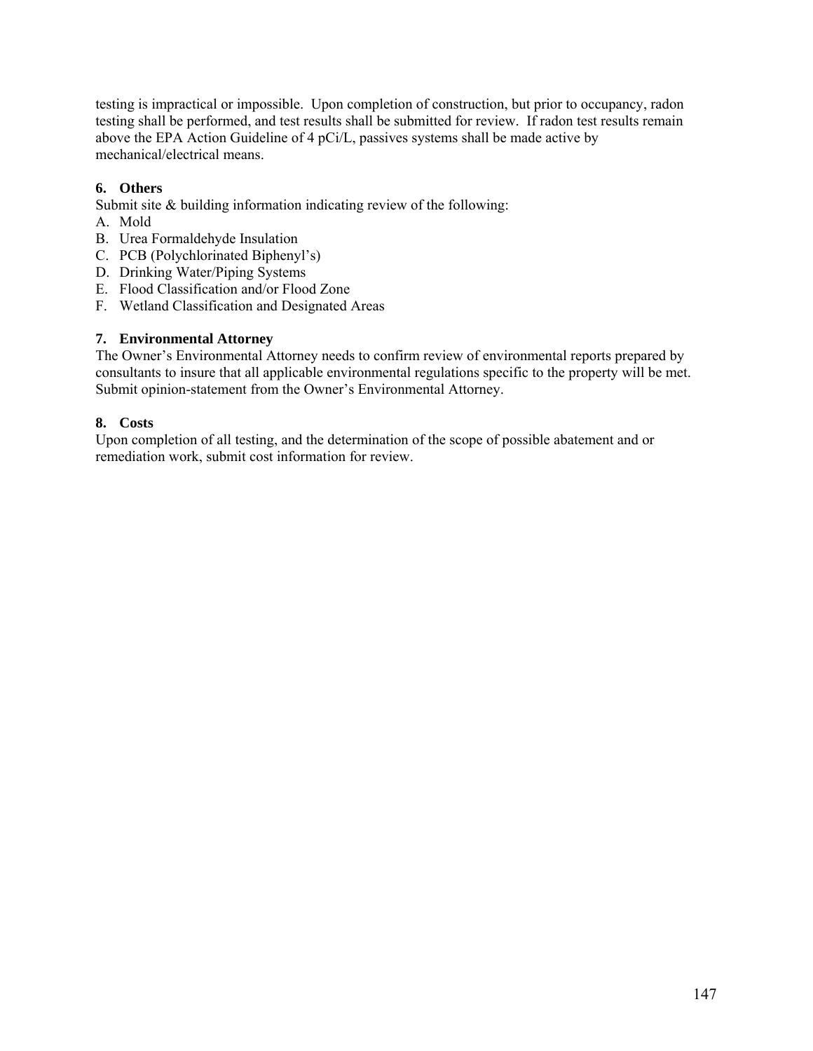testing is impractical or impossible. Upon completion of construction, but prior to occupancy, radon testing shall be performed, and test results shall be submitted for review. If radon test results remain above the EPA Action Guideline of 4 pCi/L, passives systems shall be made active by mechanical/electrical means.

### 6. Others

Submit site & building information indicating review of the following:

A. Mold
B. Urea Formaldehyde Insulation
C. PCB (Polychlorinated Biphenyl's)
D. Drinking Water/Piping Systems
E. Flood Classification and/or Flood Zone
F. Wetland Classification and Designated Areas

### 7. Environmental Attorney

The Owner's Environmental Attorney needs to confirm review of environmental reports prepared by consultants to insure that all applicable environmental regulations specific to the property will be met. Submit opinion-statement from the Owner's Environmental Attorney.

### 8. Costs

Upon completion of all testing, and the determination of the scope of possible abatement and or remediation work, submit cost information for review.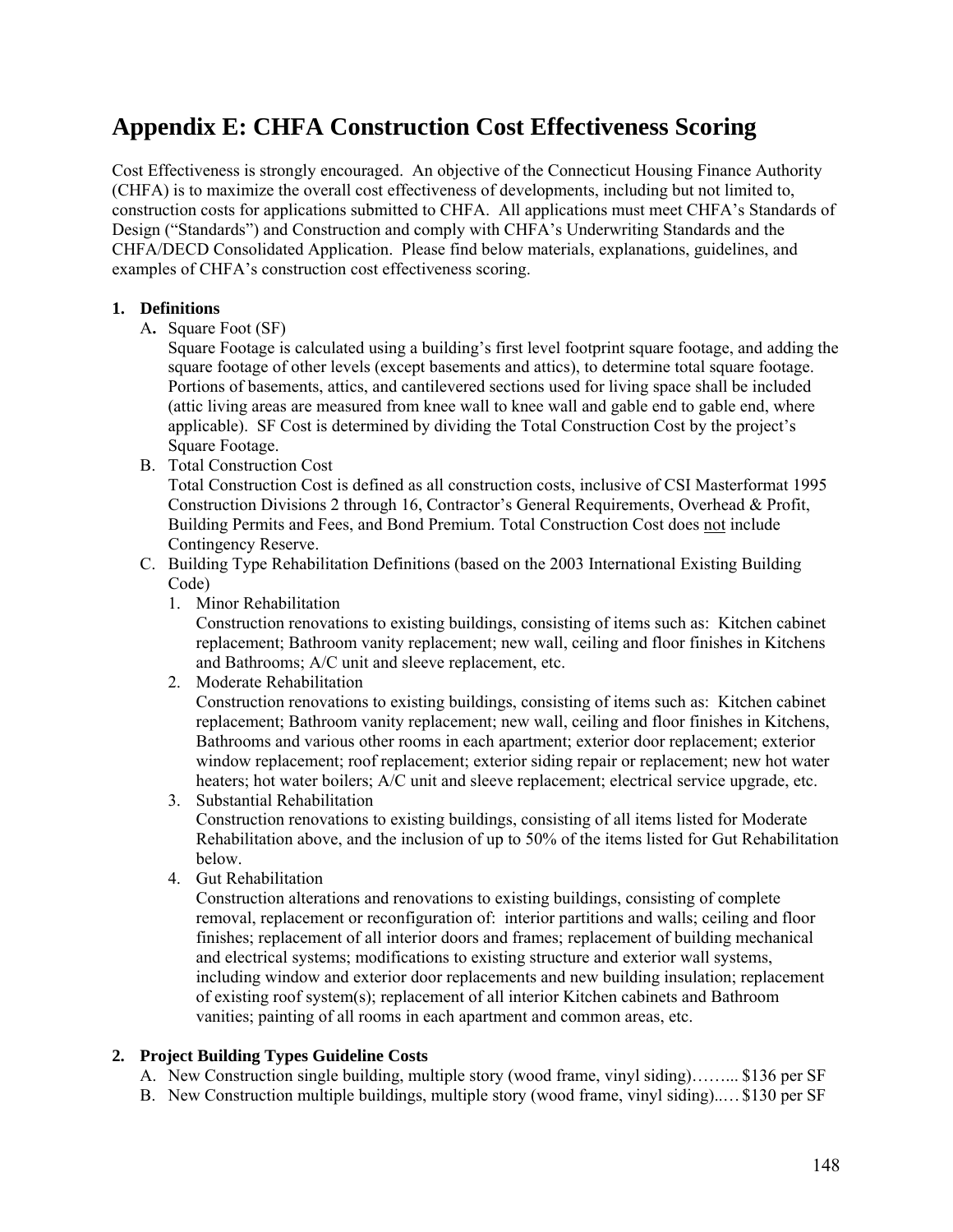# Appendix E: CHFA Construction Cost Effectiveness Scoring

Cost Effectiveness is strongly encouraged. An objective of the Connecticut Housing Finance Authority (CHFA) is to maximize the overall cost effectiveness of developments, including but not limited to, construction costs for applications submitted to CHFA. All applications must meet CHFA's Standards of Design ("Standards") and Construction and comply with CHFA's Underwriting Standards and the CHFA/DECD Consolidated Application. Please find below materials, explanations, guidelines, and examples of CHFA's construction cost effectiveness scoring.

**1. Definitions**

A. Square Foot (SF)
   Square Footage is calculated using a building's first level footprint square footage, and adding the square footage of other levels (except basements and attics), to determine total square footage. Portions of basements, attics, and cantilevered sections used for living space shall be included (attic living areas are measured from knee wall to knee wall and gable end to gable end, where applicable). SF Cost is determined by dividing the Total Construction Cost by the project's Square Footage.

B. Total Construction Cost
   Total Construction Cost is defined as all construction costs, inclusive of CSI Masterformat 1995 Construction Divisions 2 through 16, Contractor's General Requirements, Overhead & Profit, Building Permits and Fees, and Bond Premium. Total Construction Cost does not include Contingency Reserve.

C. Building Type Rehabilitation Definitions (based on the 2003 International Existing Building Code)

   1. Minor Rehabilitation
      Construction renovations to existing buildings, consisting of items such as: Kitchen cabinet replacement; Bathroom vanity replacement; new wall, ceiling and floor finishes in Kitchens and Bathrooms; A/C unit and sleeve replacement, etc.
   2. Moderate Rehabilitation
      Construction renovations to existing buildings, consisting of items such as: Kitchen cabinet replacement; Bathroom vanity replacement; new wall, ceiling and floor finishes in Kitchens, Bathrooms and various other rooms in each apartment; exterior door replacement; exterior window replacement; roof replacement; exterior siding repair or replacement; new hot water heaters; hot water boilers; A/C unit and sleeve replacement; electrical service upgrade, etc.
   3. Substantial Rehabilitation
      Construction renovations to existing buildings, consisting of all items listed for Moderate Rehabilitation above, and the inclusion of up to 50% of the items listed for Gut Rehabilitation below.
   4. Gut Rehabilitation
      Construction alterations and renovations to existing buildings, consisting of complete removal, replacement or reconfiguration of: interior partitions and walls; ceiling and floor finishes; replacement of all interior doors and frames; replacement of building mechanical and electrical systems; modifications to existing structure and exterior wall systems, including window and exterior door replacements and new building insulation; replacement of existing roof system(s); replacement of all interior Kitchen cabinets and Bathroom vanities; painting of all rooms in each apartment and common areas, etc.

**2. Project Building Types Guideline Costs**

A. New Construction single building, multiple story (wood frame, vinyl siding)……... $136 per SF
B. New Construction multiple buildings, multiple story (wood frame, vinyl siding).…. $130 per SF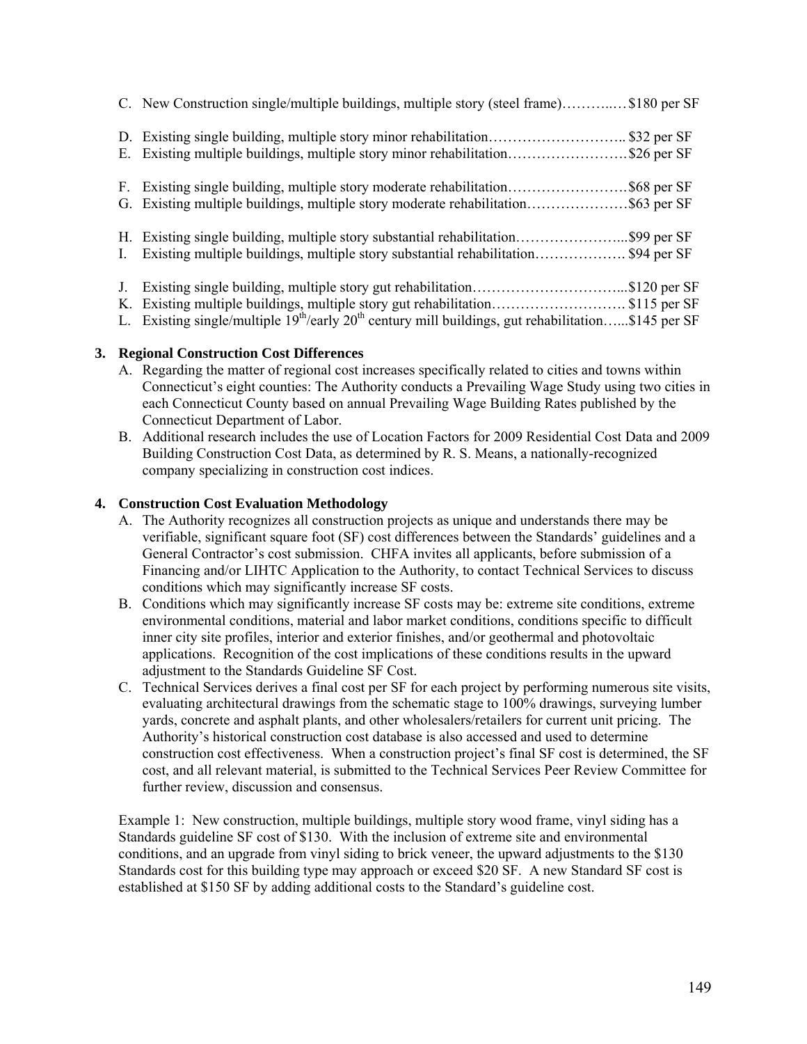C. New Construction single/multiple buildings, multiple story (steel frame)………..… $180 per SF

D. Existing single building, multiple story minor rehabilitation……………………….. $32 per SF
E. Existing multiple buildings, multiple story minor rehabilitation……………………. $26 per SF

F. Existing single building, multiple story moderate rehabilitation……………………. $68 per SF
G. Existing multiple buildings, multiple story moderate rehabilitation………………… $63 per SF

H. Existing single building, multiple story substantial rehabilitation…………………... $99 per SF
I. Existing multiple buildings, multiple story substantial rehabilitation………………. $94 per SF

J. Existing single building, multiple story gut rehabilitation…………………………... $120 per SF
K. Existing multiple buildings, multiple story gut rehabilitation………………………. $115 per SF
L. Existing single/multiple 19th/early 20th century mill buildings, gut rehabilitation…... $145 per SF

**3. Regional Construction Cost Differences**

A. Regarding the matter of regional cost increases specifically related to cities and towns within Connecticut's eight counties: The Authority conducts a Prevailing Wage Study using two cities in each Connecticut County based on annual Prevailing Wage Building Rates published by the Connecticut Department of Labor.

B. Additional research includes the use of Location Factors for 2009 Residential Cost Data and 2009 Building Construction Cost Data, as determined by R. S. Means, a nationally-recognized company specializing in construction cost indices.

**4. Construction Cost Evaluation Methodology**

A. The Authority recognizes all construction projects as unique and understands there may be verifiable, significant square foot (SF) cost differences between the Standards' guidelines and a General Contractor's cost submission. CHFA invites all applicants, before submission of a Financing and/or LIHTC Application to the Authority, to contact Technical Services to discuss conditions which may significantly increase SF costs.

B. Conditions which may significantly increase SF costs may be: extreme site conditions, extreme environmental conditions, material and labor market conditions, conditions specific to difficult inner city site profiles, interior and exterior finishes, and/or geothermal and photovoltaic applications. Recognition of the cost implications of these conditions results in the upward adjustment to the Standards Guideline SF Cost.

C. Technical Services derives a final cost per SF for each project by performing numerous site visits, evaluating architectural drawings from the schematic stage to 100% drawings, surveying lumber yards, concrete and asphalt plants, and other wholesalers/retailers for current unit pricing. The Authority's historical construction cost database is also accessed and used to determine construction cost effectiveness. When a construction project's final SF cost is determined, the SF cost, and all relevant material, is submitted to the Technical Services Peer Review Committee for further review, discussion and consensus.

Example 1: New construction, multiple buildings, multiple story wood frame, vinyl siding has a Standards guideline SF cost of $130. With the inclusion of extreme site and environmental conditions, and an upgrade from vinyl siding to brick veneer, the upward adjustments to the $130 Standards cost for this building type may approach or exceed $20 SF. A new Standard SF cost is established at $150 SF by adding additional costs to the Standard's guideline cost.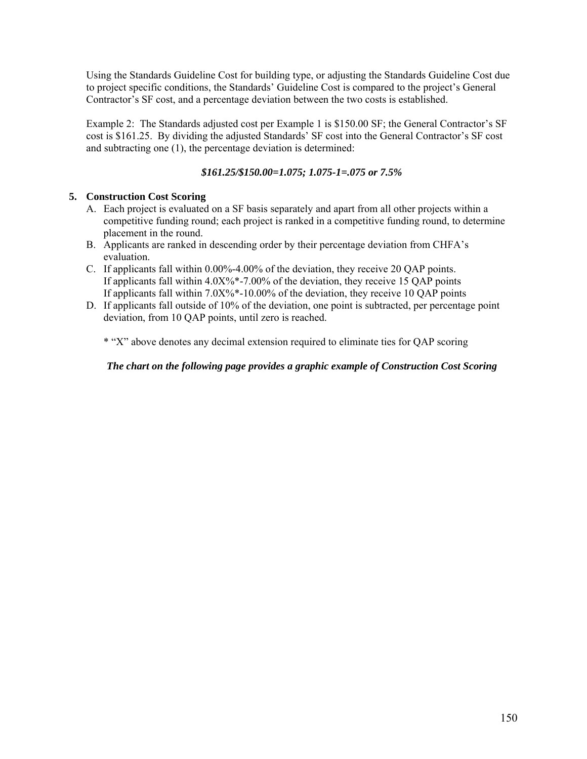Using the Standards Guideline Cost for building type, or adjusting the Standards Guideline Cost due to project specific conditions, the Standards' Guideline Cost is compared to the project's General Contractor's SF cost, and a percentage deviation between the two costs is established.

Example 2: The Standards adjusted cost per Example 1 is $150.00 SF; the General Contractor's SF cost is $161.25. By dividing the adjusted Standards' SF cost into the General Contractor's SF cost and subtracting one (1), the percentage deviation is determined:

***$161.25/$150.00=1.075; 1.075-1=.075 or 7.5%***

**5. Construction Cost Scoring**

A. Each project is evaluated on a SF basis separately and apart from all other projects within a competitive funding round; each project is ranked in a competitive funding round, to determine placement in the round.

B. Applicants are ranked in descending order by their percentage deviation from CHFA's evaluation.

C. If applicants fall within 0.00%-4.00% of the deviation, they receive 20 QAP points.
If applicants fall within 4.0X%*-7.00% of the deviation, they receive 15 QAP points
If applicants fall within 7.0X%*-10.00% of the deviation, they receive 10 QAP points

D. If applicants fall outside of 10% of the deviation, one point is subtracted, per percentage point deviation, from 10 QAP points, until zero is reached.

\* "X" above denotes any decimal extension required to eliminate ties for QAP scoring

***The chart on the following page provides a graphic example of Construction Cost Scoring***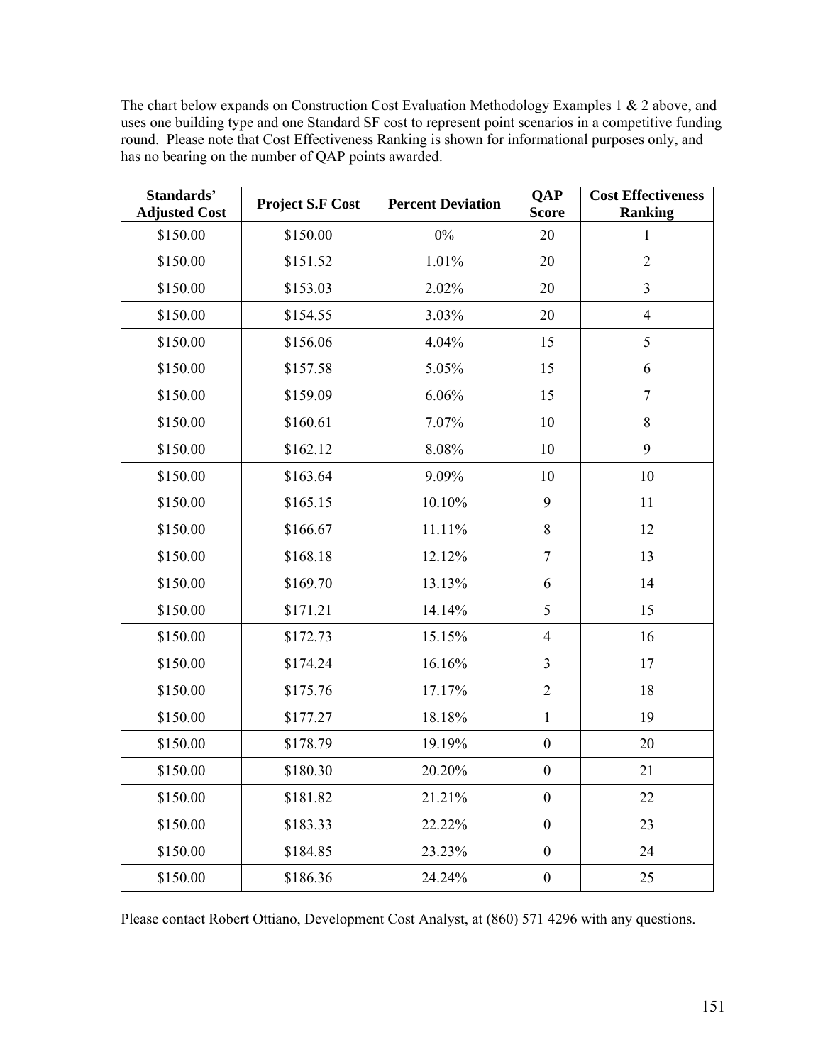The chart below expands on Construction Cost Evaluation Methodology Examples 1 & 2 above, and uses one building type and one Standard SF cost to represent point scenarios in a competitive funding round. Please note that Cost Effectiveness Ranking is shown for informational purposes only, and has no bearing on the number of QAP points awarded.

| Standards' Adjusted Cost | Project S.F Cost | Percent Deviation | QAP Score | Cost Effectiveness Ranking |
|---|---|---|---|---|
| $150.00 | $150.00 | 0% | 20 | 1 |
| $150.00 | $151.52 | 1.01% | 20 | 2 |
| $150.00 | $153.03 | 2.02% | 20 | 3 |
| $150.00 | $154.55 | 3.03% | 20 | 4 |
| $150.00 | $156.06 | 4.04% | 15 | 5 |
| $150.00 | $157.58 | 5.05% | 15 | 6 |
| $150.00 | $159.09 | 6.06% | 15 | 7 |
| $150.00 | $160.61 | 7.07% | 10 | 8 |
| $150.00 | $162.12 | 8.08% | 10 | 9 |
| $150.00 | $163.64 | 9.09% | 10 | 10 |
| $150.00 | $165.15 | 10.10% | 9 | 11 |
| $150.00 | $166.67 | 11.11% | 8 | 12 |
| $150.00 | $168.18 | 12.12% | 7 | 13 |
| $150.00 | $169.70 | 13.13% | 6 | 14 |
| $150.00 | $171.21 | 14.14% | 5 | 15 |
| $150.00 | $172.73 | 15.15% | 4 | 16 |
| $150.00 | $174.24 | 16.16% | 3 | 17 |
| $150.00 | $175.76 | 17.17% | 2 | 18 |
| $150.00 | $177.27 | 18.18% | 1 | 19 |
| $150.00 | $178.79 | 19.19% | 0 | 20 |
| $150.00 | $180.30 | 20.20% | 0 | 21 |
| $150.00 | $181.82 | 21.21% | 0 | 22 |
| $150.00 | $183.33 | 22.22% | 0 | 23 |
| $150.00 | $184.85 | 23.23% | 0 | 24 |
| $150.00 | $186.36 | 24.24% | 0 | 25 |

Please contact Robert Ottiano, Development Cost Analyst, at (860) 571 4296 with any questions.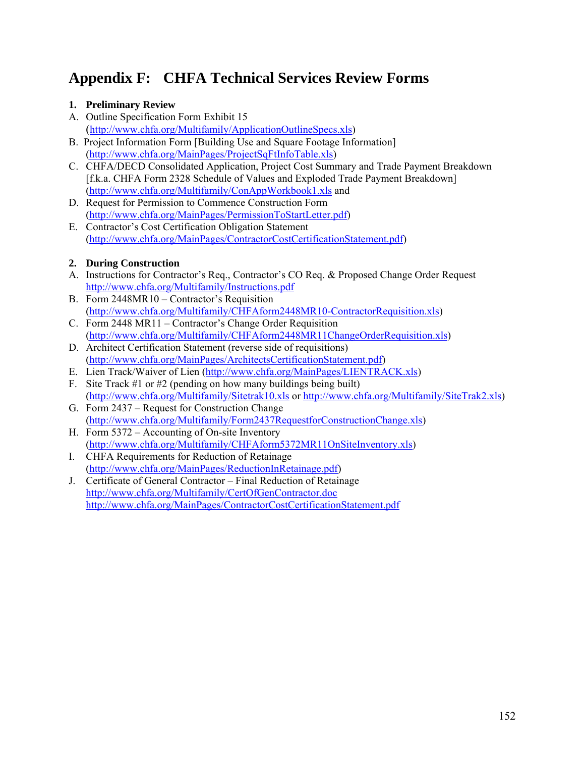# Appendix F: CHFA Technical Services Review Forms

**1. Preliminary Review**

A. Outline Specification Form Exhibit 15
(http://www.chfa.org/Multifamily/ApplicationOutlineSpecs.xls)

B. Project Information Form [Building Use and Square Footage Information]
(http://www.chfa.org/MainPages/ProjectSqFtInfoTable.xls)

C. CHFA/DECD Consolidated Application, Project Cost Summary and Trade Payment Breakdown [f.k.a. CHFA Form 2328 Schedule of Values and Exploded Trade Payment Breakdown]
(http://www.chfa.org/Multifamily/ConAppWorkbook1.xls and

D. Request for Permission to Commence Construction Form
(http://www.chfa.org/MainPages/PermissionToStartLetter.pdf)

E. Contractor's Cost Certification Obligation Statement
(http://www.chfa.org/MainPages/ContractorCostCertificationStatement.pdf)

**2. During Construction**

A. Instructions for Contractor's Req., Contractor's CO Req. & Proposed Change Order Request
http://www.chfa.org/Multifamily/Instructions.pdf

B. Form 2448MR10 – Contractor's Requisition
(http://www.chfa.org/Multifamily/CHFAform2448MR10-ContractorRequisition.xls)

C. Form 2448 MR11 – Contractor's Change Order Requisition
(http://www.chfa.org/Multifamily/CHFAform2448MR11ChangeOrderRequisition.xls)

D. Architect Certification Statement (reverse side of requisitions)
(http://www.chfa.org/MainPages/ArchitectsCertificationStatement.pdf)

E. Lien Track/Waiver of Lien (http://www.chfa.org/MainPages/LIENTRACK.xls)

F. Site Track #1 or #2 (pending on how many buildings being built)
(http://www.chfa.org/Multifamily/Sitetrak10.xls or http://www.chfa.org/Multifamily/SiteTrak2.xls)

G. Form 2437 – Request for Construction Change
(http://www.chfa.org/Multifamily/Form2437RequestforConstructionChange.xls)

H. Form 5372 – Accounting of On-site Inventory
(http://www.chfa.org/Multifamily/CHFAform5372MR11OnSiteInventory.xls)

I. CHFA Requirements for Reduction of Retainage
(http://www.chfa.org/MainPages/ReductionInRetainage.pdf)

J. Certificate of General Contractor – Final Reduction of Retainage
http://www.chfa.org/Multifamily/CertOfGenContractor.doc
http://www.chfa.org/MainPages/ContractorCostCertificationStatement.pdf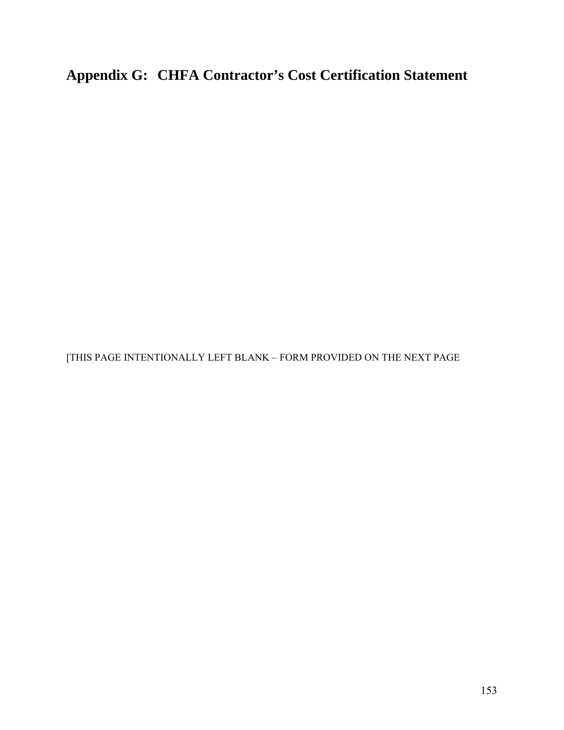# Appendix G: CHFA Contractor's Cost Certification Statement

[THIS PAGE INTENTIONALLY LEFT BLANK – FORM PROVIDED ON THE NEXT PAGE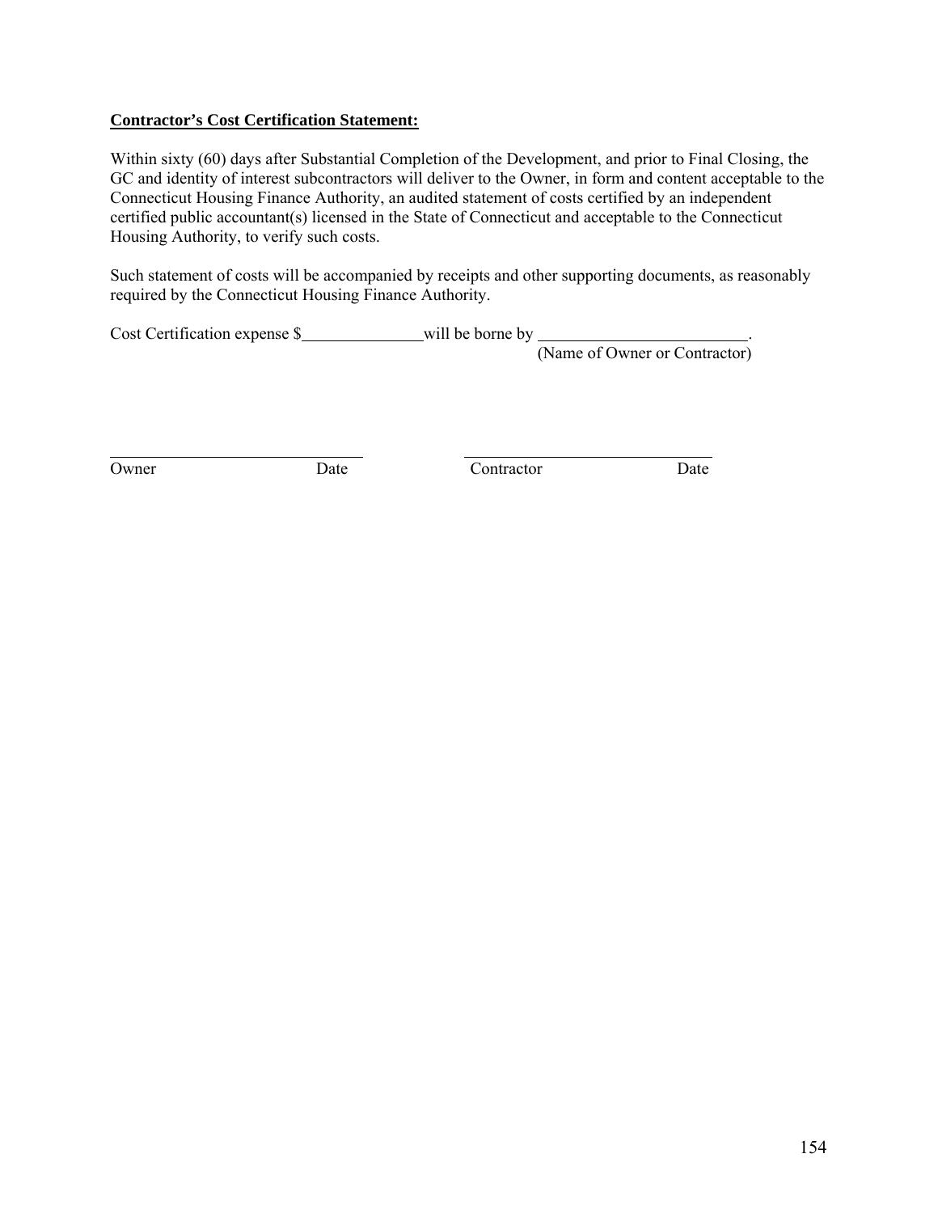**Contractor's Cost Certification Statement:**

Within sixty (60) days after Substantial Completion of the Development, and prior to Final Closing, the GC and identity of interest subcontractors will deliver to the Owner, in form and content acceptable to the Connecticut Housing Finance Authority, an audited statement of costs certified by an independent certified public accountant(s) licensed in the State of Connecticut and acceptable to the Connecticut Housing Authority, to verify such costs.

Such statement of costs will be accompanied by receipts and other supporting documents, as reasonably required by the Connecticut Housing Finance Authority.

Cost Certification expense $\_\_\_\_\_\_\_\_\_\_\_\_\_\_\_ will be borne by \_\_\_\_\_\_\_\_\_\_\_\_\_\_\_\_\_\_\_\_\_\_\_\_\_\_.
(Name of Owner or Contractor)

\_\_\_\_\_\_\_\_\_\_\_\_\_\_\_\_\_\_\_\_\_\_\_\_\_\_\_\_\_\_ \_\_\_\_\_\_\_\_\_\_\_\_\_\_\_\_\_\_\_\_\_\_\_\_\_\_\_\_\_\_
Owner Date Contractor Date